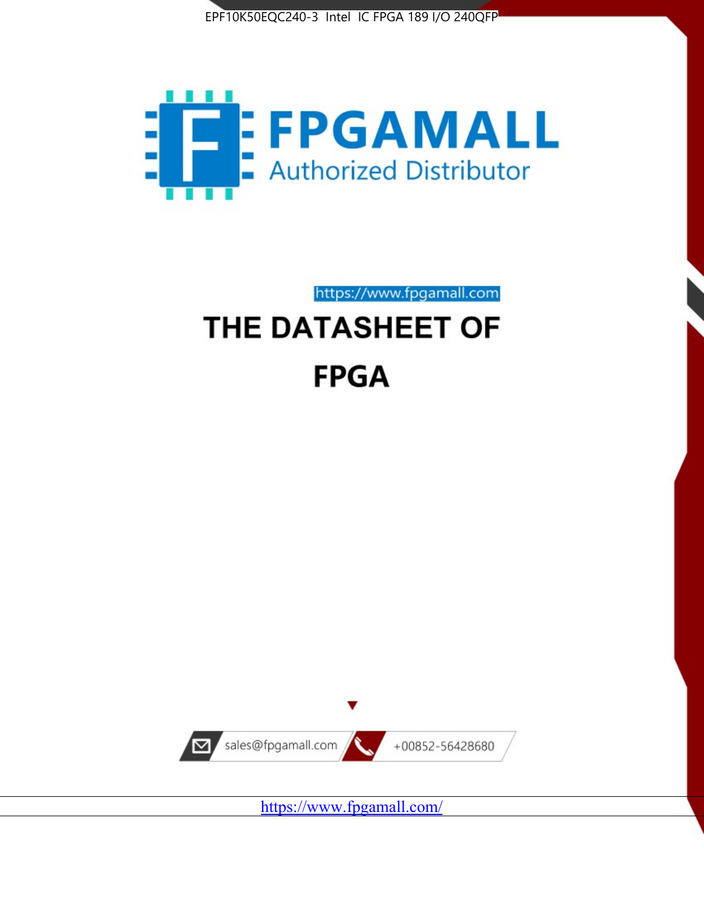EPF10K50EQC240-3 Intel IC FPGA 189 I/O 240QFP

FPGAMALL

Authorized Distributor

https://www.fpgamall.com

# THE DATASHEET OF

# FPGA

sales@fpgamall.com

+00852-56428680

https://www.fpgamall.com/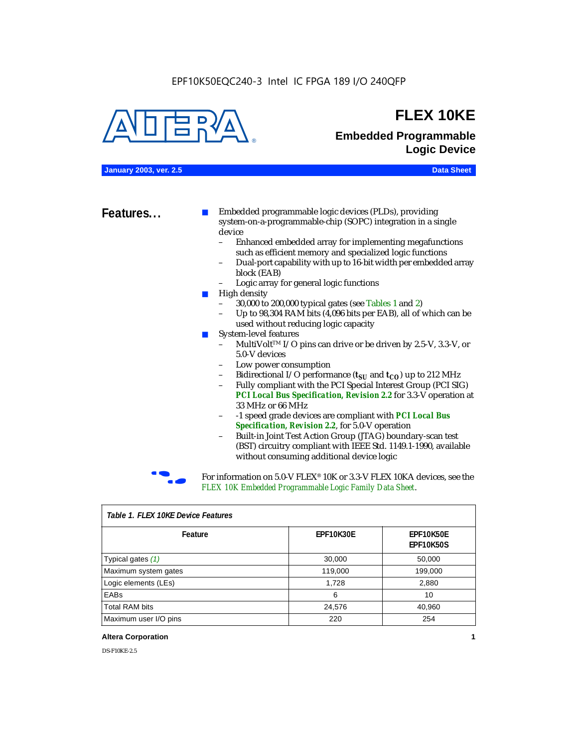EPF10K50EQC240-3 Intel IC FPGA 189 I/O 240QFP

# FLEX 10KE

## Embedded Programmable Logic Device

**January 2003, ver. 2.5** **Data Sheet**

## Features...

- Embedded programmable logic devices (PLDs), providing system-on-a-programmable-chip (SOPC) integration in a single device
  - Enhanced embedded array for implementing megafunctions such as efficient memory and specialized logic functions
  - Dual-port capability with up to 16-bit width per embedded array block (EAB)
  - Logic array for general logic functions
- High density
  - 30,000 to 200,000 typical gates (see Tables 1 and 2)
  - Up to 98,304 RAM bits (4,096 bits per EAB), all of which can be used without reducing logic capacity
- System-level features
  - MultiVolt™ I/O pins can drive or be driven by 2.5-V, 3.3-V, or 5.0-V devices
  - Low power consumption
  - Bidirectional I/O performance ($t_{SU}$ and $t_{CO}$) up to 212 MHz
  - Fully compliant with the PCI Special Interest Group (PCI SIG) ***PCI Local Bus Specification, Revision 2.2*** for 3.3-V operation at 33 MHz or 66 MHz
  - -1 speed grade devices are compliant with ***PCI Local Bus Specification, Revision 2.2***, for 5.0-V operation
  - Built-in Joint Test Action Group (JTAG) boundary-scan test (BST) circuitry compliant with IEEE Std. 1149.1-1990, available without consuming additional device logic

For information on 5.0-V FLEX® 10K or 3.3-V FLEX 10KA devices, see the *FLEX 10K Embedded Programmable Logic Family Data Sheet*.

*Table 1. FLEX 10KE Device Features*

| Feature | EPF10K30E | EPF10K50E EPF10K50S |
|---|---|---|
| Typical gates (1) | 30,000 | 50,000 |
| Maximum system gates | 119,000 | 199,000 |
| Logic elements (LEs) | 1,728 | 2,880 |
| EABs | 6 | 10 |
| Total RAM bits | 24,576 | 40,960 |
| Maximum user I/O pins | 220 | 254 |

**Altera Corporation**

DS-F10KE-2.5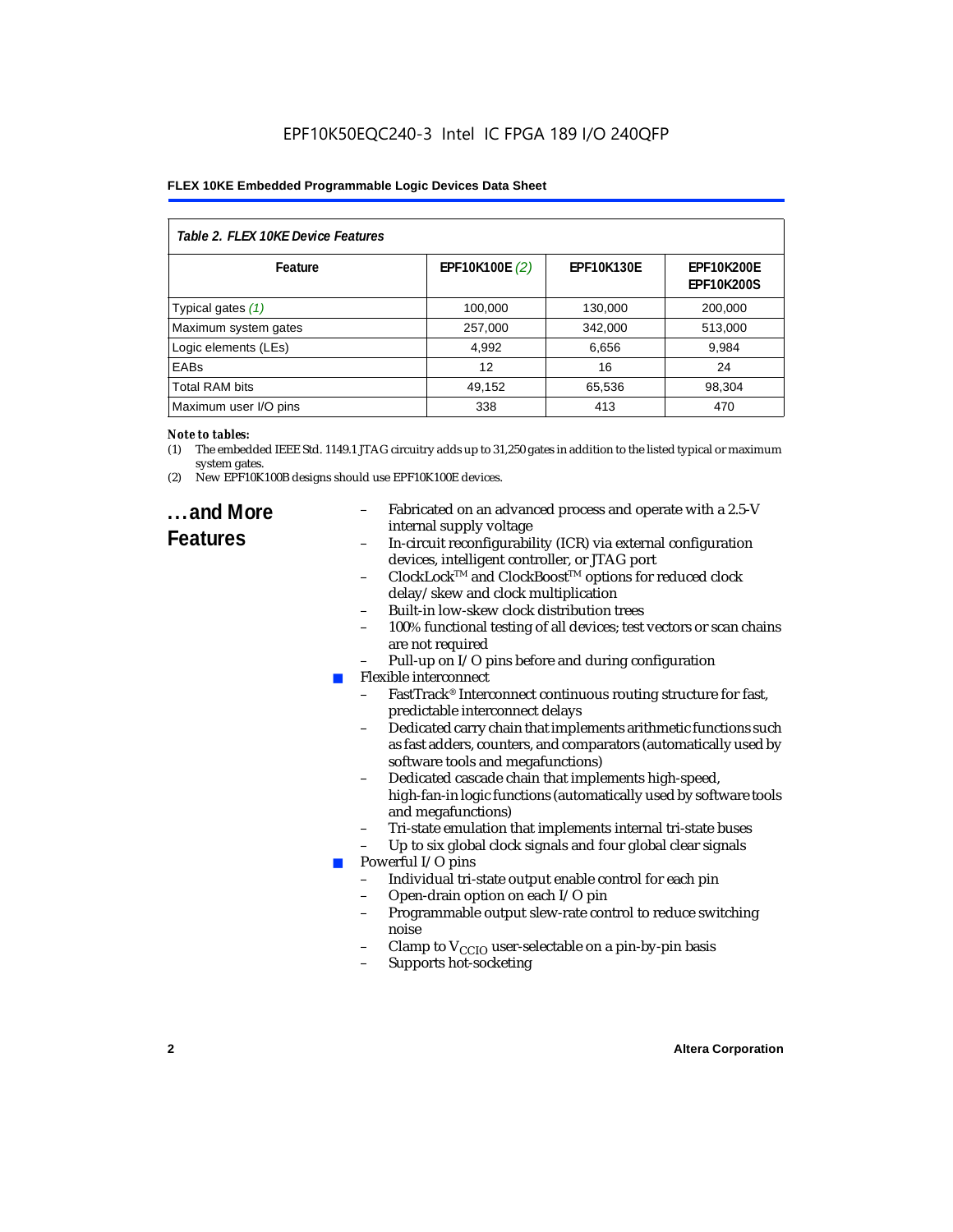**Table 2. FLEX 10KE Device Features**

| Feature | EPF10K100E (2) | EPF10K130E | EPF10K200E EPF10K200S |
|---|---|---|---|
| Typical gates (1) | 100,000 | 130,000 | 200,000 |
| Maximum system gates | 257,000 | 342,000 | 513,000 |
| Logic elements (LEs) | 4,992 | 6,656 | 9,984 |
| EABs | 12 | 16 | 24 |
| Total RAM bits | 49,152 | 65,536 | 98,304 |
| Maximum user I/O pins | 338 | 413 | 470 |

*Note to tables:*

(1) The embedded IEEE Std. 1149.1 JTAG circuitry adds up to 31,250 gates in addition to the listed typical or maximum system gates.

(2) New EPF10K100B designs should use EPF10K100E devices.

## ...and More Features

- Fabricated on an advanced process and operate with a 2.5-V internal supply voltage
- In-circuit reconfigurability (ICR) via external configuration devices, intelligent controller, or JTAG port
- ClockLock™ and ClockBoost™ options for reduced clock delay/skew and clock multiplication
- Built-in low-skew clock distribution trees
- 100% functional testing of all devices; test vectors or scan chains are not required
- Pull-up on I/O pins before and during configuration

- Flexible interconnect
  - FastTrack® Interconnect continuous routing structure for fast, predictable interconnect delays
  - Dedicated carry chain that implements arithmetic functions such as fast adders, counters, and comparators (automatically used by software tools and megafunctions)
  - Dedicated cascade chain that implements high-speed, high-fan-in logic functions (automatically used by software tools and megafunctions)
  - Tri-state emulation that implements internal tri-state buses
  - Up to six global clock signals and four global clear signals
- Powerful I/O pins
  - Individual tri-state output enable control for each pin
  - Open-drain option on each I/O pin
  - Programmable output slew-rate control to reduce switching noise
  - Clamp to $V_{CCIO}$ user-selectable on a pin-by-pin basis
  - Supports hot-socketing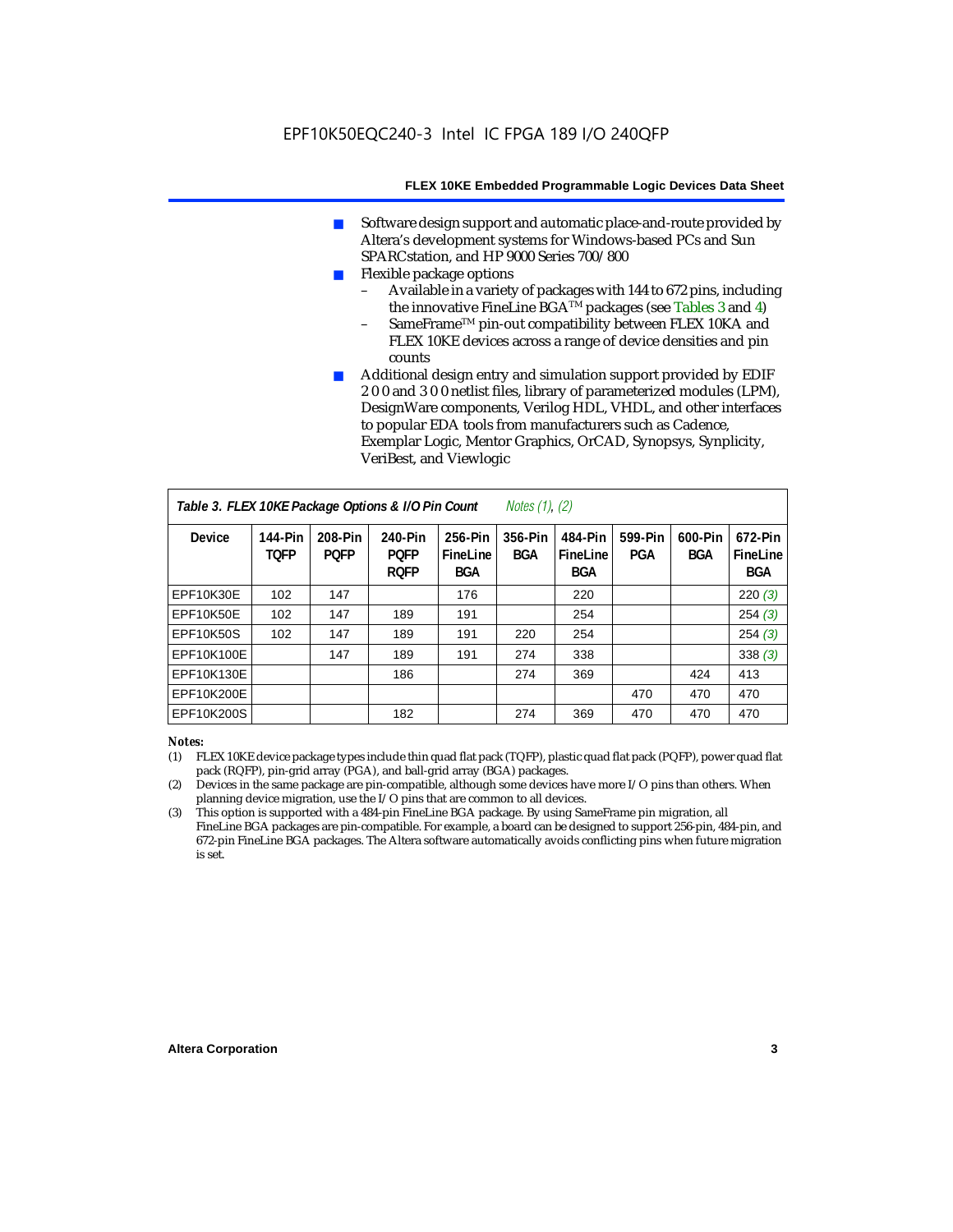- Software design support and automatic place-and-route provided by Altera's development systems for Windows-based PCs and Sun SPARCstation, and HP 9000 Series 700/800
- Flexible package options
  - Available in a variety of packages with 144 to 672 pins, including the innovative FineLine BGA™ packages (see Tables 3 and 4)
  - SameFrame™ pin-out compatibility between FLEX 10KA and FLEX 10KE devices across a range of device densities and pin counts
- Additional design entry and simulation support provided by EDIF 2 0 0 and 3 0 0 netlist files, library of parameterized modules (LPM), DesignWare components, Verilog HDL, VHDL, and other interfaces to popular EDA tools from manufacturers such as Cadence, Exemplar Logic, Mentor Graphics, OrCAD, Synopsys, Synplicity, VeriBest, and Viewlogic

**Table 3. FLEX 10KE Package Options & I/O Pin Count** *Notes (1), (2)*

| Device | 144-Pin TQFP | 208-Pin PQFP | 240-Pin PQFP RQFP | 256-Pin FineLine BGA | 356-Pin BGA | 484-Pin FineLine BGA | 599-Pin PGA | 600-Pin BGA | 672-Pin FineLine BGA |
|---|---|---|---|---|---|---|---|---|---|
| EPF10K30E | 102 | 147 | | 176 | | 220 | | | 220 *(3)* |
| EPF10K50E | 102 | 147 | 189 | 191 | | 254 | | | 254 *(3)* |
| EPF10K50S | 102 | 147 | 189 | 191 | 220 | 254 | | | 254 *(3)* |
| EPF10K100E | | 147 | 189 | 191 | 274 | 338 | | | 338 *(3)* |
| EPF10K130E | | | 186 | | 274 | 369 | | 424 | 413 |
| EPF10K200E | | | | | | | 470 | 470 | 470 |
| EPF10K200S | | | 182 | | 274 | 369 | 470 | 470 | 470 |

*Notes:*

(1) FLEX 10KE device package types include thin quad flat pack (TQFP), plastic quad flat pack (PQFP), power quad flat pack (RQFP), pin-grid array (PGA), and ball-grid array (BGA) packages.

(2) Devices in the same package are pin-compatible, although some devices have more I/O pins than others. When planning device migration, use the I/O pins that are common to all devices.

(3) This option is supported with a 484-pin FineLine BGA package. By using SameFrame pin migration, all FineLine BGA packages are pin-compatible. For example, a board can be designed to support 256-pin, 484-pin, and 672-pin FineLine BGA packages. The Altera software automatically avoids conflicting pins when future migration is set.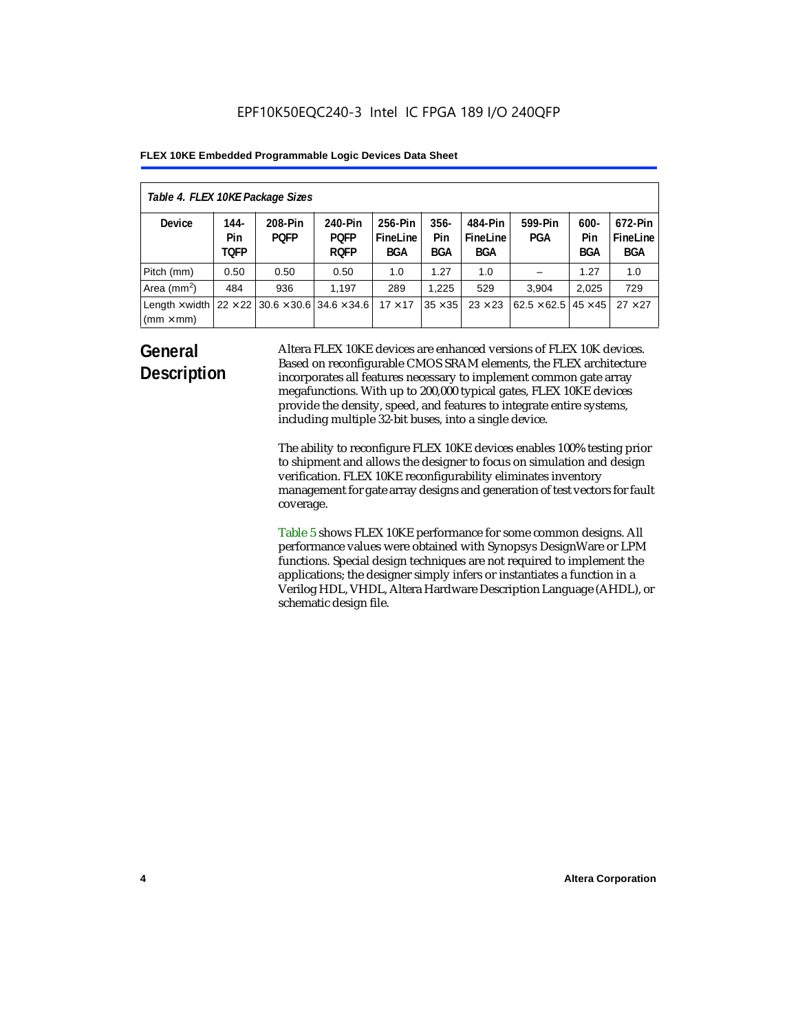EPF10K50EQC240-3 Intel IC FPGA 189 I/O 240QFP

*Table 4. FLEX 10KE Package Sizes*

| Device | 144-Pin TQFP | 208-Pin PQFP | 240-Pin PQFP RQFP | 256-Pin FineLine BGA | 356-Pin BGA | 484-Pin FineLine BGA | 599-Pin PGA | 600-Pin BGA | 672-Pin FineLine BGA |
|---|---|---|---|---|---|---|---|---|---|
| Pitch (mm) | 0.50 | 0.50 | 0.50 | 1.0 | 1.27 | 1.0 | – | 1.27 | 1.0 |
| Area ($mm^2$) | 484 | 936 | 1,197 | 289 | 1,225 | 529 | 3,904 | 2,025 | 729 |
| Length × width (mm × mm) | 22 × 22 | 30.6 × 30.6 | 34.6 × 34.6 | 17 × 17 | 35 × 35 | 23 × 23 | 62.5 × 62.5 | 45 × 45 | 27 × 27 |

## General Description

Altera FLEX 10KE devices are enhanced versions of FLEX 10K devices. Based on reconfigurable CMOS SRAM elements, the FLEX architecture incorporates all features necessary to implement common gate array megafunctions. With up to 200,000 typical gates, FLEX 10KE devices provide the density, speed, and features to integrate entire systems, including multiple 32-bit buses, into a single device.

The ability to reconfigure FLEX 10KE devices enables 100% testing prior to shipment and allows the designer to focus on simulation and design verification. FLEX 10KE reconfigurability eliminates inventory management for gate array designs and generation of test vectors for fault coverage.

Table 5 shows FLEX 10KE performance for some common designs. All performance values were obtained with Synopsys DesignWare or LPM functions. Special design techniques are not required to implement the applications; the designer simply infers or instantiates a function in a Verilog HDL, VHDL, Altera Hardware Description Language (AHDL), or schematic design file.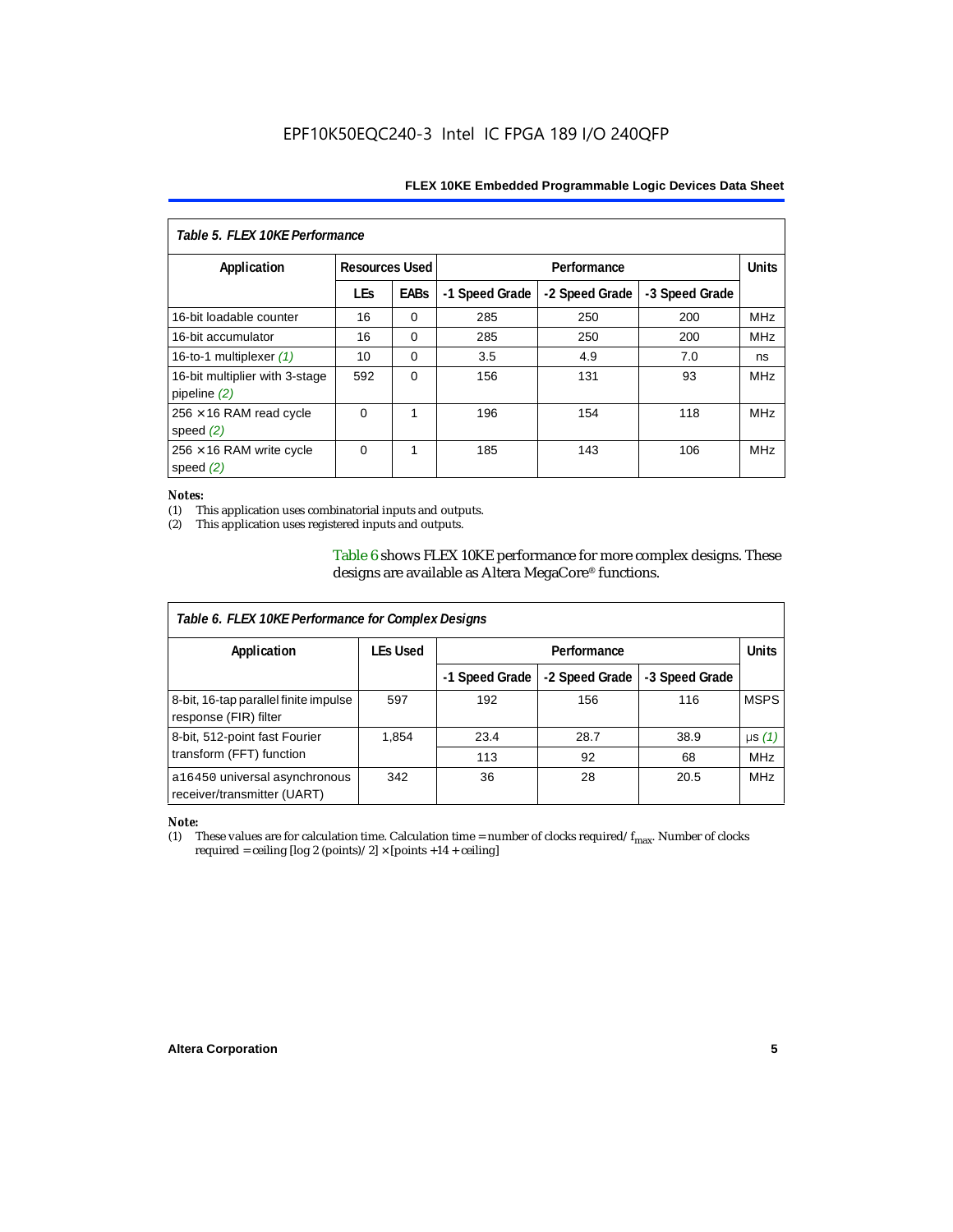EPF10K50EQC240-3 Intel IC FPGA 189 I/O 240QFP

**Table 5. FLEX 10KE Performance**

| Application | Resources Used | | Performance | | | Units |
|---|---|---|---|---|---|---|
| | LEs | EABs | -1 Speed Grade | -2 Speed Grade | -3 Speed Grade | |
| 16-bit loadable counter | 16 | 0 | 285 | 250 | 200 | MHz |
| 16-bit accumulator | 16 | 0 | 285 | 250 | 200 | MHz |
| 16-to-1 multiplexer *(1)* | 10 | 0 | 3.5 | 4.9 | 7.0 | ns |
| 16-bit multiplier with 3-stage pipeline *(2)* | 592 | 0 | 156 | 131 | 93 | MHz |
| 256 × 16 RAM read cycle speed *(2)* | 0 | 1 | 196 | 154 | 118 | MHz |
| 256 × 16 RAM write cycle speed *(2)* | 0 | 1 | 185 | 143 | 106 | MHz |

*Notes:*

(1) This application uses combinatorial inputs and outputs.

(2) This application uses registered inputs and outputs.

Table 6 shows FLEX 10KE performance for more complex designs. These designs are available as Altera MegaCore® functions.

**Table 6. FLEX 10KE Performance for Complex Designs**

| Application | LEs Used | Performance | | | Units |
|---|---|---|---|---|---|
| | | -1 Speed Grade | -2 Speed Grade | -3 Speed Grade | |
| 8-bit, 16-tap parallel finite impulse response (FIR) filter | 597 | 192 | 156 | 116 | MSPS |
| 8-bit, 512-point fast Fourier transform (FFT) function | 1,854 | 23.4 | 28.7 | 38.9 | µs *(1)* |
| | | 113 | 92 | 68 | MHz |
| a16450 universal asynchronous receiver/transmitter (UART) | 342 | 36 | 28 | 20.5 | MHz |

*Note:*

(1) These values are for calculation time. Calculation time = number of clocks required/ $f_{max}$. Number of clocks required = ceiling [log 2 (points)/ 2] × [points +14 + ceiling]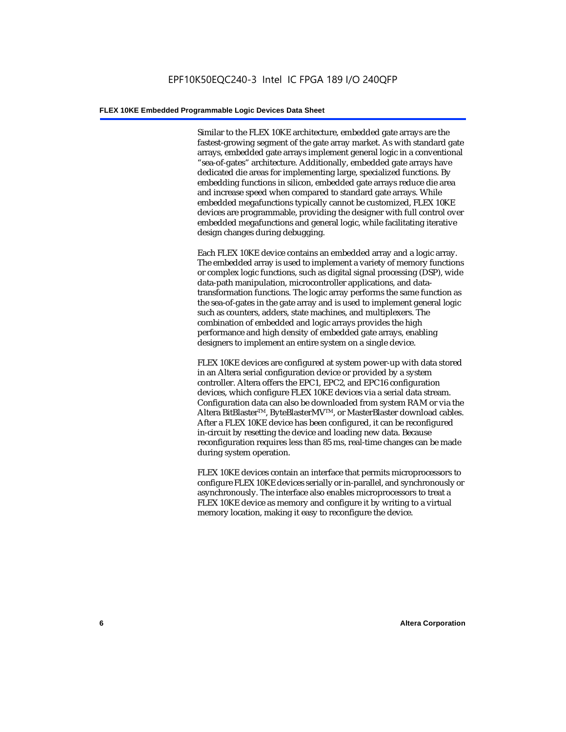Similar to the FLEX 10KE architecture, embedded gate arrays are the fastest-growing segment of the gate array market. As with standard gate arrays, embedded gate arrays implement general logic in a conventional "sea-of-gates" architecture. Additionally, embedded gate arrays have dedicated die areas for implementing large, specialized functions. By embedding functions in silicon, embedded gate arrays reduce die area and increase speed when compared to standard gate arrays. While embedded megafunctions typically cannot be customized, FLEX 10KE devices are programmable, providing the designer with full control over embedded megafunctions and general logic, while facilitating iterative design changes during debugging.

Each FLEX 10KE device contains an embedded array and a logic array. The embedded array is used to implement a variety of memory functions or complex logic functions, such as digital signal processing (DSP), wide data-path manipulation, microcontroller applications, and data-transformation functions. The logic array performs the same function as the sea-of-gates in the gate array and is used to implement general logic such as counters, adders, state machines, and multiplexers. The combination of embedded and logic arrays provides the high performance and high density of embedded gate arrays, enabling designers to implement an entire system on a single device.

FLEX 10KE devices are configured at system power-up with data stored in an Altera serial configuration device or provided by a system controller. Altera offers the EPC1, EPC2, and EPC16 configuration devices, which configure FLEX 10KE devices via a serial data stream. Configuration data can also be downloaded from system RAM or via the Altera BitBlaster™, ByteBlasterMV™, or MasterBlaster download cables. After a FLEX 10KE device has been configured, it can be reconfigured in-circuit by resetting the device and loading new data. Because reconfiguration requires less than 85 ms, real-time changes can be made during system operation.

FLEX 10KE devices contain an interface that permits microprocessors to configure FLEX 10KE devices serially or in-parallel, and synchronously or asynchronously. The interface also enables microprocessors to treat a FLEX 10KE device as memory and configure it by writing to a virtual memory location, making it easy to reconfigure the device.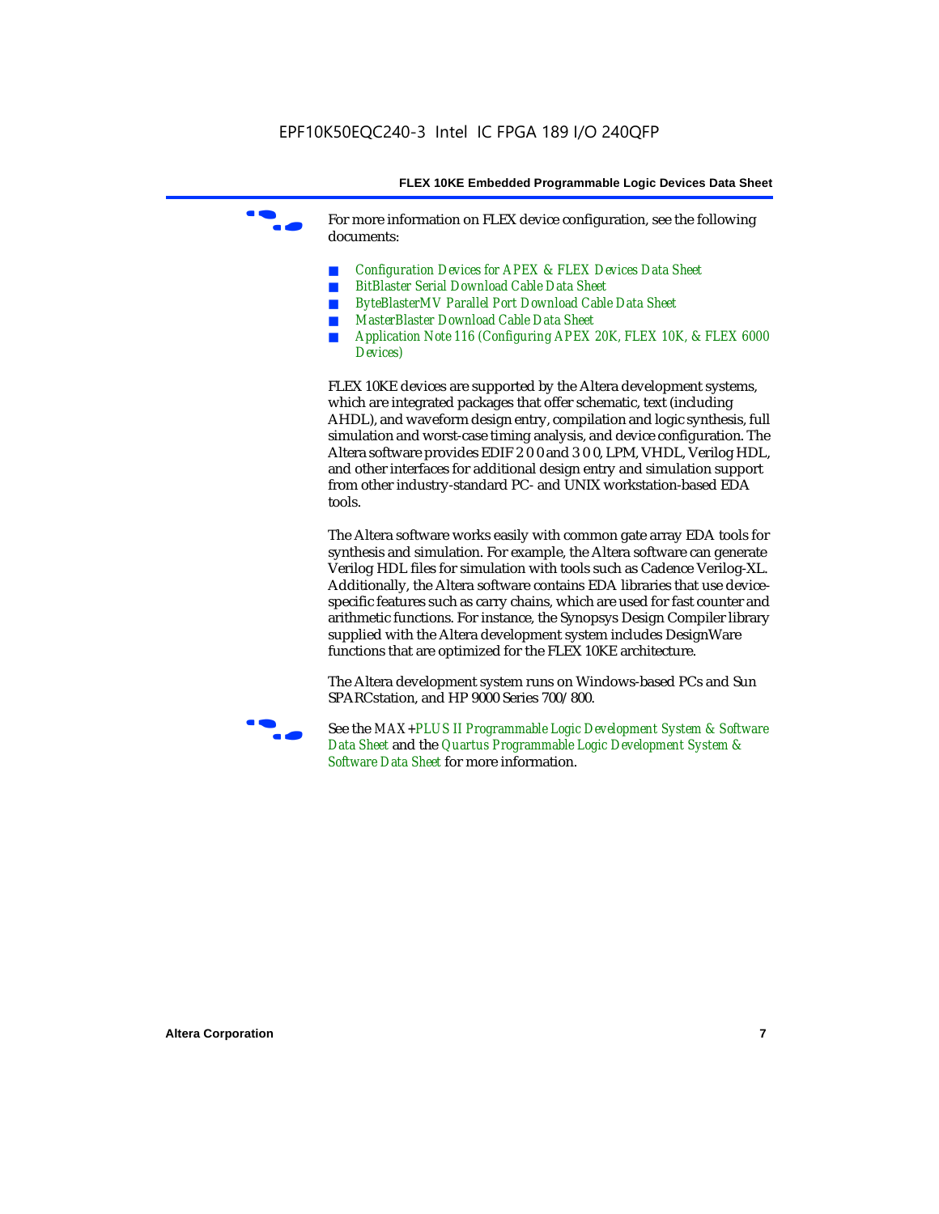For more information on FLEX device configuration, see the following documents:

- *Configuration Devices for APEX & FLEX Devices Data Sheet*
- *BitBlaster Serial Download Cable Data Sheet*
- *ByteBlasterMV Parallel Port Download Cable Data Sheet*
- *MasterBlaster Download Cable Data Sheet*
- *Application Note 116 (Configuring APEX 20K, FLEX 10K, & FLEX 6000 Devices)*

FLEX 10KE devices are supported by the Altera development systems, which are integrated packages that offer schematic, text (including AHDL), and waveform design entry, compilation and logic synthesis, full simulation and worst-case timing analysis, and device configuration. The Altera software provides EDIF 2 0 0 and 3 0 0, LPM, VHDL, Verilog HDL, and other interfaces for additional design entry and simulation support from other industry-standard PC- and UNIX workstation-based EDA tools.

The Altera software works easily with common gate array EDA tools for synthesis and simulation. For example, the Altera software can generate Verilog HDL files for simulation with tools such as Cadence Verilog-XL. Additionally, the Altera software contains EDA libraries that use device-specific features such as carry chains, which are used for fast counter and arithmetic functions. For instance, the Synopsys Design Compiler library supplied with the Altera development system includes DesignWare functions that are optimized for the FLEX 10KE architecture.

The Altera development system runs on Windows-based PCs and Sun SPARCstation, and HP 9000 Series 700/800.

See the *MAX+PLUS II Programmable Logic Development System & Software Data Sheet* and the *Quartus Programmable Logic Development System & Software Data Sheet* for more information.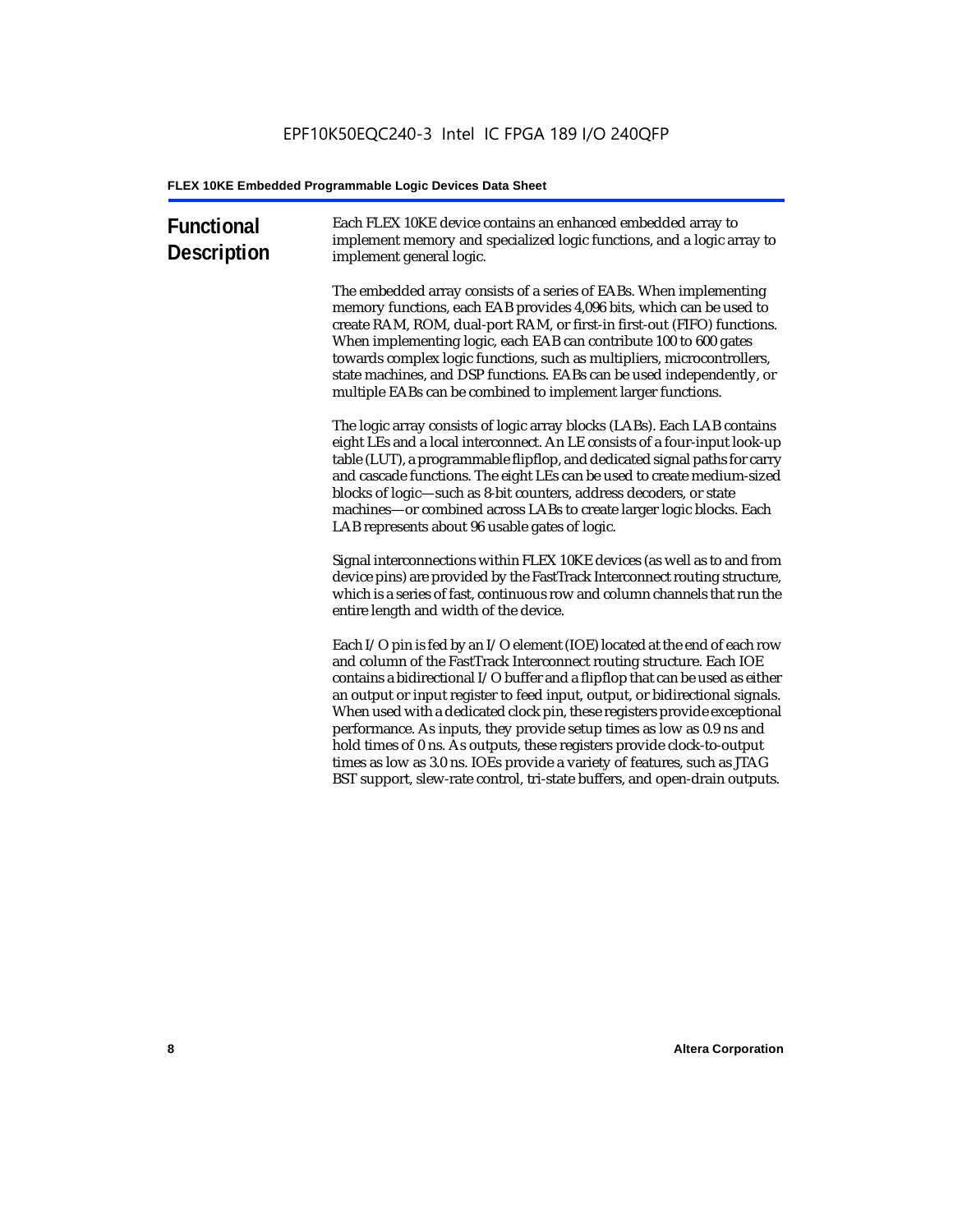## Functional Description

Each FLEX 10KE device contains an enhanced embedded array to implement memory and specialized logic functions, and a logic array to implement general logic.

The embedded array consists of a series of EABs. When implementing memory functions, each EAB provides 4,096 bits, which can be used to create RAM, ROM, dual-port RAM, or first-in first-out (FIFO) functions. When implementing logic, each EAB can contribute 100 to 600 gates towards complex logic functions, such as multipliers, microcontrollers, state machines, and DSP functions. EABs can be used independently, or multiple EABs can be combined to implement larger functions.

The logic array consists of logic array blocks (LABs). Each LAB contains eight LEs and a local interconnect. An LE consists of a four-input look-up table (LUT), a programmable flipflop, and dedicated signal paths for carry and cascade functions. The eight LEs can be used to create medium-sized blocks of logic—such as 8-bit counters, address decoders, or state machines—or combined across LABs to create larger logic blocks. Each LAB represents about 96 usable gates of logic.

Signal interconnections within FLEX 10KE devices (as well as to and from device pins) are provided by the FastTrack Interconnect routing structure, which is a series of fast, continuous row and column channels that run the entire length and width of the device.

Each I/O pin is fed by an I/O element (IOE) located at the end of each row and column of the FastTrack Interconnect routing structure. Each IOE contains a bidirectional I/O buffer and a flipflop that can be used as either an output or input register to feed input, output, or bidirectional signals. When used with a dedicated clock pin, these registers provide exceptional performance. As inputs, they provide setup times as low as 0.9 ns and hold times of 0 ns. As outputs, these registers provide clock-to-output times as low as 3.0 ns. IOEs provide a variety of features, such as JTAG BST support, slew-rate control, tri-state buffers, and open-drain outputs.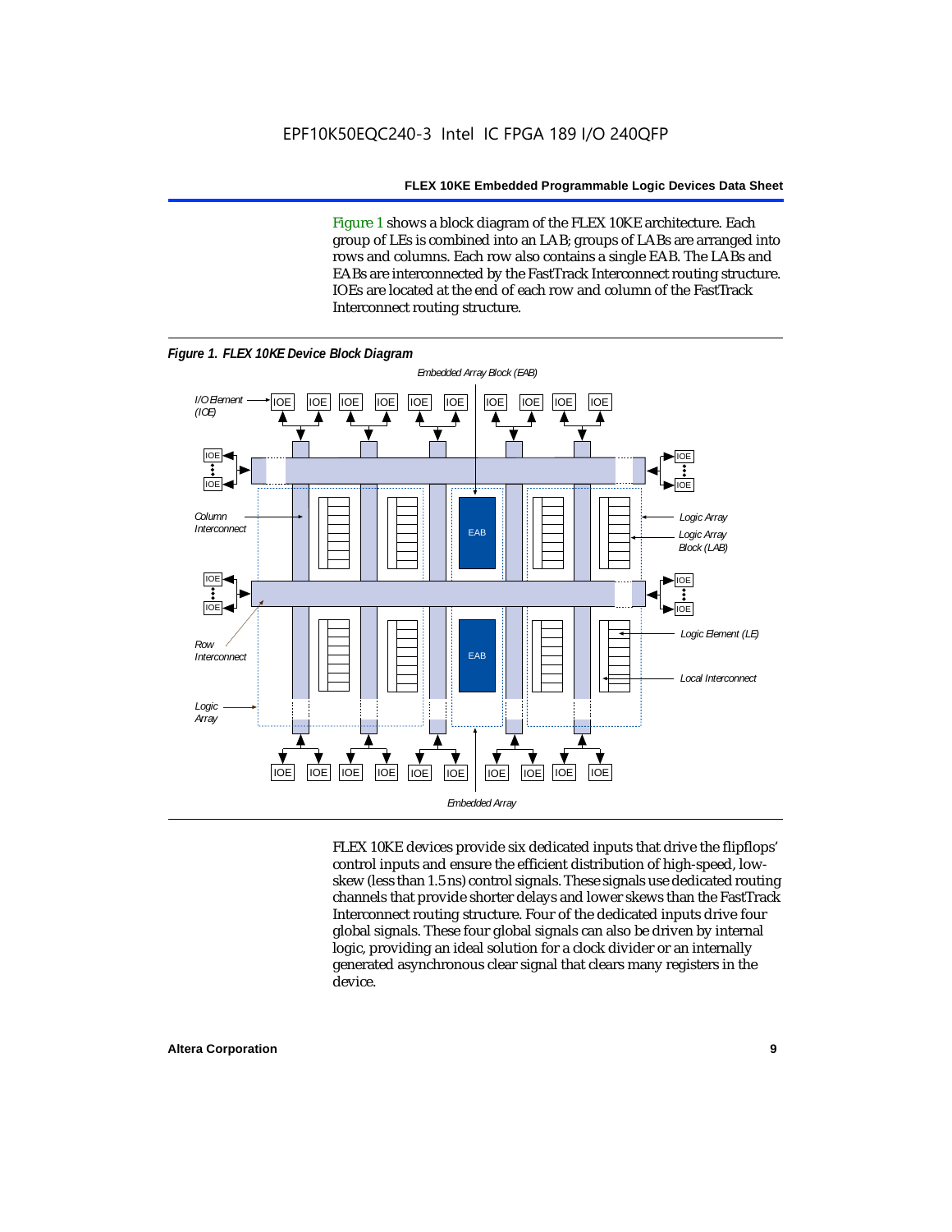Figure 1 shows a block diagram of the FLEX 10KE architecture. Each group of LEs is combined into an LAB; groups of LABs are arranged into rows and columns. Each row also contains a single EAB. The LABs and EABs are interconnected by the FastTrack Interconnect routing structure. IOEs are located at the end of each row and column of the FastTrack Interconnect routing structure.

**Figure 1. FLEX 10KE Device Block Diagram**

FLEX 10KE devices provide six dedicated inputs that drive the flipflops' control inputs and ensure the efficient distribution of high-speed, low-skew (less than 1.5 ns) control signals. These signals use dedicated routing channels that provide shorter delays and lower skews than the FastTrack Interconnect routing structure. Four of the dedicated inputs drive four global signals. These four global signals can also be driven by internal logic, providing an ideal solution for a clock divider or an internally generated asynchronous clear signal that clears many registers in the device.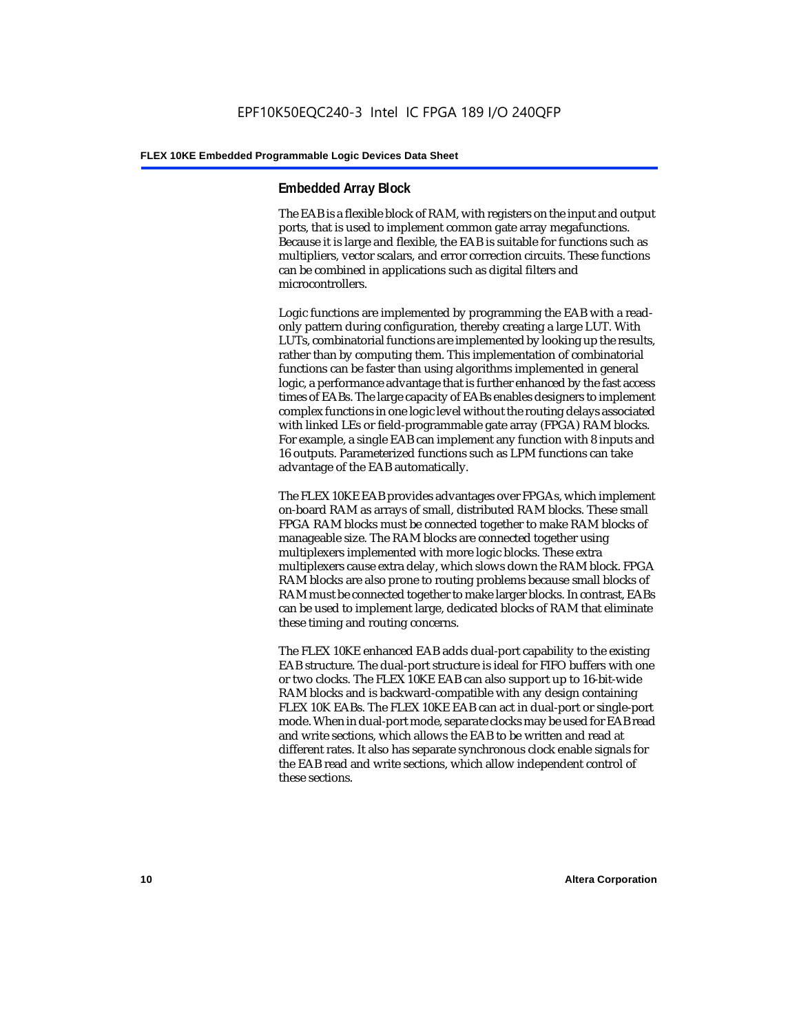## Embedded Array Block

The EAB is a flexible block of RAM, with registers on the input and output ports, that is used to implement common gate array megafunctions. Because it is large and flexible, the EAB is suitable for functions such as multipliers, vector scalars, and error correction circuits. These functions can be combined in applications such as digital filters and microcontrollers.

Logic functions are implemented by programming the EAB with a read-only pattern during configuration, thereby creating a large LUT. With LUTs, combinatorial functions are implemented by looking up the results, rather than by computing them. This implementation of combinatorial functions can be faster than using algorithms implemented in general logic, a performance advantage that is further enhanced by the fast access times of EABs. The large capacity of EABs enables designers to implement complex functions in one logic level without the routing delays associated with linked LEs or field-programmable gate array (FPGA) RAM blocks. For example, a single EAB can implement any function with 8 inputs and 16 outputs. Parameterized functions such as LPM functions can take advantage of the EAB automatically.

The FLEX 10KE EAB provides advantages over FPGAs, which implement on-board RAM as arrays of small, distributed RAM blocks. These small FPGA RAM blocks must be connected together to make RAM blocks of manageable size. The RAM blocks are connected together using multiplexers implemented with more logic blocks. These extra multiplexers cause extra delay, which slows down the RAM block. FPGA RAM blocks are also prone to routing problems because small blocks of RAM must be connected together to make larger blocks. In contrast, EABs can be used to implement large, dedicated blocks of RAM that eliminate these timing and routing concerns.

The FLEX 10KE enhanced EAB adds dual-port capability to the existing EAB structure. The dual-port structure is ideal for FIFO buffers with one or two clocks. The FLEX 10KE EAB can also support up to 16-bit-wide RAM blocks and is backward-compatible with any design containing FLEX 10K EABs. The FLEX 10KE EAB can act in dual-port or single-port mode. When in dual-port mode, separate clocks may be used for EAB read and write sections, which allows the EAB to be written and read at different rates. It also has separate synchronous clock enable signals for the EAB read and write sections, which allow independent control of these sections.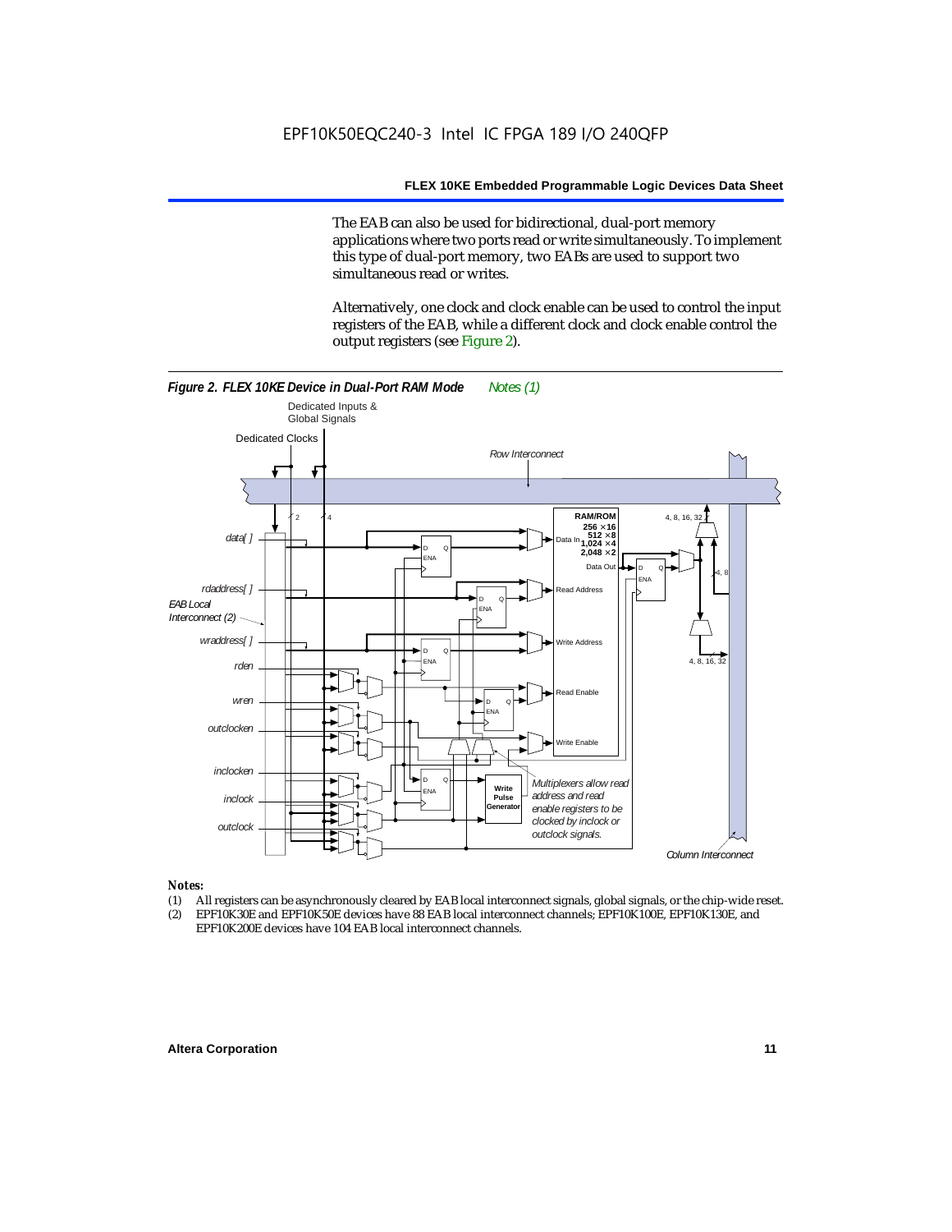The EAB can also be used for bidirectional, dual-port memory applications where two ports read or write simultaneously. To implement this type of dual-port memory, two EABs are used to support two simultaneous read or writes.

Alternatively, one clock and clock enable can be used to control the input registers of the EAB, while a different clock and clock enable control the output registers (see Figure 2).

***Figure 2. FLEX 10KE Device in Dual-Port RAM Mode*** *Notes (1)*

*Notes:*

(1) All registers can be asynchronously cleared by EAB local interconnect signals, global signals, or the chip-wide reset.
(2) EPF10K30E and EPF10K50E devices have 88 EAB local interconnect channels; EPF10K100E, EPF10K130E, and EPF10K200E devices have 104 EAB local interconnect channels.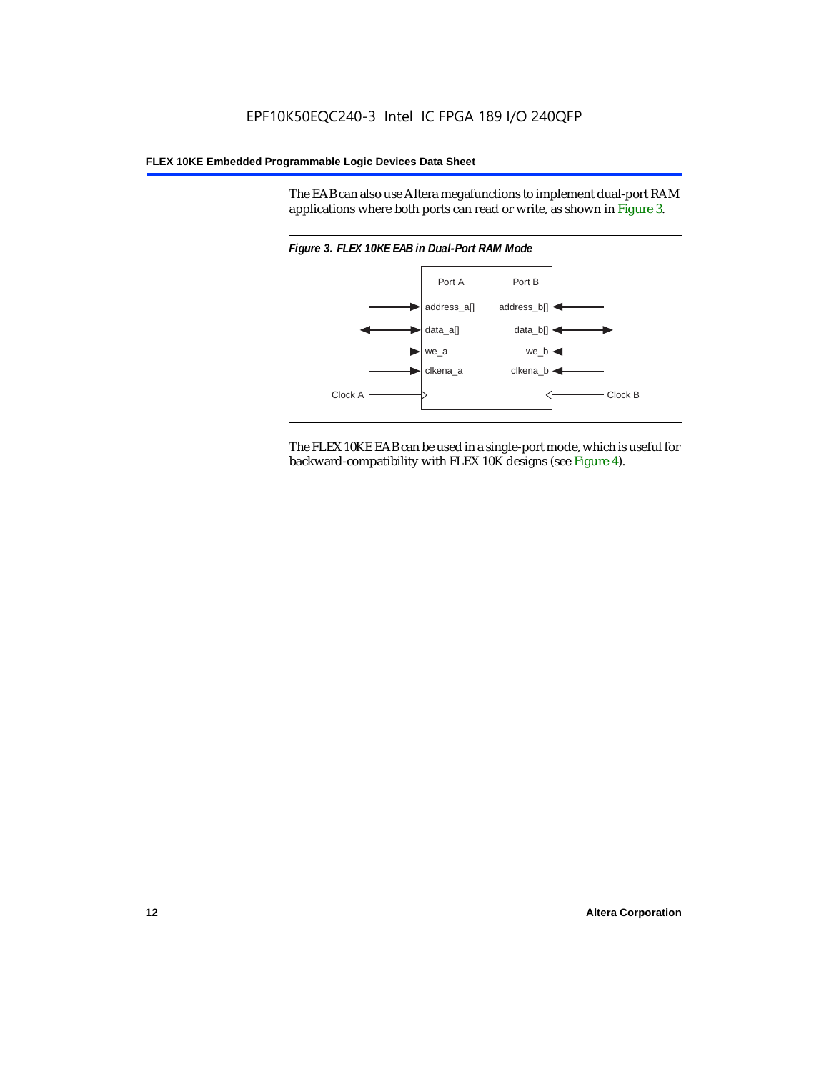The EAB can also use Altera megafunctions to implement dual-port RAM applications where both ports can read or write, as shown in Figure 3.

*Figure 3. FLEX 10KE EAB in Dual-Port RAM Mode*

The FLEX 10KE EAB can be used in a single-port mode, which is useful for backward-compatibility with FLEX 10K designs (see Figure 4).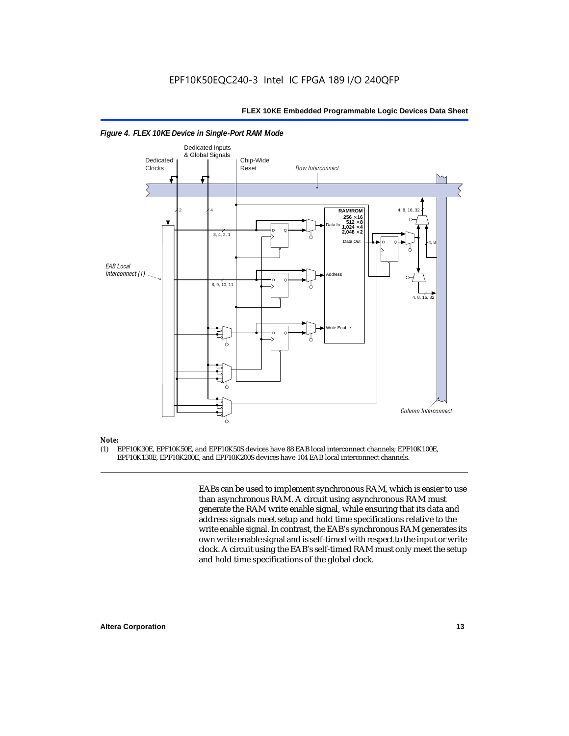*Figure 4. FLEX 10KE Device in Single-Port RAM Mode*

*Note:*
(1) EPF10K30E, EPF10K50E, and EPF10K50S devices have 88 EAB local interconnect channels; EPF10K100E, EPF10K130E, EPF10K200E, and EPF10K200S devices have 104 EAB local interconnect channels.

EABs can be used to implement synchronous RAM, which is easier to use than asynchronous RAM. A circuit using asynchronous RAM must generate the RAM write enable signal, while ensuring that its data and address signals meet setup and hold time specifications relative to the write enable signal. In contrast, the EAB's synchronous RAM generates its own write enable signal and is self-timed with respect to the input or write clock. A circuit using the EAB's self-timed RAM must only meet the setup and hold time specifications of the global clock.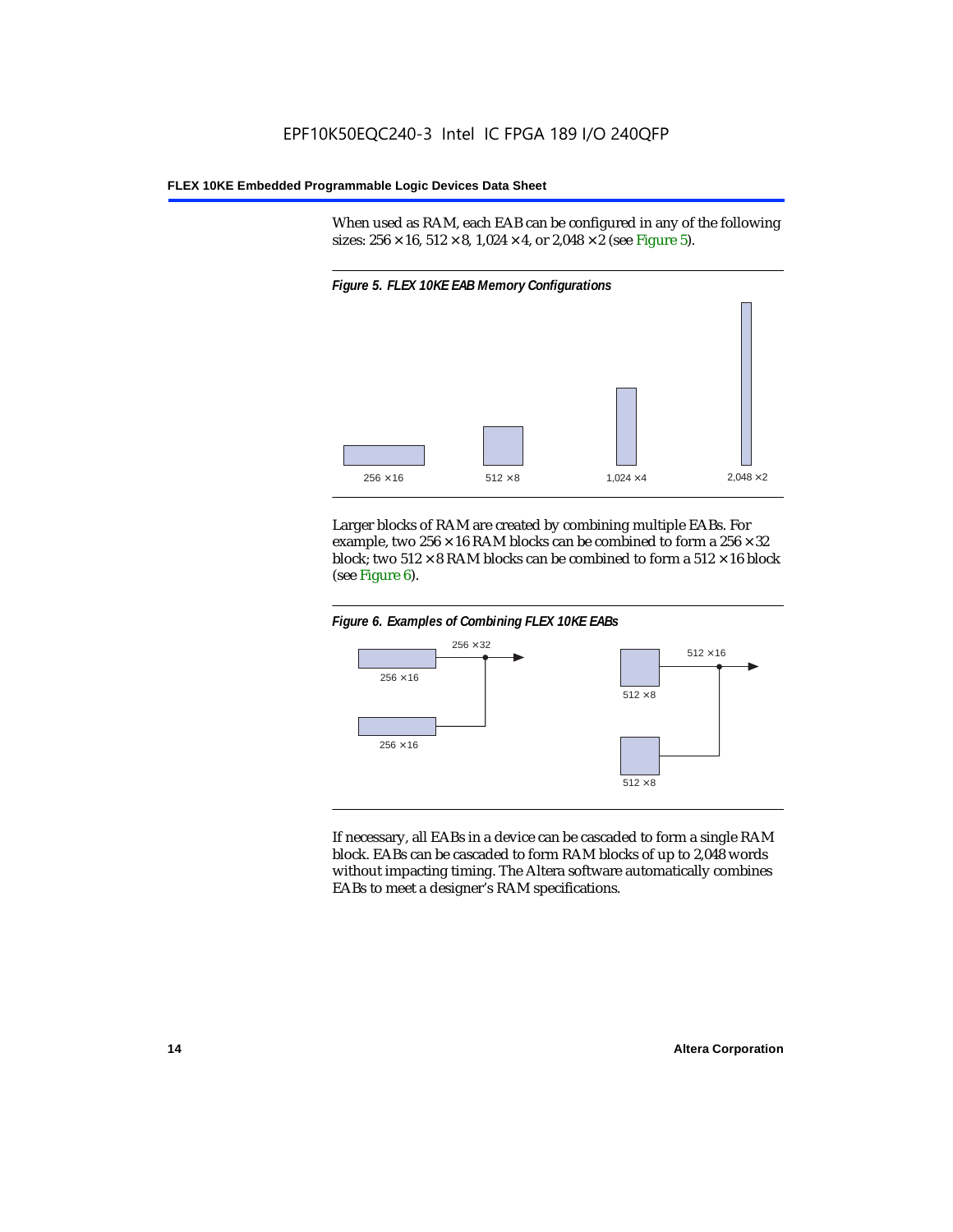When used as RAM, each EAB can be configured in any of the following sizes: 256 × 16, 512 × 8, 1,024 × 4, or 2,048 × 2 (see Figure 5).

*Figure 5. FLEX 10KE EAB Memory Configurations*

256 × 16　　512 × 8　　1,024 × 4　　2,048 × 2

Larger blocks of RAM are created by combining multiple EABs. For example, two 256 × 16 RAM blocks can be combined to form a 256 × 32 block; two 512 × 8 RAM blocks can be combined to form a 512 × 16 block (see Figure 6).

*Figure 6. Examples of Combining FLEX 10KE EABs*

256 × 32　　256 × 16　　256 × 16　　512 × 16　　512 × 8　　512 × 8

If necessary, all EABs in a device can be cascaded to form a single RAM block. EABs can be cascaded to form RAM blocks of up to 2,048 words without impacting timing. The Altera software automatically combines EABs to meet a designer's RAM specifications.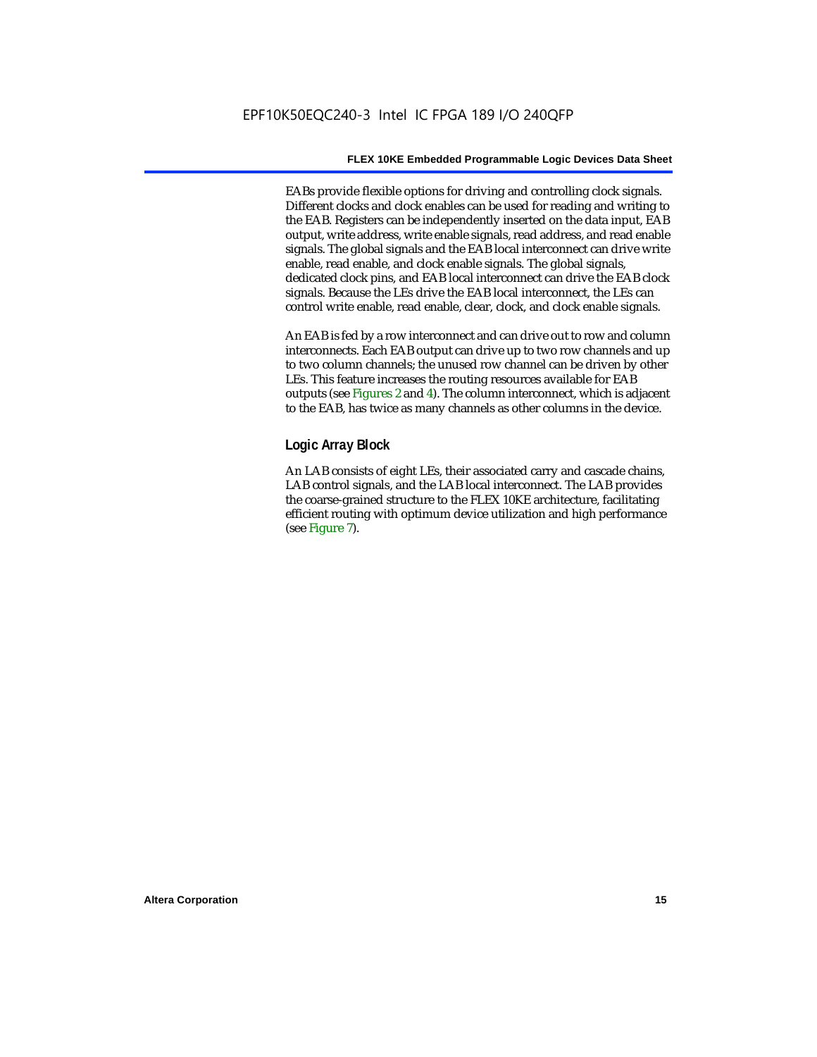EABs provide flexible options for driving and controlling clock signals. Different clocks and clock enables can be used for reading and writing to the EAB. Registers can be independently inserted on the data input, EAB output, write address, write enable signals, read address, and read enable signals. The global signals and the EAB local interconnect can drive write enable, read enable, and clock enable signals. The global signals, dedicated clock pins, and EAB local interconnect can drive the EAB clock signals. Because the LEs drive the EAB local interconnect, the LEs can control write enable, read enable, clear, clock, and clock enable signals.

An EAB is fed by a row interconnect and can drive out to row and column interconnects. Each EAB output can drive up to two row channels and up to two column channels; the unused row channel can be driven by other LEs. This feature increases the routing resources available for EAB outputs (see Figures 2 and 4). The column interconnect, which is adjacent to the EAB, has twice as many channels as other columns in the device.

### Logic Array Block

An LAB consists of eight LEs, their associated carry and cascade chains, LAB control signals, and the LAB local interconnect. The LAB provides the coarse-grained structure to the FLEX 10KE architecture, facilitating efficient routing with optimum device utilization and high performance (see Figure 7).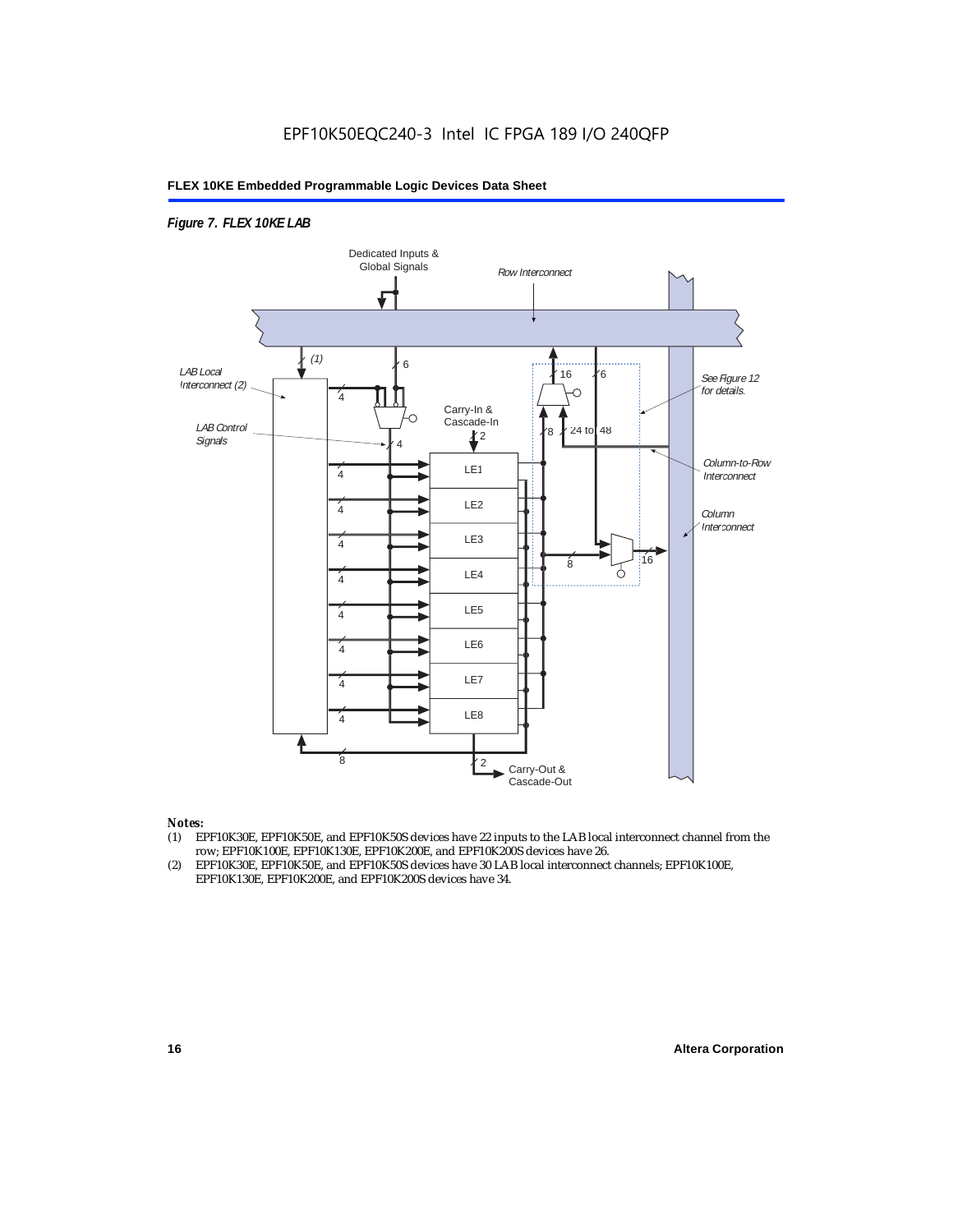*Figure 7. FLEX 10KE LAB*

Dedicated Inputs & Global Signals

Row Interconnect

(1)

6

16

6

LAB Local Interconnect (2)

See Figure 12 for details.

4

Carry-In & Cascade-In

LAB Control Signals

4

2

8

24 to 48

LE1

Column-to-Row Interconnect

LE2

Column Interconnect

LE3

8

16

LE4

LE5

LE6

LE7

LE8

8

2

Carry-Out & Cascade-Out

*Notes:*

(1) EPF10K30E, EPF10K50E, and EPF10K50S devices have 22 inputs to the LAB local interconnect channel from the row; EPF10K100E, EPF10K130E, EPF10K200E, and EPF10K200S devices have 26.

(2) EPF10K30E, EPF10K50E, and EPF10K50S devices have 30 LAB local interconnect channels; EPF10K100E, EPF10K130E, EPF10K200E, and EPF10K200S devices have 34.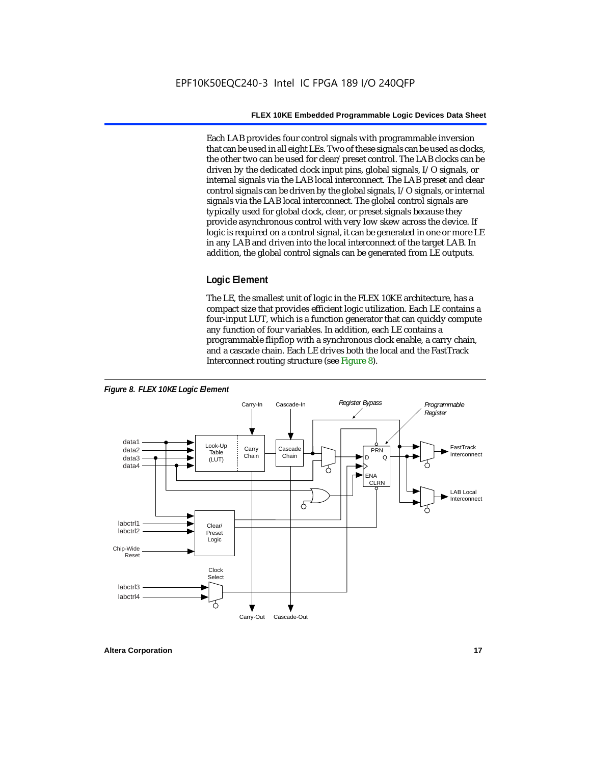Each LAB provides four control signals with programmable inversion that can be used in all eight LEs. Two of these signals can be used as clocks, the other two can be used for clear/preset control. The LAB clocks can be driven by the dedicated clock input pins, global signals, I/O signals, or internal signals via the LAB local interconnect. The LAB preset and clear control signals can be driven by the global signals, I/O signals, or internal signals via the LAB local interconnect. The global control signals are typically used for global clock, clear, or preset signals because they provide asynchronous control with very low skew across the device. If logic is required on a control signal, it can be generated in one or more LE in any LAB and driven into the local interconnect of the target LAB. In addition, the global control signals can be generated from LE outputs.

### Logic Element

The LE, the smallest unit of logic in the FLEX 10KE architecture, has a compact size that provides efficient logic utilization. Each LE contains a four-input LUT, which is a function generator that can quickly compute any function of four variables. In addition, each LE contains a programmable flipflop with a synchronous clock enable, a carry chain, and a cascade chain. Each LE drives both the local and the FastTrack Interconnect routing structure (see Figure 8).

*Figure 8. FLEX 10KE Logic Element*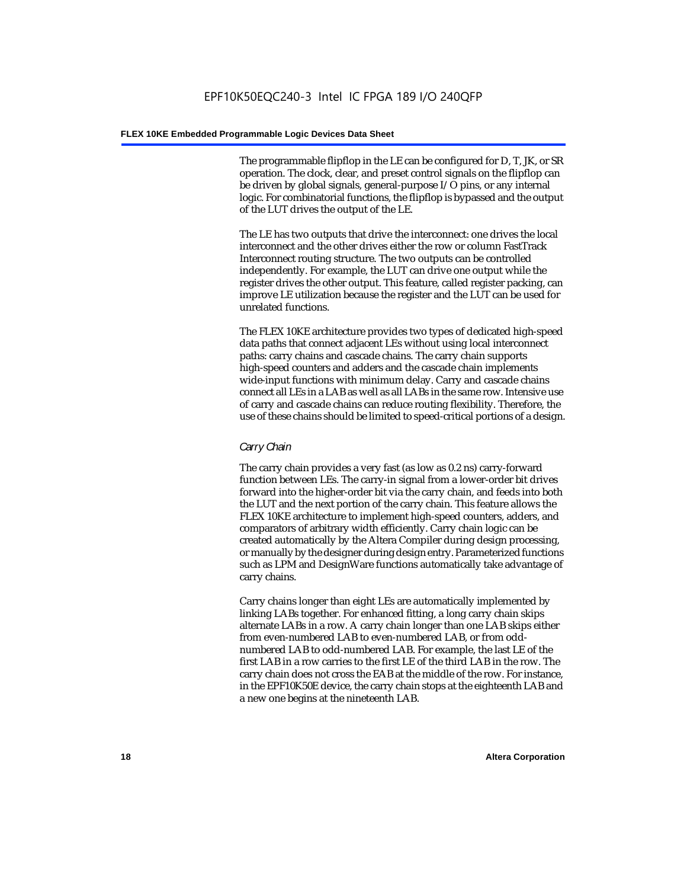The programmable flipflop in the LE can be configured for D, T, JK, or SR operation. The clock, clear, and preset control signals on the flipflop can be driven by global signals, general-purpose I/O pins, or any internal logic. For combinatorial functions, the flipflop is bypassed and the output of the LUT drives the output of the LE.

The LE has two outputs that drive the interconnect: one drives the local interconnect and the other drives either the row or column FastTrack Interconnect routing structure. The two outputs can be controlled independently. For example, the LUT can drive one output while the register drives the other output. This feature, called register packing, can improve LE utilization because the register and the LUT can be used for unrelated functions.

The FLEX 10KE architecture provides two types of dedicated high-speed data paths that connect adjacent LEs without using local interconnect paths: carry chains and cascade chains. The carry chain supports high-speed counters and adders and the cascade chain implements wide-input functions with minimum delay. Carry and cascade chains connect all LEs in a LAB as well as all LABs in the same row. Intensive use of carry and cascade chains can reduce routing flexibility. Therefore, the use of these chains should be limited to speed-critical portions of a design.

*Carry Chain*

The carry chain provides a very fast (as low as 0.2 ns) carry-forward function between LEs. The carry-in signal from a lower-order bit drives forward into the higher-order bit via the carry chain, and feeds into both the LUT and the next portion of the carry chain. This feature allows the FLEX 10KE architecture to implement high-speed counters, adders, and comparators of arbitrary width efficiently. Carry chain logic can be created automatically by the Altera Compiler during design processing, or manually by the designer during design entry. Parameterized functions such as LPM and DesignWare functions automatically take advantage of carry chains.

Carry chains longer than eight LEs are automatically implemented by linking LABs together. For enhanced fitting, a long carry chain skips alternate LABs in a row. A carry chain longer than one LAB skips either from even-numbered LAB to even-numbered LAB, or from odd-numbered LAB to odd-numbered LAB. For example, the last LE of the first LAB in a row carries to the first LE of the third LAB in the row. The carry chain does not cross the EAB at the middle of the row. For instance, in the EPF10K50E device, the carry chain stops at the eighteenth LAB and a new one begins at the nineteenth LAB.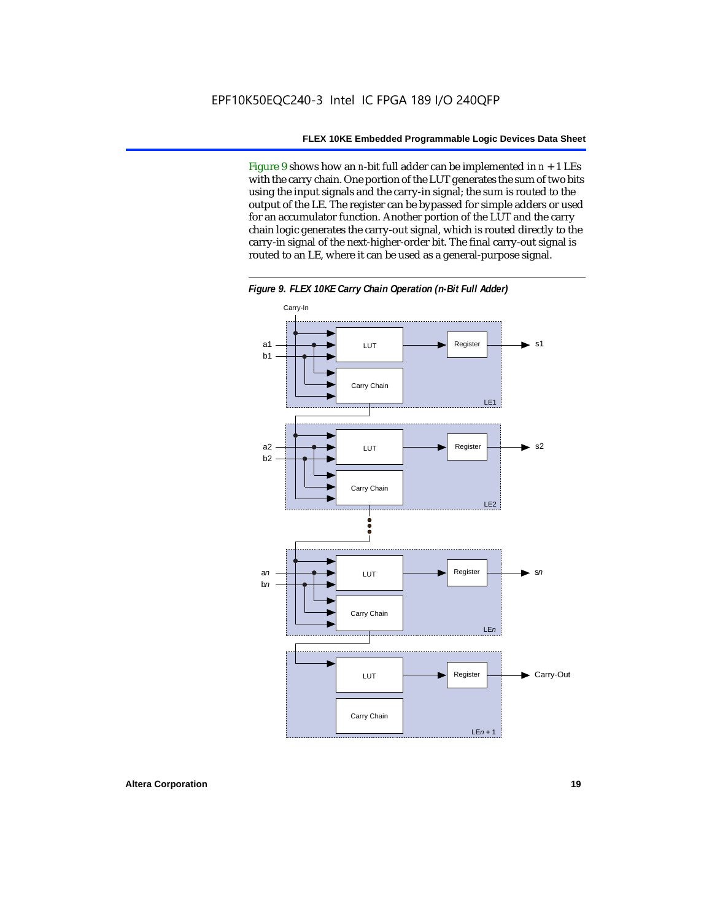Figure 9 shows how an $n$-bit full adder can be implemented in $n + 1$ LEs with the carry chain. One portion of the LUT generates the sum of two bits using the input signals and the carry-in signal; the sum is routed to the output of the LE. The register can be bypassed for simple adders or used for an accumulator function. Another portion of the LUT and the carry chain logic generates the carry-out signal, which is routed directly to the carry-in signal of the next-higher-order bit. The final carry-out signal is routed to an LE, where it can be used as a general-purpose signal.

*Figure 9. FLEX 10KE Carry Chain Operation (n-Bit Full Adder)*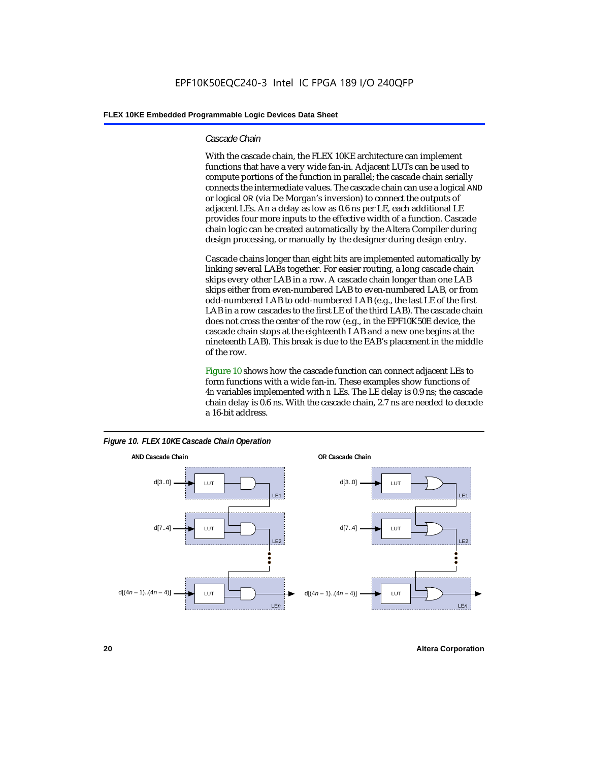### *Cascade Chain*

With the cascade chain, the FLEX 10KE architecture can implement functions that have a very wide fan-in. Adjacent LUTs can be used to compute portions of the function in parallel; the cascade chain serially connects the intermediate values. The cascade chain can use a logical AND or logical OR (via De Morgan's inversion) to connect the outputs of adjacent LEs. An a delay as low as 0.6 ns per LE, each additional LE provides four more inputs to the effective width of a function. Cascade chain logic can be created automatically by the Altera Compiler during design processing, or manually by the designer during design entry.

Cascade chains longer than eight bits are implemented automatically by linking several LABs together. For easier routing, a long cascade chain skips every other LAB in a row. A cascade chain longer than one LAB skips either from even-numbered LAB to even-numbered LAB, or from odd-numbered LAB to odd-numbered LAB (e.g., the last LE of the first LAB in a row cascades to the first LE of the third LAB). The cascade chain does not cross the center of the row (e.g., in the EPF10K50E device, the cascade chain stops at the eighteenth LAB and a new one begins at the nineteenth LAB). This break is due to the EAB's placement in the middle of the row.

Figure 10 shows how the cascade function can connect adjacent LEs to form functions with a wide fan-in. These examples show functions of 4*n* variables implemented with *n* LEs. The LE delay is 0.9 ns; the cascade chain delay is 0.6 ns. With the cascade chain, 2.7 ns are needed to decode a 16-bit address.

*Figure 10. FLEX 10KE Cascade Chain Operation*

**AND Cascade Chain**

d[3..0] → LUT → LE1
d[7..4] → LUT → LE2
d[(4*n* – 1)..(4*n* – 4)] → LUT → LE*n*

**OR Cascade Chain**

d[3..0] → LUT → LE1
d[7..4] → LUT → LE2
d[(4*n* – 1)..(4*n* – 4)] → LUT → LE*n*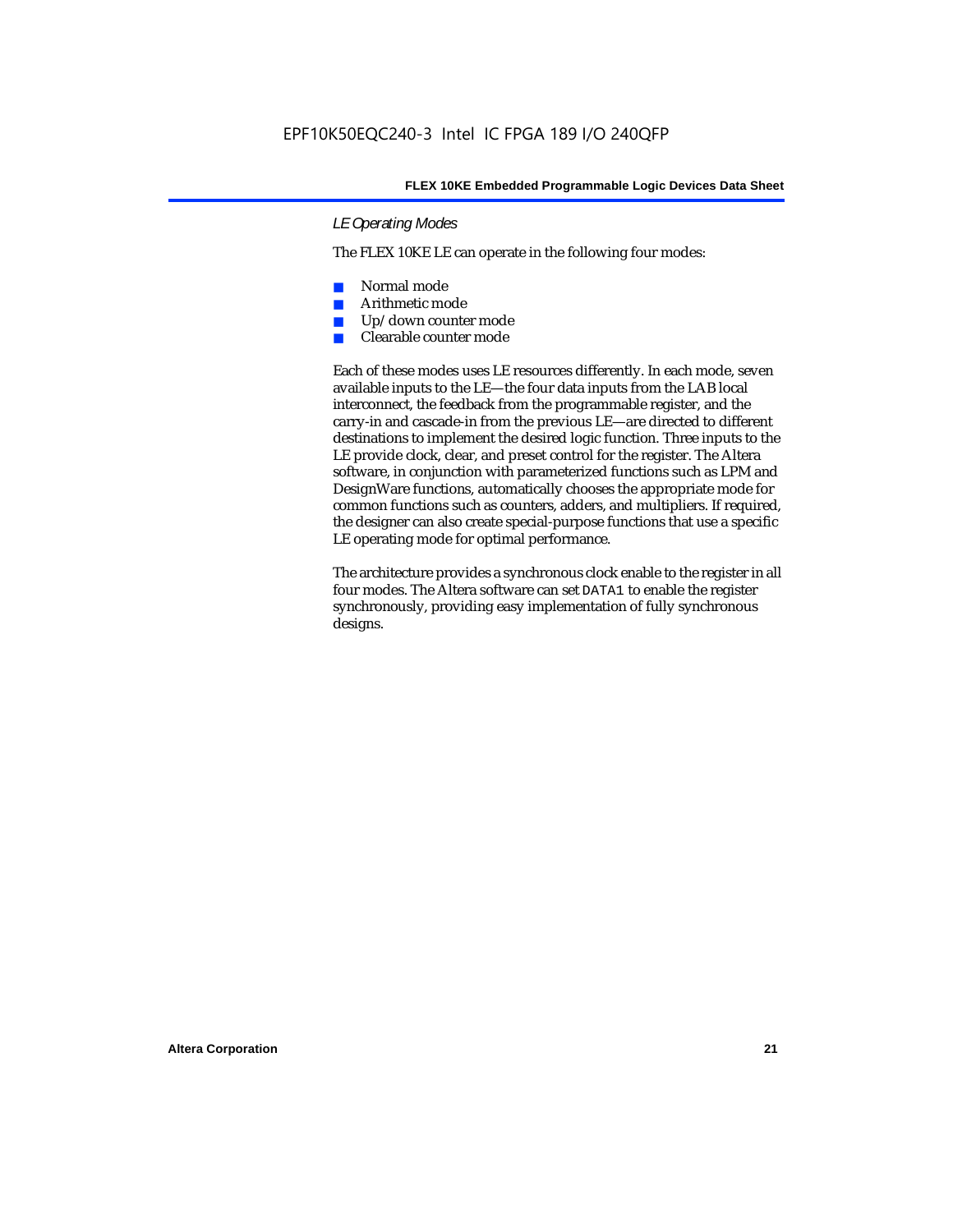### LE Operating Modes

The FLEX 10KE LE can operate in the following four modes:

- Normal mode
- Arithmetic mode
- Up/down counter mode
- Clearable counter mode

Each of these modes uses LE resources differently. In each mode, seven available inputs to the LE—the four data inputs from the LAB local interconnect, the feedback from the programmable register, and the carry-in and cascade-in from the previous LE—are directed to different destinations to implement the desired logic function. Three inputs to the LE provide clock, clear, and preset control for the register. The Altera software, in conjunction with parameterized functions such as LPM and DesignWare functions, automatically chooses the appropriate mode for common functions such as counters, adders, and multipliers. If required, the designer can also create special-purpose functions that use a specific LE operating mode for optimal performance.

The architecture provides a synchronous clock enable to the register in all four modes. The Altera software can set `DATA1` to enable the register synchronously, providing easy implementation of fully synchronous designs.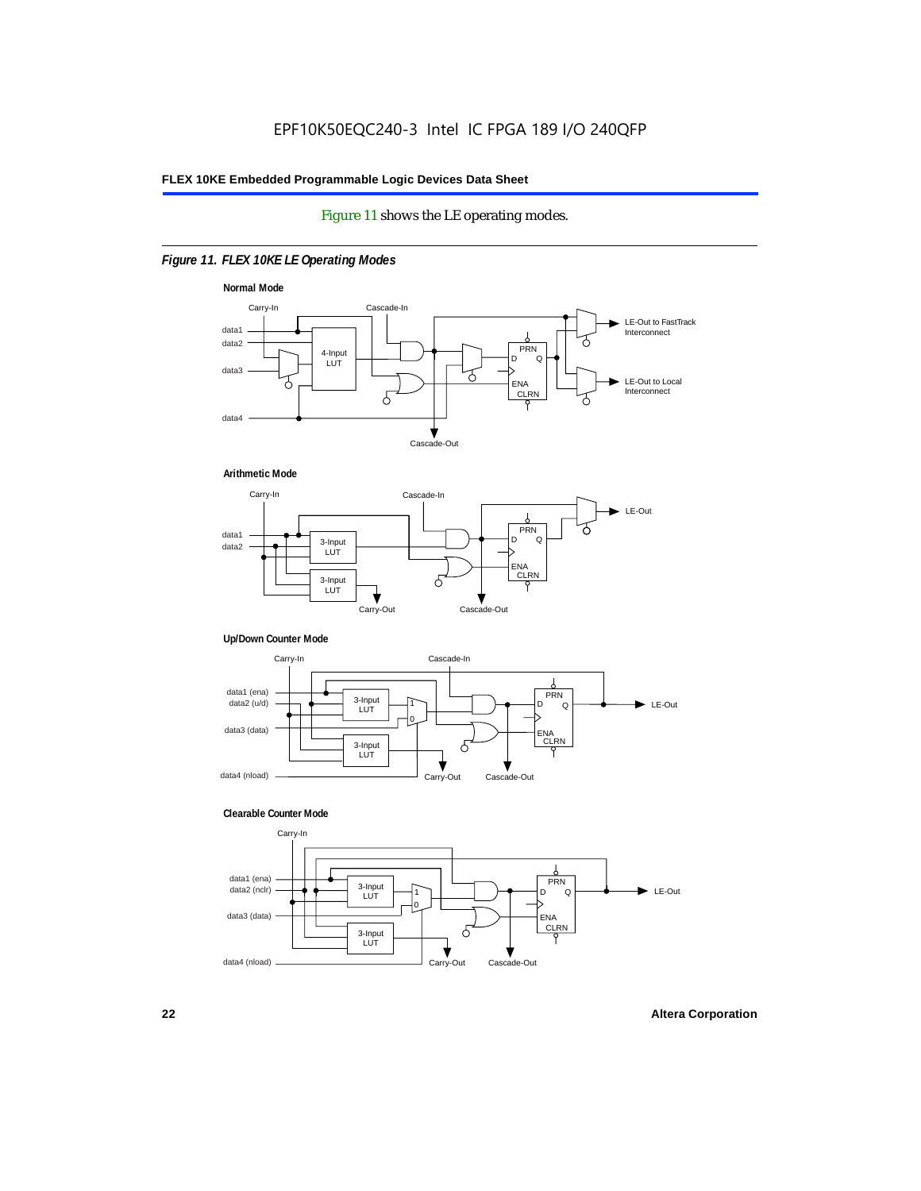Figure 11 shows the LE operating modes.

*Figure 11. FLEX 10KE LE Operating Modes*

**Normal Mode**

Carry-In, Cascade-In, data1, data2, data3, data4, 4-Input LUT, PRN, D, Q, ENA, CLRN, LE-Out to FastTrack Interconnect, LE-Out to Local Interconnect, Cascade-Out

**Arithmetic Mode**

Carry-In, Cascade-In, data1, data2, 3-Input LUT, 3-Input LUT, PRN, D, Q, ENA, CLRN, LE-Out, Carry-Out, Cascade-Out

**Up/Down Counter Mode**

Carry-In, Cascade-In, data1 (ena), data2 (u/d), data3 (data), data4 (nload), 3-Input LUT, 3-Input LUT, 1, 0, PRN, D, Q, ENA, CLRN, LE-Out, Carry-Out, Cascade-Out

**Clearable Counter Mode**

Carry-In, data1 (ena), data2 (nclr), data3 (data), data4 (nload), 3-Input LUT, 3-Input LUT, 1, 0, PRN, D, Q, ENA, CLRN, LE-Out, Carry-Out, Cascade-Out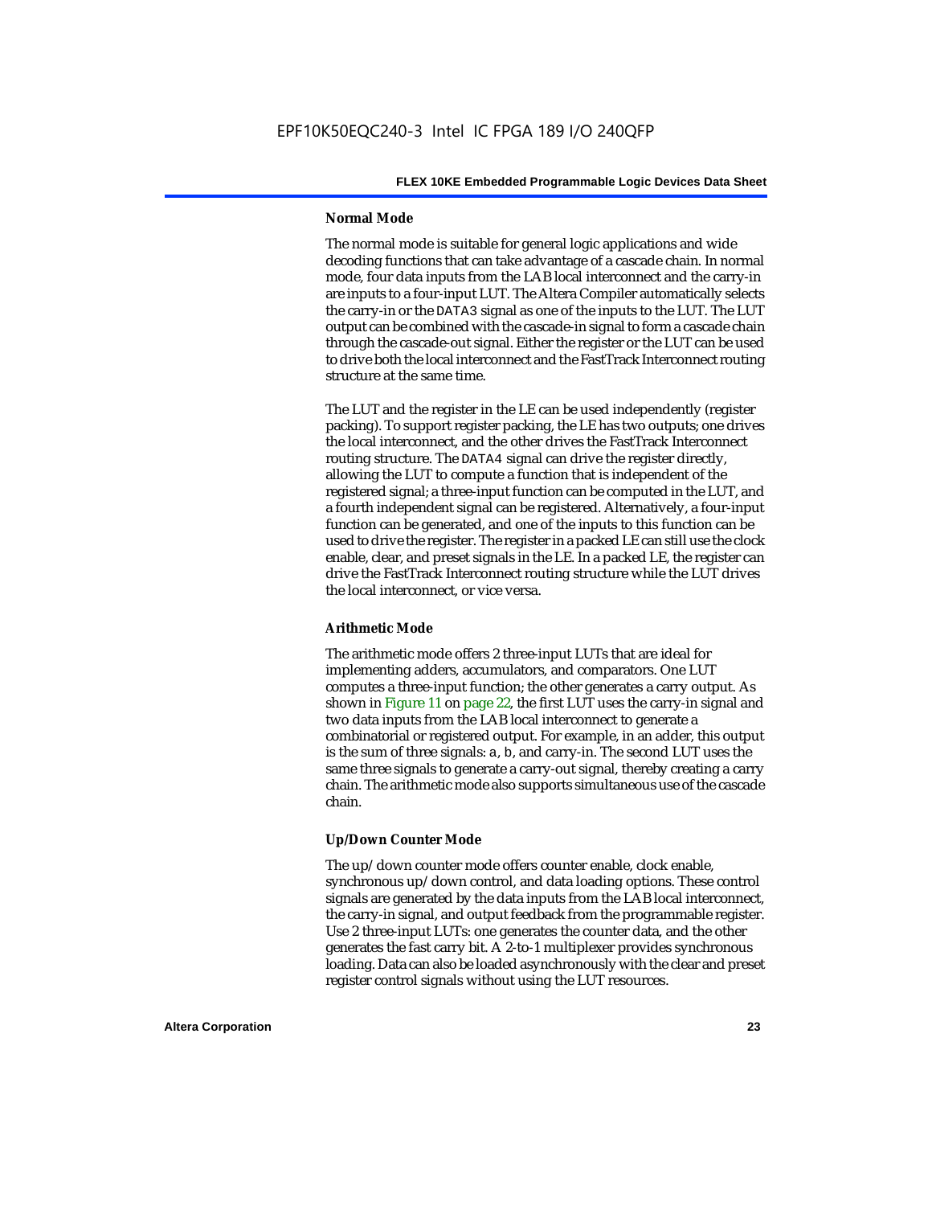### Normal Mode

The normal mode is suitable for general logic applications and wide decoding functions that can take advantage of a cascade chain. In normal mode, four data inputs from the LAB local interconnect and the carry-in are inputs to a four-input LUT. The Altera Compiler automatically selects the carry-in or the DATA3 signal as one of the inputs to the LUT. The LUT output can be combined with the cascade-in signal to form a cascade chain through the cascade-out signal. Either the register or the LUT can be used to drive both the local interconnect and the FastTrack Interconnect routing structure at the same time.

The LUT and the register in the LE can be used independently (register packing). To support register packing, the LE has two outputs; one drives the local interconnect, and the other drives the FastTrack Interconnect routing structure. The DATA4 signal can drive the register directly, allowing the LUT to compute a function that is independent of the registered signal; a three-input function can be computed in the LUT, and a fourth independent signal can be registered. Alternatively, a four-input function can be generated, and one of the inputs to this function can be used to drive the register. The register in a packed LE can still use the clock enable, clear, and preset signals in the LE. In a packed LE, the register can drive the FastTrack Interconnect routing structure while the LUT drives the local interconnect, or vice versa.

### Arithmetic Mode

The arithmetic mode offers 2 three-input LUTs that are ideal for implementing adders, accumulators, and comparators. One LUT computes a three-input function; the other generates a carry output. As shown in Figure 11 on page 22, the first LUT uses the carry-in signal and two data inputs from the LAB local interconnect to generate a combinatorial or registered output. For example, in an adder, this output is the sum of three signals: a, b, and carry-in. The second LUT uses the same three signals to generate a carry-out signal, thereby creating a carry chain. The arithmetic mode also supports simultaneous use of the cascade chain.

### Up/Down Counter Mode

The up/down counter mode offers counter enable, clock enable, synchronous up/down control, and data loading options. These control signals are generated by the data inputs from the LAB local interconnect, the carry-in signal, and output feedback from the programmable register. Use 2 three-input LUTs: one generates the counter data, and the other generates the fast carry bit. A 2-to-1 multiplexer provides synchronous loading. Data can also be loaded asynchronously with the clear and preset register control signals without using the LUT resources.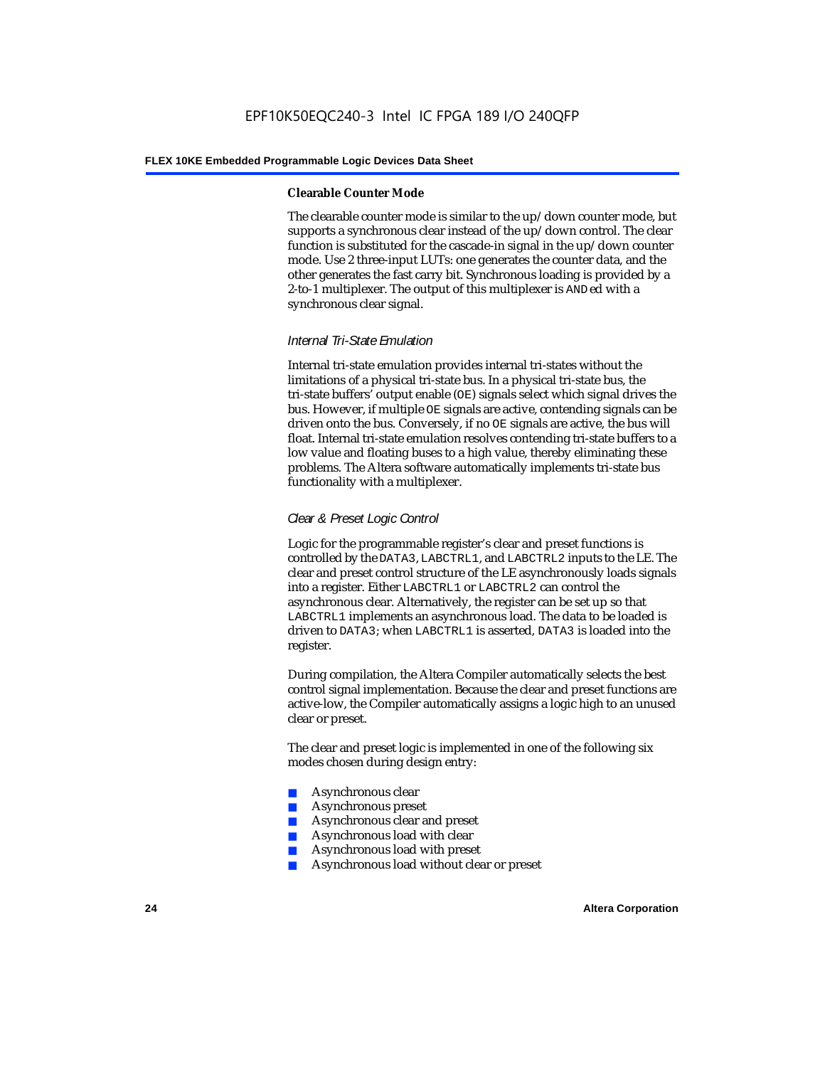#### Clearable Counter Mode

The clearable counter mode is similar to the up/down counter mode, but supports a synchronous clear instead of the up/down control. The clear function is substituted for the cascade-in signal in the up/down counter mode. Use 2 three-input LUTs: one generates the counter data, and the other generates the fast carry bit. Synchronous loading is provided by a 2-to-1 multiplexer. The output of this multiplexer is `AND`ed with a synchronous clear signal.

### *Internal Tri-State Emulation*

Internal tri-state emulation provides internal tri-states without the limitations of a physical tri-state bus. In a physical tri-state bus, the tri-state buffers' output enable (`OE`) signals select which signal drives the bus. However, if multiple `OE` signals are active, contending signals can be driven onto the bus. Conversely, if no `OE` signals are active, the bus will float. Internal tri-state emulation resolves contending tri-state buffers to a low value and floating buses to a high value, thereby eliminating these problems. The Altera software automatically implements tri-state bus functionality with a multiplexer.

### *Clear & Preset Logic Control*

Logic for the programmable register's clear and preset functions is controlled by the `DATA3`, `LABCTRL1`, and `LABCTRL2` inputs to the LE. The clear and preset control structure of the LE asynchronously loads signals into a register. Either `LABCTRL1` or `LABCTRL2` can control the asynchronous clear. Alternatively, the register can be set up so that `LABCTRL1` implements an asynchronous load. The data to be loaded is driven to `DATA3`; when `LABCTRL1` is asserted, `DATA3` is loaded into the register.

During compilation, the Altera Compiler automatically selects the best control signal implementation. Because the clear and preset functions are active-low, the Compiler automatically assigns a logic high to an unused clear or preset.

The clear and preset logic is implemented in one of the following six modes chosen during design entry:

- Asynchronous clear
- Asynchronous preset
- Asynchronous clear and preset
- Asynchronous load with clear
- Asynchronous load with preset
- Asynchronous load without clear or preset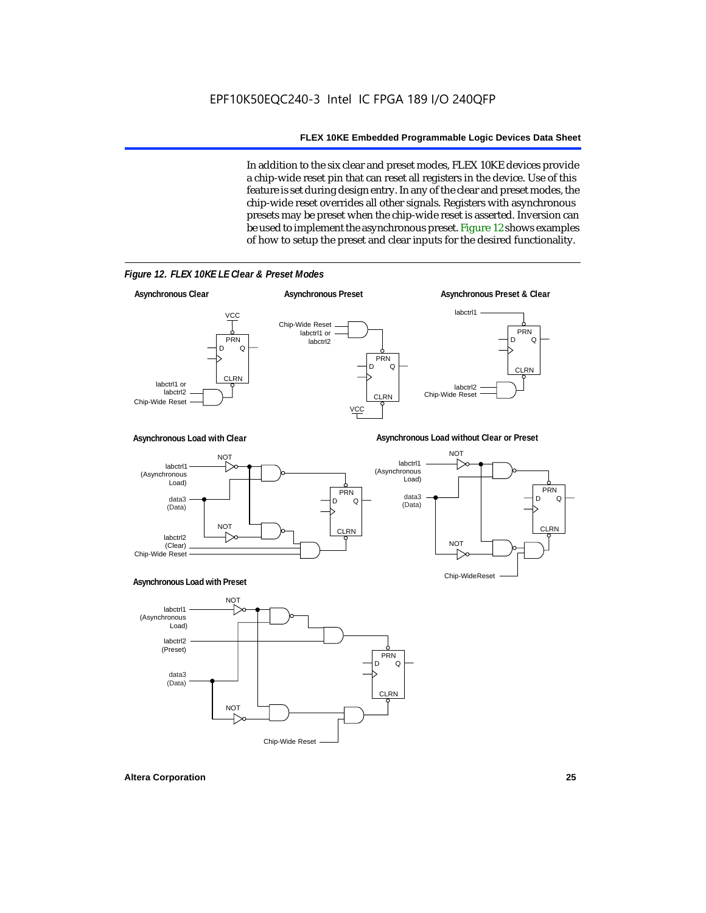In addition to the six clear and preset modes, FLEX 10KE devices provide a chip-wide reset pin that can reset all registers in the device. Use of this feature is set during design entry. In any of the clear and preset modes, the chip-wide reset overrides all other signals. Registers with asynchronous presets may be preset when the chip-wide reset is asserted. Inversion can be used to implement the asynchronous preset. Figure 12 shows examples of how to setup the preset and clear inputs for the desired functionality.

*Figure 12. FLEX 10KE LE Clear & Preset Modes*

**Asynchronous Clear**

**Asynchronous Preset**

**Asynchronous Preset & Clear**

**Asynchronous Load with Clear**

**Asynchronous Load without Clear or Preset**

**Asynchronous Load with Preset**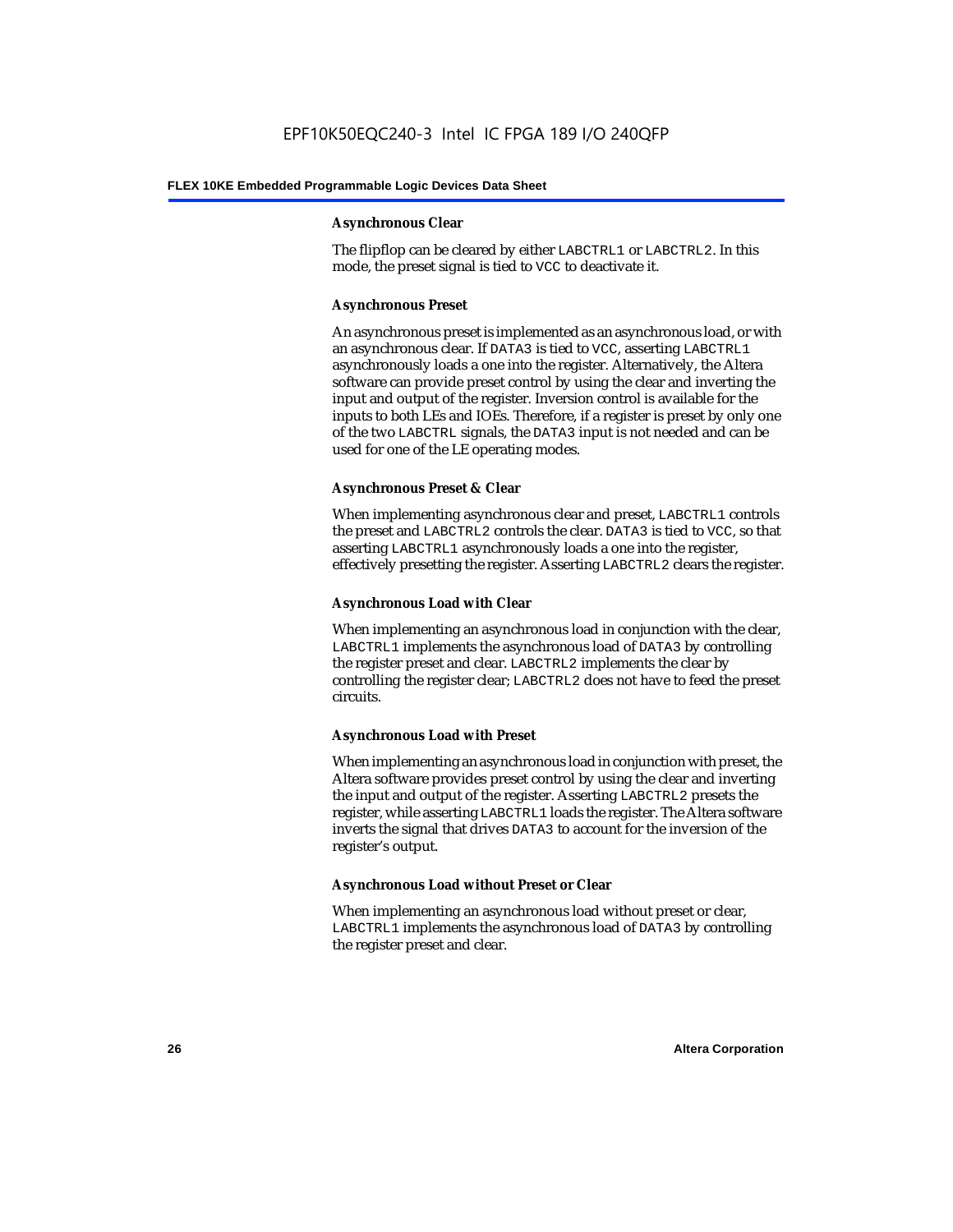#### Asynchronous Clear

The flipflop can be cleared by either LABCTRL1 or LABCTRL2. In this mode, the preset signal is tied to VCC to deactivate it.

#### Asynchronous Preset

An asynchronous preset is implemented as an asynchronous load, or with an asynchronous clear. If DATA3 is tied to VCC, asserting LABCTRL1 asynchronously loads a one into the register. Alternatively, the Altera software can provide preset control by using the clear and inverting the input and output of the register. Inversion control is available for the inputs to both LEs and IOEs. Therefore, if a register is preset by only one of the two LABCTRL signals, the DATA3 input is not needed and can be used for one of the LE operating modes.

#### Asynchronous Preset & Clear

When implementing asynchronous clear and preset, LABCTRL1 controls the preset and LABCTRL2 controls the clear. DATA3 is tied to VCC, so that asserting LABCTRL1 asynchronously loads a one into the register, effectively presetting the register. Asserting LABCTRL2 clears the register.

#### Asynchronous Load with Clear

When implementing an asynchronous load in conjunction with the clear, LABCTRL1 implements the asynchronous load of DATA3 by controlling the register preset and clear. LABCTRL2 implements the clear by controlling the register clear; LABCTRL2 does not have to feed the preset circuits.

#### Asynchronous Load with Preset

When implementing an asynchronous load in conjunction with preset, the Altera software provides preset control by using the clear and inverting the input and output of the register. Asserting LABCTRL2 presets the register, while asserting LABCTRL1 loads the register. The Altera software inverts the signal that drives DATA3 to account for the inversion of the register's output.

#### Asynchronous Load without Preset or Clear

When implementing an asynchronous load without preset or clear, LABCTRL1 implements the asynchronous load of DATA3 by controlling the register preset and clear.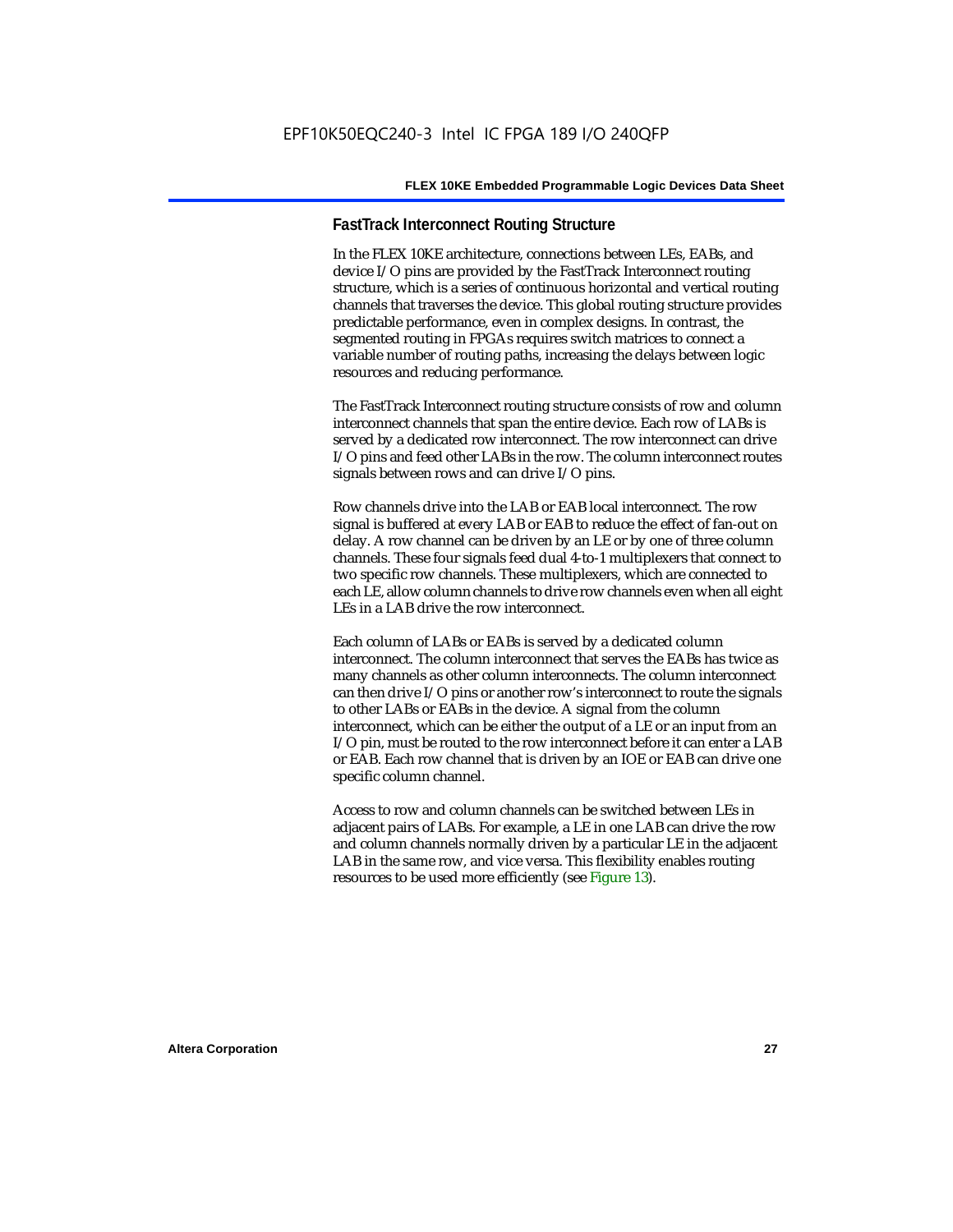### FastTrack Interconnect Routing Structure

In the FLEX 10KE architecture, connections between LEs, EABs, and device I/O pins are provided by the FastTrack Interconnect routing structure, which is a series of continuous horizontal and vertical routing channels that traverses the device. This global routing structure provides predictable performance, even in complex designs. In contrast, the segmented routing in FPGAs requires switch matrices to connect a variable number of routing paths, increasing the delays between logic resources and reducing performance.

The FastTrack Interconnect routing structure consists of row and column interconnect channels that span the entire device. Each row of LABs is served by a dedicated row interconnect. The row interconnect can drive I/O pins and feed other LABs in the row. The column interconnect routes signals between rows and can drive I/O pins.

Row channels drive into the LAB or EAB local interconnect. The row signal is buffered at every LAB or EAB to reduce the effect of fan-out on delay. A row channel can be driven by an LE or by one of three column channels. These four signals feed dual 4-to-1 multiplexers that connect to two specific row channels. These multiplexers, which are connected to each LE, allow column channels to drive row channels even when all eight LEs in a LAB drive the row interconnect.

Each column of LABs or EABs is served by a dedicated column interconnect. The column interconnect that serves the EABs has twice as many channels as other column interconnects. The column interconnect can then drive I/O pins or another row's interconnect to route the signals to other LABs or EABs in the device. A signal from the column interconnect, which can be either the output of a LE or an input from an I/O pin, must be routed to the row interconnect before it can enter a LAB or EAB. Each row channel that is driven by an IOE or EAB can drive one specific column channel.

Access to row and column channels can be switched between LEs in adjacent pairs of LABs. For example, a LE in one LAB can drive the row and column channels normally driven by a particular LE in the adjacent LAB in the same row, and vice versa. This flexibility enables routing resources to be used more efficiently (see Figure 13).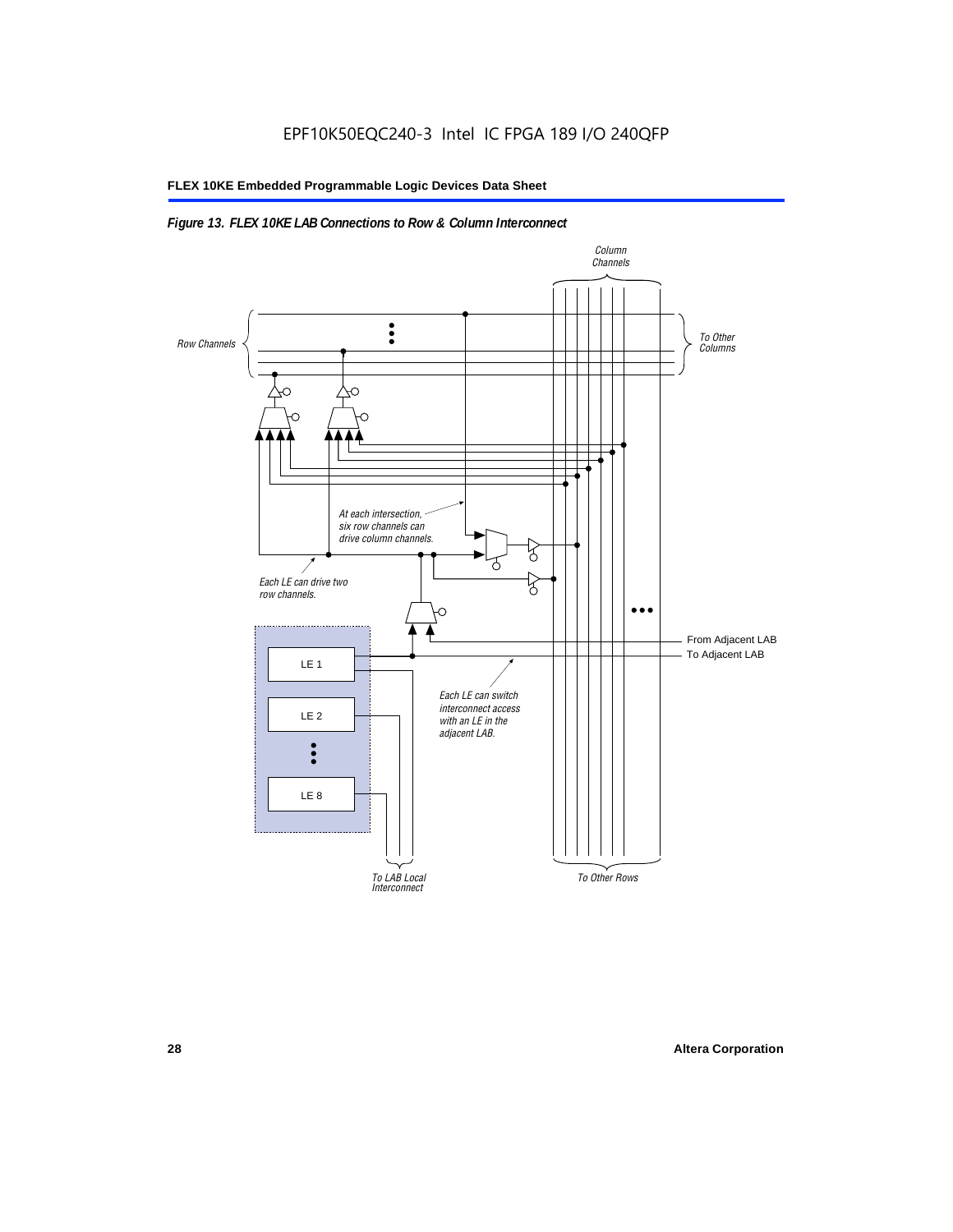*Figure 13. FLEX 10KE LAB Connections to Row & Column Interconnect*

Column Channels

Row Channels

To Other Columns

At each intersection, six row channels can drive column channels.

Each LE can drive two row channels.

From Adjacent LAB

To Adjacent LAB

LE 1

LE 2

LE 8

Each LE can switch interconnect access with an LE in the adjacent LAB.

To LAB Local Interconnect

To Other Rows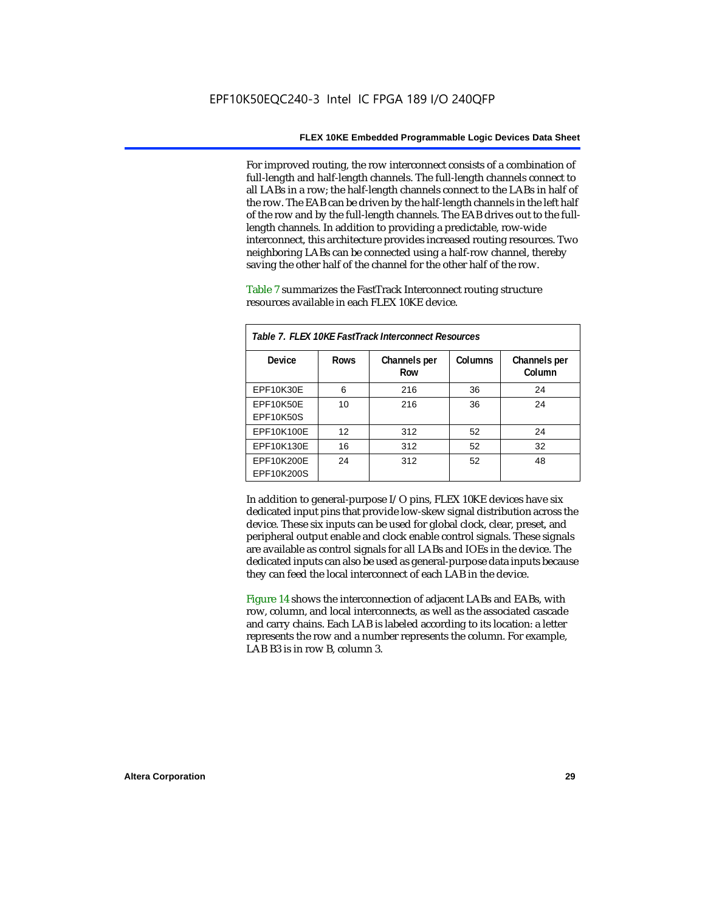For improved routing, the row interconnect consists of a combination of full-length and half-length channels. The full-length channels connect to all LABs in a row; the half-length channels connect to the LABs in half of the row. The EAB can be driven by the half-length channels in the left half of the row and by the full-length channels. The EAB drives out to the full-length channels. In addition to providing a predictable, row-wide interconnect, this architecture provides increased routing resources. Two neighboring LABs can be connected using a half-row channel, thereby saving the other half of the channel for the other half of the row.

Table 7 summarizes the FastTrack Interconnect routing structure resources available in each FLEX 10KE device.

*Table 7. FLEX 10KE FastTrack Interconnect Resources*

| Device | Rows | Channels per Row | Columns | Channels per Column |
|---|---|---|---|---|
| EPF10K30E | 6 | 216 | 36 | 24 |
| EPF10K50E<br>EPF10K50S | 10 | 216 | 36 | 24 |
| EPF10K100E | 12 | 312 | 52 | 24 |
| EPF10K130E | 16 | 312 | 52 | 32 |
| EPF10K200E<br>EPF10K200S | 24 | 312 | 52 | 48 |

In addition to general-purpose I/O pins, FLEX 10KE devices have six dedicated input pins that provide low-skew signal distribution across the device. These six inputs can be used for global clock, clear, preset, and peripheral output enable and clock enable control signals. These signals are available as control signals for all LABs and IOEs in the device. The dedicated inputs can also be used as general-purpose data inputs because they can feed the local interconnect of each LAB in the device.

Figure 14 shows the interconnection of adjacent LABs and EABs, with row, column, and local interconnects, as well as the associated cascade and carry chains. Each LAB is labeled according to its location: a letter represents the row and a number represents the column. For example, LAB B3 is in row B, column 3.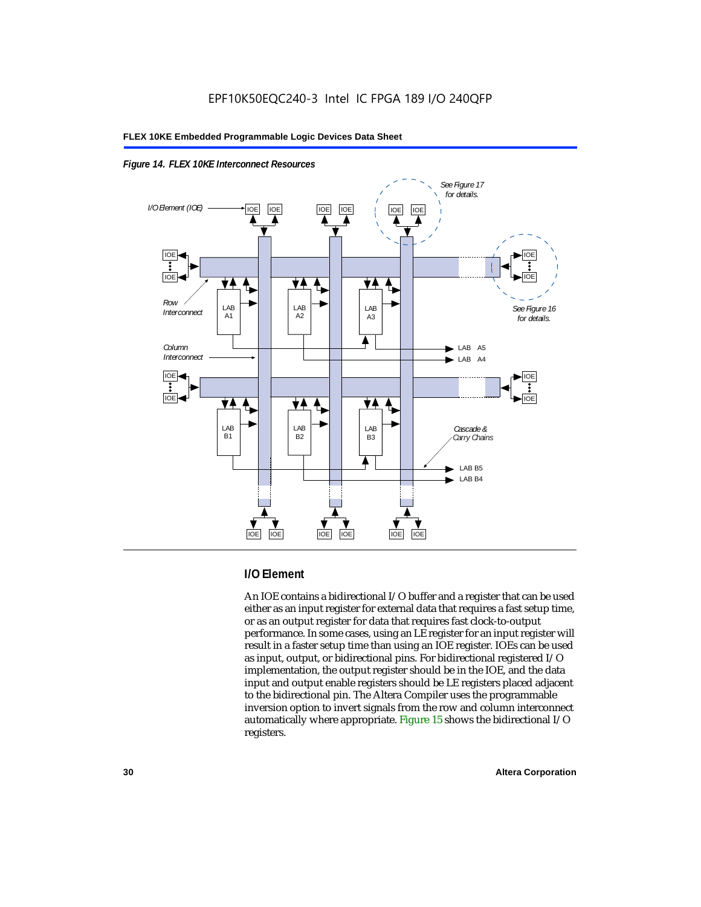**Figure 14. FLEX 10KE Interconnect Resources**

## I/O Element

An IOE contains a bidirectional I/O buffer and a register that can be used either as an input register for external data that requires a fast setup time, or as an output register for data that requires fast clock-to-output performance. In some cases, using an LE register for an input register will result in a faster setup time than using an IOE register. IOEs can be used as input, output, or bidirectional pins. For bidirectional registered I/O implementation, the output register should be in the IOE, and the data input and output enable registers should be LE registers placed adjacent to the bidirectional pin. The Altera Compiler uses the programmable inversion option to invert signals from the row and column interconnect automatically where appropriate. Figure 15 shows the bidirectional I/O registers.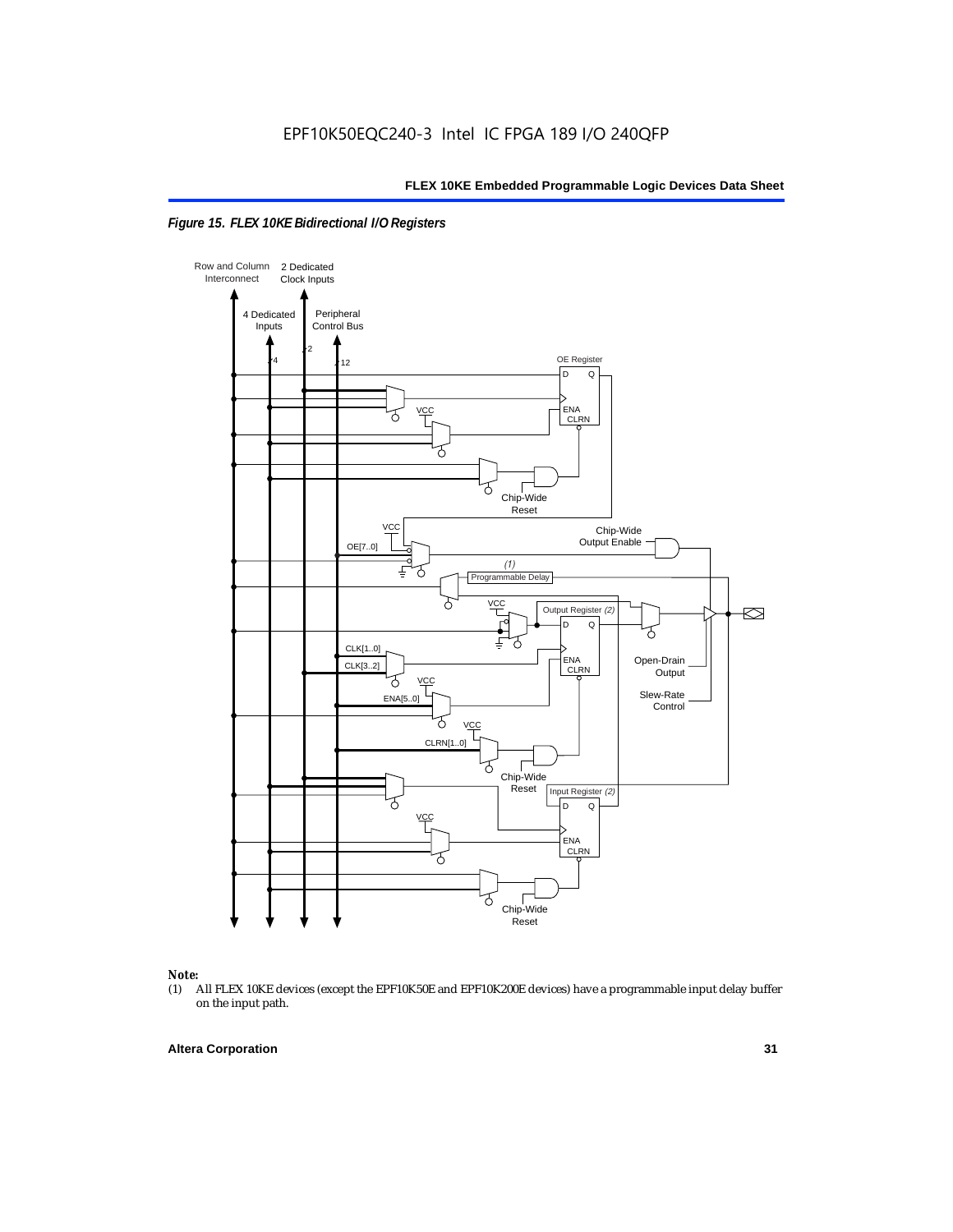*Figure 15. FLEX 10KE Bidirectional I/O Registers*

Row and Column Interconnect
2 Dedicated Clock Inputs
4 Dedicated Inputs
Peripheral Control Bus
4
2
12
OE Register
D Q
ENA
CLRN
VCC
Chip-Wide Reset
VCC
OE[7..0]
Chip-Wide Output Enable
(1)
Programmable Delay
VCC
Output Register (2)
D Q
CLK[1..0]
CLK[3..2]
ENA
CLRN
Open-Drain Output
VCC
ENA[5..0]
Slew-Rate Control
VCC
CLRN[1..0]
Chip-Wide Reset
Input Register (2)
D Q
VCC
ENA
CLRN
Chip-Wide Reset

**Note:**

(1) All FLEX 10KE devices (except the EPF10K50E and EPF10K200E devices) have a programmable input delay buffer on the input path.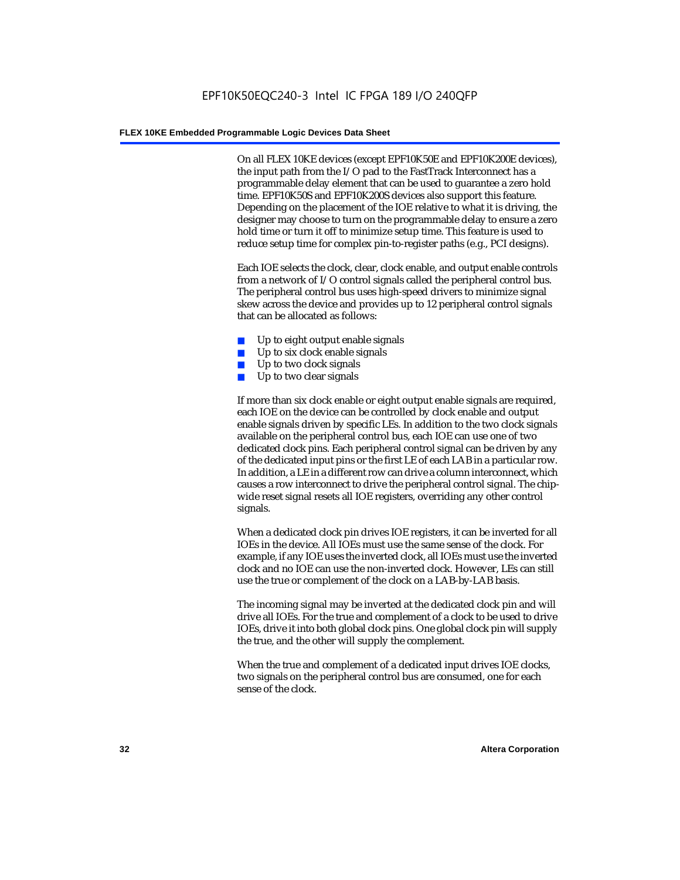On all FLEX 10KE devices (except EPF10K50E and EPF10K200E devices), the input path from the I/O pad to the FastTrack Interconnect has a programmable delay element that can be used to guarantee a zero hold time. EPF10K50S and EPF10K200S devices also support this feature. Depending on the placement of the IOE relative to what it is driving, the designer may choose to turn on the programmable delay to ensure a zero hold time or turn it off to minimize setup time. This feature is used to reduce setup time for complex pin-to-register paths (e.g., PCI designs).

Each IOE selects the clock, clear, clock enable, and output enable controls from a network of I/O control signals called the peripheral control bus. The peripheral control bus uses high-speed drivers to minimize signal skew across the device and provides up to 12 peripheral control signals that can be allocated as follows:

- Up to eight output enable signals
- Up to six clock enable signals
- Up to two clock signals
- Up to two clear signals

If more than six clock enable or eight output enable signals are required, each IOE on the device can be controlled by clock enable and output enable signals driven by specific LEs. In addition to the two clock signals available on the peripheral control bus, each IOE can use one of two dedicated clock pins. Each peripheral control signal can be driven by any of the dedicated input pins or the first LE of each LAB in a particular row. In addition, a LE in a different row can drive a column interconnect, which causes a row interconnect to drive the peripheral control signal. The chip-wide reset signal resets all IOE registers, overriding any other control signals.

When a dedicated clock pin drives IOE registers, it can be inverted for all IOEs in the device. All IOEs must use the same sense of the clock. For example, if any IOE uses the inverted clock, all IOEs must use the inverted clock and no IOE can use the non-inverted clock. However, LEs can still use the true or complement of the clock on a LAB-by-LAB basis.

The incoming signal may be inverted at the dedicated clock pin and will drive all IOEs. For the true and complement of a clock to be used to drive IOEs, drive it into both global clock pins. One global clock pin will supply the true, and the other will supply the complement.

When the true and complement of a dedicated input drives IOE clocks, two signals on the peripheral control bus are consumed, one for each sense of the clock.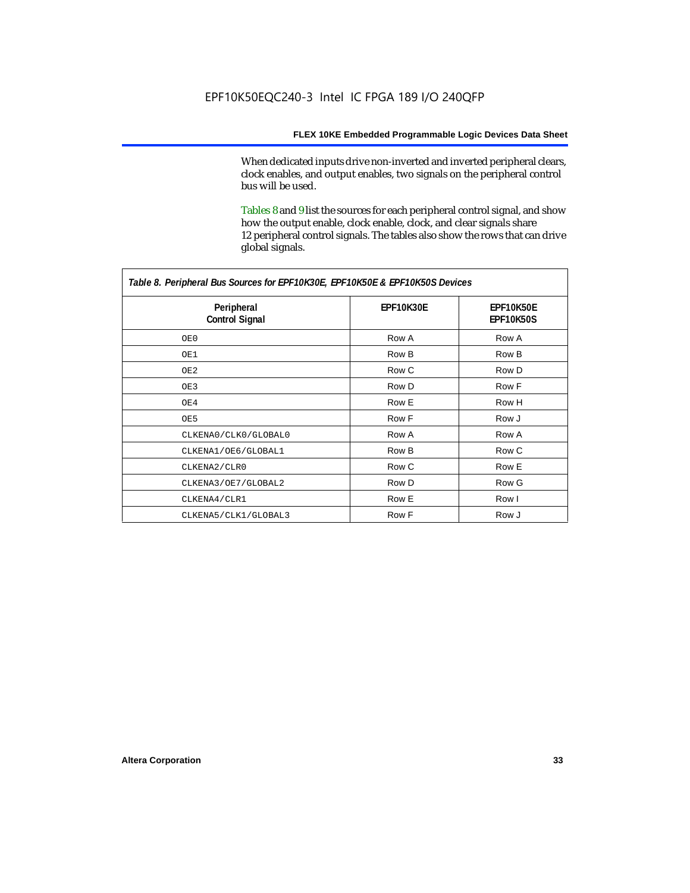When dedicated inputs drive non-inverted and inverted peripheral clears, clock enables, and output enables, two signals on the peripheral control bus will be used.

Tables 8 and 9 list the sources for each peripheral control signal, and show how the output enable, clock enable, clock, and clear signals share 12 peripheral control signals. The tables also show the rows that can drive global signals.

*Table 8. Peripheral Bus Sources for EPF10K30E, EPF10K50E & EPF10K50S Devices*

| Peripheral Control Signal | EPF10K30E | EPF10K50E EPF10K50S |
|---|---|---|
| OE0 | Row A | Row A |
| OE1 | Row B | Row B |
| OE2 | Row C | Row D |
| OE3 | Row D | Row F |
| OE4 | Row E | Row H |
| OE5 | Row F | Row J |
| CLKENA0/CLK0/GLOBAL0 | Row A | Row A |
| CLKENA1/OE6/GLOBAL1 | Row B | Row C |
| CLKENA2/CLR0 | Row C | Row E |
| CLKENA3/OE7/GLOBAL2 | Row D | Row G |
| CLKENA4/CLR1 | Row E | Row I |
| CLKENA5/CLK1/GLOBAL3 | Row F | Row J |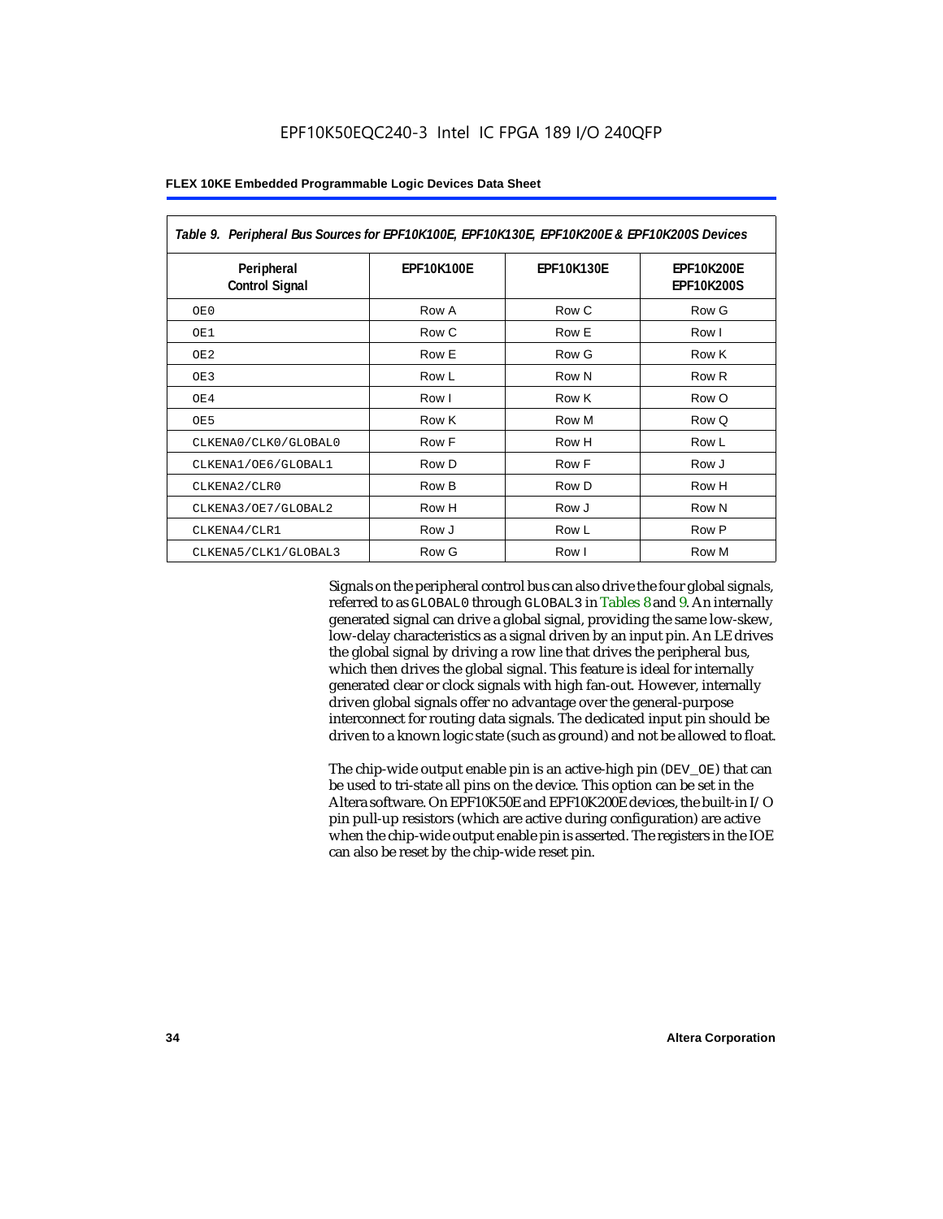| Table 9. Peripheral Bus Sources for EPF10K100E, EPF10K130E, EPF10K200E & EPF10K200S Devices | | | |
|---|---|---|---|
| Peripheral Control Signal | EPF10K100E | EPF10K130E | EPF10K200E EPF10K200S |
| OE0 | Row A | Row C | Row G |
| OE1 | Row C | Row E | Row I |
| OE2 | Row E | Row G | Row K |
| OE3 | Row L | Row N | Row R |
| OE4 | Row I | Row K | Row O |
| OE5 | Row K | Row M | Row Q |
| CLKENA0/CLK0/GLOBAL0 | Row F | Row H | Row L |
| CLKENA1/OE6/GLOBAL1 | Row D | Row F | Row J |
| CLKENA2/CLR0 | Row B | Row D | Row H |
| CLKENA3/OE7/GLOBAL2 | Row H | Row J | Row N |
| CLKENA4/CLR1 | Row J | Row L | Row P |
| CLKENA5/CLK1/GLOBAL3 | Row G | Row I | Row M |

Signals on the peripheral control bus can also drive the four global signals, referred to as GLOBAL0 through GLOBAL3 in Tables 8 and 9. An internally generated signal can drive a global signal, providing the same low-skew, low-delay characteristics as a signal driven by an input pin. An LE drives the global signal by driving a row line that drives the peripheral bus, which then drives the global signal. This feature is ideal for internally generated clear or clock signals with high fan-out. However, internally driven global signals offer no advantage over the general-purpose interconnect for routing data signals. The dedicated input pin should be driven to a known logic state (such as ground) and not be allowed to float.

The chip-wide output enable pin is an active-high pin (DEV_OE) that can be used to tri-state all pins on the device. This option can be set in the Altera software. On EPF10K50E and EPF10K200E devices, the built-in I/O pin pull-up resistors (which are active during configuration) are active when the chip-wide output enable pin is asserted. The registers in the IOE can also be reset by the chip-wide reset pin.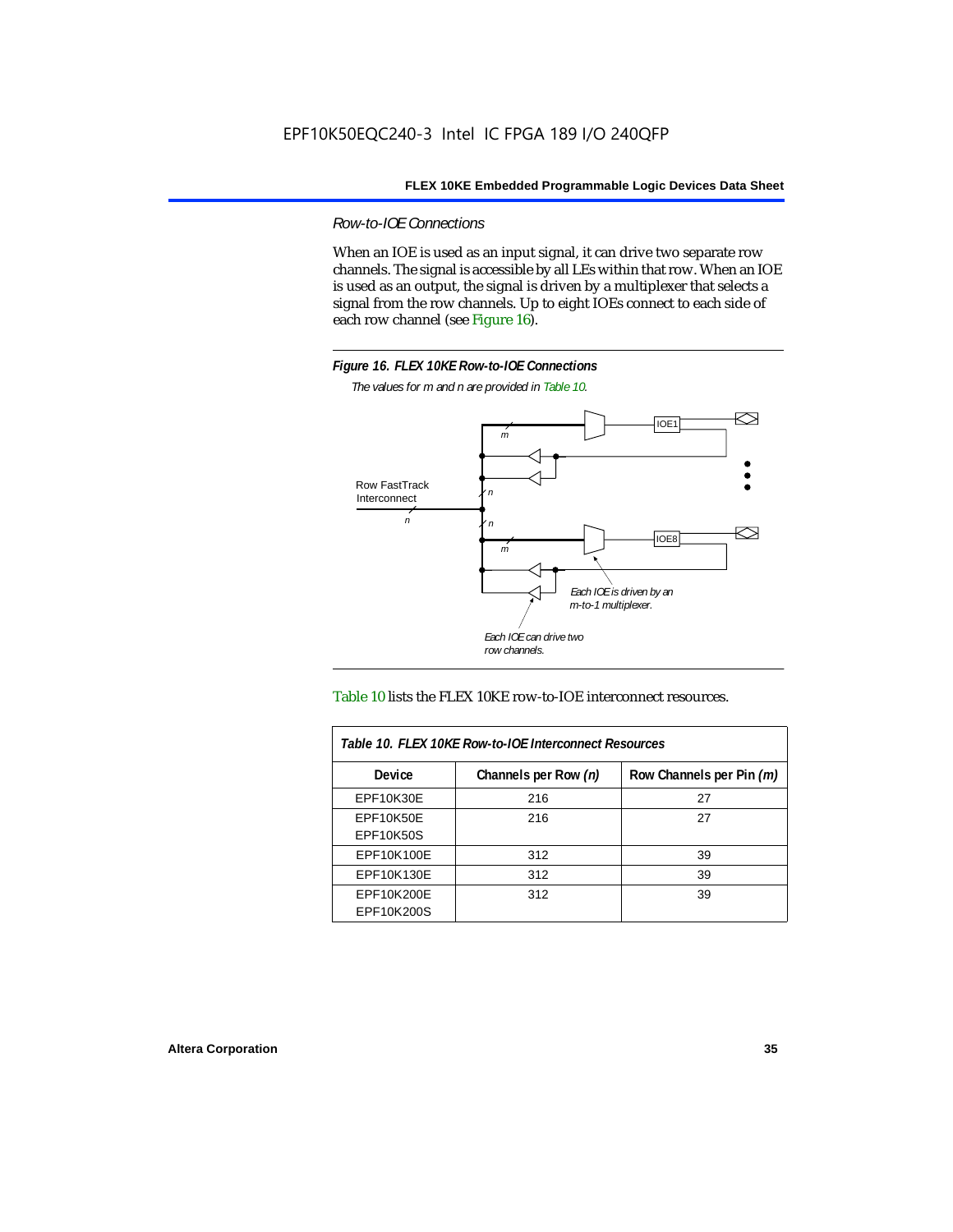### *Row-to-IOE Connections*

When an IOE is used as an input signal, it can drive two separate row channels. The signal is accessible by all LEs within that row. When an IOE is used as an output, the signal is driven by a multiplexer that selects a signal from the row channels. Up to eight IOEs connect to each side of each row channel (see Figure 16).

**Figure 16. FLEX 10KE Row-to-IOE Connections**

*The values for m and n are provided in Table 10.*

Row FastTrack Interconnect

*Each IOE is driven by an m-to-1 multiplexer.*

*Each IOE can drive two row channels.*

Table 10 lists the FLEX 10KE row-to-IOE interconnect resources.

**Table 10. FLEX 10KE Row-to-IOE Interconnect Resources**

| Device | Channels per Row *(n)* | Row Channels per Pin *(m)* |
| --- | --- | --- |
| EPF10K30E | 216 | 27 |
| EPF10K50E<br>EPF10K50S | 216 | 27 |
| EPF10K100E | 312 | 39 |
| EPF10K130E | 312 | 39 |
| EPF10K200E<br>EPF10K200S | 312 | 39 |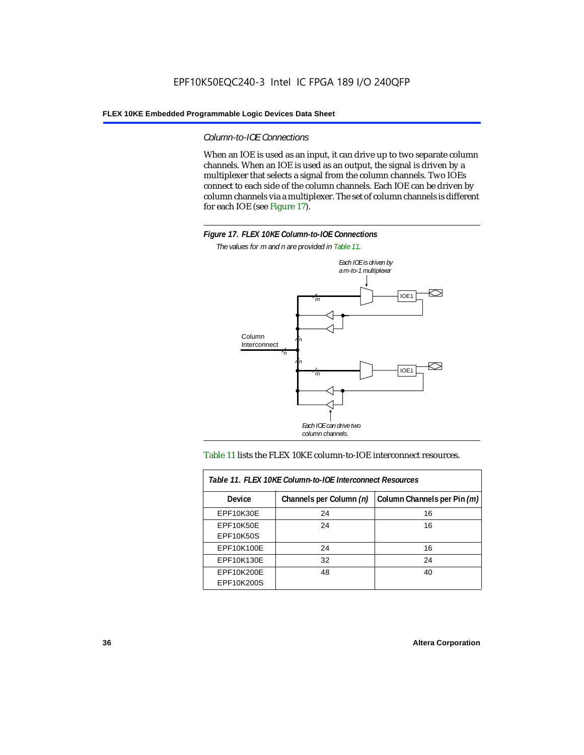### Column-to-IOE Connections

When an IOE is used as an input, it can drive up to two separate column channels. When an IOE is used as an output, the signal is driven by a multiplexer that selects a signal from the column channels. Two IOEs connect to each side of the column channels. Each IOE can be driven by column channels via a multiplexer. The set of column channels is different for each IOE (see Figure 17).

**Figure 17. FLEX 10KE Column-to-IOE Connections**

*The values for m and n are provided in Table 11.*

Table 11 lists the FLEX 10KE column-to-IOE interconnect resources.

**Table 11. FLEX 10KE Column-to-IOE Interconnect Resources**

| Device | Channels per Column *(n)* | Column Channels per Pin *(m)* |
|---|---|---|
| EPF10K30E | 24 | 16 |
| EPF10K50E<br>EPF10K50S | 24 | 16 |
| EPF10K100E | 24 | 16 |
| EPF10K130E | 32 | 24 |
| EPF10K200E<br>EPF10K200S | 48 | 40 |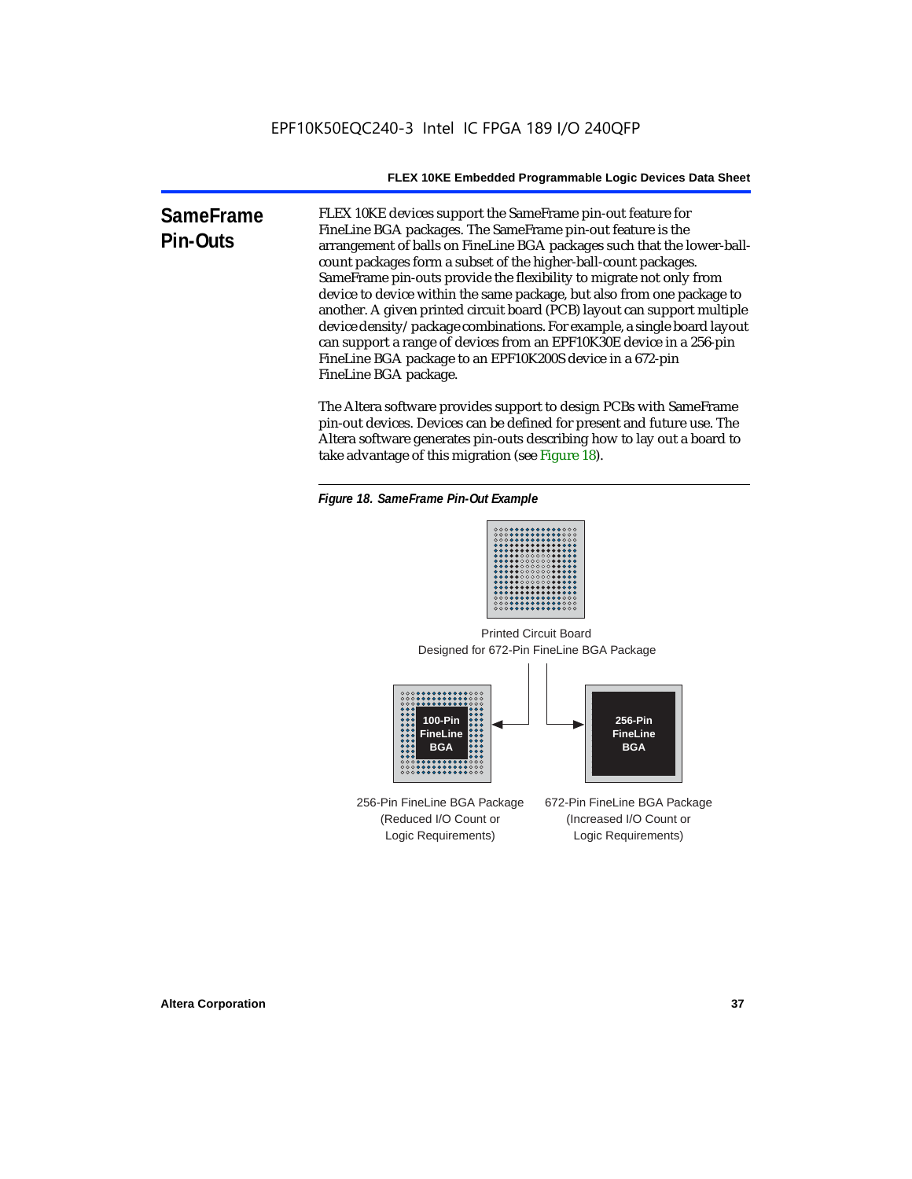## SameFrame Pin-Outs

FLEX 10KE devices support the SameFrame pin-out feature for FineLine BGA packages. The SameFrame pin-out feature is the arrangement of balls on FineLine BGA packages such that the lower-ball-count packages form a subset of the higher-ball-count packages. SameFrame pin-outs provide the flexibility to migrate not only from device to device within the same package, but also from one package to another. A given printed circuit board (PCB) layout can support multiple device density/package combinations. For example, a single board layout can support a range of devices from an EPF10K30E device in a 256-pin FineLine BGA package to an EPF10K200S device in a 672-pin FineLine BGA package.

The Altera software provides support to design PCBs with SameFrame pin-out devices. Devices can be defined for present and future use. The Altera software generates pin-outs describing how to lay out a board to take advantage of this migration (see Figure 18).

*Figure 18. SameFrame Pin-Out Example*

Printed Circuit Board
Designed for 672-Pin FineLine BGA Package

100-Pin FineLine BGA

256-Pin FineLine BGA

256-Pin FineLine BGA Package
(Reduced I/O Count or
Logic Requirements)

672-Pin FineLine BGA Package
(Increased I/O Count or
Logic Requirements)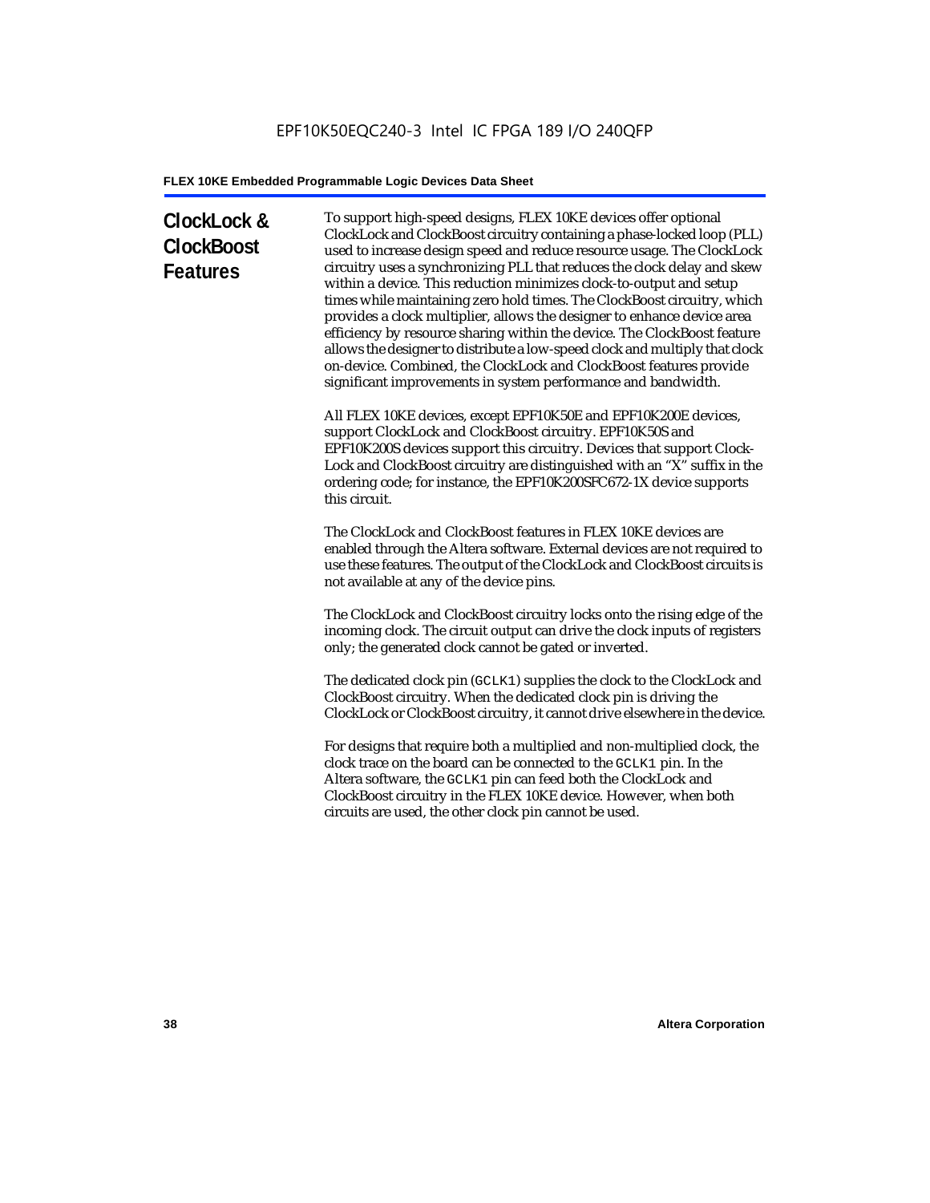## ClockLock & ClockBoost Features

To support high-speed designs, FLEX 10KE devices offer optional ClockLock and ClockBoost circuitry containing a phase-locked loop (PLL) used to increase design speed and reduce resource usage. The ClockLock circuitry uses a synchronizing PLL that reduces the clock delay and skew within a device. This reduction minimizes clock-to-output and setup times while maintaining zero hold times. The ClockBoost circuitry, which provides a clock multiplier, allows the designer to enhance device area efficiency by resource sharing within the device. The ClockBoost feature allows the designer to distribute a low-speed clock and multiply that clock on-device. Combined, the ClockLock and ClockBoost features provide significant improvements in system performance and bandwidth.

All FLEX 10KE devices, except EPF10K50E and EPF10K200E devices, support ClockLock and ClockBoost circuitry. EPF10K50S and EPF10K200S devices support this circuitry. Devices that support Clock-Lock and ClockBoost circuitry are distinguished with an "X" suffix in the ordering code; for instance, the EPF10K200SFC672-1X device supports this circuit.

The ClockLock and ClockBoost features in FLEX 10KE devices are enabled through the Altera software. External devices are not required to use these features. The output of the ClockLock and ClockBoost circuits is not available at any of the device pins.

The ClockLock and ClockBoost circuitry locks onto the rising edge of the incoming clock. The circuit output can drive the clock inputs of registers only; the generated clock cannot be gated or inverted.

The dedicated clock pin (GCLK1) supplies the clock to the ClockLock and ClockBoost circuitry. When the dedicated clock pin is driving the ClockLock or ClockBoost circuitry, it cannot drive elsewhere in the device.

For designs that require both a multiplied and non-multiplied clock, the clock trace on the board can be connected to the GCLK1 pin. In the Altera software, the GCLK1 pin can feed both the ClockLock and ClockBoost circuitry in the FLEX 10KE device. However, when both circuits are used, the other clock pin cannot be used.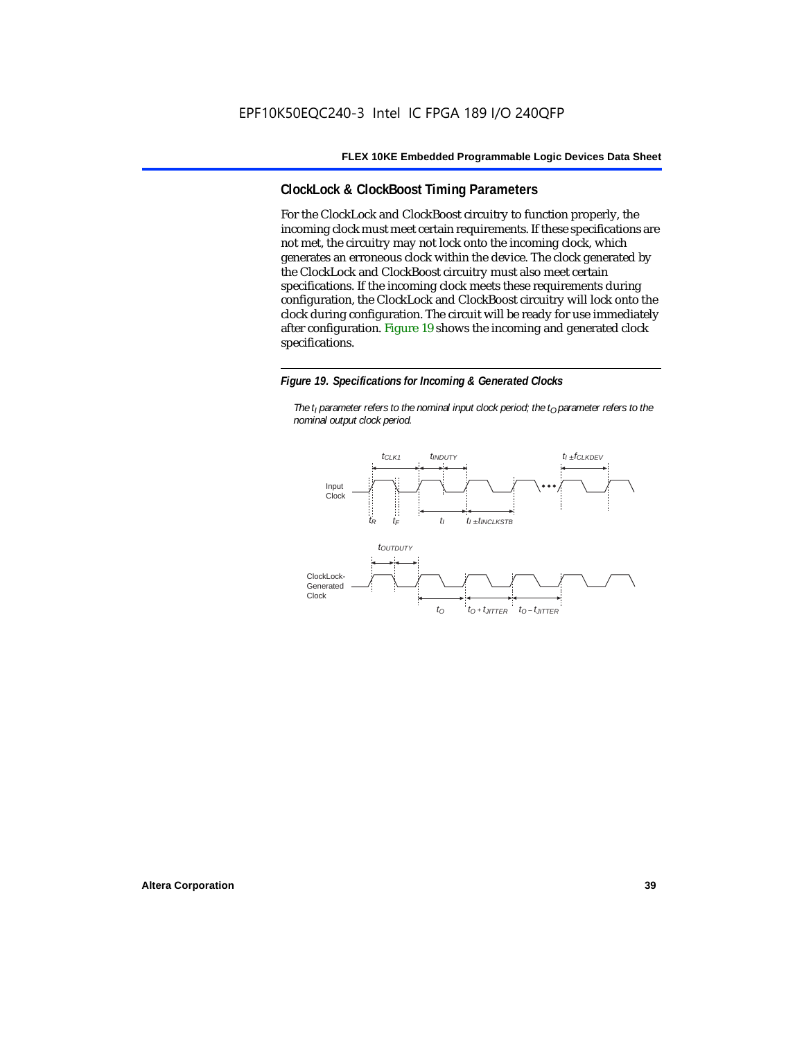## ClockLock & ClockBoost Timing Parameters

For the ClockLock and ClockBoost circuitry to function properly, the incoming clock must meet certain requirements. If these specifications are not met, the circuitry may not lock onto the incoming clock, which generates an erroneous clock within the device. The clock generated by the ClockLock and ClockBoost circuitry must also meet certain specifications. If the incoming clock meets these requirements during configuration, the ClockLock and ClockBoost circuitry will lock onto the clock during configuration. The circuit will be ready for use immediately after configuration. Figure 19 shows the incoming and generated clock specifications.

*Figure 19. Specifications for Incoming & Generated Clocks*

*The $t_I$ parameter refers to the nominal input clock period; the $t_O$ parameter refers to the nominal output clock period.*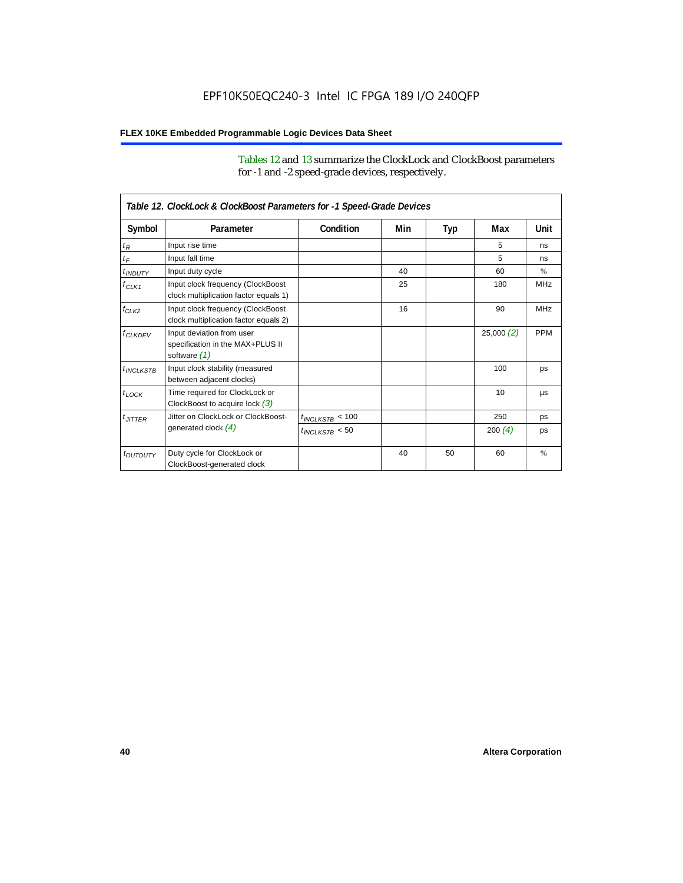Tables 12 and 13 summarize the ClockLock and ClockBoost parameters for -1 and -2 speed-grade devices, respectively.

| Table 12. ClockLock & ClockBoost Parameters for -1 Speed-Grade Devices | | | | | | |
|---|---|---|---|---|---|---|
| **Symbol** | **Parameter** | **Condition** | **Min** | **Typ** | **Max** | **Unit** |
| $t_R$ | Input rise time | | | | 5 | ns |
| $t_F$ | Input fall time | | | | 5 | ns |
| $t_{INDUTY}$ | Input duty cycle | | 40 | | 60 | % |
| $f_{CLK1}$ | Input clock frequency (ClockBoost clock multiplication factor equals 1) | | 25 | | 180 | MHz |
| $f_{CLK2}$ | Input clock frequency (ClockBoost clock multiplication factor equals 2) | | 16 | | 90 | MHz |
| $f_{CLKDEV}$ | Input deviation from user specification in the MAX+PLUS II software *(1)* | | | | 25,000 *(2)* | PPM |
| $t_{INCLKSTB}$ | Input clock stability (measured between adjacent clocks) | | | | 100 | ps |
| $t_{LOCK}$ | Time required for ClockLock or ClockBoost to acquire lock *(3)* | | | | 10 | µs |
| $t_{JITTER}$ | Jitter on ClockLock or ClockBoost-generated clock *(4)* | $t_{INCLKSTB}$ < 100 | | | 250 | ps |
| | | $t_{INCLKSTB}$ < 50 | | | 200 *(4)* | ps |
| $t_{OUTDUTY}$ | Duty cycle for ClockLock or ClockBoost-generated clock | | 40 | 50 | 60 | % |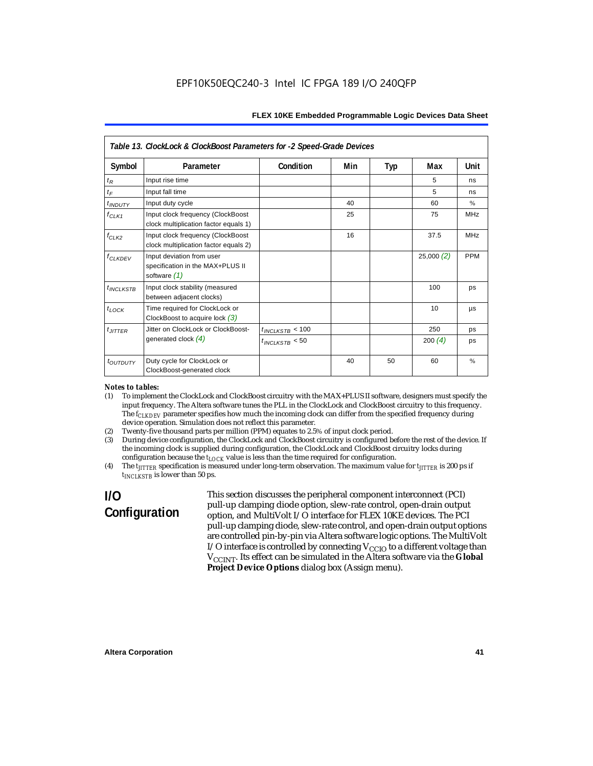*Table 13. ClockLock & ClockBoost Parameters for -2 Speed-Grade Devices*

| Symbol | Parameter | Condition | Min | Typ | Max | Unit |
|---|---|---|---|---|---|---|
| $t_R$ | Input rise time | | | | 5 | ns |
| $t_F$ | Input fall time | | | | 5 | ns |
| $t_{INDUTY}$ | Input duty cycle | | 40 | | 60 | % |
| $f_{CLK1}$ | Input clock frequency (ClockBoost clock multiplication factor equals 1) | | 25 | | 75 | MHz |
| $f_{CLK2}$ | Input clock frequency (ClockBoost clock multiplication factor equals 2) | | 16 | | 37.5 | MHz |
| $f_{CLKDEV}$ | Input deviation from user specification in the MAX+PLUS II software *(1)* | | | | 25,000 *(2)* | PPM |
| $t_{INCLKSTB}$ | Input clock stability (measured between adjacent clocks) | | | | 100 | ps |
| $t_{LOCK}$ | Time required for ClockLock or ClockBoost to acquire lock *(3)* | | | | 10 | µs |
| $t_{JITTER}$ | Jitter on ClockLock or ClockBoost-generated clock *(4)* | $t_{INCLKSTB}$ < 100 | | | 250 | ps |
| | | $t_{INCLKSTB}$ < 50 | | | 200 *(4)* | ps |
| $t_{OUTDUTY}$ | Duty cycle for ClockLock or ClockBoost-generated clock | | 40 | 50 | 60 | % |

*Notes to tables:*

(1) To implement the ClockLock and ClockBoost circuitry with the MAX+PLUS II software, designers must specify the input frequency. The Altera software tunes the PLL in the ClockLock and ClockBoost circuitry to this frequency. The $f_{CLKDEV}$ parameter specifies how much the incoming clock can differ from the specified frequency during device operation. Simulation does not reflect this parameter.

(2) Twenty-five thousand parts per million (PPM) equates to 2.5% of input clock period.

(3) During device configuration, the ClockLock and ClockBoost circuitry is configured before the rest of the device. If the incoming clock is supplied during configuration, the ClockLock and ClockBoost circuitry locks during configuration because the $t_{LOCK}$ value is less than the time required for configuration.

(4) The $t_{JITTER}$ specification is measured under long-term observation. The maximum value for $t_{JITTER}$ is 200 ps if $t_{INCLKSTB}$ is lower than 50 ps.

## I/O Configuration

This section discusses the peripheral component interconnect (PCI) pull-up clamping diode option, slew-rate control, open-drain output option, and MultiVolt I/O interface for FLEX 10KE devices. The PCI pull-up clamping diode, slew-rate control, and open-drain output options are controlled pin-by-pin via Altera software logic options. The MultiVolt I/O interface is controlled by connecting $V_{CCIO}$ to a different voltage than $V_{CCINT}$. Its effect can be simulated in the Altera software via the **Global Project Device Options** dialog box (Assign menu).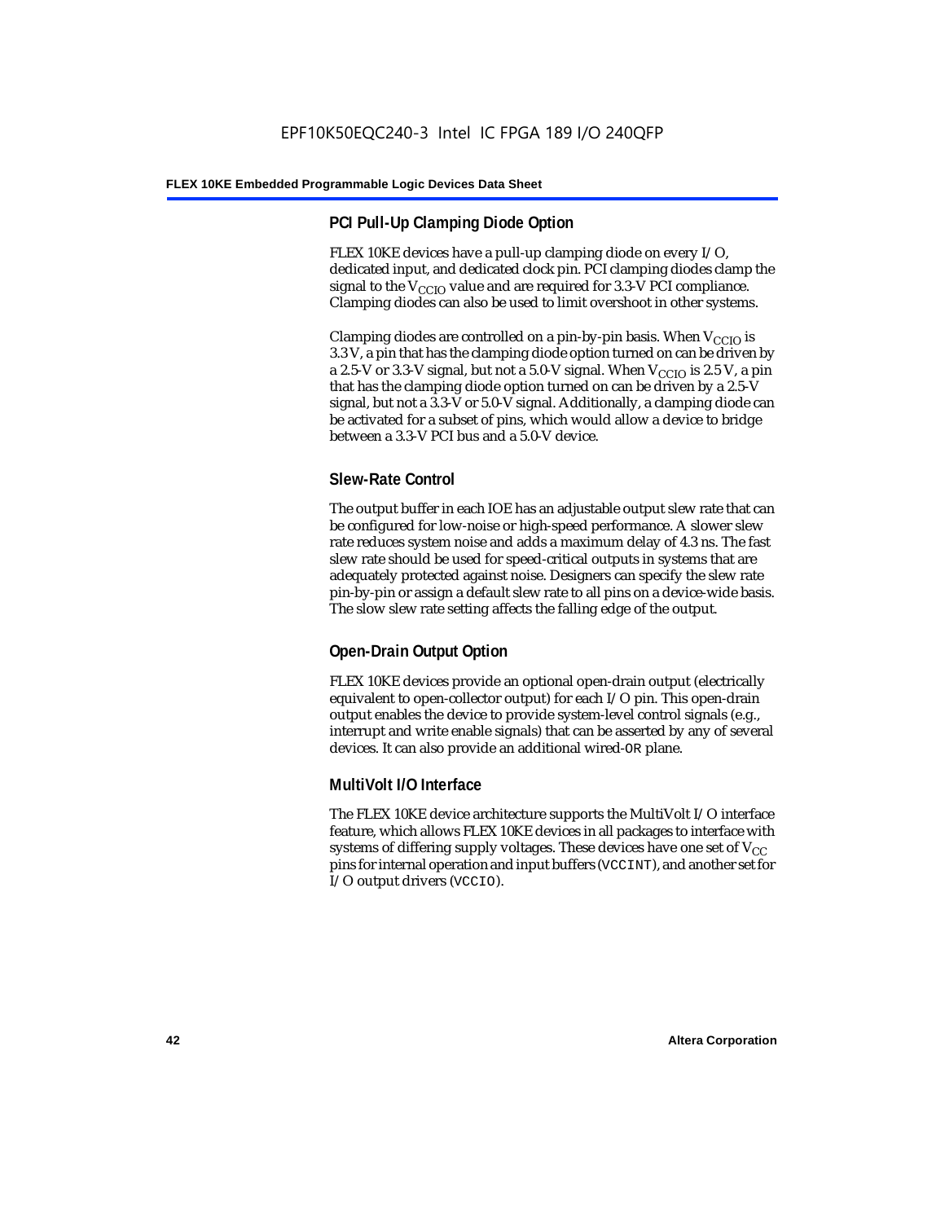### PCI Pull-Up Clamping Diode Option

FLEX 10KE devices have a pull-up clamping diode on every I/O, dedicated input, and dedicated clock pin. PCI clamping diodes clamp the signal to the $V_{CCIO}$ value and are required for 3.3-V PCI compliance. Clamping diodes can also be used to limit overshoot in other systems.

Clamping diodes are controlled on a pin-by-pin basis. When $V_{CCIO}$ is 3.3 V, a pin that has the clamping diode option turned on can be driven by a 2.5-V or 3.3-V signal, but not a 5.0-V signal. When $V_{CCIO}$ is 2.5 V, a pin that has the clamping diode option turned on can be driven by a 2.5-V signal, but not a 3.3-V or 5.0-V signal. Additionally, a clamping diode can be activated for a subset of pins, which would allow a device to bridge between a 3.3-V PCI bus and a 5.0-V device.

### Slew-Rate Control

The output buffer in each IOE has an adjustable output slew rate that can be configured for low-noise or high-speed performance. A slower slew rate reduces system noise and adds a maximum delay of 4.3 ns. The fast slew rate should be used for speed-critical outputs in systems that are adequately protected against noise. Designers can specify the slew rate pin-by-pin or assign a default slew rate to all pins on a device-wide basis. The slow slew rate setting affects the falling edge of the output.

### Open-Drain Output Option

FLEX 10KE devices provide an optional open-drain output (electrically equivalent to open-collector output) for each I/O pin. This open-drain output enables the device to provide system-level control signals (e.g., interrupt and write enable signals) that can be asserted by any of several devices. It can also provide an additional wired-`OR` plane.

### MultiVolt I/O Interface

The FLEX 10KE device architecture supports the MultiVolt I/O interface feature, which allows FLEX 10KE devices in all packages to interface with systems of differing supply voltages. These devices have one set of $V_{CC}$ pins for internal operation and input buffers (`VCCINT`), and another set for I/O output drivers (`VCCIO`).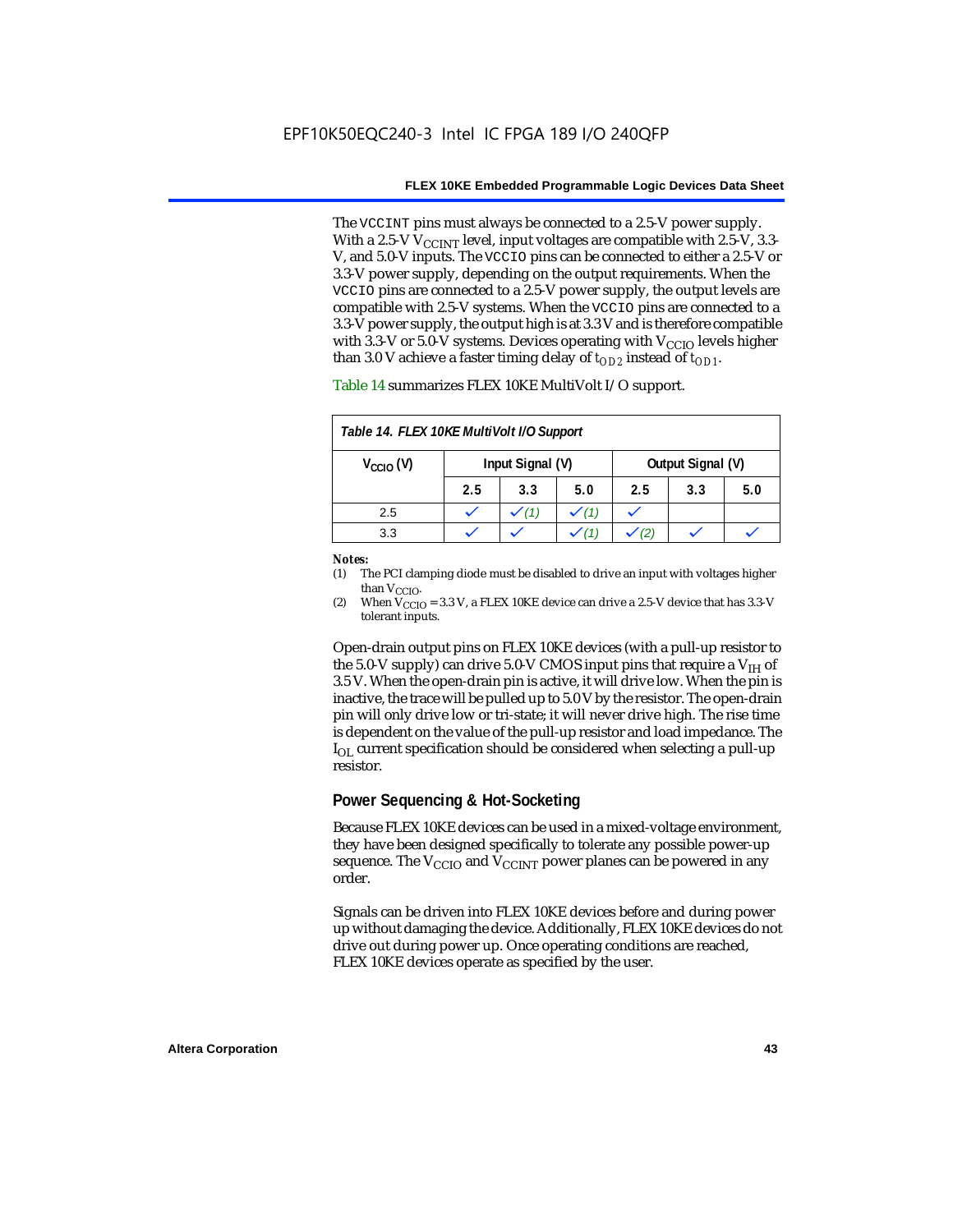The `VCCINT` pins must always be connected to a 2.5-V power supply. With a 2.5-V $V_{CCINT}$ level, input voltages are compatible with 2.5-V, 3.3-V, and 5.0-V inputs. The `VCCIO` pins can be connected to either a 2.5-V or 3.3-V power supply, depending on the output requirements. When the `VCCIO` pins are connected to a 2.5-V power supply, the output levels are compatible with 2.5-V systems. When the `VCCIO` pins are connected to a 3.3-V power supply, the output high is at 3.3 V and is therefore compatible with 3.3-V or 5.0-V systems. Devices operating with $V_{CCIO}$ levels higher than 3.0 V achieve a faster timing delay of $t_{OD2}$ instead of $t_{OD1}$.

Table 14 summarizes FLEX 10KE MultiVolt I/O support.

*Table 14. FLEX 10KE MultiVolt I/O Support*

| $V_{CCIO}$ (V) | Input Signal (V) | | | Output Signal (V) | | |
|---|---|---|---|---|---|---|
| | 2.5 | 3.3 | 5.0 | 2.5 | 3.3 | 5.0 |
| 2.5 | ✓ | ✓ (1) | ✓ (1) | ✓ | | |
| 3.3 | ✓ | ✓ | ✓ (1) | ✓ (2) | ✓ | ✓ |

**Notes:**

(1) The PCI clamping diode must be disabled to drive an input with voltages higher than $V_{CCIO}$.

(2) When $V_{CCIO}$ = 3.3 V, a FLEX 10KE device can drive a 2.5-V device that has 3.3-V tolerant inputs.

Open-drain output pins on FLEX 10KE devices (with a pull-up resistor to the 5.0-V supply) can drive 5.0-V CMOS input pins that require a $V_{IH}$ of 3.5 V. When the open-drain pin is active, it will drive low. When the pin is inactive, the trace will be pulled up to 5.0 V by the resistor. The open-drain pin will only drive low or tri-state; it will never drive high. The rise time is dependent on the value of the pull-up resistor and load impedance. The $I_{OL}$ current specification should be considered when selecting a pull-up resistor.

## Power Sequencing & Hot-Socketing

Because FLEX 10KE devices can be used in a mixed-voltage environment, they have been designed specifically to tolerate any possible power-up sequence. The $V_{CCIO}$ and $V_{CCINT}$ power planes can be powered in any order.

Signals can be driven into FLEX 10KE devices before and during power up without damaging the device. Additionally, FLEX 10KE devices do not drive out during power up. Once operating conditions are reached, FLEX 10KE devices operate as specified by the user.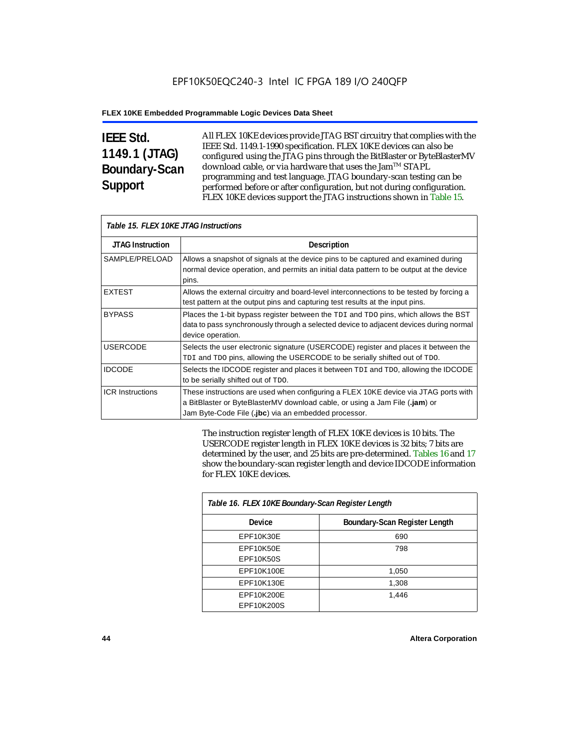## IEEE Std. 1149.1 (JTAG) Boundary-Scan Support

All FLEX 10KE devices provide JTAG BST circuitry that complies with the IEEE Std. 1149.1-1990 specification. FLEX 10KE devices can also be configured using the JTAG pins through the BitBlaster or ByteBlasterMV download cable, or via hardware that uses the Jam™ STAPL programming and test language. JTAG boundary-scan testing can be performed before or after configuration, but not during configuration. FLEX 10KE devices support the JTAG instructions shown in Table 15.

*Table 15. FLEX 10KE JTAG Instructions*

| JTAG Instruction | Description |
|---|---|
| SAMPLE/PRELOAD | Allows a snapshot of signals at the device pins to be captured and examined during normal device operation, and permits an initial data pattern to be output at the device pins. |
| EXTEST | Allows the external circuitry and board-level interconnections to be tested by forcing a test pattern at the output pins and capturing test results at the input pins. |
| BYPASS | Places the 1-bit bypass register between the TDI and TDO pins, which allows the BST data to pass synchronously through a selected device to adjacent devices during normal device operation. |
| USERCODE | Selects the user electronic signature (USERCODE) register and places it between the TDI and TDO pins, allowing the USERCODE to be serially shifted out of TDO. |
| IDCODE | Selects the IDCODE register and places it between TDI and TDO, allowing the IDCODE to be serially shifted out of TDO. |
| ICR Instructions | These instructions are used when configuring a FLEX 10KE device via JTAG ports with a BitBlaster or ByteBlasterMV download cable, or using a Jam File (**.jam**) or Jam Byte-Code File (**.jbc**) via an embedded processor. |

The instruction register length of FLEX 10KE devices is 10 bits. The USERCODE register length in FLEX 10KE devices is 32 bits; 7 bits are determined by the user, and 25 bits are pre-determined. Tables 16 and 17 show the boundary-scan register length and device IDCODE information for FLEX 10KE devices.

*Table 16. FLEX 10KE Boundary-Scan Register Length*

| Device | Boundary-Scan Register Length |
|---|---|
| EPF10K30E | 690 |
| EPF10K50E<br>EPF10K50S | 798 |
| EPF10K100E | 1,050 |
| EPF10K130E | 1,308 |
| EPF10K200E<br>EPF10K200S | 1,446 |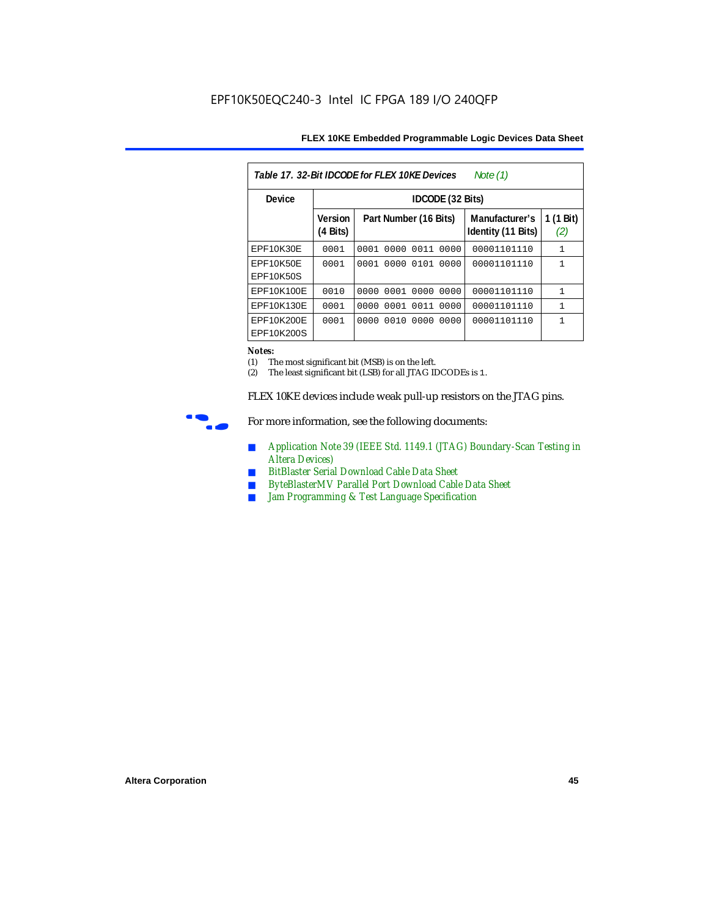Table 17. 32-Bit IDCODE for FLEX 10KE Devices *Note (1)*

| Device | IDCODE (32 Bits) | | | |
|---|---|---|---|---|
| | Version (4 Bits) | Part Number (16 Bits) | Manufacturer's Identity (11 Bits) | 1 (1 Bit) *(2)* |
| EPF10K30E | 0001 | 0001 0000 0011 0000 | 00001101110 | 1 |
| EPF10K50E EPF10K50S | 0001 | 0001 0000 0101 0000 | 00001101110 | 1 |
| EPF10K100E | 0010 | 0000 0001 0000 0000 | 00001101110 | 1 |
| EPF10K130E | 0001 | 0000 0001 0011 0000 | 00001101110 | 1 |
| EPF10K200E EPF10K200S | 0001 | 0000 0010 0000 0000 | 00001101110 | 1 |

**Notes:**

(1) The most significant bit (MSB) is on the left.

(2) The least significant bit (LSB) for all JTAG IDCODEs is 1.

FLEX 10KE devices include weak pull-up resistors on the JTAG pins.

For more information, see the following documents:

- Application Note 39 (IEEE Std. 1149.1 (JTAG) Boundary-Scan Testing in Altera Devices)
- BitBlaster Serial Download Cable Data Sheet
- ByteBlasterMV Parallel Port Download Cable Data Sheet
- Jam Programming & Test Language Specification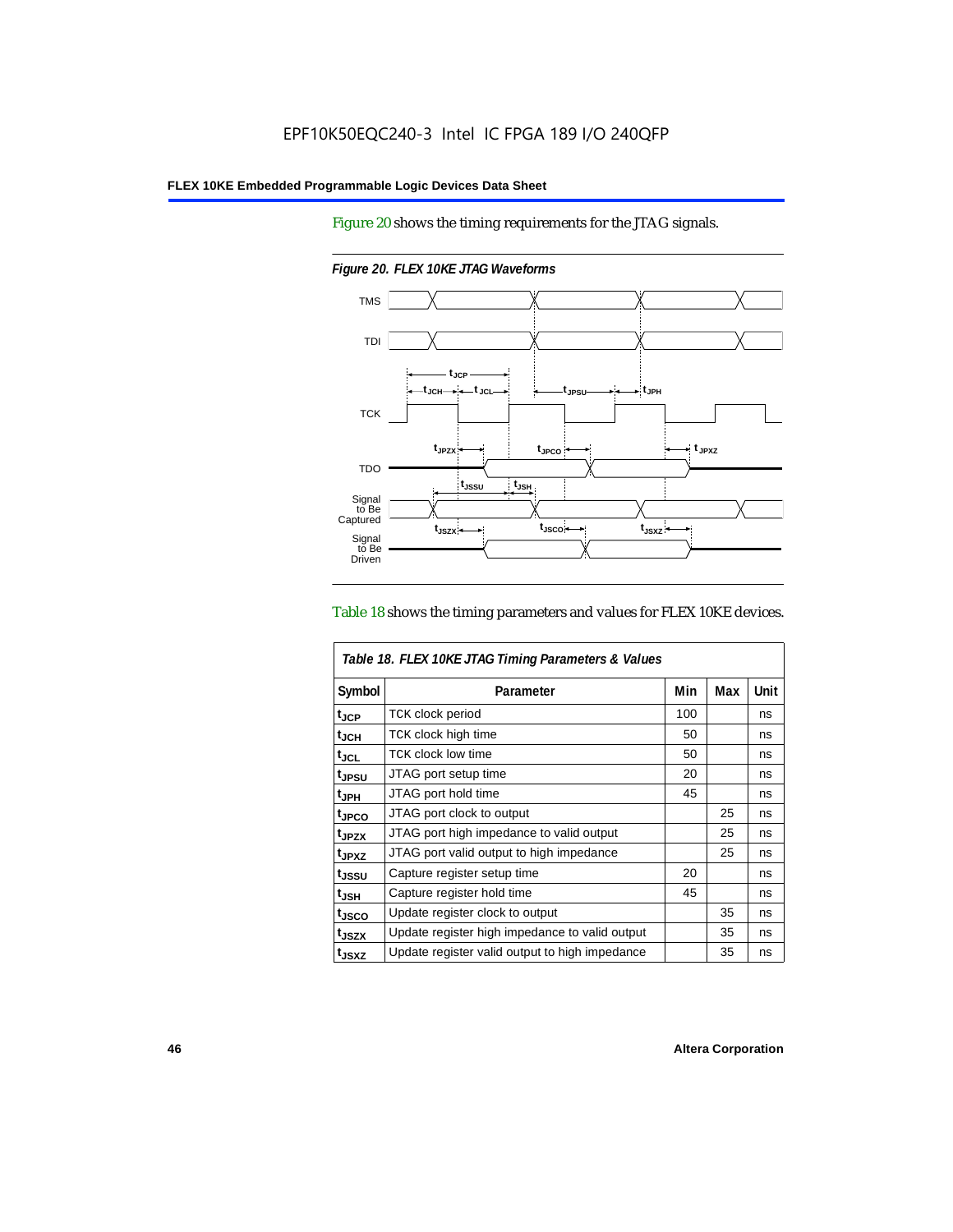EPF10K50EQC240-3 Intel IC FPGA 189 I/O 240QFP

Figure 20 shows the timing requirements for the JTAG signals.

*Figure 20. FLEX 10KE JTAG Waveforms*

Table 18 shows the timing parameters and values for FLEX 10KE devices.

| *Table 18. FLEX 10KE JTAG Timing Parameters & Values* | | | | |
|---|---|---|---|---|
| **Symbol** | **Parameter** | **Min** | **Max** | **Unit** |
| $t_{JCP}$ | TCK clock period | 100 | | ns |
| $t_{JCH}$ | TCK clock high time | 50 | | ns |
| $t_{JCL}$ | TCK clock low time | 50 | | ns |
| $t_{JPSU}$ | JTAG port setup time | 20 | | ns |
| $t_{JPH}$ | JTAG port hold time | 45 | | ns |
| $t_{JPCO}$ | JTAG port clock to output | | 25 | ns |
| $t_{JPZX}$ | JTAG port high impedance to valid output | | 25 | ns |
| $t_{JPXZ}$ | JTAG port valid output to high impedance | | 25 | ns |
| $t_{JSSU}$ | Capture register setup time | 20 | | ns |
| $t_{JSH}$ | Capture register hold time | 45 | | ns |
| $t_{JSCO}$ | Update register clock to output | | 35 | ns |
| $t_{JSZX}$ | Update register high impedance to valid output | | 35 | ns |
| $t_{JSXZ}$ | Update register valid output to high impedance | | 35 | ns |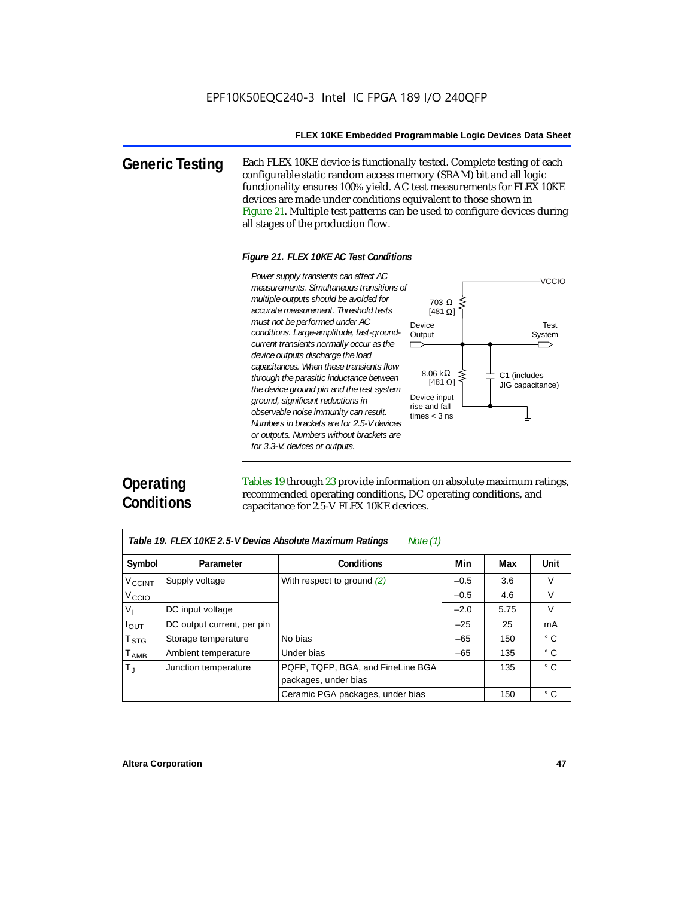## Generic Testing

Each FLEX 10KE device is functionally tested. Complete testing of each configurable static random access memory (SRAM) bit and all logic functionality ensures 100% yield. AC test measurements for FLEX 10KE devices are made under conditions equivalent to those shown in Figure 21. Multiple test patterns can be used to configure devices during all stages of the production flow.

*Figure 21. FLEX 10KE AC Test Conditions*

*Power supply transients can affect AC measurements. Simultaneous transitions of multiple outputs should be avoided for accurate measurement. Threshold tests must not be performed under AC conditions. Large-amplitude, fast-ground-current transients normally occur as the device outputs discharge the load capacitances. When these transients flow through the parasitic inductance between the device ground pin and the test system ground, significant reductions in observable noise immunity can result. Numbers in brackets are for 2.5-V devices or outputs. Numbers without brackets are for 3.3-V. devices or outputs.*

VCCIO

703 Ω [481 Ω]

Device Output

Test System

8.06 kΩ [481 Ω]

C1 (includes JIG capacitance)

Device input rise and fall times < 3 ns

## Operating Conditions

Tables 19 through 23 provide information on absolute maximum ratings, recommended operating conditions, DC operating conditions, and capacitance for 2.5-V FLEX 10KE devices.

*Table 19. FLEX 10KE 2.5-V Device Absolute Maximum Ratings* *Note (1)*

| Symbol | Parameter | Conditions | Min | Max | Unit |
|---|---|---|---|---|---|
| $V_{CCINT}$ | Supply voltage | With respect to ground *(2)* | –0.5 | 3.6 | V |
| $V_{CCIO}$ | | | –0.5 | 4.6 | V |
| $V_I$ | DC input voltage | | –2.0 | 5.75 | V |
| $I_{OUT}$ | DC output current, per pin | | –25 | 25 | mA |
| $T_{STG}$ | Storage temperature | No bias | –65 | 150 | ° C |
| $T_{AMB}$ | Ambient temperature | Under bias | –65 | 135 | ° C |
| $T_J$ | Junction temperature | PQFP, TQFP, BGA, and FineLine BGA packages, under bias | | 135 | ° C |
| | | Ceramic PGA packages, under bias | | 150 | ° C |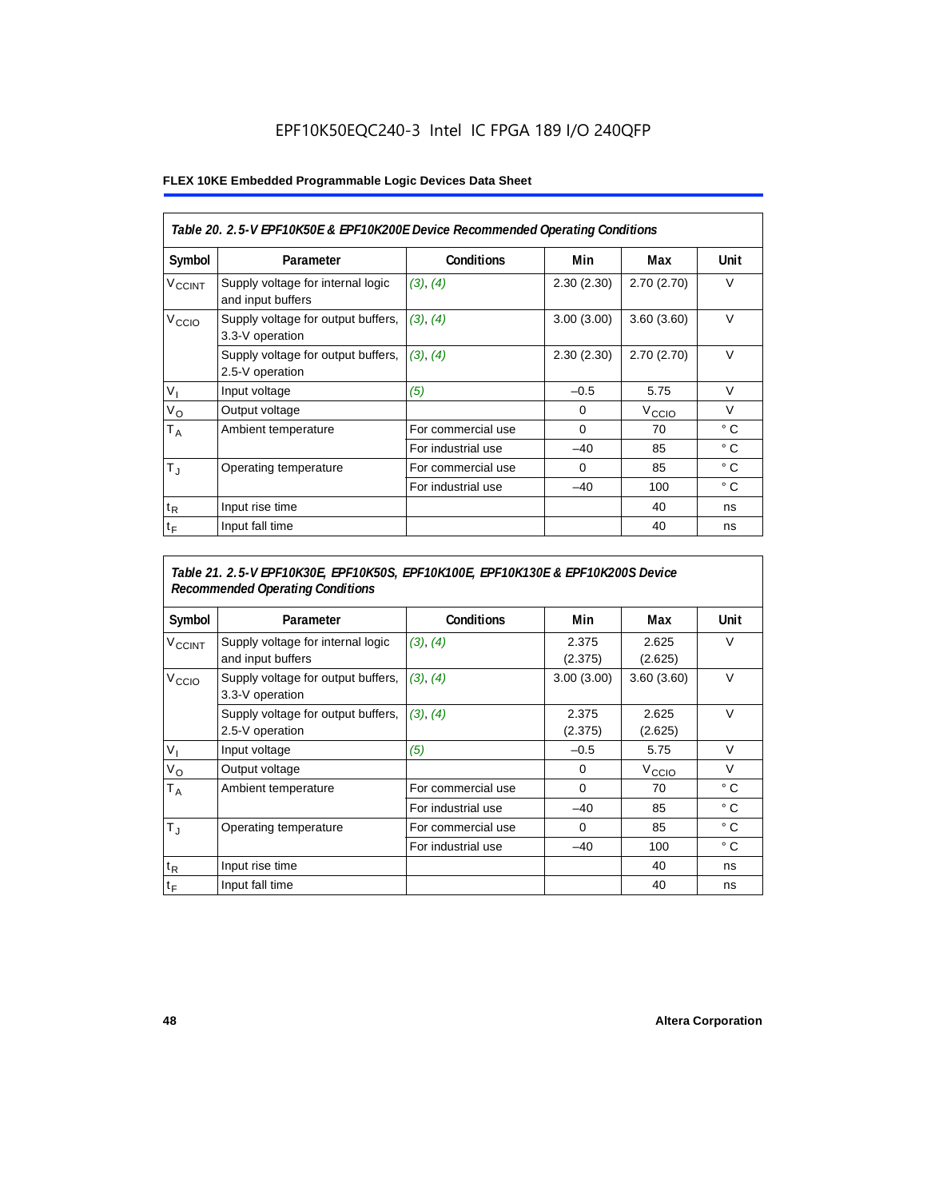Table 20. 2.5-V EPF10K50E & EPF10K200E Device Recommended Operating Conditions

| Symbol | Parameter | Conditions | Min | Max | Unit |
|---|---|---|---|---|---|
| $V_{CCINT}$ | Supply voltage for internal logic and input buffers | (3), (4) | 2.30 (2.30) | 2.70 (2.70) | V |
| $V_{CCIO}$ | Supply voltage for output buffers, 3.3-V operation | (3), (4) | 3.00 (3.00) | 3.60 (3.60) | V |
| | Supply voltage for output buffers, 2.5-V operation | (3), (4) | 2.30 (2.30) | 2.70 (2.70) | V |
| $V_I$ | Input voltage | (5) | –0.5 | 5.75 | V |
| $V_O$ | Output voltage | | 0 | $V_{CCIO}$ | V |
| $T_A$ | Ambient temperature | For commercial use | 0 | 70 | ° C |
| | | For industrial use | –40 | 85 | ° C |
| $T_J$ | Operating temperature | For commercial use | 0 | 85 | ° C |
| | | For industrial use | –40 | 100 | ° C |
| $t_R$ | Input rise time | | | 40 | ns |
| $t_F$ | Input fall time | | | 40 | ns |

Table 21. 2.5-V EPF10K30E, EPF10K50S, EPF10K100E, EPF10K130E & EPF10K200S Device Recommended Operating Conditions

| Symbol | Parameter | Conditions | Min | Max | Unit |
|---|---|---|---|---|---|
| $V_{CCINT}$ | Supply voltage for internal logic and input buffers | (3), (4) | 2.375 (2.375) | 2.625 (2.625) | V |
| $V_{CCIO}$ | Supply voltage for output buffers, 3.3-V operation | (3), (4) | 3.00 (3.00) | 3.60 (3.60) | V |
| | Supply voltage for output buffers, 2.5-V operation | (3), (4) | 2.375 (2.375) | 2.625 (2.625) | V |
| $V_I$ | Input voltage | (5) | –0.5 | 5.75 | V |
| $V_O$ | Output voltage | | 0 | $V_{CCIO}$ | V |
| $T_A$ | Ambient temperature | For commercial use | 0 | 70 | ° C |
| | | For industrial use | –40 | 85 | ° C |
| $T_J$ | Operating temperature | For commercial use | 0 | 85 | ° C |
| | | For industrial use | –40 | 100 | ° C |
| $t_R$ | Input rise time | | | 40 | ns |
| $t_F$ | Input fall time | | | 40 | ns |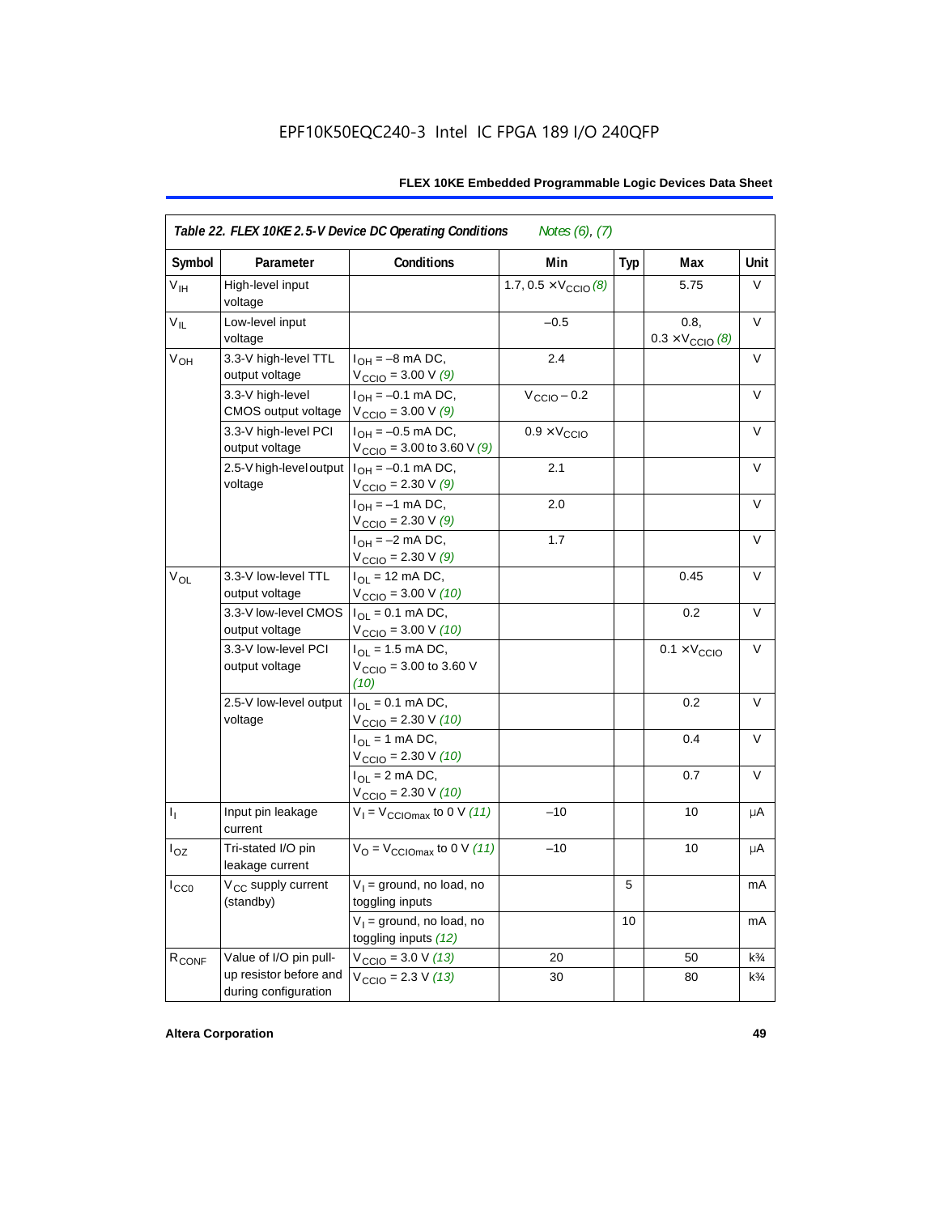EPF10K50EQC240-3 Intel IC FPGA 189 I/O 240QFP

**Table 22. FLEX 10KE 2.5-V Device DC Operating Conditions** *Notes (6), (7)*

| Symbol | Parameter | Conditions | Min | Typ | Max | Unit |
|---|---|---|---|---|---|---|
| $V_{IH}$ | High-level input voltage | | 1.7, 0.5 × $V_{CCIO}$ *(8)* | | 5.75 | V |
| $V_{IL}$ | Low-level input voltage | | –0.5 | | 0.8, 0.3 × $V_{CCIO}$ *(8)* | V |
| $V_{OH}$ | 3.3-V high-level TTL output voltage | $I_{OH}$ = –8 mA DC, $V_{CCIO}$ = 3.00 V *(9)* | 2.4 | | | V |
| | 3.3-V high-level CMOS output voltage | $I_{OH}$ = –0.1 mA DC, $V_{CCIO}$ = 3.00 V *(9)* | $V_{CCIO}$ – 0.2 | | | V |
| | 3.3-V high-level PCI output voltage | $I_{OH}$ = –0.5 mA DC, $V_{CCIO}$ = 3.00 to 3.60 V *(9)* | 0.9 × $V_{CCIO}$ | | | V |
| | 2.5-V high-level output voltage | $I_{OH}$ = –0.1 mA DC, $V_{CCIO}$ = 2.30 V *(9)* | 2.1 | | | V |
| | | $I_{OH}$ = –1 mA DC, $V_{CCIO}$ = 2.30 V *(9)* | 2.0 | | | V |
| | | $I_{OH}$ = –2 mA DC, $V_{CCIO}$ = 2.30 V *(9)* | 1.7 | | | V |
| $V_{OL}$ | 3.3-V low-level TTL output voltage | $I_{OL}$ = 12 mA DC, $V_{CCIO}$ = 3.00 V *(10)* | | | 0.45 | V |
| | 3.3-V low-level CMOS output voltage | $I_{OL}$ = 0.1 mA DC, $V_{CCIO}$ = 3.00 V *(10)* | | | 0.2 | V |
| | 3.3-V low-level PCI output voltage | $I_{OL}$ = 1.5 mA DC, $V_{CCIO}$ = 3.00 to 3.60 V *(10)* | | | 0.1 × $V_{CCIO}$ | V |
| | 2.5-V low-level output voltage | $I_{OL}$ = 0.1 mA DC, $V_{CCIO}$ = 2.30 V *(10)* | | | 0.2 | V |
| | | $I_{OL}$ = 1 mA DC, $V_{CCIO}$ = 2.30 V *(10)* | | | 0.4 | V |
| | | $I_{OL}$ = 2 mA DC, $V_{CCIO}$ = 2.30 V *(10)* | | | 0.7 | V |
| $I_I$ | Input pin leakage current | $V_I$ = $V_{CCIOmax}$ to 0 V *(11)* | –10 | | 10 | μA |
| $I_{OZ}$ | Tri-stated I/O pin leakage current | $V_O$ = $V_{CCIOmax}$ to 0 V *(11)* | –10 | | 10 | μA |
| $I_{CC0}$ | $V_{CC}$ supply current (standby) | $V_I$ = ground, no load, no toggling inputs | | 5 | | mA |
| | | $V_I$ = ground, no load, no toggling inputs *(12)* | | 10 | | mA |
| $R_{CONF}$ | Value of I/O pin pull-up resistor before and during configuration | $V_{CCIO}$ = 3.0 V *(13)* | 20 | | 50 | k¾ |
| | | $V_{CCIO}$ = 2.3 V *(13)* | 30 | | 80 | k¾ |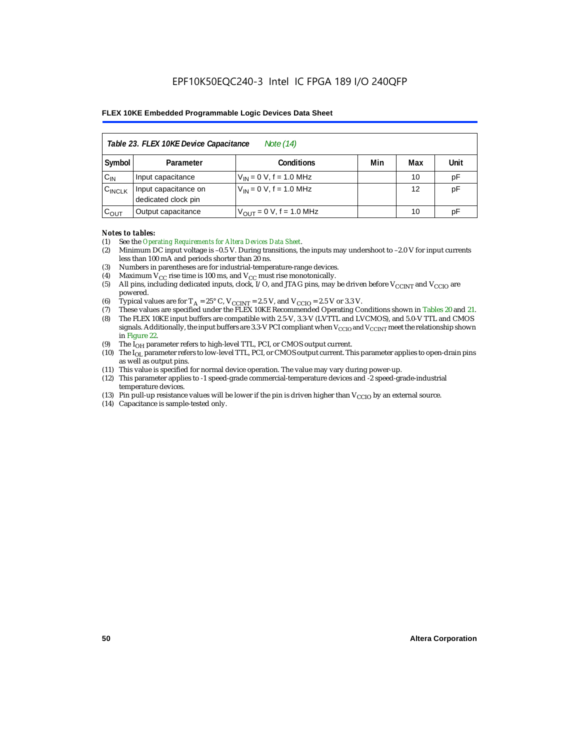Table 23. FLEX 10KE Device Capacitance *Note (14)*

| Symbol | Parameter | Conditions | Min | Max | Unit |
|---|---|---|---|---|---|
| $C_{IN}$ | Input capacitance | $V_{IN}$ = 0 V, f = 1.0 MHz | | 10 | pF |
| $C_{INCLK}$ | Input capacitance on dedicated clock pin | $V_{IN}$ = 0 V, f = 1.0 MHz | | 12 | pF |
| $C_{OUT}$ | Output capacitance | $V_{OUT}$ = 0 V, f = 1.0 MHz | | 10 | pF |

*Notes to tables:*

(1) See the *Operating Requirements for Altera Devices Data Sheet*.
(2) Minimum DC input voltage is –0.5 V. During transitions, the inputs may undershoot to –2.0 V for input currents less than 100 mA and periods shorter than 20 ns.
(3) Numbers in parentheses are for industrial-temperature-range devices.
(4) Maximum $V_{CC}$ rise time is 100 ms, and $V_{CC}$ must rise monotonically.
(5) All pins, including dedicated inputs, clock, I/O, and JTAG pins, may be driven before $V_{CCINT}$ and $V_{CCIO}$ are powered.
(6) Typical values are for $T_A$ = 25° C, $V_{CCINT}$ = 2.5 V, and $V_{CCIO}$ = 2.5 V or 3.3 V.
(7) These values are specified under the FLEX 10KE Recommended Operating Conditions shown in Tables 20 and 21.
(8) The FLEX 10KE input buffers are compatible with 2.5-V, 3.3-V (LVTTL and LVCMOS), and 5.0-V TTL and CMOS signals. Additionally, the input buffers are 3.3-V PCI compliant when $V_{CCIO}$ and $V_{CCINT}$ meet the relationship shown in Figure 22.
(9) The $I_{OH}$ parameter refers to high-level TTL, PCI, or CMOS output current.
(10) The $I_{OL}$ parameter refers to low-level TTL, PCI, or CMOS output current. This parameter applies to open-drain pins as well as output pins.
(11) This value is specified for normal device operation. The value may vary during power-up.
(12) This parameter applies to -1 speed-grade commercial-temperature devices and -2 speed-grade-industrial temperature devices.
(13) Pin pull-up resistance values will be lower if the pin is driven higher than $V_{CCIO}$ by an external source.
(14) Capacitance is sample-tested only.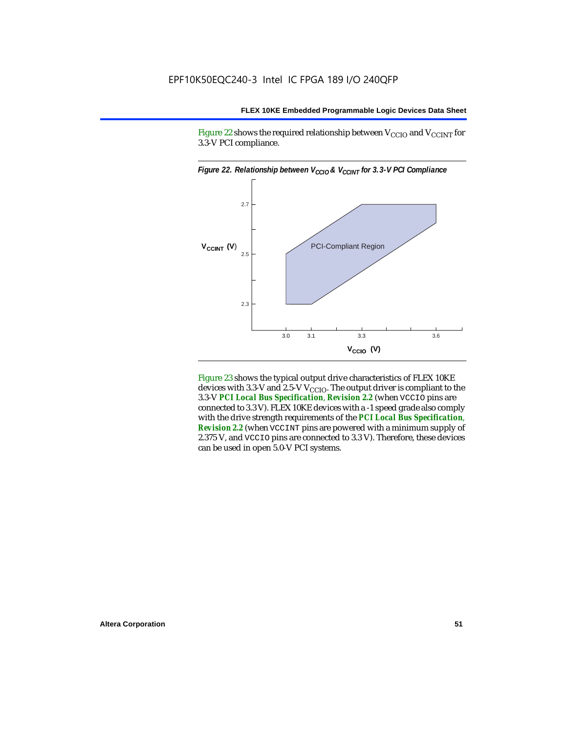Figure 22 shows the required relationship between $V_{CCIO}$ and $V_{CCINT}$ for 3.3-V PCI compliance.

*Figure 22. Relationship between $V_{CCIO}$ & $V_{CCINT}$ for 3.3-V PCI Compliance*

Figure 23 shows the typical output drive characteristics of FLEX 10KE devices with 3.3-V and 2.5-V $V_{CCIO}$. The output driver is compliant to the 3.3-V ***PCI Local Bus Specification*, *Revision 2.2*** (when VCCIO pins are connected to 3.3 V). FLEX 10KE devices with a -1 speed grade also comply with the drive strength requirements of the ***PCI Local Bus Specification*, *Revision 2.2*** (when VCCINT pins are powered with a minimum supply of 2.375 V, and VCCIO pins are connected to 3.3 V). Therefore, these devices can be used in open 5.0-V PCI systems.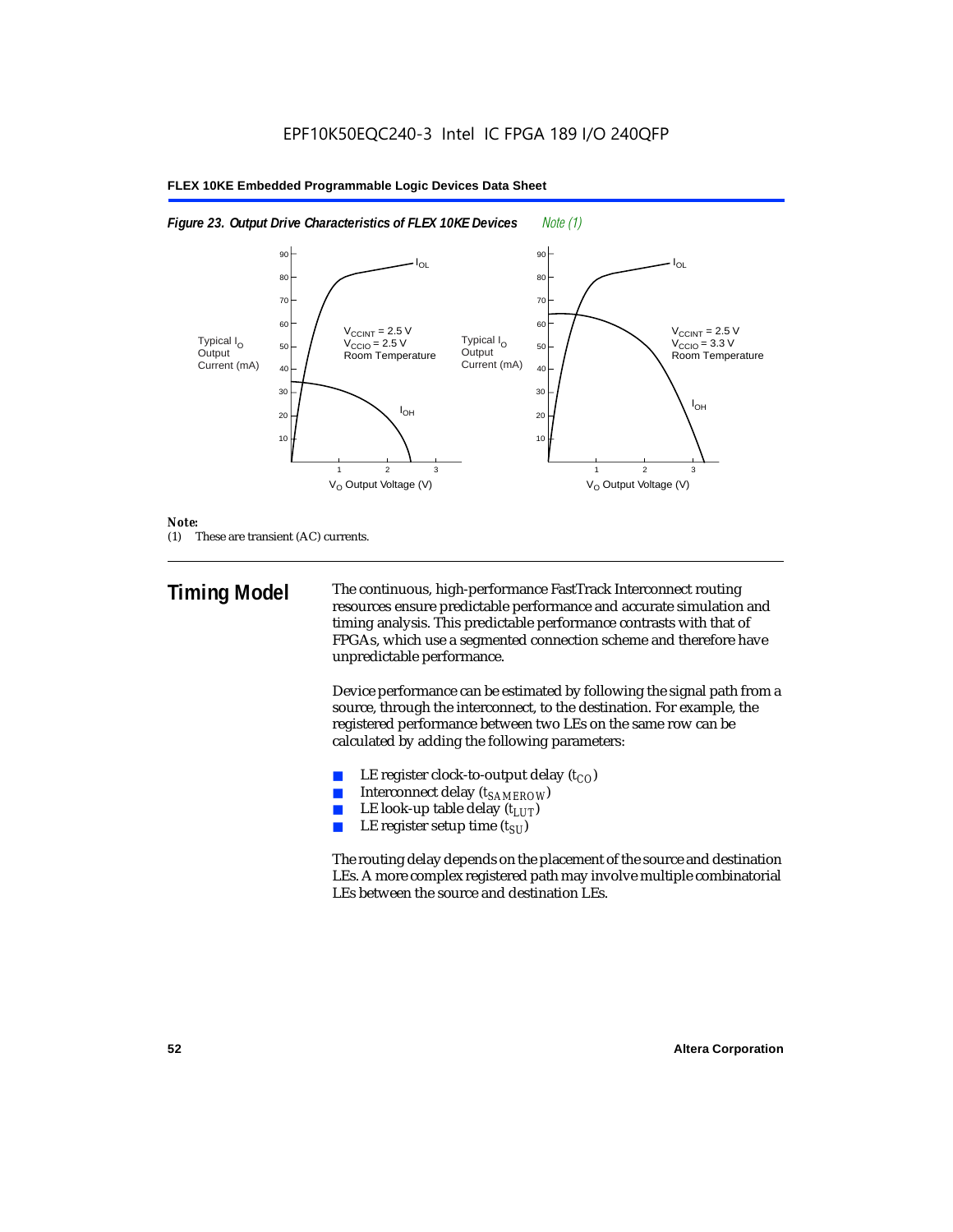*Figure 23. Output Drive Characteristics of FLEX 10KE Devices* *Note (1)*

*Note:*
(1) These are transient (AC) currents.

## Timing Model

The continuous, high-performance FastTrack Interconnect routing resources ensure predictable performance and accurate simulation and timing analysis. This predictable performance contrasts with that of FPGAs, which use a segmented connection scheme and therefore have unpredictable performance.

Device performance can be estimated by following the signal path from a source, through the interconnect, to the destination. For example, the registered performance between two LEs on the same row can be calculated by adding the following parameters:

- LE register clock-to-output delay ($t_{CO}$)
- Interconnect delay ($t_{SAMEROW}$)
- LE look-up table delay ($t_{LUT}$)
- LE register setup time ($t_{SU}$)

The routing delay depends on the placement of the source and destination LEs. A more complex registered path may involve multiple combinatorial LEs between the source and destination LEs.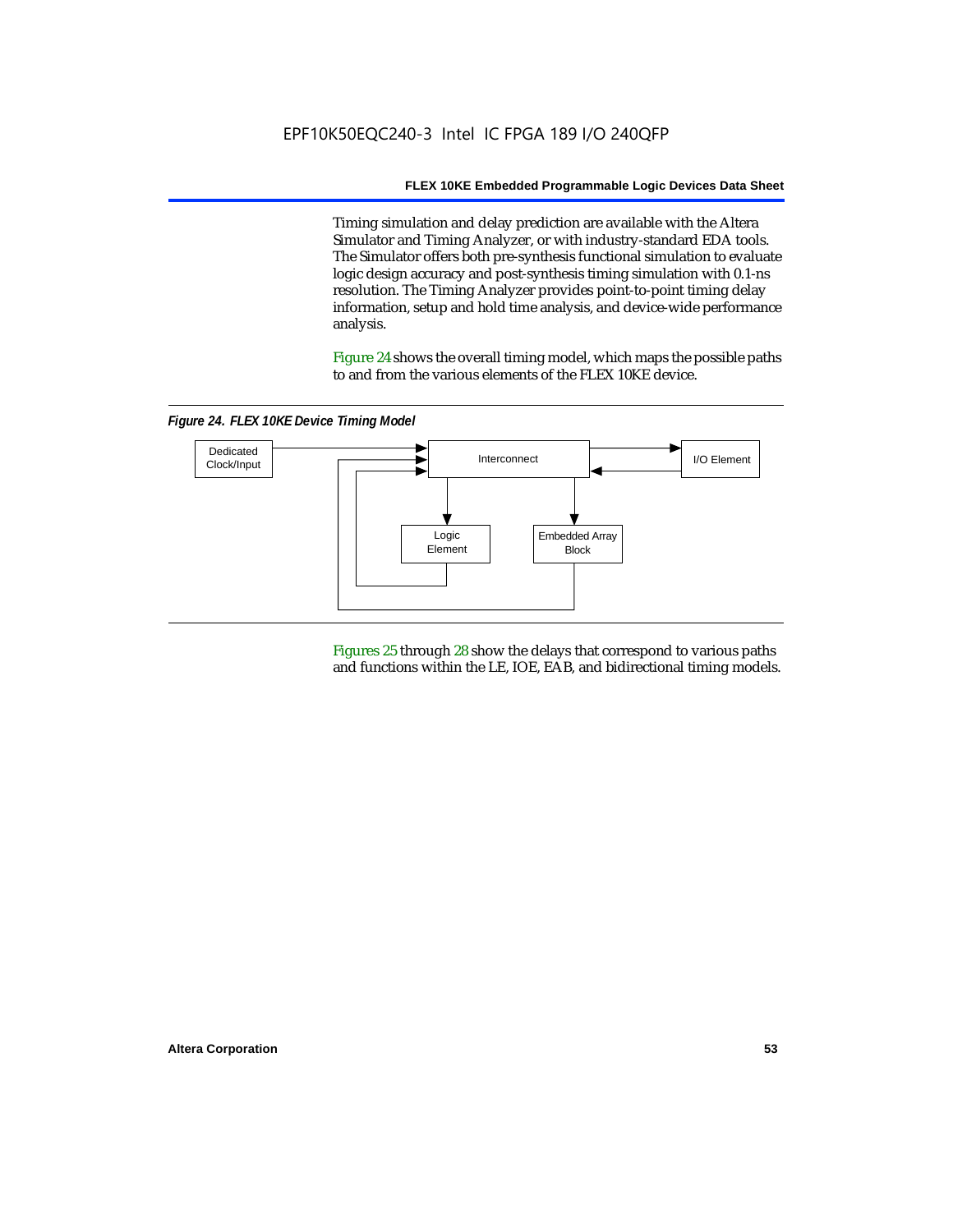Timing simulation and delay prediction are available with the Altera Simulator and Timing Analyzer, or with industry-standard EDA tools. The Simulator offers both pre-synthesis functional simulation to evaluate logic design accuracy and post-synthesis timing simulation with 0.1-ns resolution. The Timing Analyzer provides point-to-point timing delay information, setup and hold time analysis, and device-wide performance analysis.

Figure 24 shows the overall timing model, which maps the possible paths to and from the various elements of the FLEX 10KE device.

*Figure 24. FLEX 10KE Device Timing Model*

Dedicated Clock/Input

Interconnect

I/O Element

Logic Element

Embedded Array Block

Figures 25 through 28 show the delays that correspond to various paths and functions within the LE, IOE, EAB, and bidirectional timing models.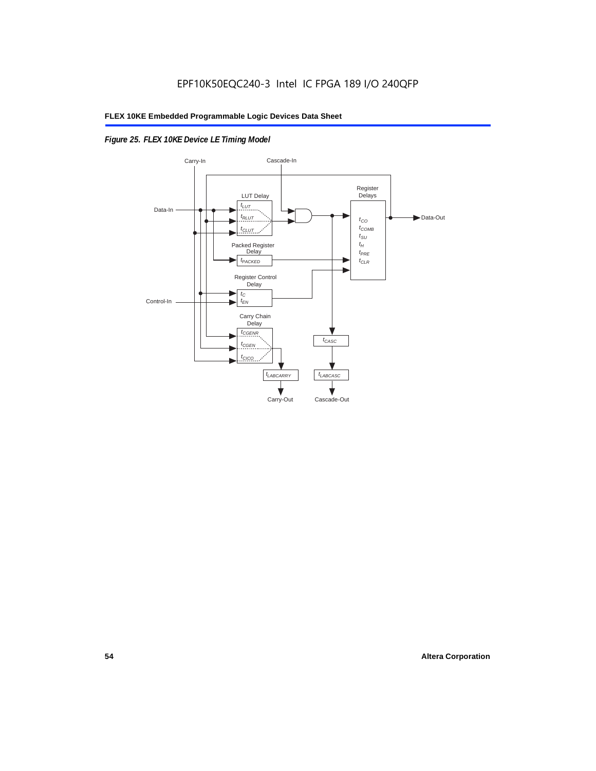*Figure 25. FLEX 10KE Device LE Timing Model*

Carry-In

Cascade-In

Data-In

LUT Delay

$t_{LUT}$

$t_{RLUT}$

$t_{CLUT}$

Register Delays

$t_{CO}$

$t_{COMB}$

$t_{SU}$

$t_{H}$

$t_{PRE}$

$t_{CLR}$

Data-Out

Packed Register Delay

$t_{PACKED}$

Register Control Delay

$t_{C}$

$t_{EN}$

Control-In

Carry Chain Delay

$t_{CGENR}$

$t_{CGEN}$

$t_{CICO}$

$t_{CASC}$

$t_{LABCARRY}$

$t_{LABCASC}$

Carry-Out

Cascade-Out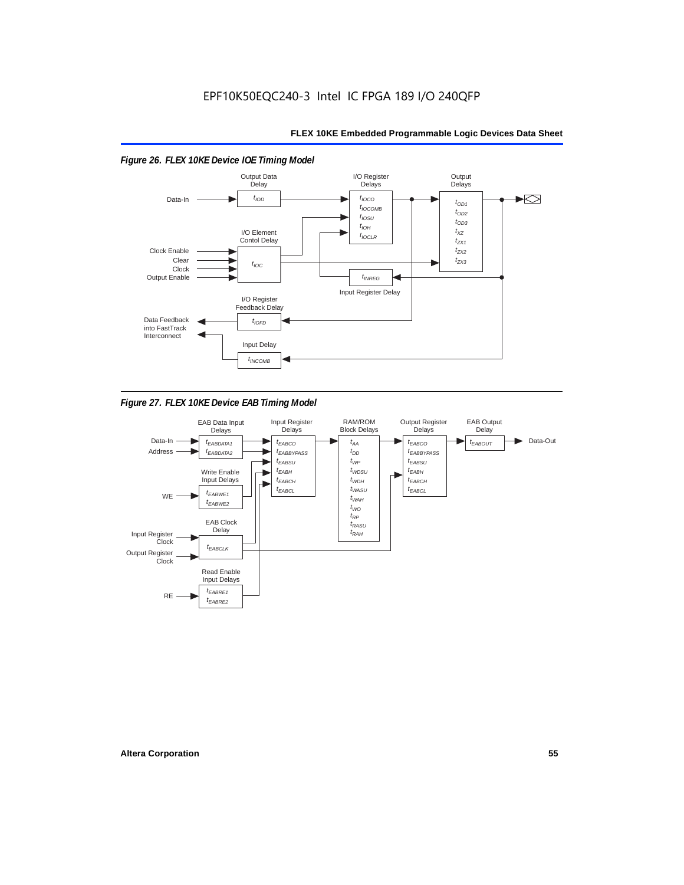EPF10K50EQC240-3 Intel IC FPGA 189 I/O 240QFP

*Figure 26. FLEX 10KE Device IOE Timing Model*

Output Data Delay: $t_{IOD}$

I/O Register Delays: $t_{IOCO}$, $t_{IOCOMB}$, $t_{IOSU}$, $t_{IOH}$, $t_{IOCLR}$

Output Delays: $t_{OD1}$, $t_{OD2}$, $t_{OD3}$, $t_{XZ}$, $t_{ZX1}$, $t_{ZX2}$, $t_{ZX3}$

I/O Element Contol Delay: $t_{IOC}$

Input Register Delay: $t_{INREG}$

I/O Register Feedback Delay: $t_{IOFD}$

Input Delay: $t_{INCOMB}$

Inputs: Data-In, Clock Enable, Clear, Clock, Output Enable

Outputs: Data Feedback into FastTrack Interconnect

*Figure 27. FLEX 10KE Device EAB Timing Model*

EAB Data Input Delays: $t_{EABDATA1}$, $t_{EABDATA2}$

Input Register Delays: $t_{EABCO}$, $t_{EABBYPASS}$, $t_{EABSU}$, $t_{EABH}$, $t_{EABCH}$, $t_{EABCL}$

RAM/ROM Block Delays: $t_{AA}$, $t_{DD}$, $t_{WP}$, $t_{WDSU}$, $t_{WDH}$, $t_{WASU}$, $t_{WAH}$, $t_{WO}$, $t_{RP}$, $t_{RASU}$, $t_{RAH}$

Output Register Delays: $t_{EABCO}$, $t_{EABBYPASS}$, $t_{EABSU}$, $t_{EABH}$, $t_{EABCH}$, $t_{EABCL}$

EAB Output Delay: $t_{EABOUT}$

Write Enable Input Delays: $t_{EABWE1}$, $t_{EABWE2}$

EAB Clock Delay: $t_{EABCLK}$

Read Enable Input Delays: $t_{EABRE1}$, $t_{EABRE2}$

Inputs: Data-In, Address, WE, Input Register Clock, Output Register Clock, RE

Output: Data-Out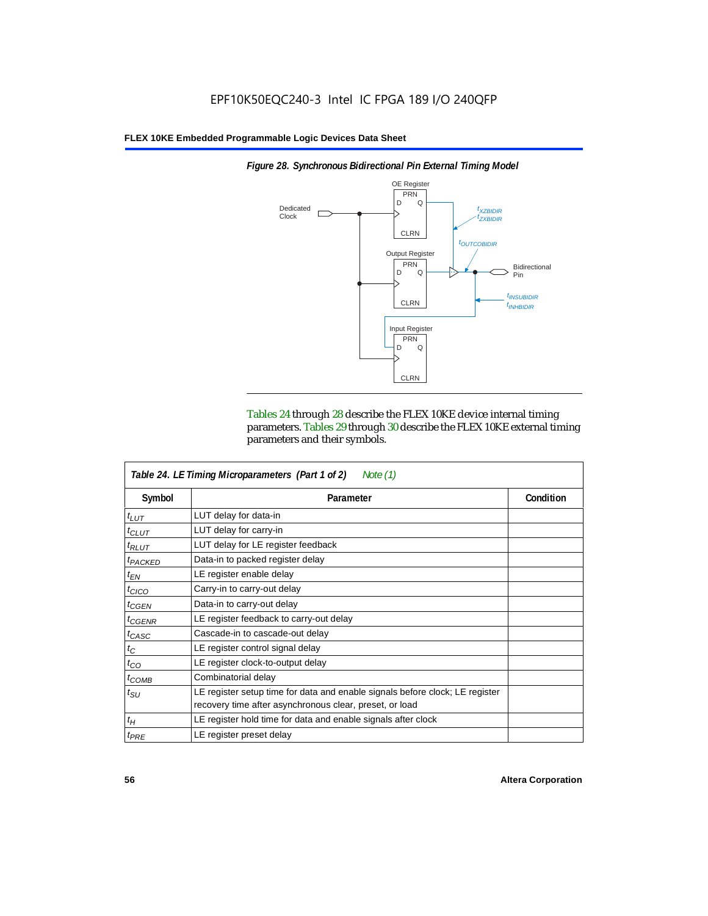*Figure 28. Synchronous Bidirectional Pin External Timing Model*

Tables 24 through 28 describe the FLEX 10KE device internal timing parameters. Tables 29 through 30 describe the FLEX 10KE external timing parameters and their symbols.

| *Table 24. LE Timing Microparameters (Part 1 of 2) Note (1)* | | |
|---|---|---|
| **Symbol** | **Parameter** | **Condition** |
| $t_{LUT}$ | LUT delay for data-in | |
| $t_{CLUT}$ | LUT delay for carry-in | |
| $t_{RLUT}$ | LUT delay for LE register feedback | |
| $t_{PACKED}$ | Data-in to packed register delay | |
| $t_{EN}$ | LE register enable delay | |
| $t_{CICO}$ | Carry-in to carry-out delay | |
| $t_{CGEN}$ | Data-in to carry-out delay | |
| $t_{CGENR}$ | LE register feedback to carry-out delay | |
| $t_{CASC}$ | Cascade-in to cascade-out delay | |
| $t_C$ | LE register control signal delay | |
| $t_{CO}$ | LE register clock-to-output delay | |
| $t_{COMB}$ | Combinatorial delay | |
| $t_{SU}$ | LE register setup time for data and enable signals before clock; LE register recovery time after asynchronous clear, preset, or load | |
| $t_H$ | LE register hold time for data and enable signals after clock | |
| $t_{PRE}$ | LE register preset delay | |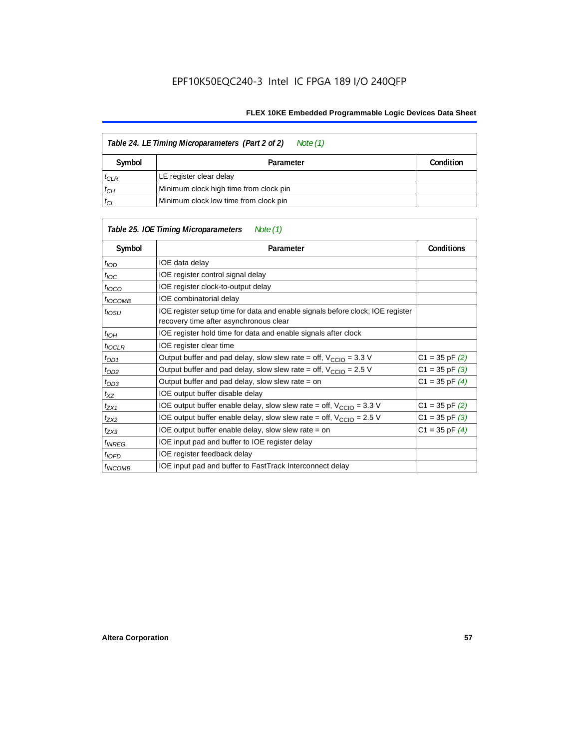| Table 24. LE Timing Microparameters (Part 2 of 2) Note (1) | | |
|---|---|---|
| Symbol | Parameter | Condition |
| $t_{CLR}$ | LE register clear delay | |
| $t_{CH}$ | Minimum clock high time from clock pin | |
| $t_{CL}$ | Minimum clock low time from clock pin | |

| Table 25. IOE Timing Microparameters Note (1) | | |
|---|---|---|
| Symbol | Parameter | Conditions |
| $t_{IOD}$ | IOE data delay | |
| $t_{IOC}$ | IOE register control signal delay | |
| $t_{IOCO}$ | IOE register clock-to-output delay | |
| $t_{IOCOMB}$ | IOE combinatorial delay | |
| $t_{IOSU}$ | IOE register setup time for data and enable signals before clock; IOE register recovery time after asynchronous clear | |
| $t_{IOH}$ | IOE register hold time for data and enable signals after clock | |
| $t_{IOCLR}$ | IOE register clear time | |
| $t_{OD1}$ | Output buffer and pad delay, slow slew rate = off, $V_{CCIO}$ = 3.3 V | C1 = 35 pF (2) |
| $t_{OD2}$ | Output buffer and pad delay, slow slew rate = off, $V_{CCIO}$ = 2.5 V | C1 = 35 pF (3) |
| $t_{OD3}$ | Output buffer and pad delay, slow slew rate = on | C1 = 35 pF (4) |
| $t_{XZ}$ | IOE output buffer disable delay | |
| $t_{ZX1}$ | IOE output buffer enable delay, slow slew rate = off, $V_{CCIO}$ = 3.3 V | C1 = 35 pF (2) |
| $t_{ZX2}$ | IOE output buffer enable delay, slow slew rate = off, $V_{CCIO}$ = 2.5 V | C1 = 35 pF (3) |
| $t_{ZX3}$ | IOE output buffer enable delay, slow slew rate = on | C1 = 35 pF (4) |
| $t_{INREG}$ | IOE input pad and buffer to IOE register delay | |
| $t_{IOFD}$ | IOE register feedback delay | |
| $t_{INCOMB}$ | IOE input pad and buffer to FastTrack Interconnect delay | |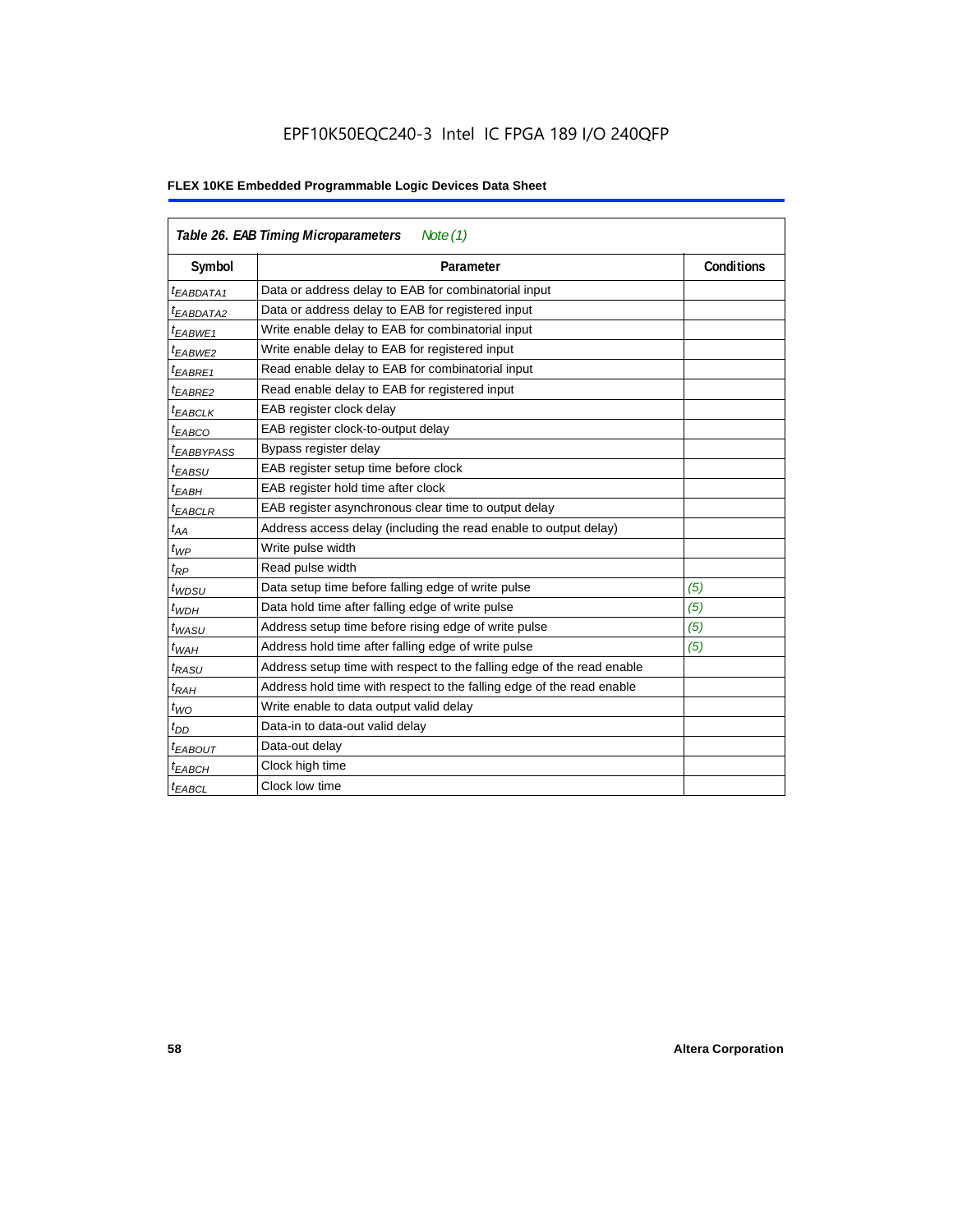**Table 26. EAB Timing Microparameters** *Note (1)*

| Symbol | Parameter | Conditions |
|---|---|---|
| $t_{EABDATA1}$ | Data or address delay to EAB for combinatorial input | |
| $t_{EABDATA2}$ | Data or address delay to EAB for registered input | |
| $t_{EABWE1}$ | Write enable delay to EAB for combinatorial input | |
| $t_{EABWE2}$ | Write enable delay to EAB for registered input | |
| $t_{EABRE1}$ | Read enable delay to EAB for combinatorial input | |
| $t_{EABRE2}$ | Read enable delay to EAB for registered input | |
| $t_{EABCLK}$ | EAB register clock delay | |
| $t_{EABCO}$ | EAB register clock-to-output delay | |
| $t_{EABBYPASS}$ | Bypass register delay | |
| $t_{EABSU}$ | EAB register setup time before clock | |
| $t_{EABH}$ | EAB register hold time after clock | |
| $t_{EABCLR}$ | EAB register asynchronous clear time to output delay | |
| $t_{AA}$ | Address access delay (including the read enable to output delay) | |
| $t_{WP}$ | Write pulse width | |
| $t_{RP}$ | Read pulse width | |
| $t_{WDSU}$ | Data setup time before falling edge of write pulse | *(5)* |
| $t_{WDH}$ | Data hold time after falling edge of write pulse | *(5)* |
| $t_{WASU}$ | Address setup time before rising edge of write pulse | *(5)* |
| $t_{WAH}$ | Address hold time after falling edge of write pulse | *(5)* |
| $t_{RASU}$ | Address setup time with respect to the falling edge of the read enable | |
| $t_{RAH}$ | Address hold time with respect to the falling edge of the read enable | |
| $t_{WO}$ | Write enable to data output valid delay | |
| $t_{DD}$ | Data-in to data-out valid delay | |
| $t_{EABOUT}$ | Data-out delay | |
| $t_{EABCH}$ | Clock high time | |
| $t_{EABCL}$ | Clock low time | |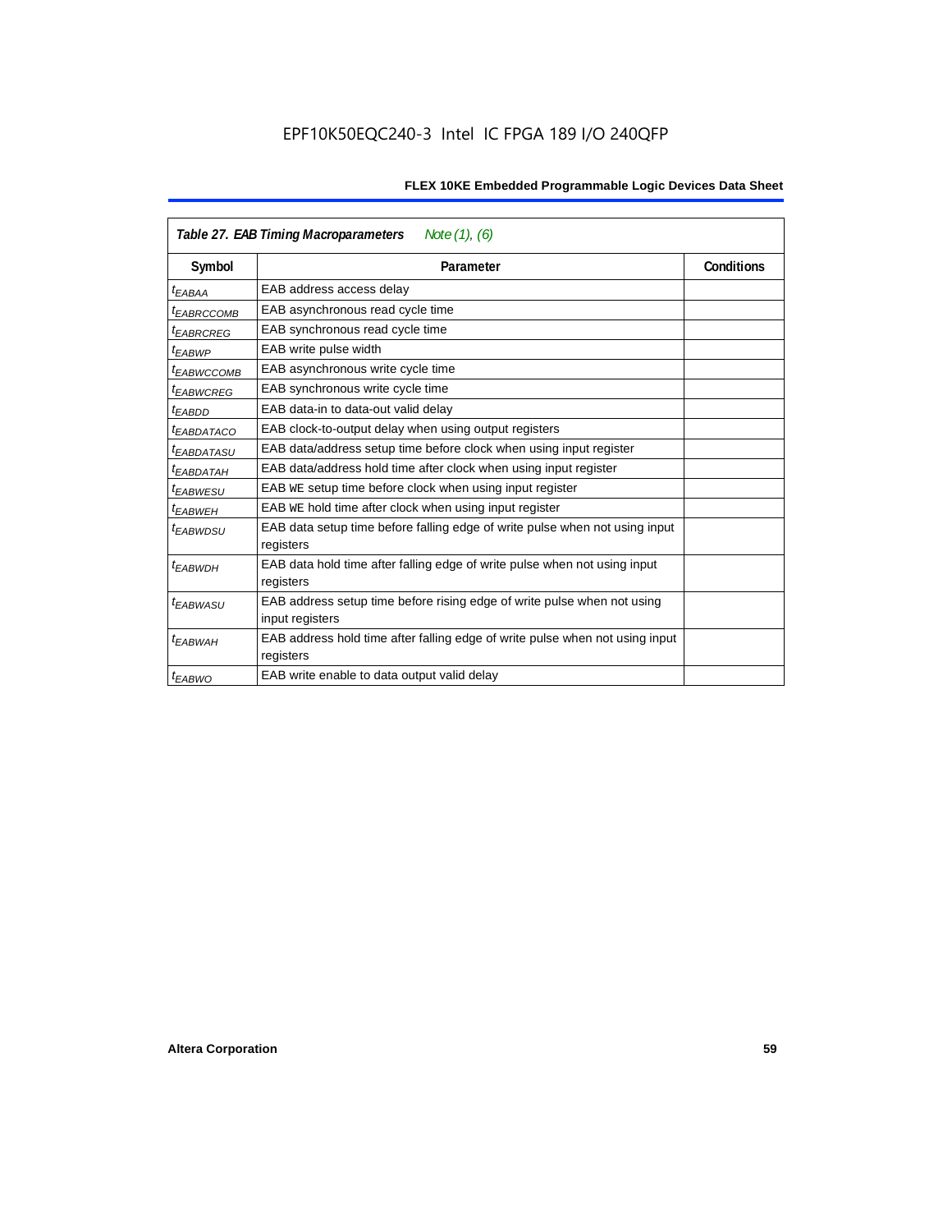**Table 27. EAB Timing Macroparameters** *Note (1), (6)*

| Symbol | Parameter | Conditions |
|---|---|---|
| $t_{EABAA}$ | EAB address access delay | |
| $t_{EABRCCOMB}$ | EAB asynchronous read cycle time | |
| $t_{EABRCREG}$ | EAB synchronous read cycle time | |
| $t_{EABWP}$ | EAB write pulse width | |
| $t_{EABWCCOMB}$ | EAB asynchronous write cycle time | |
| $t_{EABWCREG}$ | EAB synchronous write cycle time | |
| $t_{EABDD}$ | EAB data-in to data-out valid delay | |
| $t_{EABDATACO}$ | EAB clock-to-output delay when using output registers | |
| $t_{EABDATASU}$ | EAB data/address setup time before clock when using input register | |
| $t_{EABDATAH}$ | EAB data/address hold time after clock when using input register | |
| $t_{EABWESU}$ | EAB WE setup time before clock when using input register | |
| $t_{EABWEH}$ | EAB WE hold time after clock when using input register | |
| $t_{EABWDSU}$ | EAB data setup time before falling edge of write pulse when not using input registers | |
| $t_{EABWDH}$ | EAB data hold time after falling edge of write pulse when not using input registers | |
| $t_{EABWASU}$ | EAB address setup time before rising edge of write pulse when not using input registers | |
| $t_{EABWAH}$ | EAB address hold time after falling edge of write pulse when not using input registers | |
| $t_{EABWO}$ | EAB write enable to data output valid delay | |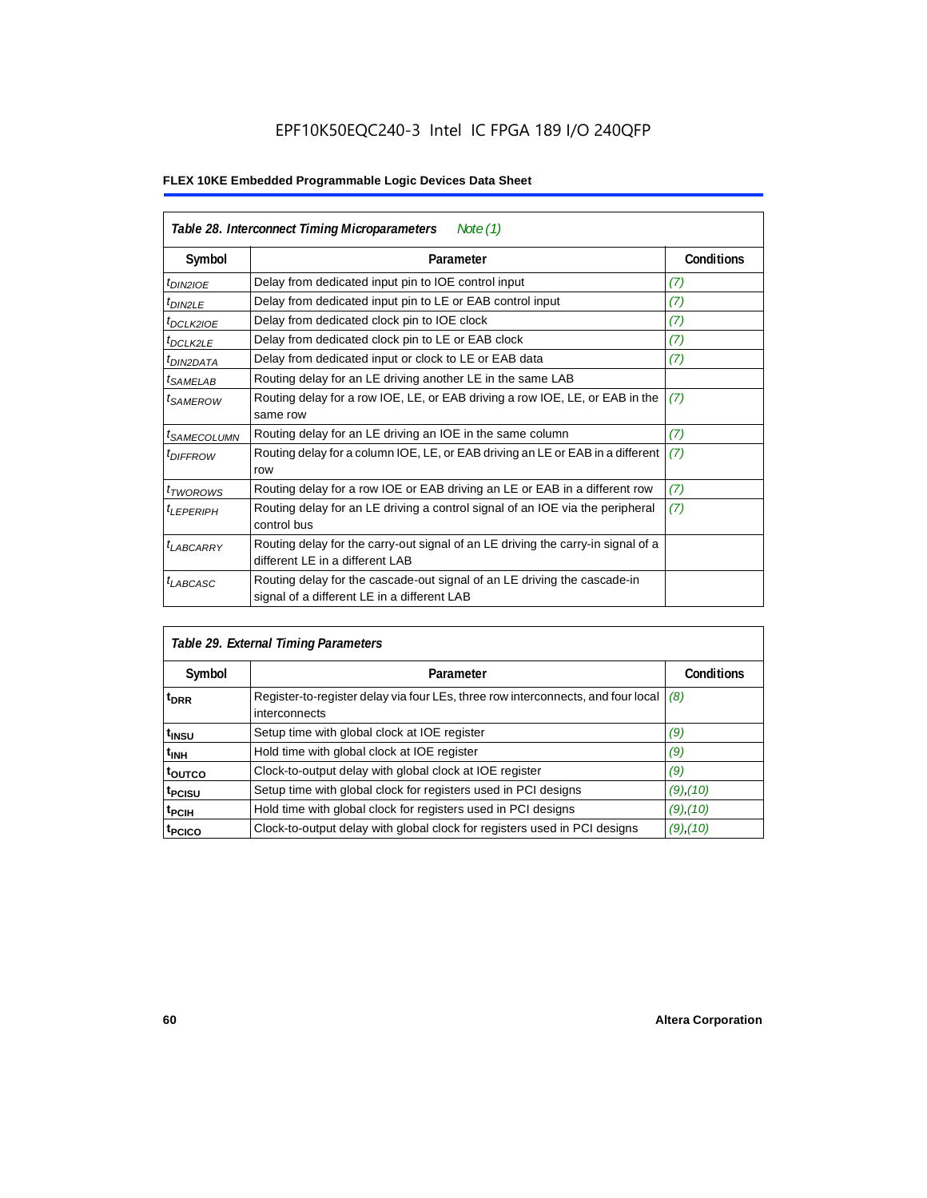## Table 28. Interconnect Timing Microparameters *Note (1)*

| Symbol | Parameter | Conditions |
|---|---|---|
| $t_{DIN2IOE}$ | Delay from dedicated input pin to IOE control input | *(7)* |
| $t_{DIN2LE}$ | Delay from dedicated input pin to LE or EAB control input | *(7)* |
| $t_{DCLK2IOE}$ | Delay from dedicated clock pin to IOE clock | *(7)* |
| $t_{DCLK2LE}$ | Delay from dedicated clock pin to LE or EAB clock | *(7)* |
| $t_{DIN2DATA}$ | Delay from dedicated input or clock to LE or EAB data | *(7)* |
| $t_{SAMELAB}$ | Routing delay for an LE driving another LE in the same LAB | |
| $t_{SAMEROW}$ | Routing delay for a row IOE, LE, or EAB driving a row IOE, LE, or EAB in the same row | *(7)* |
| $t_{SAMECOLUMN}$ | Routing delay for an LE driving an IOE in the same column | *(7)* |
| $t_{DIFFROW}$ | Routing delay for a column IOE, LE, or EAB driving an LE or EAB in a different row | *(7)* |
| $t_{TWOROWS}$ | Routing delay for a row IOE or EAB driving an LE or EAB in a different row | *(7)* |
| $t_{LEPERIPH}$ | Routing delay for an LE driving a control signal of an IOE via the peripheral control bus | *(7)* |
| $t_{LABCARRY}$ | Routing delay for the carry-out signal of an LE driving the carry-in signal of a different LE in a different LAB | |
| $t_{LABCASC}$ | Routing delay for the cascade-out signal of an LE driving the cascade-in signal of a different LE in a different LAB | |

## Table 29. External Timing Parameters

| Symbol | Parameter | Conditions |
|---|---|---|
| $t_{DRR}$ | Register-to-register delay via four LEs, three row interconnects, and four local interconnects | *(8)* |
| $t_{INSU}$ | Setup time with global clock at IOE register | *(9)* |
| $t_{INH}$ | Hold time with global clock at IOE register | *(9)* |
| $t_{OUTCO}$ | Clock-to-output delay with global clock at IOE register | *(9)* |
| $t_{PCISU}$ | Setup time with global clock for registers used in PCI designs | *(9)*,*(10)* |
| $t_{PCIH}$ | Hold time with global clock for registers used in PCI designs | *(9)*,*(10)* |
| $t_{PCICO}$ | Clock-to-output delay with global clock for registers used in PCI designs | *(9)*,*(10)* |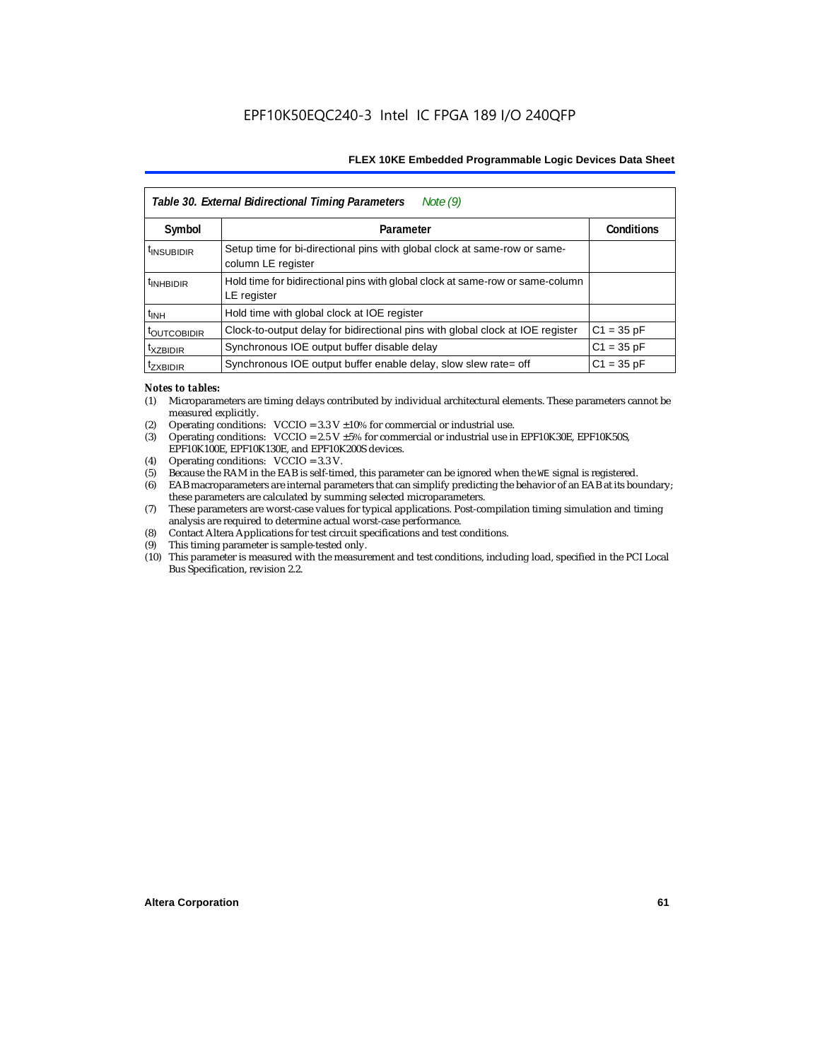**Table 30. External Bidirectional Timing Parameters** *Note (9)*

| Symbol | Parameter | Conditions |
|---|---|---|
| $t_{INSUBIDIR}$ | Setup time for bi-directional pins with global clock at same-row or same-column LE register | |
| $t_{INHBIDIR}$ | Hold time for bidirectional pins with global clock at same-row or same-column LE register | |
| $t_{INH}$ | Hold time with global clock at IOE register | |
| $t_{OUTCOBIDIR}$ | Clock-to-output delay for bidirectional pins with global clock at IOE register | C1 = 35 pF |
| $t_{XZBIDIR}$ | Synchronous IOE output buffer disable delay | C1 = 35 pF |
| $t_{ZXBIDIR}$ | Synchronous IOE output buffer enable delay, slow slew rate= off | C1 = 35 pF |

*Notes to tables:*

(1) Microparameters are timing delays contributed by individual architectural elements. These parameters cannot be measured explicitly.

(2) Operating conditions: VCCIO = 3.3 V ±10% for commercial or industrial use.

(3) Operating conditions: VCCIO = 2.5 V ±5% for commercial or industrial use in EPF10K30E, EPF10K50S, EPF10K100E, EPF10K130E, and EPF10K200S devices.

(4) Operating conditions: VCCIO = 3.3 V.

(5) Because the RAM in the EAB is self-timed, this parameter can be ignored when the WE signal is registered.

(6) EAB macroparameters are internal parameters that can simplify predicting the behavior of an EAB at its boundary; these parameters are calculated by summing selected microparameters.

(7) These parameters are worst-case values for typical applications. Post-compilation timing simulation and timing analysis are required to determine actual worst-case performance.

(8) Contact Altera Applications for test circuit specifications and test conditions.

(9) This timing parameter is sample-tested only.

(10) This parameter is measured with the measurement and test conditions, including load, specified in the PCI Local Bus Specification, revision 2.2.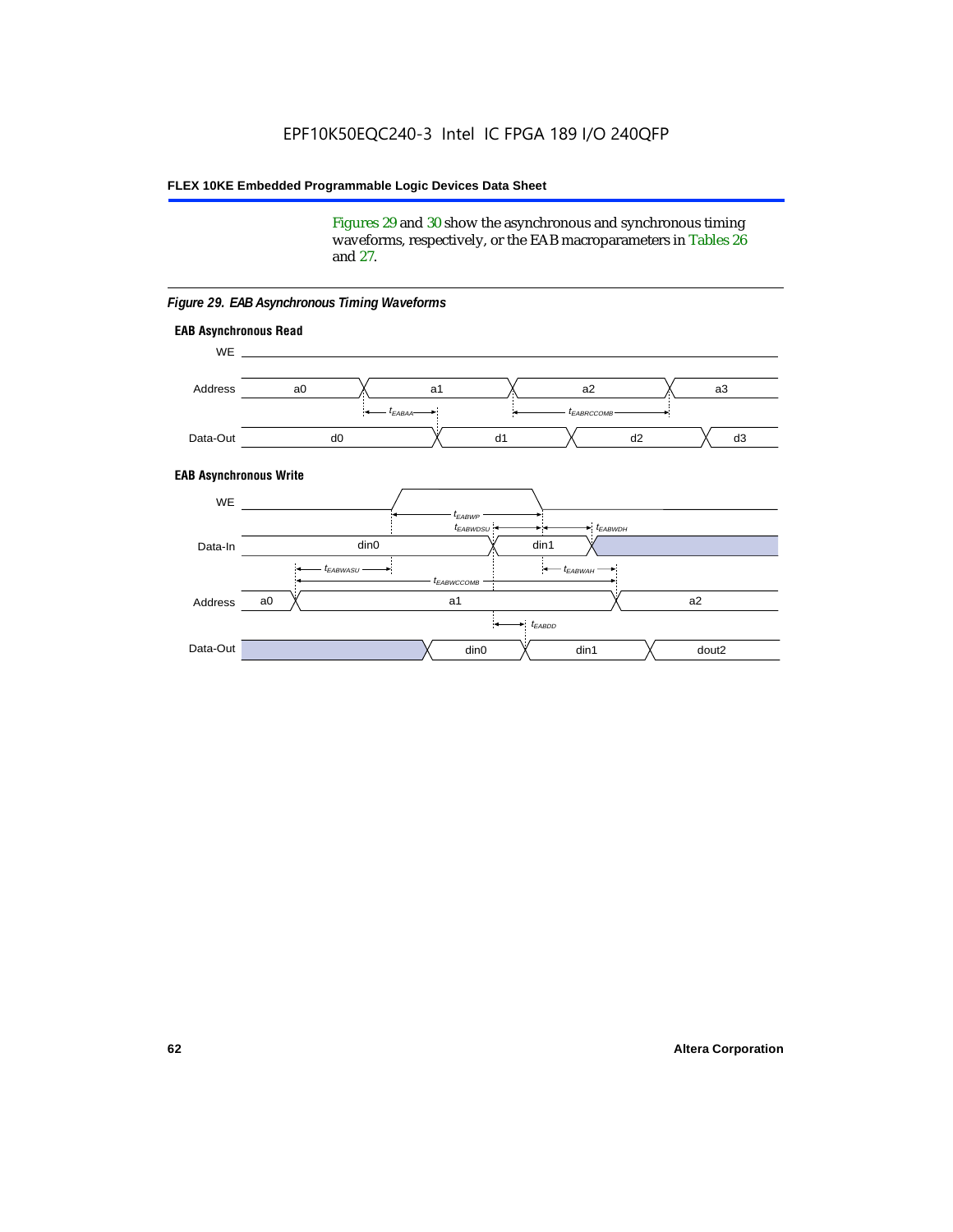Figures 29 and 30 show the asynchronous and synchronous timing waveforms, respectively, or the EAB macroparameters in Tables 26 and 27.

*Figure 29. EAB Asynchronous Timing Waveforms*

**EAB Asynchronous Read**

WE

Address: a0, a1, a2, a3

$t_{EABAA}$, $t_{EABRCCOMB}$

Data-Out: d0, d1, d2, d3

**EAB Asynchronous Write**

WE

$t_{EABWP}$, $t_{EABWDSU}$, $t_{EABWDH}$

Data-In: din0, din1

$t_{EABWASU}$, $t_{EABWAH}$, $t_{EABWCCOMB}$

Address: a0, a1, a2

$t_{EABDD}$

Data-Out: din0, din1, dout2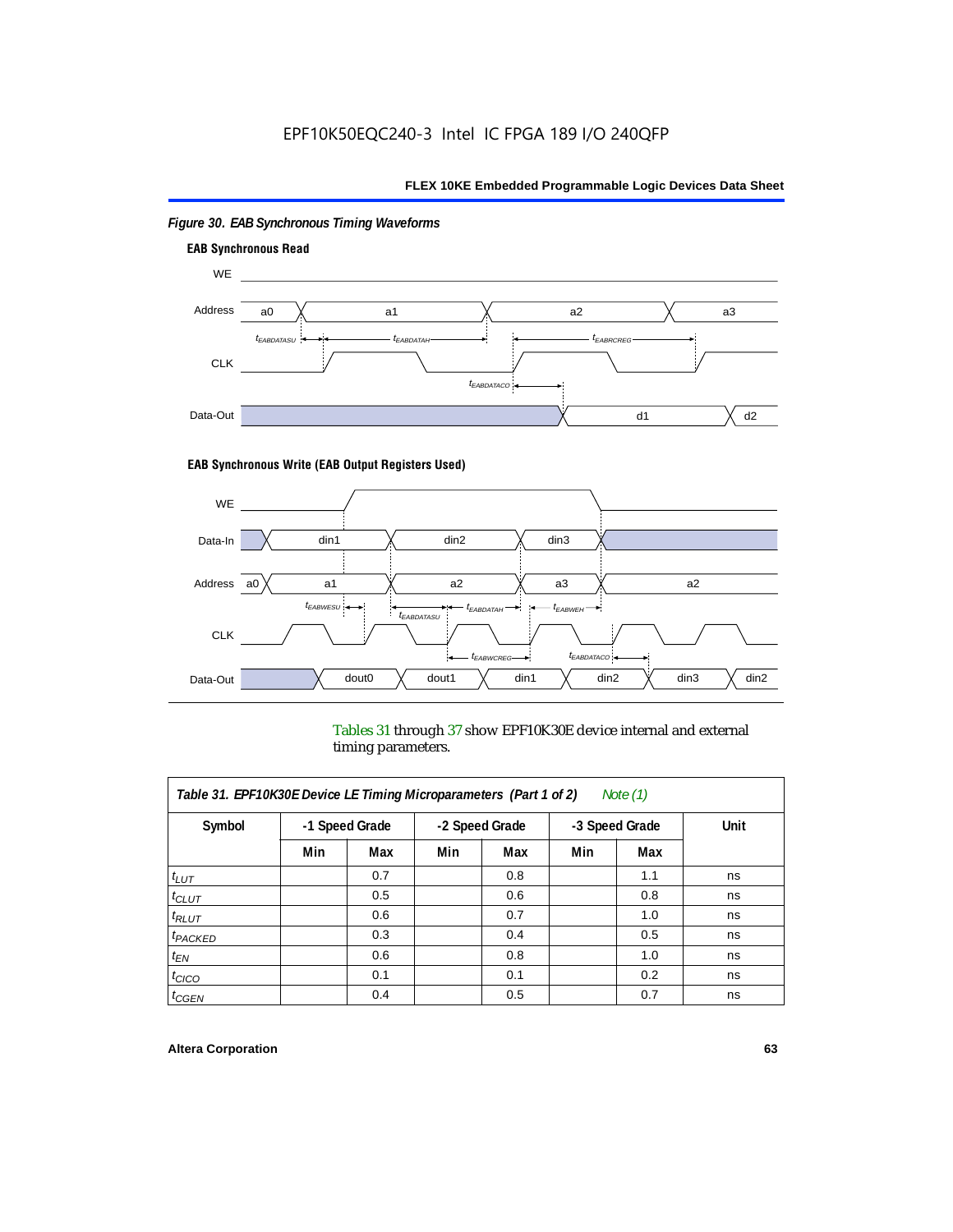*Figure 30. EAB Synchronous Timing Waveforms*

**EAB Synchronous Read**

**EAB Synchronous Write (EAB Output Registers Used)**

Tables 31 through 37 show EPF10K30E device internal and external timing parameters.

| *Table 31. EPF10K30E Device LE Timing Microparameters (Part 1 of 2) Note (1)* | | | | | | | |
|---|---|---|---|---|---|---|---|
| **Symbol** | **-1 Speed Grade** | | **-2 Speed Grade** | | **-3 Speed Grade** | | **Unit** |
| | **Min** | **Max** | **Min** | **Max** | **Min** | **Max** | |
| $t_{LUT}$ | | 0.7 | | 0.8 | | 1.1 | ns |
| $t_{CLUT}$ | | 0.5 | | 0.6 | | 0.8 | ns |
| $t_{RLUT}$ | | 0.6 | | 0.7 | | 1.0 | ns |
| $t_{PACKED}$ | | 0.3 | | 0.4 | | 0.5 | ns |
| $t_{EN}$ | | 0.6 | | 0.8 | | 1.0 | ns |
| $t_{CICO}$ | | 0.1 | | 0.1 | | 0.2 | ns |
| $t_{CGEN}$ | | 0.4 | | 0.5 | | 0.7 | ns |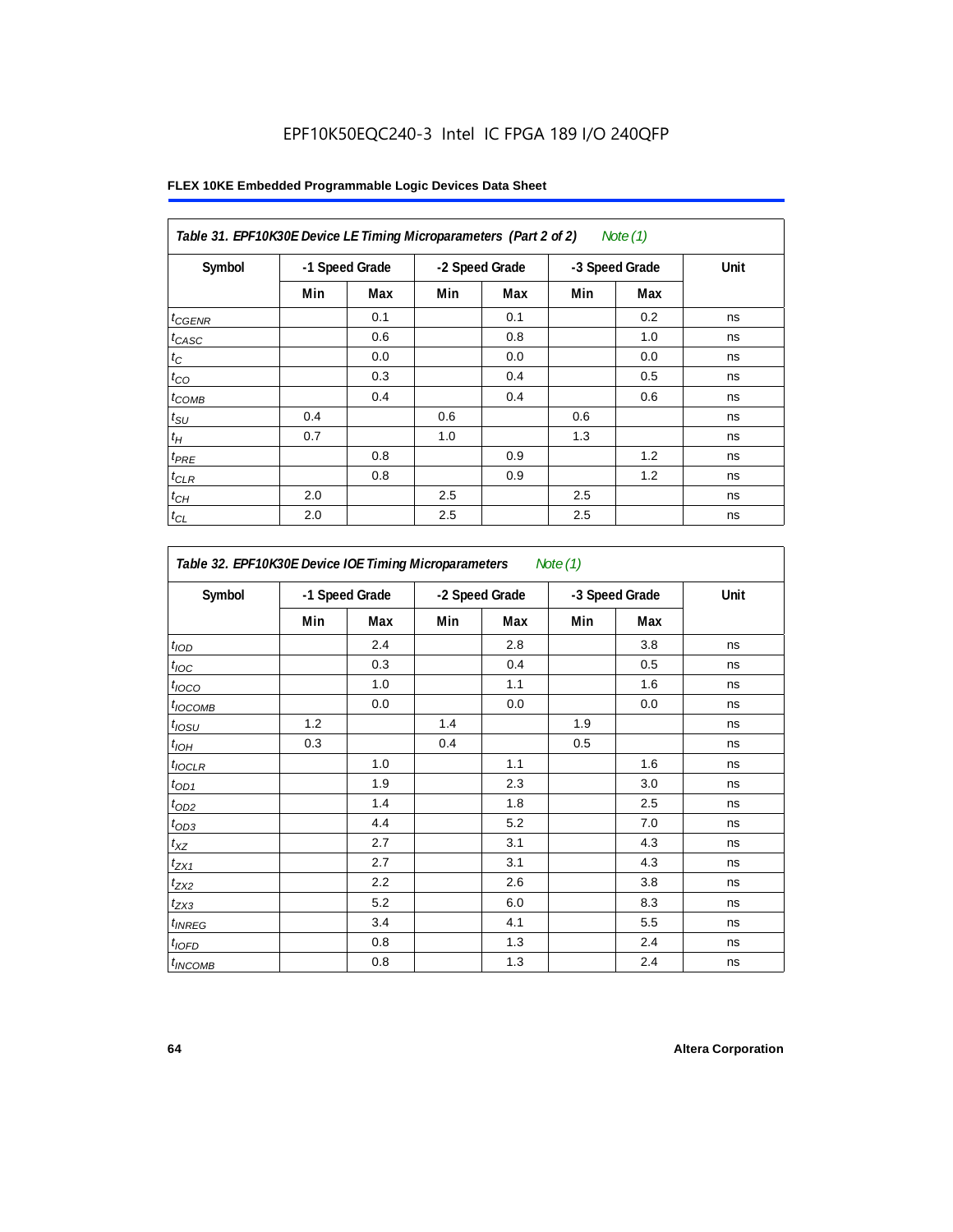Table 31. EPF10K30E Device LE Timing Microparameters (Part 2 of 2) *Note (1)*

| Symbol | -1 Speed Grade | | -2 Speed Grade | | -3 Speed Grade | | Unit |
|---|---|---|---|---|---|---|---|
| | Min | Max | Min | Max | Min | Max | |
| $t_{CGENR}$ | | 0.1 | | 0.1 | | 0.2 | ns |
| $t_{CASC}$ | | 0.6 | | 0.8 | | 1.0 | ns |
| $t_{C}$ | | 0.0 | | 0.0 | | 0.0 | ns |
| $t_{CO}$ | | 0.3 | | 0.4 | | 0.5 | ns |
| $t_{COMB}$ | | 0.4 | | 0.4 | | 0.6 | ns |
| $t_{SU}$ | 0.4 | | 0.6 | | 0.6 | | ns |
| $t_{H}$ | 0.7 | | 1.0 | | 1.3 | | ns |
| $t_{PRE}$ | | 0.8 | | 0.9 | | 1.2 | ns |
| $t_{CLR}$ | | 0.8 | | 0.9 | | 1.2 | ns |
| $t_{CH}$ | 2.0 | | 2.5 | | 2.5 | | ns |
| $t_{CL}$ | 2.0 | | 2.5 | | 2.5 | | ns |

Table 32. EPF10K30E Device IOE Timing Microparameters *Note (1)*

| Symbol | -1 Speed Grade | | -2 Speed Grade | | -3 Speed Grade | | Unit |
|---|---|---|---|---|---|---|---|
| | Min | Max | Min | Max | Min | Max | |
| $t_{IOD}$ | | 2.4 | | 2.8 | | 3.8 | ns |
| $t_{IOC}$ | | 0.3 | | 0.4 | | 0.5 | ns |
| $t_{IOCO}$ | | 1.0 | | 1.1 | | 1.6 | ns |
| $t_{IOCOMB}$ | | 0.0 | | 0.0 | | 0.0 | ns |
| $t_{IOSU}$ | 1.2 | | 1.4 | | 1.9 | | ns |
| $t_{IOH}$ | 0.3 | | 0.4 | | 0.5 | | ns |
| $t_{IOCLR}$ | | 1.0 | | 1.1 | | 1.6 | ns |
| $t_{OD1}$ | | 1.9 | | 2.3 | | 3.0 | ns |
| $t_{OD2}$ | | 1.4 | | 1.8 | | 2.5 | ns |
| $t_{OD3}$ | | 4.4 | | 5.2 | | 7.0 | ns |
| $t_{XZ}$ | | 2.7 | | 3.1 | | 4.3 | ns |
| $t_{ZX1}$ | | 2.7 | | 3.1 | | 4.3 | ns |
| $t_{ZX2}$ | | 2.2 | | 2.6 | | 3.8 | ns |
| $t_{ZX3}$ | | 5.2 | | 6.0 | | 8.3 | ns |
| $t_{INREG}$ | | 3.4 | | 4.1 | | 5.5 | ns |
| $t_{IOFD}$ | | 0.8 | | 1.3 | | 2.4 | ns |
| $t_{INCOMB}$ | | 0.8 | | 1.3 | | 2.4 | ns |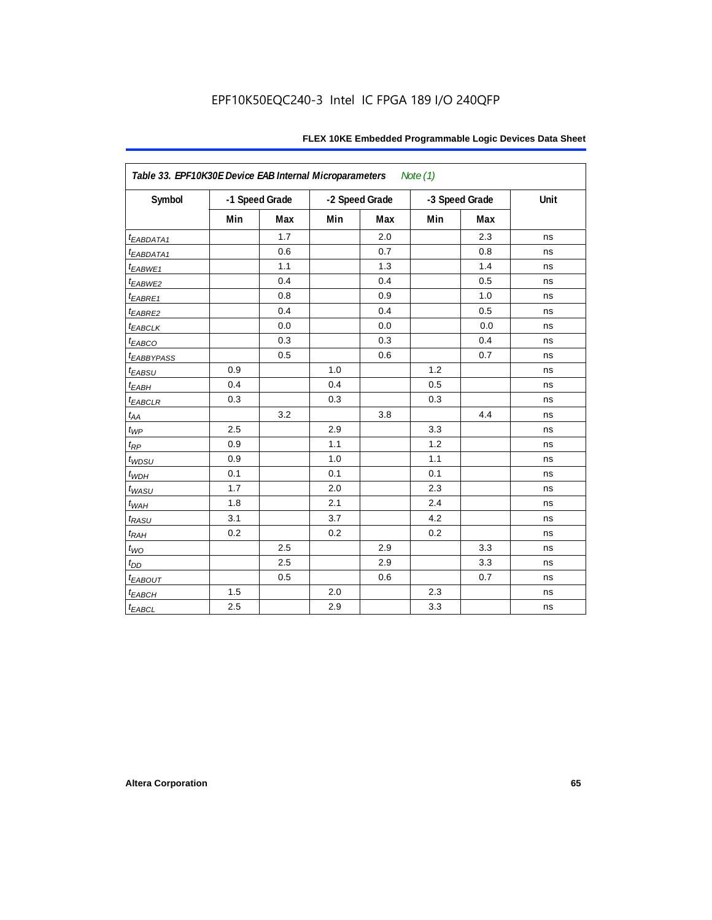| Table 33. EPF10K30E Device EAB Internal Microparameters Note (1) | | | | | | | |
|---|---|---|---|---|---|---|---|
| Symbol | -1 Speed Grade | | -2 Speed Grade | | -3 Speed Grade | | Unit |
| | Min | Max | Min | Max | Min | Max | |
| $t_{EABDATA1}$ | | 1.7 | | 2.0 | | 2.3 | ns |
| $t_{EABDATA1}$ | | 0.6 | | 0.7 | | 0.8 | ns |
| $t_{EABWE1}$ | | 1.1 | | 1.3 | | 1.4 | ns |
| $t_{EABWE2}$ | | 0.4 | | 0.4 | | 0.5 | ns |
| $t_{EABRE1}$ | | 0.8 | | 0.9 | | 1.0 | ns |
| $t_{EABRE2}$ | | 0.4 | | 0.4 | | 0.5 | ns |
| $t_{EABCLK}$ | | 0.0 | | 0.0 | | 0.0 | ns |
| $t_{EABCO}$ | | 0.3 | | 0.3 | | 0.4 | ns |
| $t_{EABBYPASS}$ | | 0.5 | | 0.6 | | 0.7 | ns |
| $t_{EABSU}$ | 0.9 | | 1.0 | | 1.2 | | ns |
| $t_{EABH}$ | 0.4 | | 0.4 | | 0.5 | | ns |
| $t_{EABCLR}$ | 0.3 | | 0.3 | | 0.3 | | ns |
| $t_{AA}$ | | 3.2 | | 3.8 | | 4.4 | ns |
| $t_{WP}$ | 2.5 | | 2.9 | | 3.3 | | ns |
| $t_{RP}$ | 0.9 | | 1.1 | | 1.2 | | ns |
| $t_{WDSU}$ | 0.9 | | 1.0 | | 1.1 | | ns |
| $t_{WDH}$ | 0.1 | | 0.1 | | 0.1 | | ns |
| $t_{WASU}$ | 1.7 | | 2.0 | | 2.3 | | ns |
| $t_{WAH}$ | 1.8 | | 2.1 | | 2.4 | | ns |
| $t_{RASU}$ | 3.1 | | 3.7 | | 4.2 | | ns |
| $t_{RAH}$ | 0.2 | | 0.2 | | 0.2 | | ns |
| $t_{WO}$ | | 2.5 | | 2.9 | | 3.3 | ns |
| $t_{DD}$ | | 2.5 | | 2.9 | | 3.3 | ns |
| $t_{EABOUT}$ | | 0.5 | | 0.6 | | 0.7 | ns |
| $t_{EABCH}$ | 1.5 | | 2.0 | | 2.3 | | ns |
| $t_{EABCL}$ | 2.5 | | 2.9 | | 3.3 | | ns |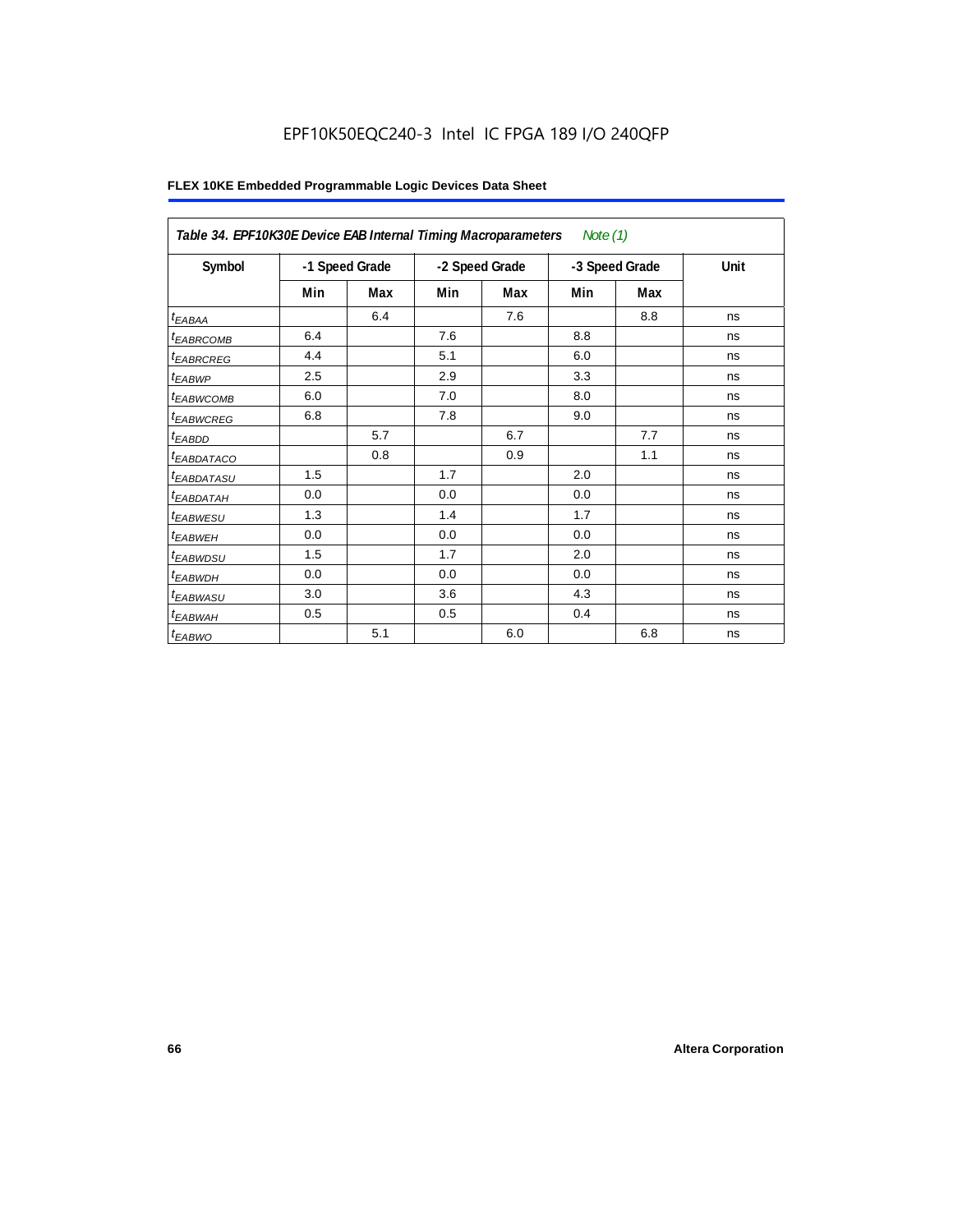**Table 34. EPF10K30E Device EAB Internal Timing Macroparameters** *Note (1)*

| Symbol | -1 Speed Grade | | -2 Speed Grade | | -3 Speed Grade | | Unit |
|---|---|---|---|---|---|---|---|
| | Min | Max | Min | Max | Min | Max | |
| $t_{EABAA}$ | | 6.4 | | 7.6 | | 8.8 | ns |
| $t_{EABRCOMB}$ | 6.4 | | 7.6 | | 8.8 | | ns |
| $t_{EABRCREG}$ | 4.4 | | 5.1 | | 6.0 | | ns |
| $t_{EABWP}$ | 2.5 | | 2.9 | | 3.3 | | ns |
| $t_{EABWCOMB}$ | 6.0 | | 7.0 | | 8.0 | | ns |
| $t_{EABWCREG}$ | 6.8 | | 7.8 | | 9.0 | | ns |
| $t_{EABDD}$ | | 5.7 | | 6.7 | | 7.7 | ns |
| $t_{EABDATACO}$ | | 0.8 | | 0.9 | | 1.1 | ns |
| $t_{EABDATASU}$ | 1.5 | | 1.7 | | 2.0 | | ns |
| $t_{EABDATAH}$ | 0.0 | | 0.0 | | 0.0 | | ns |
| $t_{EABWESU}$ | 1.3 | | 1.4 | | 1.7 | | ns |
| $t_{EABWEH}$ | 0.0 | | 0.0 | | 0.0 | | ns |
| $t_{EABWDSU}$ | 1.5 | | 1.7 | | 2.0 | | ns |
| $t_{EABWDH}$ | 0.0 | | 0.0 | | 0.0 | | ns |
| $t_{EABWASU}$ | 3.0 | | 3.6 | | 4.3 | | ns |
| $t_{EABWAH}$ | 0.5 | | 0.5 | | 0.4 | | ns |
| $t_{EABWO}$ | | 5.1 | | 6.0 | | 6.8 | ns |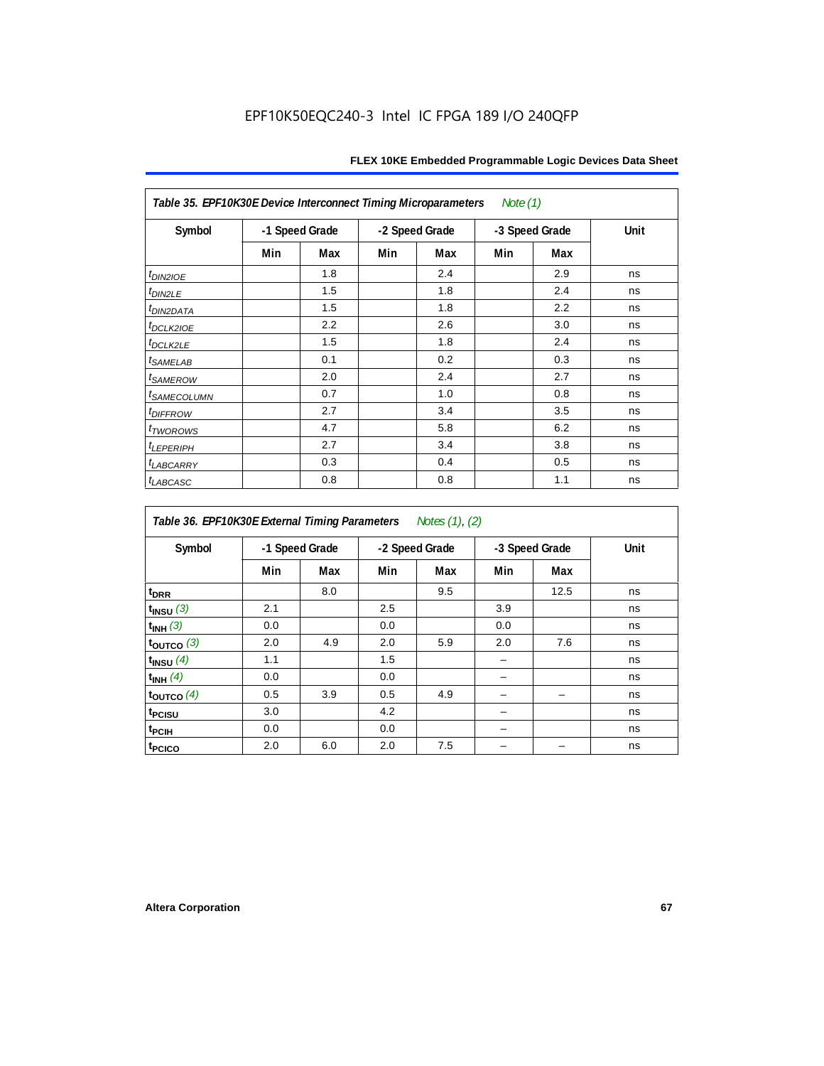*Table 35. EPF10K30E Device Interconnect Timing Microparameters Note (1)*

| Symbol | -1 Speed Grade | | -2 Speed Grade | | -3 Speed Grade | | Unit |
|---|---|---|---|---|---|---|---|
| | Min | Max | Min | Max | Min | Max | |
| $t_{DIN2IOE}$ | | 1.8 | | 2.4 | | 2.9 | ns |
| $t_{DIN2LE}$ | | 1.5 | | 1.8 | | 2.4 | ns |
| $t_{DIN2DATA}$ | | 1.5 | | 1.8 | | 2.2 | ns |
| $t_{DCLK2IOE}$ | | 2.2 | | 2.6 | | 3.0 | ns |
| $t_{DCLK2LE}$ | | 1.5 | | 1.8 | | 2.4 | ns |
| $t_{SAMELAB}$ | | 0.1 | | 0.2 | | 0.3 | ns |
| $t_{SAMEROW}$ | | 2.0 | | 2.4 | | 2.7 | ns |
| $t_{SAMECOLUMN}$ | | 0.7 | | 1.0 | | 0.8 | ns |
| $t_{DIFFROW}$ | | 2.7 | | 3.4 | | 3.5 | ns |
| $t_{TWOROWS}$ | | 4.7 | | 5.8 | | 6.2 | ns |
| $t_{LEPERIPH}$ | | 2.7 | | 3.4 | | 3.8 | ns |
| $t_{LABCARRY}$ | | 0.3 | | 0.4 | | 0.5 | ns |
| $t_{LABCASC}$ | | 0.8 | | 0.8 | | 1.1 | ns |

*Table 36. EPF10K30E External Timing Parameters Notes (1), (2)*

| Symbol | -1 Speed Grade | | -2 Speed Grade | | -3 Speed Grade | | Unit |
|---|---|---|---|---|---|---|---|
| | Min | Max | Min | Max | Min | Max | |
| $t_{DRR}$ | | 8.0 | | 9.5 | | 12.5 | ns |
| $t_{INSU}$ (3) | 2.1 | | 2.5 | | 3.9 | | ns |
| $t_{INH}$ (3) | 0.0 | | 0.0 | | 0.0 | | ns |
| $t_{OUTCO}$ (3) | 2.0 | 4.9 | 2.0 | 5.9 | 2.0 | 7.6 | ns |
| $t_{INSU}$ (4) | 1.1 | | 1.5 | | – | | ns |
| $t_{INH}$ (4) | 0.0 | | 0.0 | | – | | ns |
| $t_{OUTCO}$ (4) | 0.5 | 3.9 | 0.5 | 4.9 | – | – | ns |
| $t_{PCISU}$ | 3.0 | | 4.2 | | – | | ns |
| $t_{PCIH}$ | 0.0 | | 0.0 | | – | | ns |
| $t_{PCICO}$ | 2.0 | 6.0 | 2.0 | 7.5 | – | – | ns |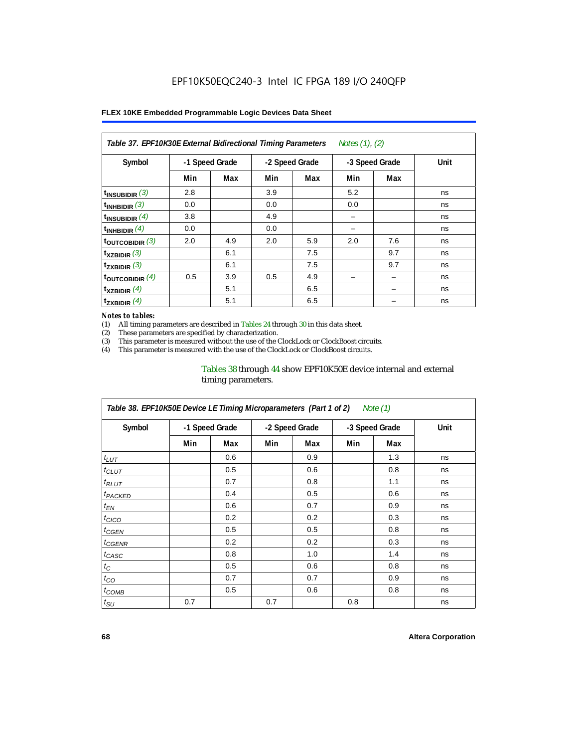EPF10K50EQC240-3 Intel IC FPGA 189 I/O 240QFP

**FLEX 10KE Embedded Programmable Logic Devices Data Sheet**

*Table 37. EPF10K30E External Bidirectional Timing Parameters Notes (1), (2)*

| Symbol | -1 Speed Grade | | -2 Speed Grade | | -3 Speed Grade | | Unit |
|---|---|---|---|---|---|---|---|
| | Min | Max | Min | Max | Min | Max | |
| $t_{INSUBIDIR}$ (3) | 2.8 | | 3.9 | | 5.2 | | ns |
| $t_{INHBIDIR}$ (3) | 0.0 | | 0.0 | | 0.0 | | ns |
| $t_{INSUBIDIR}$ (4) | 3.8 | | 4.9 | | – | | ns |
| $t_{INHBIDIR}$ (4) | 0.0 | | 0.0 | | – | | ns |
| $t_{OUTCOBIDIR}$ (3) | 2.0 | 4.9 | 2.0 | 5.9 | 2.0 | 7.6 | ns |
| $t_{XZBIDIR}$ (3) | | 6.1 | | 7.5 | | 9.7 | ns |
| $t_{ZXBIDIR}$ (3) | | 6.1 | | 7.5 | | 9.7 | ns |
| $t_{OUTCOBIDIR}$ (4) | 0.5 | 3.9 | 0.5 | 4.9 | – | – | ns |
| $t_{XZBIDIR}$ (4) | | 5.1 | | 6.5 | | – | ns |
| $t_{ZXBIDIR}$ (4) | | 5.1 | | 6.5 | | – | ns |

*Notes to tables:*

(1) All timing parameters are described in Tables 24 through 30 in this data sheet.
(2) These parameters are specified by characterization.
(3) This parameter is measured without the use of the ClockLock or ClockBoost circuits.
(4) This parameter is measured with the use of the ClockLock or ClockBoost circuits.

Tables 38 through 44 show EPF10K50E device internal and external timing parameters.

*Table 38. EPF10K50E Device LE Timing Microparameters (Part 1 of 2) Note (1)*

| Symbol | -1 Speed Grade | | -2 Speed Grade | | -3 Speed Grade | | Unit |
|---|---|---|---|---|---|---|---|
| | Min | Max | Min | Max | Min | Max | |
| $t_{LUT}$ | | 0.6 | | 0.9 | | 1.3 | ns |
| $t_{CLUT}$ | | 0.5 | | 0.6 | | 0.8 | ns |
| $t_{RLUT}$ | | 0.7 | | 0.8 | | 1.1 | ns |
| $t_{PACKED}$ | | 0.4 | | 0.5 | | 0.6 | ns |
| $t_{EN}$ | | 0.6 | | 0.7 | | 0.9 | ns |
| $t_{CICO}$ | | 0.2 | | 0.2 | | 0.3 | ns |
| $t_{CGEN}$ | | 0.5 | | 0.5 | | 0.8 | ns |
| $t_{CGENR}$ | | 0.2 | | 0.2 | | 0.3 | ns |
| $t_{CASC}$ | | 0.8 | | 1.0 | | 1.4 | ns |
| $t_C$ | | 0.5 | | 0.6 | | 0.8 | ns |
| $t_{CO}$ | | 0.7 | | 0.7 | | 0.9 | ns |
| $t_{COMB}$ | | 0.5 | | 0.6 | | 0.8 | ns |
| $t_{SU}$ | 0.7 | | 0.7 | | 0.8 | | ns |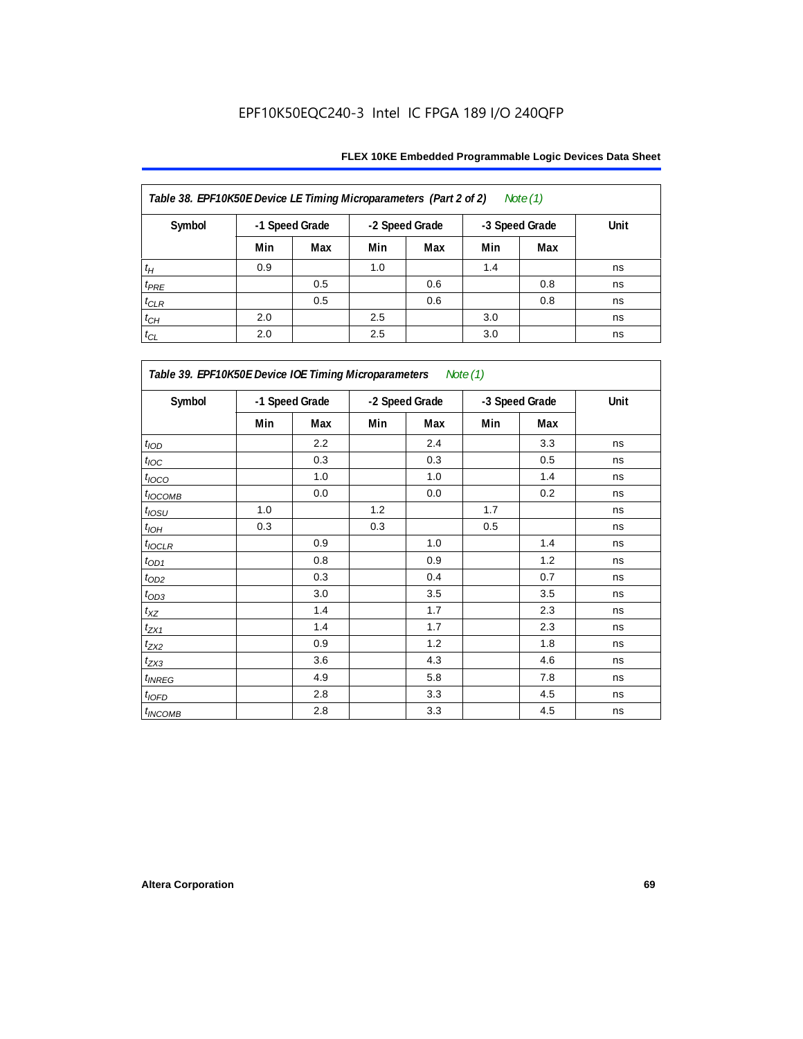EPF10K50EQC240-3 Intel IC FPGA 189 I/O 240QFP

| Table 38. EPF10K50E Device LE Timing Microparameters (Part 2 of 2) Note (1) | | | | | | | |
|---|---|---|---|---|---|---|---|
| Symbol | -1 Speed Grade | | -2 Speed Grade | | -3 Speed Grade | | Unit |
| | Min | Max | Min | Max | Min | Max | |
| $t_H$ | 0.9 | | 1.0 | | 1.4 | | ns |
| $t_{PRE}$ | | 0.5 | | 0.6 | | 0.8 | ns |
| $t_{CLR}$ | | 0.5 | | 0.6 | | 0.8 | ns |
| $t_{CH}$ | 2.0 | | 2.5 | | 3.0 | | ns |
| $t_{CL}$ | 2.0 | | 2.5 | | 3.0 | | ns |

| Table 39. EPF10K50E Device IOE Timing Microparameters Note (1) | | | | | | | |
|---|---|---|---|---|---|---|---|
| Symbol | -1 Speed Grade | | -2 Speed Grade | | -3 Speed Grade | | Unit |
| | Min | Max | Min | Max | Min | Max | |
| $t_{IOD}$ | | 2.2 | | 2.4 | | 3.3 | ns |
| $t_{IOC}$ | | 0.3 | | 0.3 | | 0.5 | ns |
| $t_{IOCO}$ | | 1.0 | | 1.0 | | 1.4 | ns |
| $t_{IOCOMB}$ | | 0.0 | | 0.0 | | 0.2 | ns |
| $t_{IOSU}$ | 1.0 | | 1.2 | | 1.7 | | ns |
| $t_{IOH}$ | 0.3 | | 0.3 | | 0.5 | | ns |
| $t_{IOCLR}$ | | 0.9 | | 1.0 | | 1.4 | ns |
| $t_{OD1}$ | | 0.8 | | 0.9 | | 1.2 | ns |
| $t_{OD2}$ | | 0.3 | | 0.4 | | 0.7 | ns |
| $t_{OD3}$ | | 3.0 | | 3.5 | | 3.5 | ns |
| $t_{XZ}$ | | 1.4 | | 1.7 | | 2.3 | ns |
| $t_{ZX1}$ | | 1.4 | | 1.7 | | 2.3 | ns |
| $t_{ZX2}$ | | 0.9 | | 1.2 | | 1.8 | ns |
| $t_{ZX3}$ | | 3.6 | | 4.3 | | 4.6 | ns |
| $t_{INREG}$ | | 4.9 | | 5.8 | | 7.8 | ns |
| $t_{IOFD}$ | | 2.8 | | 3.3 | | 4.5 | ns |
| $t_{INCOMB}$ | | 2.8 | | 3.3 | | 4.5 | ns |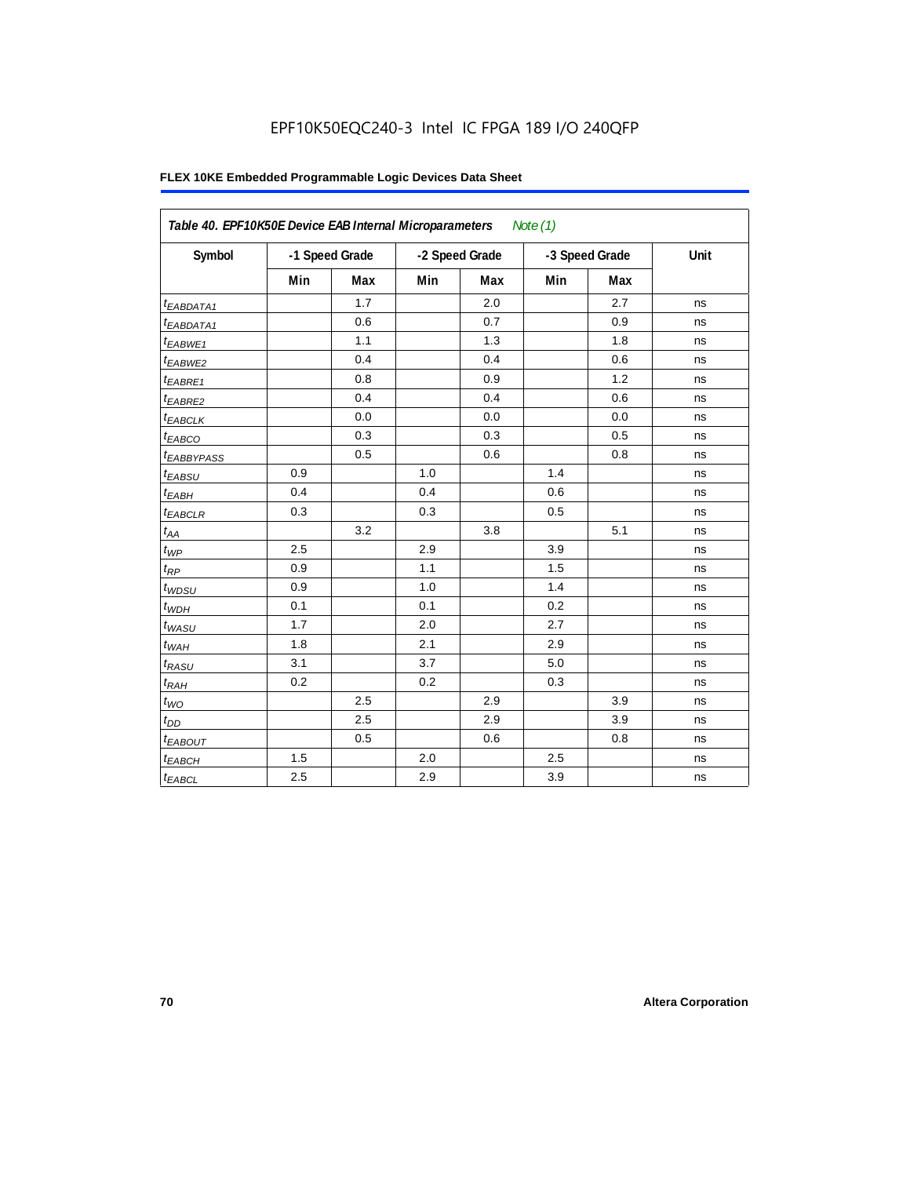EPF10K50EQC240-3 Intel IC FPGA 189 I/O 240QFP

**FLEX 10KE Embedded Programmable Logic Devices Data Sheet**

| *Table 40. EPF10K50E Device EAB Internal Microparameters* *Note (1)* | | | | | | | |
|---|---|---|---|---|---|---|---|
| **Symbol** | **-1 Speed Grade** | | **-2 Speed Grade** | | **-3 Speed Grade** | | **Unit** |
| | **Min** | **Max** | **Min** | **Max** | **Min** | **Max** | |
| $t_{EABDATA1}$ | | 1.7 | | 2.0 | | 2.7 | ns |
| $t_{EABDATA1}$ | | 0.6 | | 0.7 | | 0.9 | ns |
| $t_{EABWE1}$ | | 1.1 | | 1.3 | | 1.8 | ns |
| $t_{EABWE2}$ | | 0.4 | | 0.4 | | 0.6 | ns |
| $t_{EABRE1}$ | | 0.8 | | 0.9 | | 1.2 | ns |
| $t_{EABRE2}$ | | 0.4 | | 0.4 | | 0.6 | ns |
| $t_{EABCLK}$ | | 0.0 | | 0.0 | | 0.0 | ns |
| $t_{EABCO}$ | | 0.3 | | 0.3 | | 0.5 | ns |
| $t_{EABBYPASS}$ | | 0.5 | | 0.6 | | 0.8 | ns |
| $t_{EABSU}$ | 0.9 | | 1.0 | | 1.4 | | ns |
| $t_{EABH}$ | 0.4 | | 0.4 | | 0.6 | | ns |
| $t_{EABCLR}$ | 0.3 | | 0.3 | | 0.5 | | ns |
| $t_{AA}$ | | 3.2 | | 3.8 | | 5.1 | ns |
| $t_{WP}$ | 2.5 | | 2.9 | | 3.9 | | ns |
| $t_{RP}$ | 0.9 | | 1.1 | | 1.5 | | ns |
| $t_{WDSU}$ | 0.9 | | 1.0 | | 1.4 | | ns |
| $t_{WDH}$ | 0.1 | | 0.1 | | 0.2 | | ns |
| $t_{WASU}$ | 1.7 | | 2.0 | | 2.7 | | ns |
| $t_{WAH}$ | 1.8 | | 2.1 | | 2.9 | | ns |
| $t_{RASU}$ | 3.1 | | 3.7 | | 5.0 | | ns |
| $t_{RAH}$ | 0.2 | | 0.2 | | 0.3 | | ns |
| $t_{WO}$ | | 2.5 | | 2.9 | | 3.9 | ns |
| $t_{DD}$ | | 2.5 | | 2.9 | | 3.9 | ns |
| $t_{EABOUT}$ | | 0.5 | | 0.6 | | 0.8 | ns |
| $t_{EABCH}$ | 1.5 | | 2.0 | | 2.5 | | ns |
| $t_{EABCL}$ | 2.5 | | 2.9 | | 3.9 | | ns |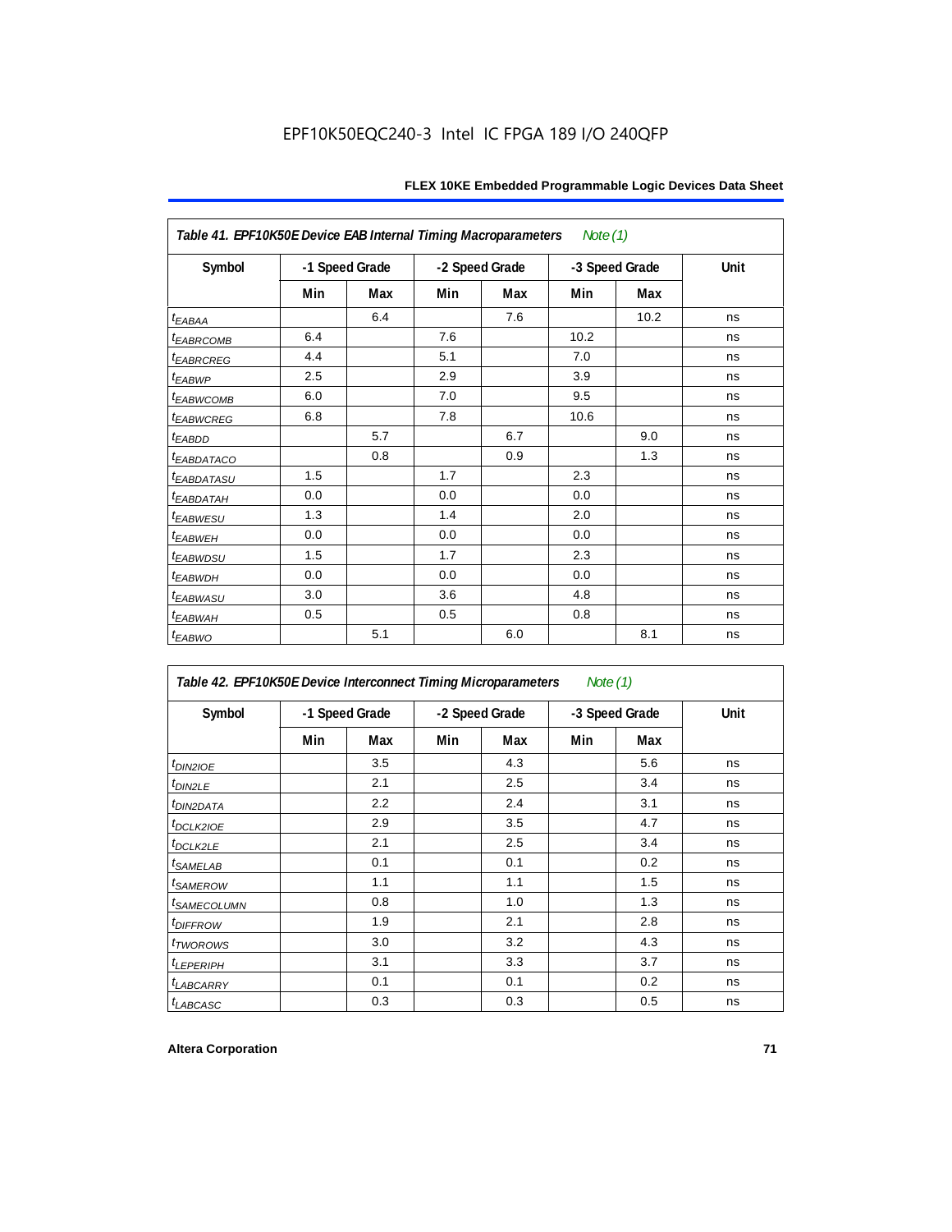EPF10K50EQC240-3 Intel IC FPGA 189 I/O 240QFP

| Table 41. EPF10K50E Device EAB Internal Timing Macroparameters *Note (1)* | | | | | | | |
|---|---|---|---|---|---|---|---|
| Symbol | -1 Speed Grade | | -2 Speed Grade | | -3 Speed Grade | | Unit |
| | Min | Max | Min | Max | Min | Max | |
| $t_{EABAA}$ | | 6.4 | | 7.6 | | 10.2 | ns |
| $t_{EABRCOMB}$ | 6.4 | | 7.6 | | 10.2 | | ns |
| $t_{EABRCREG}$ | 4.4 | | 5.1 | | 7.0 | | ns |
| $t_{EABWP}$ | 2.5 | | 2.9 | | 3.9 | | ns |
| $t_{EABWCOMB}$ | 6.0 | | 7.0 | | 9.5 | | ns |
| $t_{EABWCREG}$ | 6.8 | | 7.8 | | 10.6 | | ns |
| $t_{EABDD}$ | | 5.7 | | 6.7 | | 9.0 | ns |
| $t_{EABDATACO}$ | | 0.8 | | 0.9 | | 1.3 | ns |
| $t_{EABDATASU}$ | 1.5 | | 1.7 | | 2.3 | | ns |
| $t_{EABDATAH}$ | 0.0 | | 0.0 | | 0.0 | | ns |
| $t_{EABWESU}$ | 1.3 | | 1.4 | | 2.0 | | ns |
| $t_{EABWEH}$ | 0.0 | | 0.0 | | 0.0 | | ns |
| $t_{EABWDSU}$ | 1.5 | | 1.7 | | 2.3 | | ns |
| $t_{EABWDH}$ | 0.0 | | 0.0 | | 0.0 | | ns |
| $t_{EABWASU}$ | 3.0 | | 3.6 | | 4.8 | | ns |
| $t_{EABWAH}$ | 0.5 | | 0.5 | | 0.8 | | ns |
| $t_{EABWO}$ | | 5.1 | | 6.0 | | 8.1 | ns |

| Table 42. EPF10K50E Device Interconnect Timing Microparameters *Note (1)* | | | | | | | |
|---|---|---|---|---|---|---|---|
| Symbol | -1 Speed Grade | | -2 Speed Grade | | -3 Speed Grade | | Unit |
| | Min | Max | Min | Max | Min | Max | |
| $t_{DIN2IOE}$ | | 3.5 | | 4.3 | | 5.6 | ns |
| $t_{DIN2LE}$ | | 2.1 | | 2.5 | | 3.4 | ns |
| $t_{DIN2DATA}$ | | 2.2 | | 2.4 | | 3.1 | ns |
| $t_{DCLK2IOE}$ | | 2.9 | | 3.5 | | 4.7 | ns |
| $t_{DCLK2LE}$ | | 2.1 | | 2.5 | | 3.4 | ns |
| $t_{SAMELAB}$ | | 0.1 | | 0.1 | | 0.2 | ns |
| $t_{SAMEROW}$ | | 1.1 | | 1.1 | | 1.5 | ns |
| $t_{SAMECOLUMN}$ | | 0.8 | | 1.0 | | 1.3 | ns |
| $t_{DIFFROW}$ | | 1.9 | | 2.1 | | 2.8 | ns |
| $t_{TWOROWS}$ | | 3.0 | | 3.2 | | 4.3 | ns |
| $t_{LEPERIPH}$ | | 3.1 | | 3.3 | | 3.7 | ns |
| $t_{LABCARRY}$ | | 0.1 | | 0.1 | | 0.2 | ns |
| $t_{LABCASC}$ | | 0.3 | | 0.3 | | 0.5 | ns |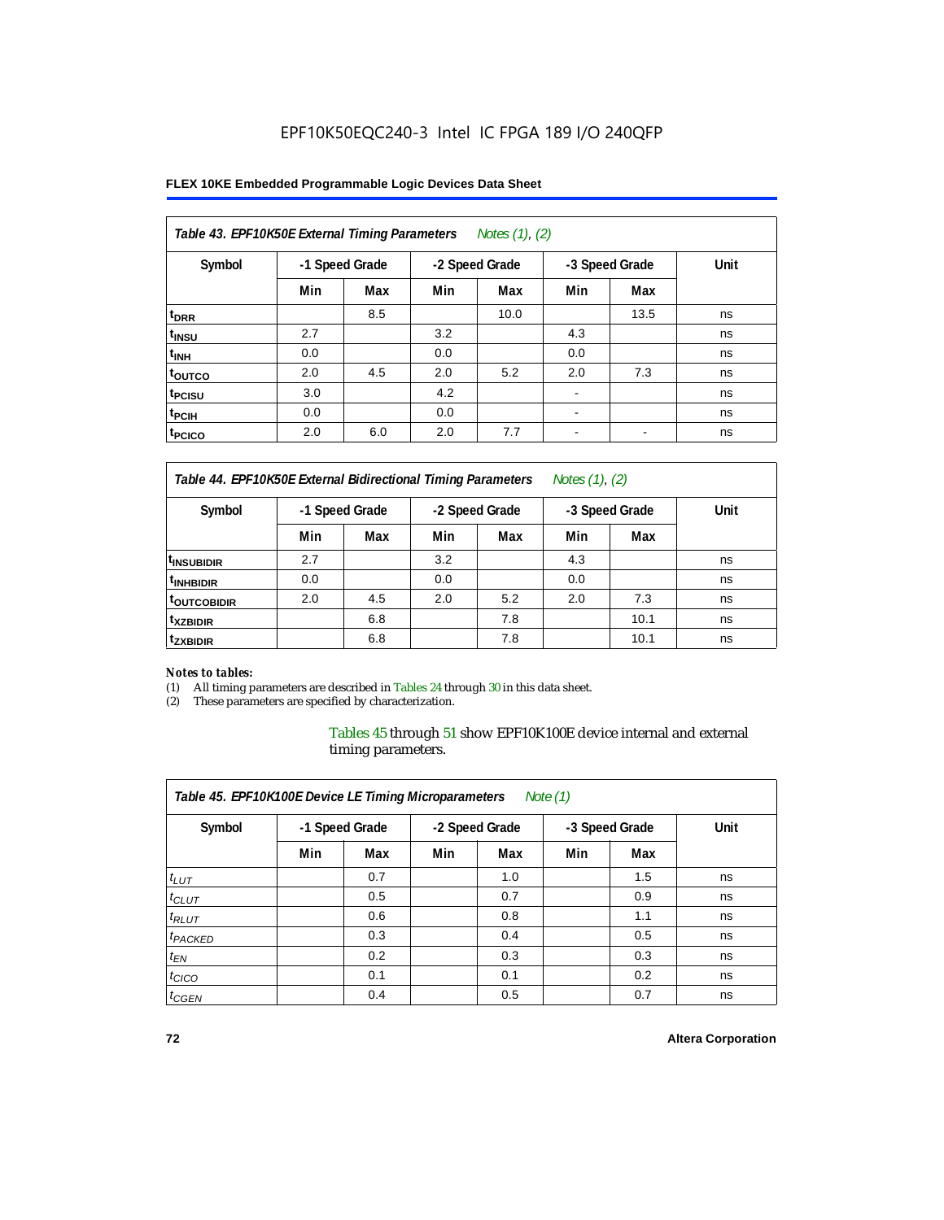EPF10K50EQC240-3 Intel IC FPGA 189 I/O 240QFP

| Table 43. EPF10K50E External Timing Parameters *Notes (1), (2)* | | | | | | | |
|---|---|---|---|---|---|---|---|
| Symbol | -1 Speed Grade | | -2 Speed Grade | | -3 Speed Grade | | Unit |
| | Min | Max | Min | Max | Min | Max | |
| $t_{DRR}$ | | 8.5 | | 10.0 | | 13.5 | ns |
| $t_{INSU}$ | 2.7 | | 3.2 | | 4.3 | | ns |
| $t_{INH}$ | 0.0 | | 0.0 | | 0.0 | | ns |
| $t_{OUTCO}$ | 2.0 | 4.5 | 2.0 | 5.2 | 2.0 | 7.3 | ns |
| $t_{PCISU}$ | 3.0 | | 4.2 | | - | | ns |
| $t_{PCIH}$ | 0.0 | | 0.0 | | - | | ns |
| $t_{PCICO}$ | 2.0 | 6.0 | 2.0 | 7.7 | - | - | ns |

| Table 44. EPF10K50E External Bidirectional Timing Parameters *Notes (1), (2)* | | | | | | | |
|---|---|---|---|---|---|---|---|
| Symbol | -1 Speed Grade | | -2 Speed Grade | | -3 Speed Grade | | Unit |
| | Min | Max | Min | Max | Min | Max | |
| $t_{INSUBIDIR}$ | 2.7 | | 3.2 | | 4.3 | | ns |
| $t_{INHBIDIR}$ | 0.0 | | 0.0 | | 0.0 | | ns |
| $t_{OUTCOBIDIR}$ | 2.0 | 4.5 | 2.0 | 5.2 | 2.0 | 7.3 | ns |
| $t_{XZBIDIR}$ | | 6.8 | | 7.8 | | 10.1 | ns |
| $t_{ZXBIDIR}$ | | 6.8 | | 7.8 | | 10.1 | ns |

*Notes to tables:*

(1) All timing parameters are described in Tables 24 through 30 in this data sheet.
(2) These parameters are specified by characterization.

Tables 45 through 51 show EPF10K100E device internal and external timing parameters.

| Table 45. EPF10K100E Device LE Timing Microparameters *Note (1)* | | | | | | | |
|---|---|---|---|---|---|---|---|
| Symbol | -1 Speed Grade | | -2 Speed Grade | | -3 Speed Grade | | Unit |
| | Min | Max | Min | Max | Min | Max | |
| $t_{LUT}$ | | 0.7 | | 1.0 | | 1.5 | ns |
| $t_{CLUT}$ | | 0.5 | | 0.7 | | 0.9 | ns |
| $t_{RLUT}$ | | 0.6 | | 0.8 | | 1.1 | ns |
| $t_{PACKED}$ | | 0.3 | | 0.4 | | 0.5 | ns |
| $t_{EN}$ | | 0.2 | | 0.3 | | 0.3 | ns |
| $t_{CICO}$ | | 0.1 | | 0.1 | | 0.2 | ns |
| $t_{CGEN}$ | | 0.4 | | 0.5 | | 0.7 | ns |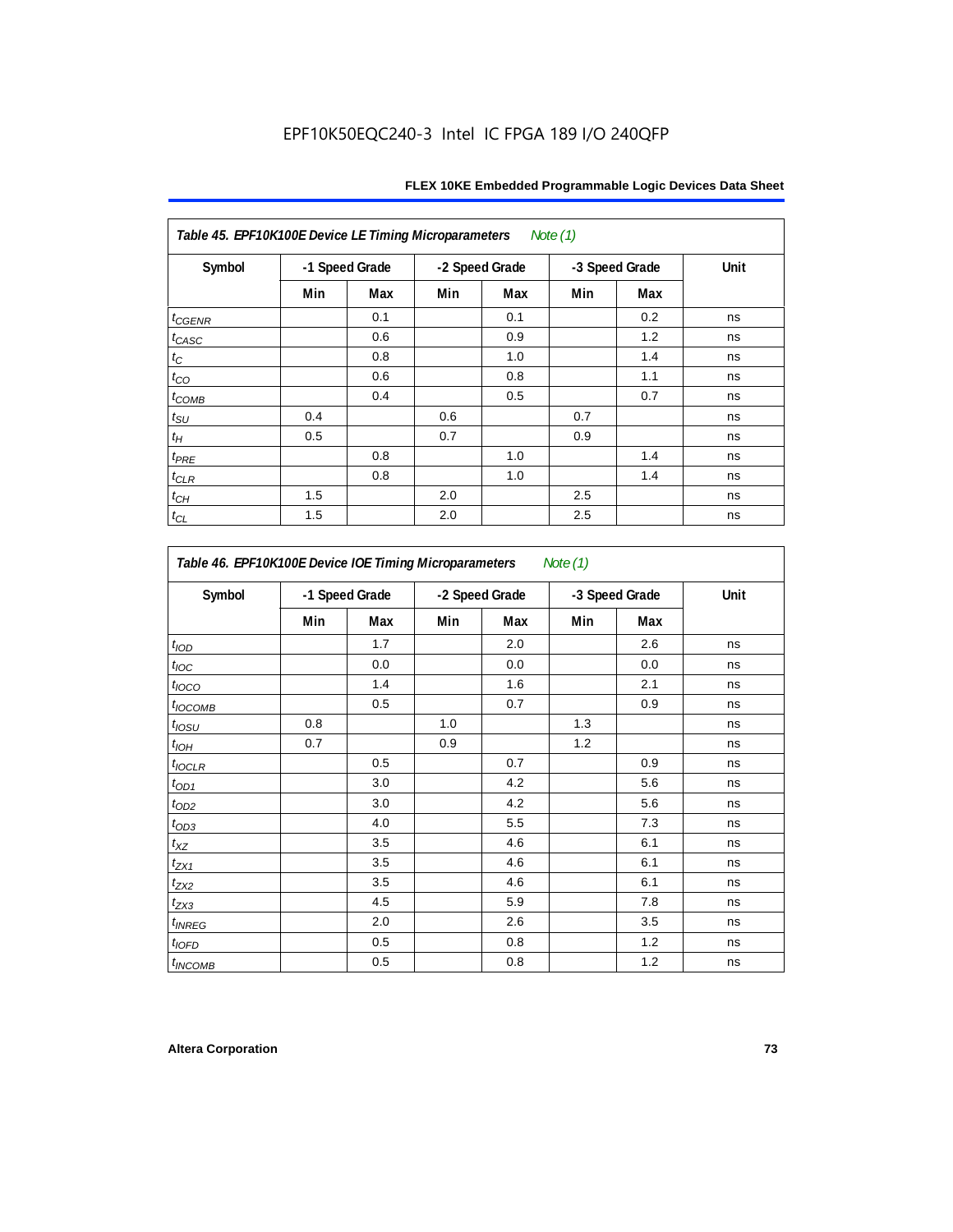Table 45. EPF10K100E Device LE Timing Microparameters *Note (1)*

| Symbol | -1 Speed Grade | | -2 Speed Grade | | -3 Speed Grade | | Unit |
|---|---|---|---|---|---|---|---|
| | Min | Max | Min | Max | Min | Max | |
| $t_{CGENR}$ | | 0.1 | | 0.1 | | 0.2 | ns |
| $t_{CASC}$ | | 0.6 | | 0.9 | | 1.2 | ns |
| $t_{C}$ | | 0.8 | | 1.0 | | 1.4 | ns |
| $t_{CO}$ | | 0.6 | | 0.8 | | 1.1 | ns |
| $t_{COMB}$ | | 0.4 | | 0.5 | | 0.7 | ns |
| $t_{SU}$ | 0.4 | | 0.6 | | 0.7 | | ns |
| $t_{H}$ | 0.5 | | 0.7 | | 0.9 | | ns |
| $t_{PRE}$ | | 0.8 | | 1.0 | | 1.4 | ns |
| $t_{CLR}$ | | 0.8 | | 1.0 | | 1.4 | ns |
| $t_{CH}$ | 1.5 | | 2.0 | | 2.5 | | ns |
| $t_{CL}$ | 1.5 | | 2.0 | | 2.5 | | ns |

Table 46. EPF10K100E Device IOE Timing Microparameters *Note (1)*

| Symbol | -1 Speed Grade | | -2 Speed Grade | | -3 Speed Grade | | Unit |
|---|---|---|---|---|---|---|---|
| | Min | Max | Min | Max | Min | Max | |
| $t_{IOD}$ | | 1.7 | | 2.0 | | 2.6 | ns |
| $t_{IOC}$ | | 0.0 | | 0.0 | | 0.0 | ns |
| $t_{IOCO}$ | | 1.4 | | 1.6 | | 2.1 | ns |
| $t_{IOCOMB}$ | | 0.5 | | 0.7 | | 0.9 | ns |
| $t_{IOSU}$ | 0.8 | | 1.0 | | 1.3 | | ns |
| $t_{IOH}$ | 0.7 | | 0.9 | | 1.2 | | ns |
| $t_{IOCLR}$ | | 0.5 | | 0.7 | | 0.9 | ns |
| $t_{OD1}$ | | 3.0 | | 4.2 | | 5.6 | ns |
| $t_{OD2}$ | | 3.0 | | 4.2 | | 5.6 | ns |
| $t_{OD3}$ | | 4.0 | | 5.5 | | 7.3 | ns |
| $t_{XZ}$ | | 3.5 | | 4.6 | | 6.1 | ns |
| $t_{ZX1}$ | | 3.5 | | 4.6 | | 6.1 | ns |
| $t_{ZX2}$ | | 3.5 | | 4.6 | | 6.1 | ns |
| $t_{ZX3}$ | | 4.5 | | 5.9 | | 7.8 | ns |
| $t_{INREG}$ | | 2.0 | | 2.6 | | 3.5 | ns |
| $t_{IOFD}$ | | 0.5 | | 0.8 | | 1.2 | ns |
| $t_{INCOMB}$ | | 0.5 | | 0.8 | | 1.2 | ns |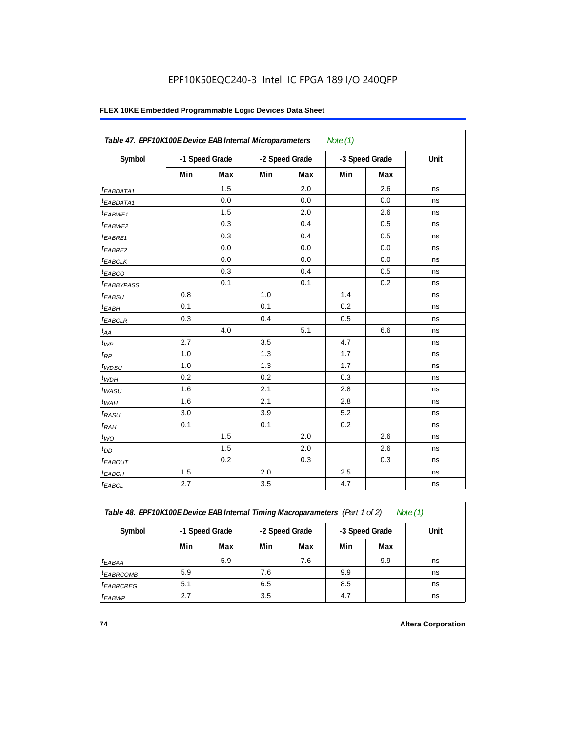EPF10K50EQC240-3 Intel IC FPGA 189 I/O 240QFP

**FLEX 10KE Embedded Programmable Logic Devices Data Sheet**

| Table 47. EPF10K100E Device EAB Internal Microparameters *Note (1)* | | | | | | | |
|---|---|---|---|---|---|---|---|
| **Symbol** | **-1 Speed Grade** | | **-2 Speed Grade** | | **-3 Speed Grade** | | **Unit** |
| | **Min** | **Max** | **Min** | **Max** | **Min** | **Max** | |
| $t_{EABDATA1}$ | | 1.5 | | 2.0 | | 2.6 | ns |
| $t_{EABDATA1}$ | | 0.0 | | 0.0 | | 0.0 | ns |
| $t_{EABWE1}$ | | 1.5 | | 2.0 | | 2.6 | ns |
| $t_{EABWE2}$ | | 0.3 | | 0.4 | | 0.5 | ns |
| $t_{EABRE1}$ | | 0.3 | | 0.4 | | 0.5 | ns |
| $t_{EABRE2}$ | | 0.0 | | 0.0 | | 0.0 | ns |
| $t_{EABCLK}$ | | 0.0 | | 0.0 | | 0.0 | ns |
| $t_{EABCO}$ | | 0.3 | | 0.4 | | 0.5 | ns |
| $t_{EABBYPASS}$ | | 0.1 | | 0.1 | | 0.2 | ns |
| $t_{EABSU}$ | 0.8 | | 1.0 | | 1.4 | | ns |
| $t_{EABH}$ | 0.1 | | 0.1 | | 0.2 | | ns |
| $t_{EABCLR}$ | 0.3 | | 0.4 | | 0.5 | | ns |
| $t_{AA}$ | | 4.0 | | 5.1 | | 6.6 | ns |
| $t_{WP}$ | 2.7 | | 3.5 | | 4.7 | | ns |
| $t_{RP}$ | 1.0 | | 1.3 | | 1.7 | | ns |
| $t_{WDSU}$ | 1.0 | | 1.3 | | 1.7 | | ns |
| $t_{WDH}$ | 0.2 | | 0.2 | | 0.3 | | ns |
| $t_{WASU}$ | 1.6 | | 2.1 | | 2.8 | | ns |
| $t_{WAH}$ | 1.6 | | 2.1 | | 2.8 | | ns |
| $t_{RASU}$ | 3.0 | | 3.9 | | 5.2 | | ns |
| $t_{RAH}$ | 0.1 | | 0.1 | | 0.2 | | ns |
| $t_{WO}$ | | 1.5 | | 2.0 | | 2.6 | ns |
| $t_{DD}$ | | 1.5 | | 2.0 | | 2.6 | ns |
| $t_{EABOUT}$ | | 0.2 | | 0.3 | | 0.3 | ns |
| $t_{EABCH}$ | 1.5 | | 2.0 | | 2.5 | | ns |
| $t_{EABCL}$ | 2.7 | | 3.5 | | 4.7 | | ns |

| Table 48. EPF10K100E Device EAB Internal Timing Macroparameters *(Part 1 of 2)* *Note (1)* | | | | | | | |
|---|---|---|---|---|---|---|---|
| **Symbol** | **-1 Speed Grade** | | **-2 Speed Grade** | | **-3 Speed Grade** | | **Unit** |
| | **Min** | **Max** | **Min** | **Max** | **Min** | **Max** | |
| $t_{EABAA}$ | | 5.9 | | 7.6 | | 9.9 | ns |
| $t_{EABRCOMB}$ | 5.9 | | 7.6 | | 9.9 | | ns |
| $t_{EABRCREG}$ | 5.1 | | 6.5 | | 8.5 | | ns |
| $t_{EABWP}$ | 2.7 | | 3.5 | | 4.7 | | ns |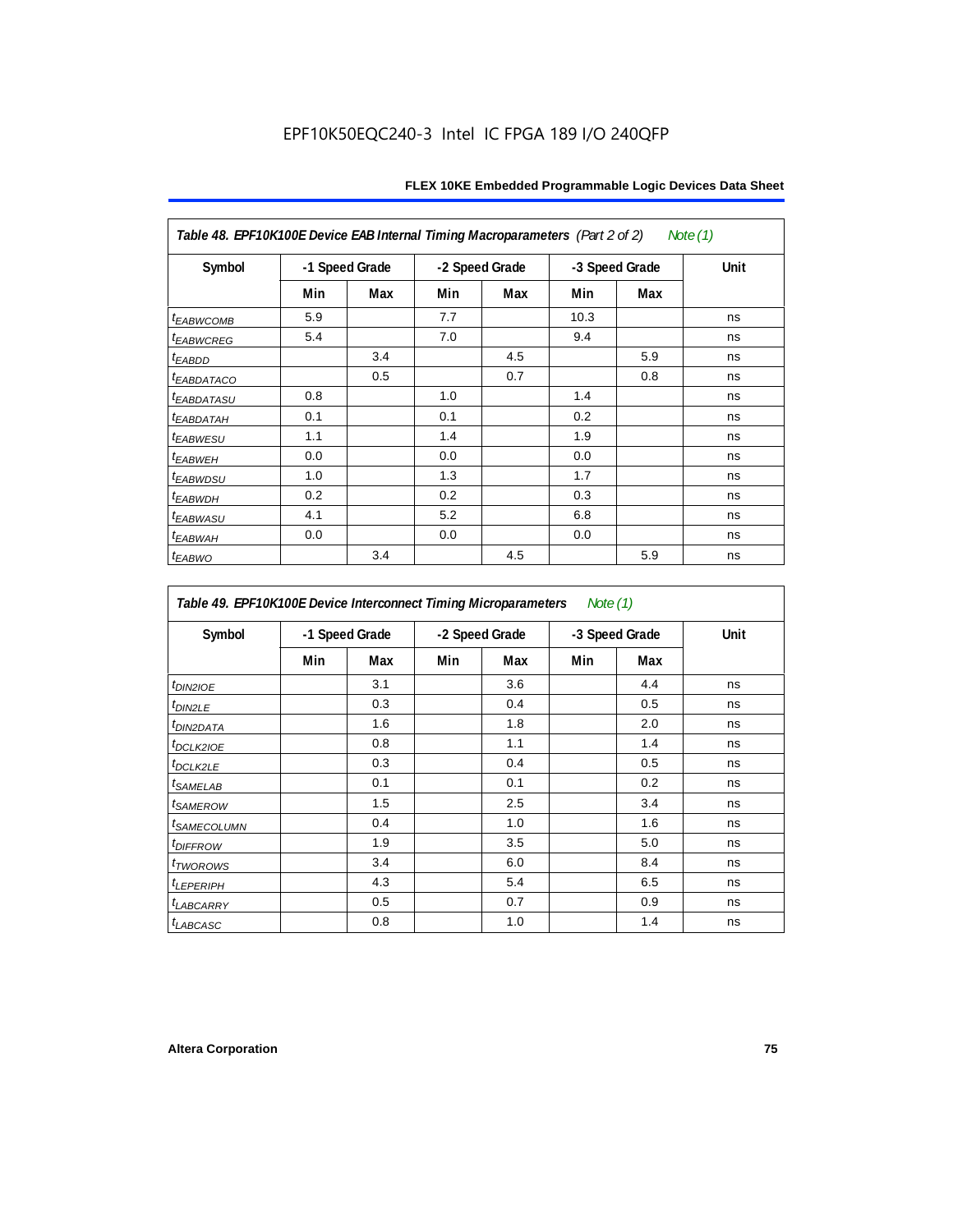EPF10K50EQC240-3 Intel IC FPGA 189 I/O 240QFP

| Table 48. EPF10K100E Device EAB Internal Timing Macroparameters (Part 2 of 2) Note (1) | | | | | | | |
|---|---|---|---|---|---|---|---|
| Symbol | -1 Speed Grade | | -2 Speed Grade | | -3 Speed Grade | | Unit |
| | Min | Max | Min | Max | Min | Max | |
| $t_{EABWCOMB}$ | 5.9 | | 7.7 | | 10.3 | | ns |
| $t_{EABWCREG}$ | 5.4 | | 7.0 | | 9.4 | | ns |
| $t_{EABDD}$ | | 3.4 | | 4.5 | | 5.9 | ns |
| $t_{EABDATACO}$ | | 0.5 | | 0.7 | | 0.8 | ns |
| $t_{EABDATASU}$ | 0.8 | | 1.0 | | 1.4 | | ns |
| $t_{EABDATAH}$ | 0.1 | | 0.1 | | 0.2 | | ns |
| $t_{EABWESU}$ | 1.1 | | 1.4 | | 1.9 | | ns |
| $t_{EABWEH}$ | 0.0 | | 0.0 | | 0.0 | | ns |
| $t_{EABWDSU}$ | 1.0 | | 1.3 | | 1.7 | | ns |
| $t_{EABWDH}$ | 0.2 | | 0.2 | | 0.3 | | ns |
| $t_{EABWASU}$ | 4.1 | | 5.2 | | 6.8 | | ns |
| $t_{EABWAH}$ | 0.0 | | 0.0 | | 0.0 | | ns |
| $t_{EABWO}$ | | 3.4 | | 4.5 | | 5.9 | ns |

| Table 49. EPF10K100E Device Interconnect Timing Microparameters Note (1) | | | | | | | |
|---|---|---|---|---|---|---|---|
| Symbol | -1 Speed Grade | | -2 Speed Grade | | -3 Speed Grade | | Unit |
| | Min | Max | Min | Max | Min | Max | |
| $t_{DIN2IOE}$ | | 3.1 | | 3.6 | | 4.4 | ns |
| $t_{DIN2LE}$ | | 0.3 | | 0.4 | | 0.5 | ns |
| $t_{DIN2DATA}$ | | 1.6 | | 1.8 | | 2.0 | ns |
| $t_{DCLK2IOE}$ | | 0.8 | | 1.1 | | 1.4 | ns |
| $t_{DCLK2LE}$ | | 0.3 | | 0.4 | | 0.5 | ns |
| $t_{SAMELAB}$ | | 0.1 | | 0.1 | | 0.2 | ns |
| $t_{SAMEROW}$ | | 1.5 | | 2.5 | | 3.4 | ns |
| $t_{SAMECOLUMN}$ | | 0.4 | | 1.0 | | 1.6 | ns |
| $t_{DIFFROW}$ | | 1.9 | | 3.5 | | 5.0 | ns |
| $t_{TWOROWS}$ | | 3.4 | | 6.0 | | 8.4 | ns |
| $t_{LEPERIPH}$ | | 4.3 | | 5.4 | | 6.5 | ns |
| $t_{LABCARRY}$ | | 0.5 | | 0.7 | | 0.9 | ns |
| $t_{LABCASC}$ | | 0.8 | | 1.0 | | 1.4 | ns |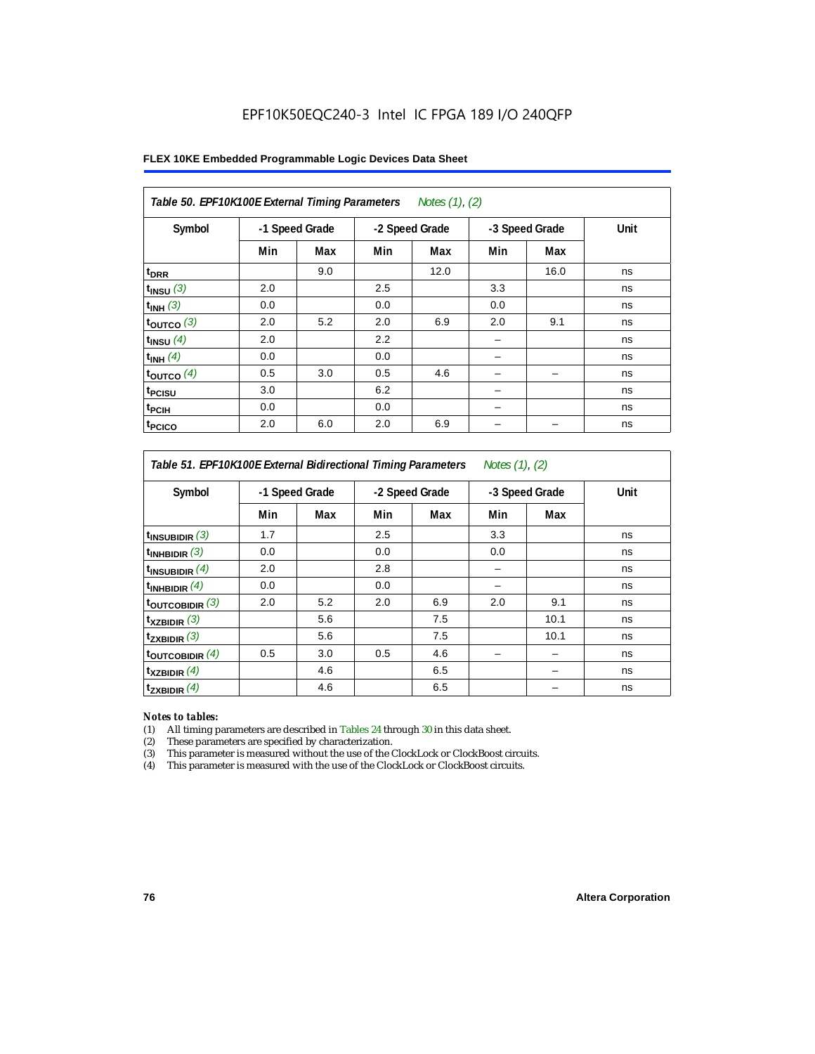## Table 50. EPF10K100E External Timing Parameters *Notes (1), (2)*

| Symbol | -1 Speed Grade | | -2 Speed Grade | | -3 Speed Grade | | Unit |
|---|---|---|---|---|---|---|---|
| | Min | Max | Min | Max | Min | Max | |
| $t_{DRR}$ | | 9.0 | | 12.0 | | 16.0 | ns |
| $t_{INSU}$ *(3)* | 2.0 | | 2.5 | | 3.3 | | ns |
| $t_{INH}$ *(3)* | 0.0 | | 0.0 | | 0.0 | | ns |
| $t_{OUTCO}$ *(3)* | 2.0 | 5.2 | 2.0 | 6.9 | 2.0 | 9.1 | ns |
| $t_{INSU}$ *(4)* | 2.0 | | 2.2 | | – | | ns |
| $t_{INH}$ *(4)* | 0.0 | | 0.0 | | – | | ns |
| $t_{OUTCO}$ *(4)* | 0.5 | 3.0 | 0.5 | 4.6 | – | – | ns |
| $t_{PCISU}$ | 3.0 | | 6.2 | | – | | ns |
| $t_{PCIH}$ | 0.0 | | 0.0 | | – | | ns |
| $t_{PCICO}$ | 2.0 | 6.0 | 2.0 | 6.9 | – | – | ns |

## Table 51. EPF10K100E External Bidirectional Timing Parameters *Notes (1), (2)*

| Symbol | -1 Speed Grade | | -2 Speed Grade | | -3 Speed Grade | | Unit |
|---|---|---|---|---|---|---|---|
| | Min | Max | Min | Max | Min | Max | |
| $t_{INSUBIDIR}$ *(3)* | 1.7 | | 2.5 | | 3.3 | | ns |
| $t_{INHBIDIR}$ *(3)* | 0.0 | | 0.0 | | 0.0 | | ns |
| $t_{INSUBIDIR}$ *(4)* | 2.0 | | 2.8 | | – | | ns |
| $t_{INHBIDIR}$ *(4)* | 0.0 | | 0.0 | | – | | ns |
| $t_{OUTCOBIDIR}$ *(3)* | 2.0 | 5.2 | 2.0 | 6.9 | 2.0 | 9.1 | ns |
| $t_{XZBIDIR}$ *(3)* | | 5.6 | | 7.5 | | 10.1 | ns |
| $t_{ZXBIDIR}$ *(3)* | | 5.6 | | 7.5 | | 10.1 | ns |
| $t_{OUTCOBIDIR}$ *(4)* | 0.5 | 3.0 | 0.5 | 4.6 | – | – | ns |
| $t_{XZBIDIR}$ *(4)* | | 4.6 | | 6.5 | | – | ns |
| $t_{ZXBIDIR}$ *(4)* | | 4.6 | | 6.5 | | – | ns |

*Notes to tables:*

(1) All timing parameters are described in Tables 24 through 30 in this data sheet.
(2) These parameters are specified by characterization.
(3) This parameter is measured without the use of the ClockLock or ClockBoost circuits.
(4) This parameter is measured with the use of the ClockLock or ClockBoost circuits.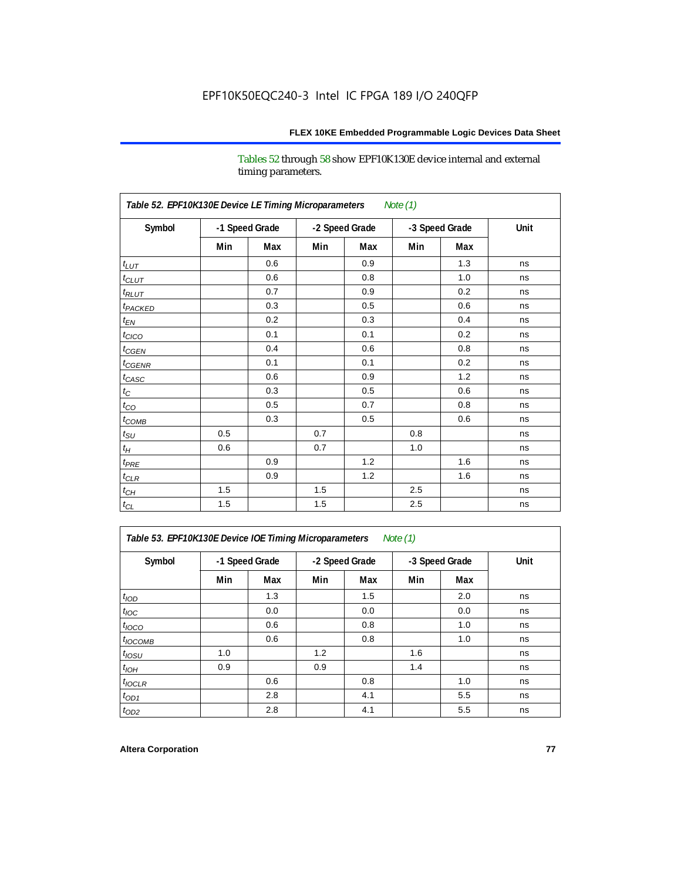Tables 52 through 58 show EPF10K130E device internal and external timing parameters.

| Table 52. EPF10K130E Device LE Timing Microparameters *Note (1)* | | | | | | | |
|---|---|---|---|---|---|---|---|
| Symbol | -1 Speed Grade | | -2 Speed Grade | | -3 Speed Grade | | Unit |
| | Min | Max | Min | Max | Min | Max | |
| $t_{LUT}$ | | 0.6 | | 0.9 | | 1.3 | ns |
| $t_{CLUT}$ | | 0.6 | | 0.8 | | 1.0 | ns |
| $t_{RLUT}$ | | 0.7 | | 0.9 | | 0.2 | ns |
| $t_{PACKED}$ | | 0.3 | | 0.5 | | 0.6 | ns |
| $t_{EN}$ | | 0.2 | | 0.3 | | 0.4 | ns |
| $t_{CICO}$ | | 0.1 | | 0.1 | | 0.2 | ns |
| $t_{CGEN}$ | | 0.4 | | 0.6 | | 0.8 | ns |
| $t_{CGENR}$ | | 0.1 | | 0.1 | | 0.2 | ns |
| $t_{CASC}$ | | 0.6 | | 0.9 | | 1.2 | ns |
| $t_{C}$ | | 0.3 | | 0.5 | | 0.6 | ns |
| $t_{CO}$ | | 0.5 | | 0.7 | | 0.8 | ns |
| $t_{COMB}$ | | 0.3 | | 0.5 | | 0.6 | ns |
| $t_{SU}$ | 0.5 | | 0.7 | | 0.8 | | ns |
| $t_{H}$ | 0.6 | | 0.7 | | 1.0 | | ns |
| $t_{PRE}$ | | 0.9 | | 1.2 | | 1.6 | ns |
| $t_{CLR}$ | | 0.9 | | 1.2 | | 1.6 | ns |
| $t_{CH}$ | 1.5 | | 1.5 | | 2.5 | | ns |
| $t_{CL}$ | 1.5 | | 1.5 | | 2.5 | | ns |

| Table 53. EPF10K130E Device IOE Timing Microparameters *Note (1)* | | | | | | | |
|---|---|---|---|---|---|---|---|
| Symbol | -1 Speed Grade | | -2 Speed Grade | | -3 Speed Grade | | Unit |
| | Min | Max | Min | Max | Min | Max | |
| $t_{IOD}$ | | 1.3 | | 1.5 | | 2.0 | ns |
| $t_{IOC}$ | | 0.0 | | 0.0 | | 0.0 | ns |
| $t_{IOCO}$ | | 0.6 | | 0.8 | | 1.0 | ns |
| $t_{IOCOMB}$ | | 0.6 | | 0.8 | | 1.0 | ns |
| $t_{IOSU}$ | 1.0 | | 1.2 | | 1.6 | | ns |
| $t_{IOH}$ | 0.9 | | 0.9 | | 1.4 | | ns |
| $t_{IOCLR}$ | | 0.6 | | 0.8 | | 1.0 | ns |
| $t_{OD1}$ | | 2.8 | | 4.1 | | 5.5 | ns |
| $t_{OD2}$ | | 2.8 | | 4.1 | | 5.5 | ns |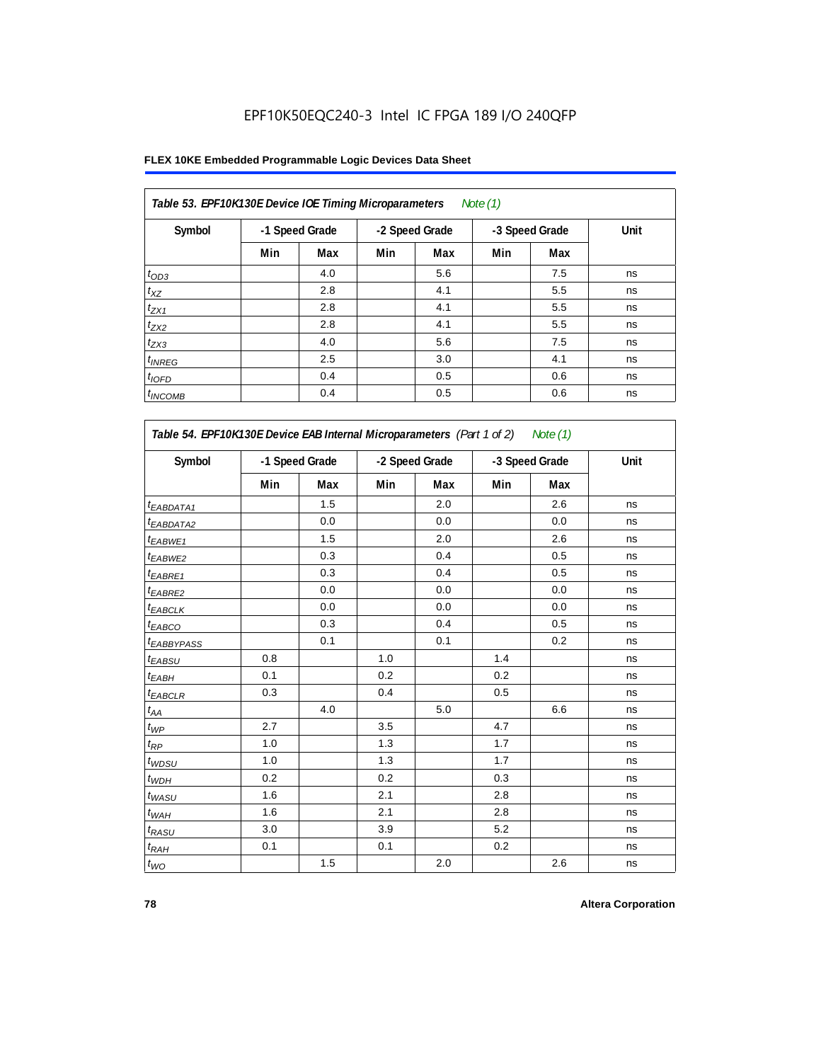EPF10K50EQC240-3 Intel IC FPGA 189 I/O 240QFP

**FLEX 10KE Embedded Programmable Logic Devices Data Sheet**

| *Table 53. EPF10K130E Device IOE Timing Microparameters* *Note (1)* | | | | | | | |
|---|---|---|---|---|---|---|---|
| Symbol | -1 Speed Grade | | -2 Speed Grade | | -3 Speed Grade | | Unit |
| | Min | Max | Min | Max | Min | Max | |
| $t_{OD3}$ | | 4.0 | | 5.6 | | 7.5 | ns |
| $t_{XZ}$ | | 2.8 | | 4.1 | | 5.5 | ns |
| $t_{ZX1}$ | | 2.8 | | 4.1 | | 5.5 | ns |
| $t_{ZX2}$ | | 2.8 | | 4.1 | | 5.5 | ns |
| $t_{ZX3}$ | | 4.0 | | 5.6 | | 7.5 | ns |
| $t_{INREG}$ | | 2.5 | | 3.0 | | 4.1 | ns |
| $t_{IOFD}$ | | 0.4 | | 0.5 | | 0.6 | ns |
| $t_{INCOMB}$ | | 0.4 | | 0.5 | | 0.6 | ns |

| *Table 54. EPF10K130E Device EAB Internal Microparameters (Part 1 of 2)* *Note (1)* | | | | | | | |
|---|---|---|---|---|---|---|---|
| Symbol | -1 Speed Grade | | -2 Speed Grade | | -3 Speed Grade | | Unit |
| | Min | Max | Min | Max | Min | Max | |
| $t_{EABDATA1}$ | | 1.5 | | 2.0 | | 2.6 | ns |
| $t_{EABDATA2}$ | | 0.0 | | 0.0 | | 0.0 | ns |
| $t_{EABWE1}$ | | 1.5 | | 2.0 | | 2.6 | ns |
| $t_{EABWE2}$ | | 0.3 | | 0.4 | | 0.5 | ns |
| $t_{EABRE1}$ | | 0.3 | | 0.4 | | 0.5 | ns |
| $t_{EABRE2}$ | | 0.0 | | 0.0 | | 0.0 | ns |
| $t_{EABCLK}$ | | 0.0 | | 0.0 | | 0.0 | ns |
| $t_{EABCO}$ | | 0.3 | | 0.4 | | 0.5 | ns |
| $t_{EABBYPASS}$ | | 0.1 | | 0.1 | | 0.2 | ns |
| $t_{EABSU}$ | 0.8 | | 1.0 | | 1.4 | | ns |
| $t_{EABH}$ | 0.1 | | 0.2 | | 0.2 | | ns |
| $t_{EABCLR}$ | 0.3 | | 0.4 | | 0.5 | | ns |
| $t_{AA}$ | | 4.0 | | 5.0 | | 6.6 | ns |
| $t_{WP}$ | 2.7 | | 3.5 | | 4.7 | | ns |
| $t_{RP}$ | 1.0 | | 1.3 | | 1.7 | | ns |
| $t_{WDSU}$ | 1.0 | | 1.3 | | 1.7 | | ns |
| $t_{WDH}$ | 0.2 | | 0.2 | | 0.3 | | ns |
| $t_{WASU}$ | 1.6 | | 2.1 | | 2.8 | | ns |
| $t_{WAH}$ | 1.6 | | 2.1 | | 2.8 | | ns |
| $t_{RASU}$ | 3.0 | | 3.9 | | 5.2 | | ns |
| $t_{RAH}$ | 0.1 | | 0.1 | | 0.2 | | ns |
| $t_{WO}$ | | 1.5 | | 2.0 | | 2.6 | ns |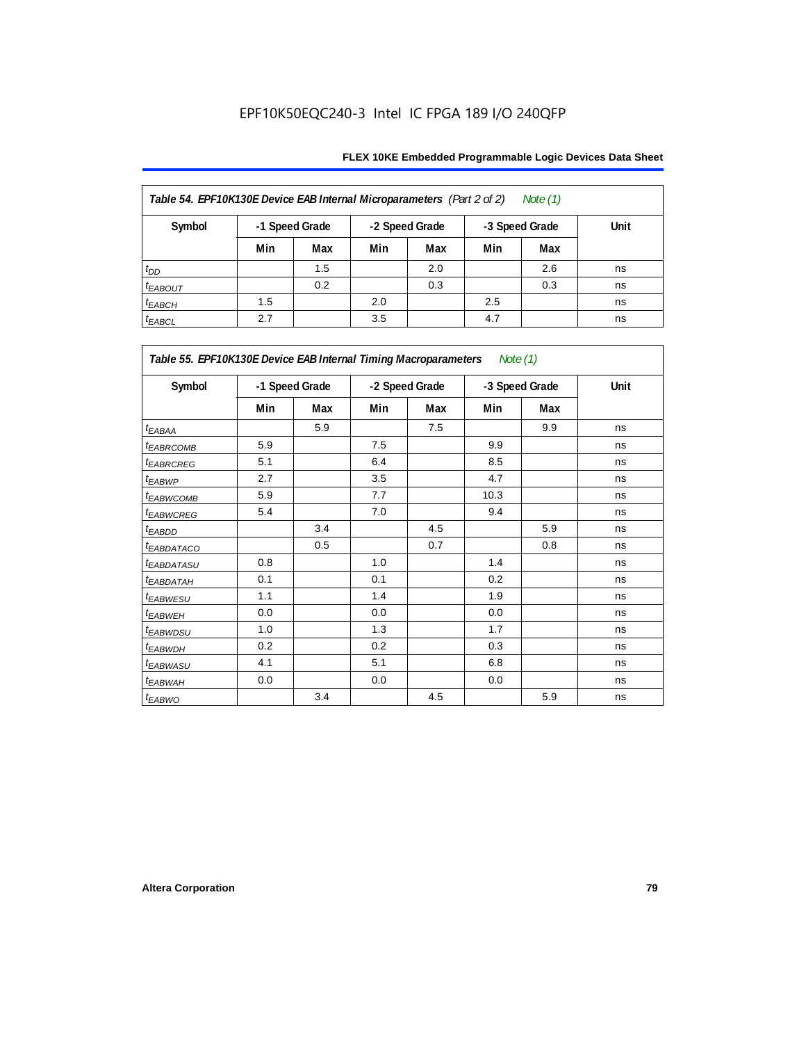EPF10K50EQC240-3 Intel IC FPGA 189 I/O 240QFP

**Table 54. EPF10K130E Device EAB Internal Microparameters** *(Part 2 of 2)* *Note (1)*

| Symbol | -1 Speed Grade | | -2 Speed Grade | | -3 Speed Grade | | Unit |
|---|---|---|---|---|---|---|---|
| | Min | Max | Min | Max | Min | Max | |
| $t_{DD}$ | | 1.5 | | 2.0 | | 2.6 | ns |
| $t_{EABOUT}$ | | 0.2 | | 0.3 | | 0.3 | ns |
| $t_{EABCH}$ | 1.5 | | 2.0 | | 2.5 | | ns |
| $t_{EABCL}$ | 2.7 | | 3.5 | | 4.7 | | ns |

**Table 55. EPF10K130E Device EAB Internal Timing Macroparameters** *Note (1)*

| Symbol | -1 Speed Grade | | -2 Speed Grade | | -3 Speed Grade | | Unit |
|---|---|---|---|---|---|---|---|
| | Min | Max | Min | Max | Min | Max | |
| $t_{EABAA}$ | | 5.9 | | 7.5 | | 9.9 | ns |
| $t_{EABRCOMB}$ | 5.9 | | 7.5 | | 9.9 | | ns |
| $t_{EABRCREG}$ | 5.1 | | 6.4 | | 8.5 | | ns |
| $t_{EABWP}$ | 2.7 | | 3.5 | | 4.7 | | ns |
| $t_{EABWCOMB}$ | 5.9 | | 7.7 | | 10.3 | | ns |
| $t_{EABWCREG}$ | 5.4 | | 7.0 | | 9.4 | | ns |
| $t_{EABDD}$ | | 3.4 | | 4.5 | | 5.9 | ns |
| $t_{EABDATACO}$ | | 0.5 | | 0.7 | | 0.8 | ns |
| $t_{EABDATASU}$ | 0.8 | | 1.0 | | 1.4 | | ns |
| $t_{EABDATAH}$ | 0.1 | | 0.1 | | 0.2 | | ns |
| $t_{EABWESU}$ | 1.1 | | 1.4 | | 1.9 | | ns |
| $t_{EABWEH}$ | 0.0 | | 0.0 | | 0.0 | | ns |
| $t_{EABWDSU}$ | 1.0 | | 1.3 | | 1.7 | | ns |
| $t_{EABWDH}$ | 0.2 | | 0.2 | | 0.3 | | ns |
| $t_{EABWASU}$ | 4.1 | | 5.1 | | 6.8 | | ns |
| $t_{EABWAH}$ | 0.0 | | 0.0 | | 0.0 | | ns |
| $t_{EABWO}$ | | 3.4 | | 4.5 | | 5.9 | ns |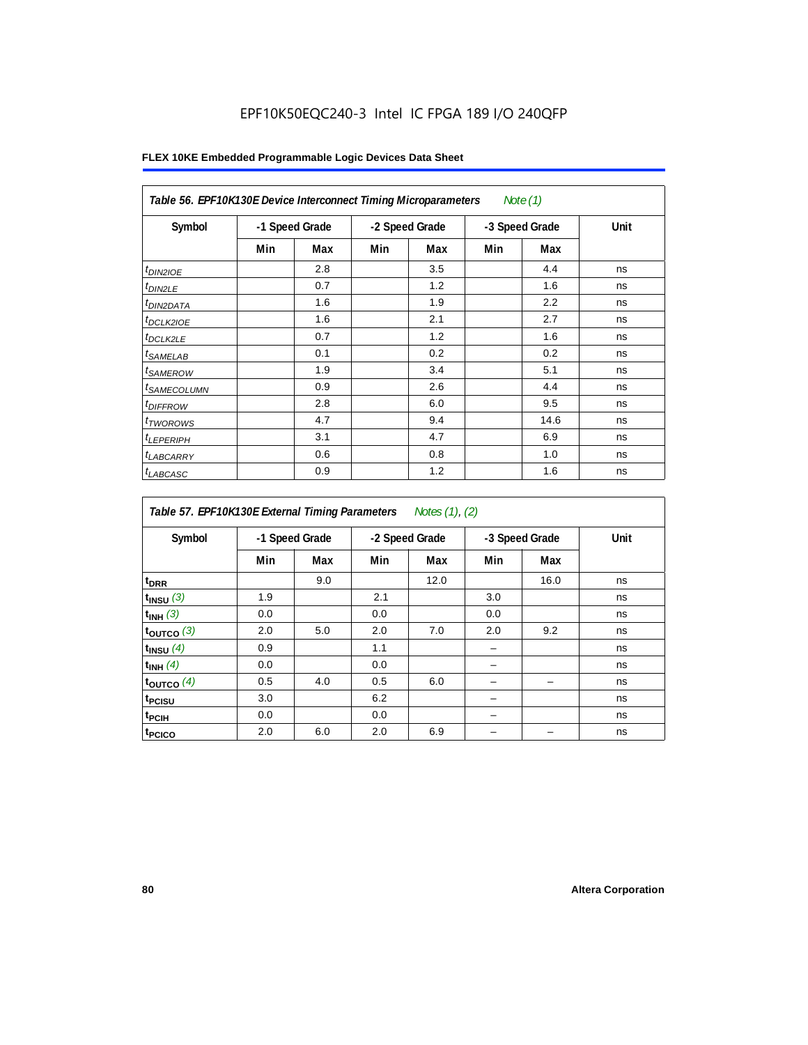EPF10K50EQC240-3 Intel IC FPGA 189 I/O 240QFP

**FLEX 10KE Embedded Programmable Logic Devices Data Sheet**

| *Table 56. EPF10K130E Device Interconnect Timing Microparameters Note (1)* | | | | | | | |
|---|---|---|---|---|---|---|---|
| Symbol | -1 Speed Grade | | -2 Speed Grade | | -3 Speed Grade | | Unit |
| | Min | Max | Min | Max | Min | Max | |
| $t_{DIN2IOE}$ | | 2.8 | | 3.5 | | 4.4 | ns |
| $t_{DIN2LE}$ | | 0.7 | | 1.2 | | 1.6 | ns |
| $t_{DIN2DATA}$ | | 1.6 | | 1.9 | | 2.2 | ns |
| $t_{DCLK2IOE}$ | | 1.6 | | 2.1 | | 2.7 | ns |
| $t_{DCLK2LE}$ | | 0.7 | | 1.2 | | 1.6 | ns |
| $t_{SAMELAB}$ | | 0.1 | | 0.2 | | 0.2 | ns |
| $t_{SAMEROW}$ | | 1.9 | | 3.4 | | 5.1 | ns |
| $t_{SAMECOLUMN}$ | | 0.9 | | 2.6 | | 4.4 | ns |
| $t_{DIFFROW}$ | | 2.8 | | 6.0 | | 9.5 | ns |
| $t_{TWOROWS}$ | | 4.7 | | 9.4 | | 14.6 | ns |
| $t_{LEPERIPH}$ | | 3.1 | | 4.7 | | 6.9 | ns |
| $t_{LABCARRY}$ | | 0.6 | | 0.8 | | 1.0 | ns |
| $t_{LABCASC}$ | | 0.9 | | 1.2 | | 1.6 | ns |

| *Table 57. EPF10K130E External Timing Parameters Notes (1), (2)* | | | | | | | |
|---|---|---|---|---|---|---|---|
| Symbol | -1 Speed Grade | | -2 Speed Grade | | -3 Speed Grade | | Unit |
| | Min | Max | Min | Max | Min | Max | |
| $t_{DRR}$ | | 9.0 | | 12.0 | | 16.0 | ns |
| $t_{INSU}$ (3) | 1.9 | | 2.1 | | 3.0 | | ns |
| $t_{INH}$ (3) | 0.0 | | 0.0 | | 0.0 | | ns |
| $t_{OUTCO}$ (3) | 2.0 | 5.0 | 2.0 | 7.0 | 2.0 | 9.2 | ns |
| $t_{INSU}$ (4) | 0.9 | | 1.1 | | – | | ns |
| $t_{INH}$ (4) | 0.0 | | 0.0 | | – | | ns |
| $t_{OUTCO}$ (4) | 0.5 | 4.0 | 0.5 | 6.0 | – | – | ns |
| $t_{PCISU}$ | 3.0 | | 6.2 | | – | | ns |
| $t_{PCIH}$ | 0.0 | | 0.0 | | – | | ns |
| $t_{PCICO}$ | 2.0 | 6.0 | 2.0 | 6.9 | – | – | ns |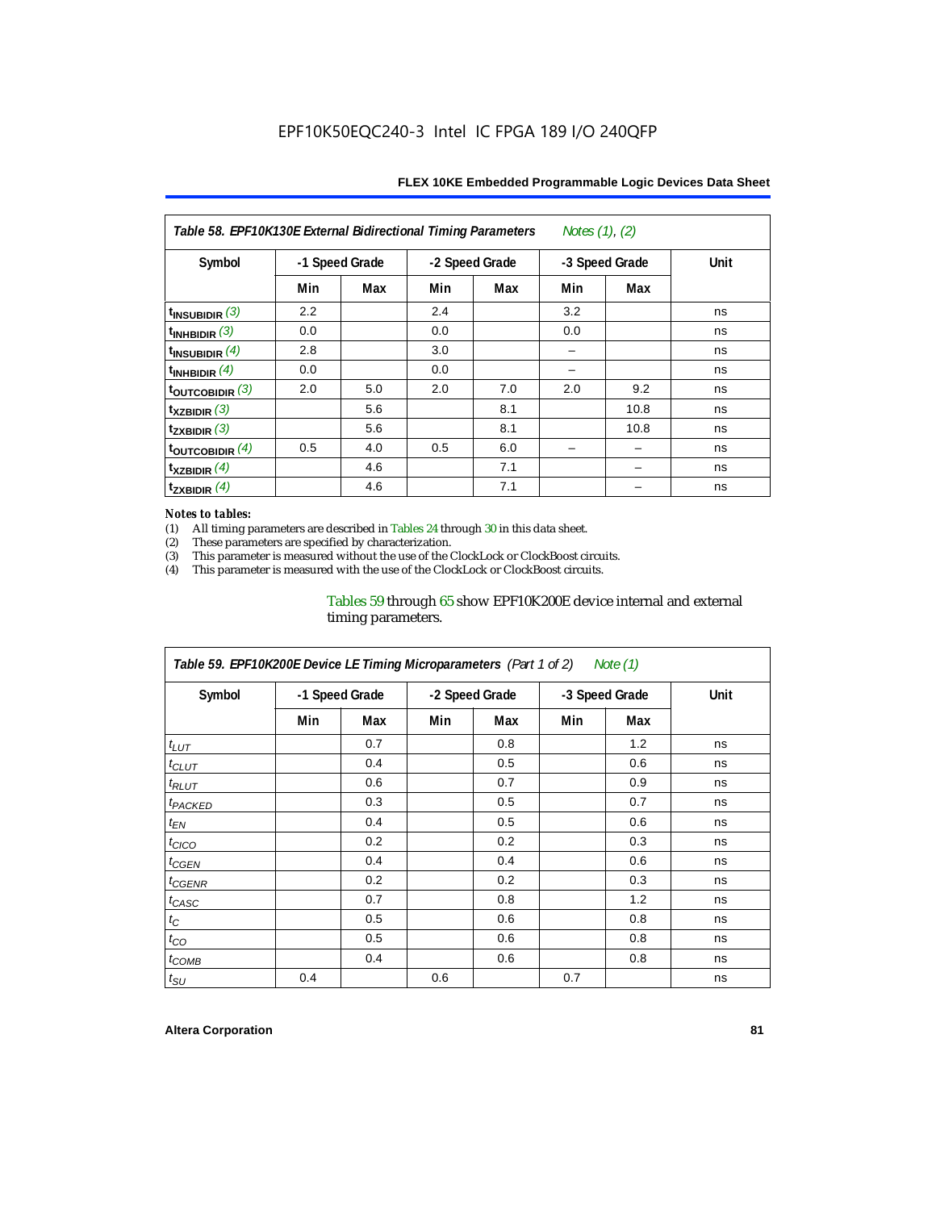**Table 58. EPF10K130E External Bidirectional Timing Parameters** *Notes (1), (2)*

| Symbol | -1 Speed Grade | | -2 Speed Grade | | -3 Speed Grade | | Unit |
|---|---|---|---|---|---|---|---|
| | Min | Max | Min | Max | Min | Max | |
| $t_{INSUBIDIR}$ (3) | 2.2 | | 2.4 | | 3.2 | | ns |
| $t_{INHBIDIR}$ (3) | 0.0 | | 0.0 | | 0.0 | | ns |
| $t_{INSUBIDIR}$ (4) | 2.8 | | 3.0 | | – | | ns |
| $t_{INHBIDIR}$ (4) | 0.0 | | 0.0 | | – | | ns |
| $t_{OUTCOBIDIR}$ (3) | 2.0 | 5.0 | 2.0 | 7.0 | 2.0 | 9.2 | ns |
| $t_{XZBIDIR}$ (3) | | 5.6 | | 8.1 | | 10.8 | ns |
| $t_{ZXBIDIR}$ (3) | | 5.6 | | 8.1 | | 10.8 | ns |
| $t_{OUTCOBIDIR}$ (4) | 0.5 | 4.0 | 0.5 | 6.0 | – | – | ns |
| $t_{XZBIDIR}$ (4) | | 4.6 | | 7.1 | | – | ns |
| $t_{ZXBIDIR}$ (4) | | 4.6 | | 7.1 | | – | ns |

*Notes to tables:*

(1) All timing parameters are described in Tables 24 through 30 in this data sheet.
(2) These parameters are specified by characterization.
(3) This parameter is measured without the use of the ClockLock or ClockBoost circuits.
(4) This parameter is measured with the use of the ClockLock or ClockBoost circuits.

Tables 59 through 65 show EPF10K200E device internal and external timing parameters.

**Table 59. EPF10K200E Device LE Timing Microparameters** *(Part 1 of 2)* *Note (1)*

| Symbol | -1 Speed Grade | | -2 Speed Grade | | -3 Speed Grade | | Unit |
|---|---|---|---|---|---|---|---|
| | Min | Max | Min | Max | Min | Max | |
| $t_{LUT}$ | | 0.7 | | 0.8 | | 1.2 | ns |
| $t_{CLUT}$ | | 0.4 | | 0.5 | | 0.6 | ns |
| $t_{RLUT}$ | | 0.6 | | 0.7 | | 0.9 | ns |
| $t_{PACKED}$ | | 0.3 | | 0.5 | | 0.7 | ns |
| $t_{EN}$ | | 0.4 | | 0.5 | | 0.6 | ns |
| $t_{CICO}$ | | 0.2 | | 0.2 | | 0.3 | ns |
| $t_{CGEN}$ | | 0.4 | | 0.4 | | 0.6 | ns |
| $t_{CGENR}$ | | 0.2 | | 0.2 | | 0.3 | ns |
| $t_{CASC}$ | | 0.7 | | 0.8 | | 1.2 | ns |
| $t_{C}$ | | 0.5 | | 0.6 | | 0.8 | ns |
| $t_{CO}$ | | 0.5 | | 0.6 | | 0.8 | ns |
| $t_{COMB}$ | | 0.4 | | 0.6 | | 0.8 | ns |
| $t_{SU}$ | 0.4 | | 0.6 | | 0.7 | | ns |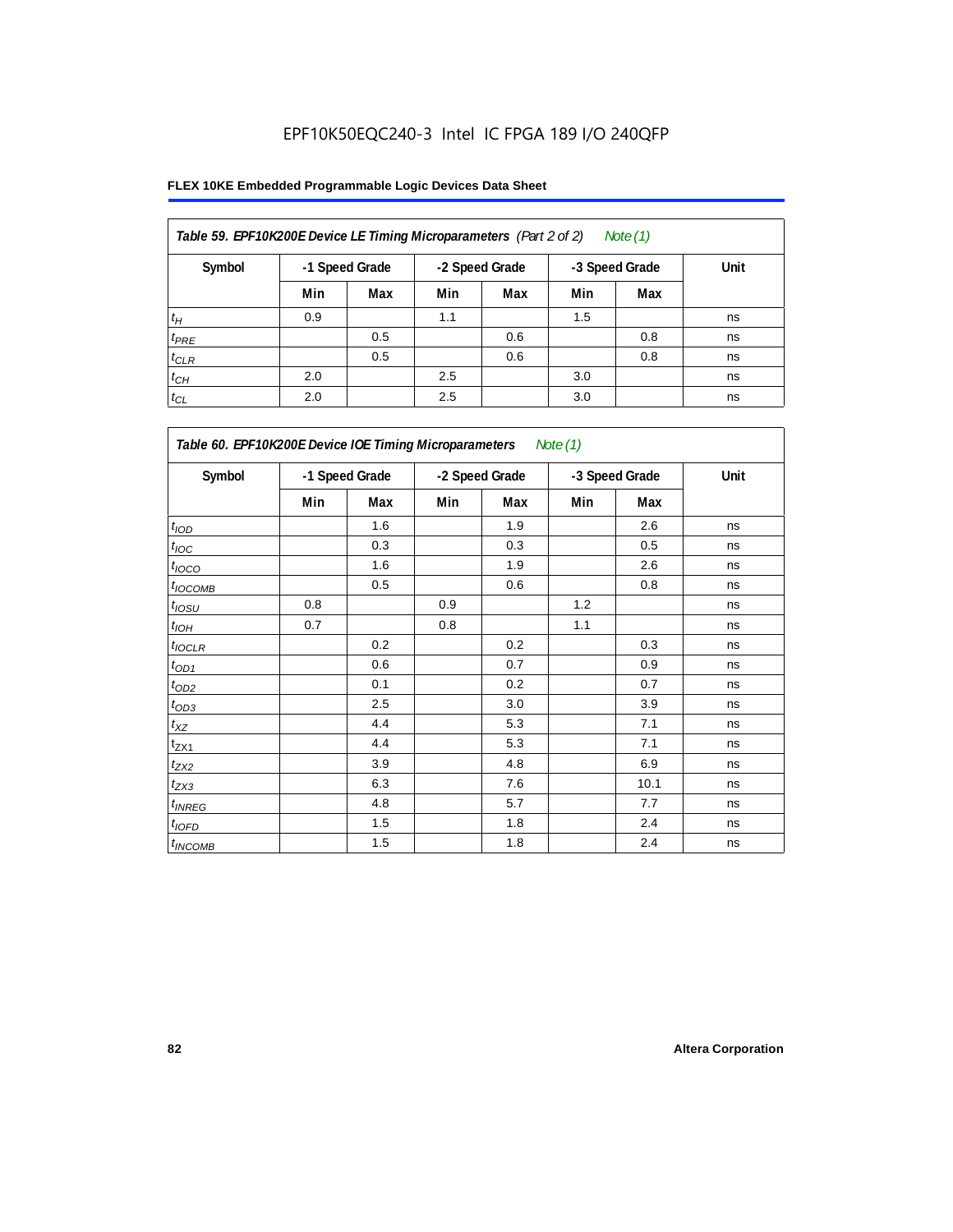# EPF10K50EQC240-3 Intel IC FPGA 189 I/O 240QFP

**FLEX 10KE Embedded Programmable Logic Devices Data Sheet**

| *Table 59. EPF10K200E Device LE Timing Microparameters (Part 2 of 2) Note (1)* | | | | | | | |
|---|---|---|---|---|---|---|---|
| Symbol | -1 Speed Grade | | -2 Speed Grade | | -3 Speed Grade | | Unit |
| | Min | Max | Min | Max | Min | Max | |
| $t_H$ | 0.9 | | 1.1 | | 1.5 | | ns |
| $t_{PRE}$ | | 0.5 | | 0.6 | | 0.8 | ns |
| $t_{CLR}$ | | 0.5 | | 0.6 | | 0.8 | ns |
| $t_{CH}$ | 2.0 | | 2.5 | | 3.0 | | ns |
| $t_{CL}$ | 2.0 | | 2.5 | | 3.0 | | ns |

| *Table 60. EPF10K200E Device IOE Timing Microparameters Note (1)* | | | | | | | |
|---|---|---|---|---|---|---|---|
| Symbol | -1 Speed Grade | | -2 Speed Grade | | -3 Speed Grade | | Unit |
| | Min | Max | Min | Max | Min | Max | |
| $t_{IOD}$ | | 1.6 | | 1.9 | | 2.6 | ns |
| $t_{IOC}$ | | 0.3 | | 0.3 | | 0.5 | ns |
| $t_{IOCO}$ | | 1.6 | | 1.9 | | 2.6 | ns |
| $t_{IOCOMB}$ | | 0.5 | | 0.6 | | 0.8 | ns |
| $t_{IOSU}$ | 0.8 | | 0.9 | | 1.2 | | ns |
| $t_{IOH}$ | 0.7 | | 0.8 | | 1.1 | | ns |
| $t_{IOCLR}$ | | 0.2 | | 0.2 | | 0.3 | ns |
| $t_{OD1}$ | | 0.6 | | 0.7 | | 0.9 | ns |
| $t_{OD2}$ | | 0.1 | | 0.2 | | 0.7 | ns |
| $t_{OD3}$ | | 2.5 | | 3.0 | | 3.9 | ns |
| $t_{XZ}$ | | 4.4 | | 5.3 | | 7.1 | ns |
| $t_{ZX1}$ | | 4.4 | | 5.3 | | 7.1 | ns |
| $t_{ZX2}$ | | 3.9 | | 4.8 | | 6.9 | ns |
| $t_{ZX3}$ | | 6.3 | | 7.6 | | 10.1 | ns |
| $t_{INREG}$ | | 4.8 | | 5.7 | | 7.7 | ns |
| $t_{IOFD}$ | | 1.5 | | 1.8 | | 2.4 | ns |
| $t_{INCOMB}$ | | 1.5 | | 1.8 | | 2.4 | ns |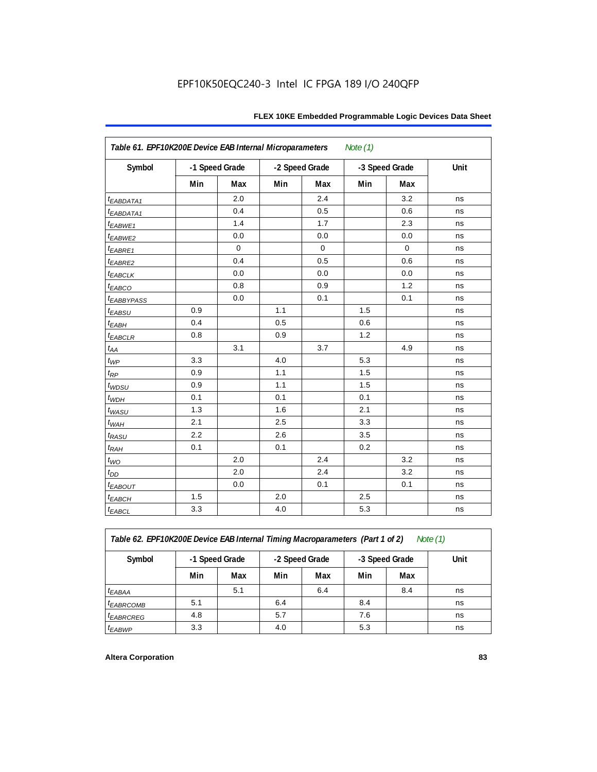Table 61. EPF10K200E Device EAB Internal Microparameters *Note (1)*

| Symbol | -1 Speed Grade | | -2 Speed Grade | | -3 Speed Grade | | Unit |
|---|---|---|---|---|---|---|---|
| | Min | Max | Min | Max | Min | Max | |
| $t_{EABDATA1}$ | | 2.0 | | 2.4 | | 3.2 | ns |
| $t_{EABDATA1}$ | | 0.4 | | 0.5 | | 0.6 | ns |
| $t_{EABWE1}$ | | 1.4 | | 1.7 | | 2.3 | ns |
| $t_{EABWE2}$ | | 0.0 | | 0.0 | | 0.0 | ns |
| $t_{EABRE1}$ | | 0 | | 0 | | 0 | ns |
| $t_{EABRE2}$ | | 0.4 | | 0.5 | | 0.6 | ns |
| $t_{EABCLK}$ | | 0.0 | | 0.0 | | 0.0 | ns |
| $t_{EABCO}$ | | 0.8 | | 0.9 | | 1.2 | ns |
| $t_{EABBYPASS}$ | | 0.0 | | 0.1 | | 0.1 | ns |
| $t_{EABSU}$ | 0.9 | | 1.1 | | 1.5 | | ns |
| $t_{EABH}$ | 0.4 | | 0.5 | | 0.6 | | ns |
| $t_{EABCLR}$ | 0.8 | | 0.9 | | 1.2 | | ns |
| $t_{AA}$ | | 3.1 | | 3.7 | | 4.9 | ns |
| $t_{WP}$ | 3.3 | | 4.0 | | 5.3 | | ns |
| $t_{RP}$ | 0.9 | | 1.1 | | 1.5 | | ns |
| $t_{WDSU}$ | 0.9 | | 1.1 | | 1.5 | | ns |
| $t_{WDH}$ | 0.1 | | 0.1 | | 0.1 | | ns |
| $t_{WASU}$ | 1.3 | | 1.6 | | 2.1 | | ns |
| $t_{WAH}$ | 2.1 | | 2.5 | | 3.3 | | ns |
| $t_{RASU}$ | 2.2 | | 2.6 | | 3.5 | | ns |
| $t_{RAH}$ | 0.1 | | 0.1 | | 0.2 | | ns |
| $t_{WO}$ | | 2.0 | | 2.4 | | 3.2 | ns |
| $t_{DD}$ | | 2.0 | | 2.4 | | 3.2 | ns |
| $t_{EABOUT}$ | | 0.0 | | 0.1 | | 0.1 | ns |
| $t_{EABCH}$ | 1.5 | | 2.0 | | 2.5 | | ns |
| $t_{EABCL}$ | 3.3 | | 4.0 | | 5.3 | | ns |

Table 62. EPF10K200E Device EAB Internal Timing Macroparameters (Part 1 of 2) *Note (1)*

| Symbol | -1 Speed Grade | | -2 Speed Grade | | -3 Speed Grade | | Unit |
|---|---|---|---|---|---|---|---|
| | Min | Max | Min | Max | Min | Max | |
| $t_{EABAA}$ | | 5.1 | | 6.4 | | 8.4 | ns |
| $t_{EABRCOMB}$ | 5.1 | | 6.4 | | 8.4 | | ns |
| $t_{EABRCREG}$ | 4.8 | | 5.7 | | 7.6 | | ns |
| $t_{EABWP}$ | 3.3 | | 4.0 | | 5.3 | | ns |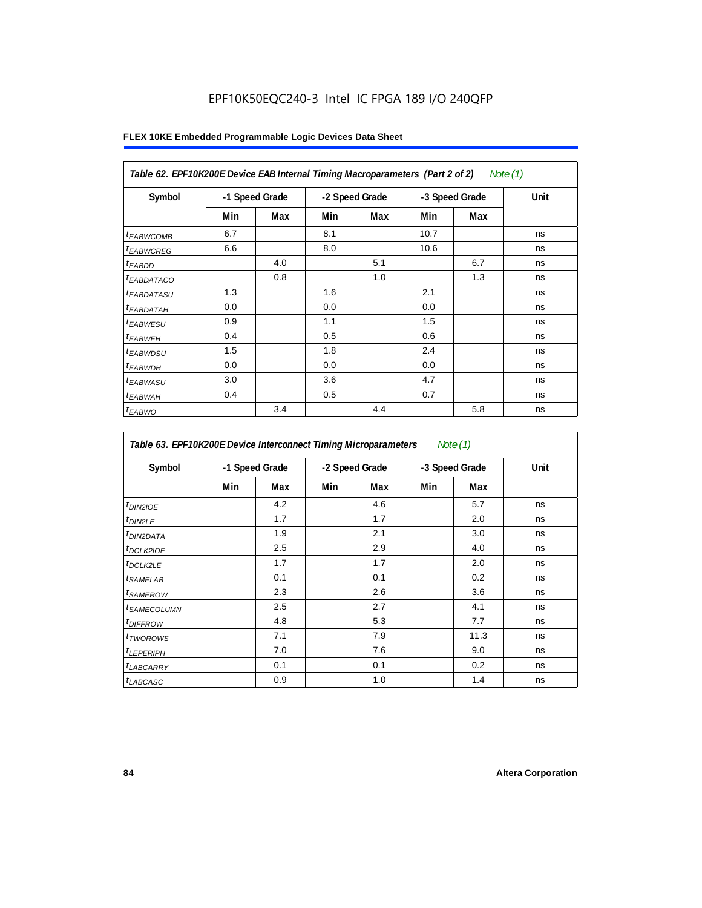## FLEX 10KE Embedded Programmable Logic Devices Data Sheet

**Table 62. EPF10K200E Device EAB Internal Timing Macroparameters (Part 2 of 2)** *Note (1)*

| Symbol | -1 Speed Grade | | -2 Speed Grade | | -3 Speed Grade | | Unit |
|---|---|---|---|---|---|---|---|
| | Min | Max | Min | Max | Min | Max | |
| $t_{EABWCOMB}$ | 6.7 | | 8.1 | | 10.7 | | ns |
| $t_{EABWCREG}$ | 6.6 | | 8.0 | | 10.6 | | ns |
| $t_{EABDD}$ | | 4.0 | | 5.1 | | 6.7 | ns |
| $t_{EABDATACO}$ | | 0.8 | | 1.0 | | 1.3 | ns |
| $t_{EABDATASU}$ | 1.3 | | 1.6 | | 2.1 | | ns |
| $t_{EABDATAH}$ | 0.0 | | 0.0 | | 0.0 | | ns |
| $t_{EABWESU}$ | 0.9 | | 1.1 | | 1.5 | | ns |
| $t_{EABWEH}$ | 0.4 | | 0.5 | | 0.6 | | ns |
| $t_{EABWDSU}$ | 1.5 | | 1.8 | | 2.4 | | ns |
| $t_{EABWDH}$ | 0.0 | | 0.0 | | 0.0 | | ns |
| $t_{EABWASU}$ | 3.0 | | 3.6 | | 4.7 | | ns |
| $t_{EABWAH}$ | 0.4 | | 0.5 | | 0.7 | | ns |
| $t_{EABWO}$ | | 3.4 | | 4.4 | | 5.8 | ns |

**Table 63. EPF10K200E Device Interconnect Timing Microparameters** *Note (1)*

| Symbol | -1 Speed Grade | | -2 Speed Grade | | -3 Speed Grade | | Unit |
|---|---|---|---|---|---|---|---|
| | Min | Max | Min | Max | Min | Max | |
| $t_{DIN2IOE}$ | | 4.2 | | 4.6 | | 5.7 | ns |
| $t_{DIN2LE}$ | | 1.7 | | 1.7 | | 2.0 | ns |
| $t_{DIN2DATA}$ | | 1.9 | | 2.1 | | 3.0 | ns |
| $t_{DCLK2IOE}$ | | 2.5 | | 2.9 | | 4.0 | ns |
| $t_{DCLK2LE}$ | | 1.7 | | 1.7 | | 2.0 | ns |
| $t_{SAMELAB}$ | | 0.1 | | 0.1 | | 0.2 | ns |
| $t_{SAMEROW}$ | | 2.3 | | 2.6 | | 3.6 | ns |
| $t_{SAMECOLUMN}$ | | 2.5 | | 2.7 | | 4.1 | ns |
| $t_{DIFFROW}$ | | 4.8 | | 5.3 | | 7.7 | ns |
| $t_{TWOROWS}$ | | 7.1 | | 7.9 | | 11.3 | ns |
| $t_{LEPERIPH}$ | | 7.0 | | 7.6 | | 9.0 | ns |
| $t_{LABCARRY}$ | | 0.1 | | 0.1 | | 0.2 | ns |
| $t_{LABCASC}$ | | 0.9 | | 1.0 | | 1.4 | ns |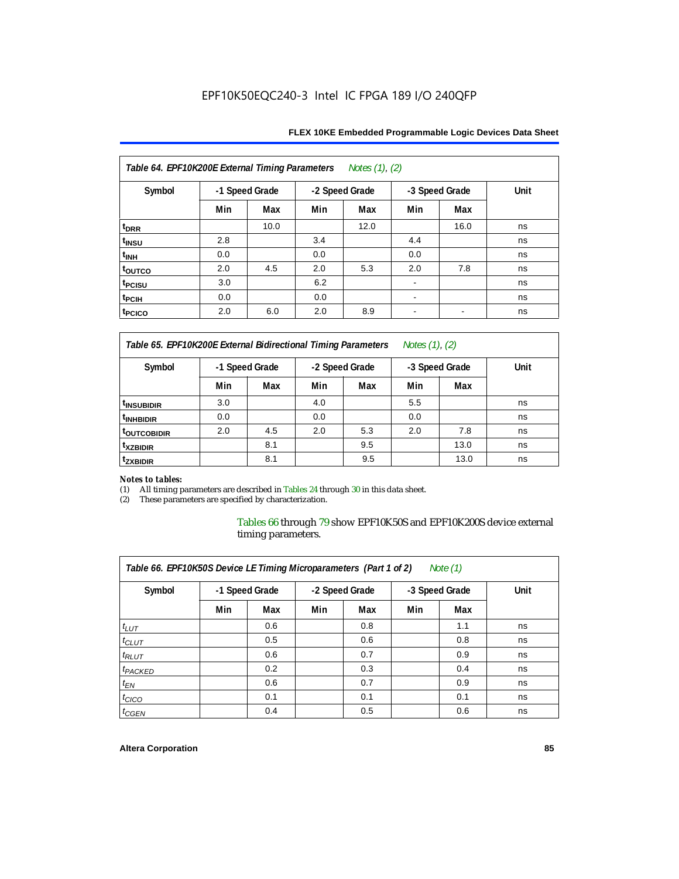**Table 64. EPF10K200E External Timing Parameters** *Notes (1), (2)*

| Symbol | -1 Speed Grade | | -2 Speed Grade | | -3 Speed Grade | | Unit |
|---|---|---|---|---|---|---|---|
| | Min | Max | Min | Max | Min | Max | |
| $t_{DRR}$ | | 10.0 | | 12.0 | | 16.0 | ns |
| $t_{INSU}$ | 2.8 | | 3.4 | | 4.4 | | ns |
| $t_{INH}$ | 0.0 | | 0.0 | | 0.0 | | ns |
| $t_{OUTCO}$ | 2.0 | 4.5 | 2.0 | 5.3 | 2.0 | 7.8 | ns |
| $t_{PCISU}$ | 3.0 | | 6.2 | | - | | ns |
| $t_{PCIH}$ | 0.0 | | 0.0 | | - | | ns |
| $t_{PCICO}$ | 2.0 | 6.0 | 2.0 | 8.9 | - | - | ns |

**Table 65. EPF10K200E External Bidirectional Timing Parameters** *Notes (1), (2)*

| Symbol | -1 Speed Grade | | -2 Speed Grade | | -3 Speed Grade | | Unit |
|---|---|---|---|---|---|---|---|
| | Min | Max | Min | Max | Min | Max | |
| $t_{INSUBIDIR}$ | 3.0 | | 4.0 | | 5.5 | | ns |
| $t_{INHBIDIR}$ | 0.0 | | 0.0 | | 0.0 | | ns |
| $t_{OUTCOBIDIR}$ | 2.0 | 4.5 | 2.0 | 5.3 | 2.0 | 7.8 | ns |
| $t_{XZBIDIR}$ | | 8.1 | | 9.5 | | 13.0 | ns |
| $t_{ZXBIDIR}$ | | 8.1 | | 9.5 | | 13.0 | ns |

*Notes to tables:*

(1) All timing parameters are described in Tables 24 through 30 in this data sheet.
(2) These parameters are specified by characterization.

Tables 66 through 79 show EPF10K50S and EPF10K200S device external timing parameters.

**Table 66. EPF10K50S Device LE Timing Microparameters (Part 1 of 2)** *Note (1)*

| Symbol | -1 Speed Grade | | -2 Speed Grade | | -3 Speed Grade | | Unit |
|---|---|---|---|---|---|---|---|
| | Min | Max | Min | Max | Min | Max | |
| $t_{LUT}$ | | 0.6 | | 0.8 | | 1.1 | ns |
| $t_{CLUT}$ | | 0.5 | | 0.6 | | 0.8 | ns |
| $t_{RLUT}$ | | 0.6 | | 0.7 | | 0.9 | ns |
| $t_{PACKED}$ | | 0.2 | | 0.3 | | 0.4 | ns |
| $t_{EN}$ | | 0.6 | | 0.7 | | 0.9 | ns |
| $t_{CICO}$ | | 0.1 | | 0.1 | | 0.1 | ns |
| $t_{CGEN}$ | | 0.4 | | 0.5 | | 0.6 | ns |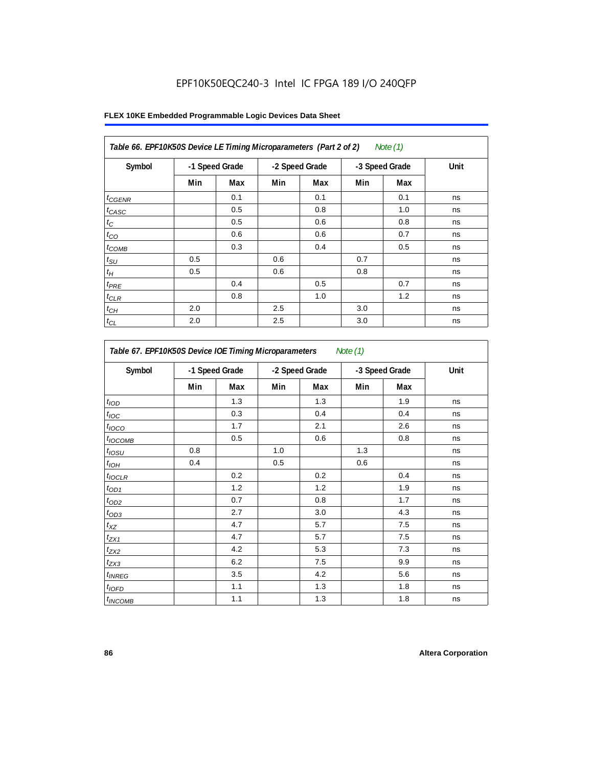EPF10K50EQC240-3 Intel IC FPGA 189 I/O 240QFP

**FLEX 10KE Embedded Programmable Logic Devices Data Sheet**

| *Table 66. EPF10K50S Device LE Timing Microparameters (Part 2 of 2) Note (1)* | | | | | | | |
|---|---|---|---|---|---|---|---|
| **Symbol** | **-1 Speed Grade** | | **-2 Speed Grade** | | **-3 Speed Grade** | | **Unit** |
| | **Min** | **Max** | **Min** | **Max** | **Min** | **Max** | |
| $t_{CGENR}$ | | 0.1 | | 0.1 | | 0.1 | ns |
| $t_{CASC}$ | | 0.5 | | 0.8 | | 1.0 | ns |
| $t_{C}$ | | 0.5 | | 0.6 | | 0.8 | ns |
| $t_{CO}$ | | 0.6 | | 0.6 | | 0.7 | ns |
| $t_{COMB}$ | | 0.3 | | 0.4 | | 0.5 | ns |
| $t_{SU}$ | 0.5 | | 0.6 | | 0.7 | | ns |
| $t_{H}$ | 0.5 | | 0.6 | | 0.8 | | ns |
| $t_{PRE}$ | | 0.4 | | 0.5 | | 0.7 | ns |
| $t_{CLR}$ | | 0.8 | | 1.0 | | 1.2 | ns |
| $t_{CH}$ | 2.0 | | 2.5 | | 3.0 | | ns |
| $t_{CL}$ | 2.0 | | 2.5 | | 3.0 | | ns |

| *Table 67. EPF10K50S Device IOE Timing Microparameters Note (1)* | | | | | | | |
|---|---|---|---|---|---|---|---|
| **Symbol** | **-1 Speed Grade** | | **-2 Speed Grade** | | **-3 Speed Grade** | | **Unit** |
| | **Min** | **Max** | **Min** | **Max** | **Min** | **Max** | |
| $t_{IOD}$ | | 1.3 | | 1.3 | | 1.9 | ns |
| $t_{IOC}$ | | 0.3 | | 0.4 | | 0.4 | ns |
| $t_{IOCO}$ | | 1.7 | | 2.1 | | 2.6 | ns |
| $t_{IOCOMB}$ | | 0.5 | | 0.6 | | 0.8 | ns |
| $t_{IOSU}$ | 0.8 | | 1.0 | | 1.3 | | ns |
| $t_{IOH}$ | 0.4 | | 0.5 | | 0.6 | | ns |
| $t_{IOCLR}$ | | 0.2 | | 0.2 | | 0.4 | ns |
| $t_{OD1}$ | | 1.2 | | 1.2 | | 1.9 | ns |
| $t_{OD2}$ | | 0.7 | | 0.8 | | 1.7 | ns |
| $t_{OD3}$ | | 2.7 | | 3.0 | | 4.3 | ns |
| $t_{XZ}$ | | 4.7 | | 5.7 | | 7.5 | ns |
| $t_{ZX1}$ | | 4.7 | | 5.7 | | 7.5 | ns |
| $t_{ZX2}$ | | 4.2 | | 5.3 | | 7.3 | ns |
| $t_{ZX3}$ | | 6.2 | | 7.5 | | 9.9 | ns |
| $t_{INREG}$ | | 3.5 | | 4.2 | | 5.6 | ns |
| $t_{IOFD}$ | | 1.1 | | 1.3 | | 1.8 | ns |
| $t_{INCOMB}$ | | 1.1 | | 1.3 | | 1.8 | ns |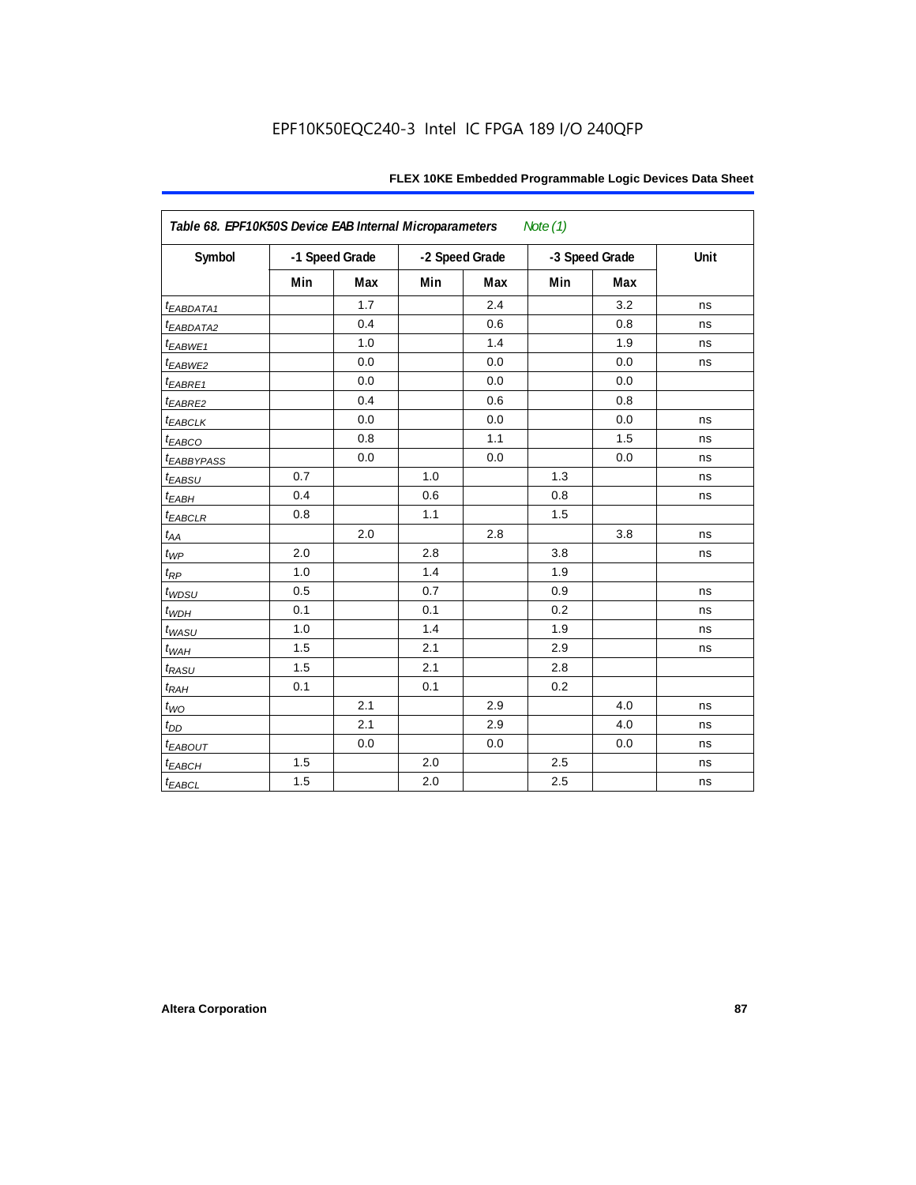EPF10K50EQC240-3 Intel IC FPGA 189 I/O 240QFP

| *Table 68. EPF10K50S Device EAB Internal Microparameters* *Note (1)* | | | | | | | |
|---|---|---|---|---|---|---|---|
| Symbol | -1 Speed Grade | | -2 Speed Grade | | -3 Speed Grade | | Unit |
| | Min | Max | Min | Max | Min | Max | |
| $t_{EABDATA1}$ | | 1.7 | | 2.4 | | 3.2 | ns |
| $t_{EABDATA2}$ | | 0.4 | | 0.6 | | 0.8 | ns |
| $t_{EABWE1}$ | | 1.0 | | 1.4 | | 1.9 | ns |
| $t_{EABWE2}$ | | 0.0 | | 0.0 | | 0.0 | ns |
| $t_{EABRE1}$ | | 0.0 | | 0.0 | | 0.0 | |
| $t_{EABRE2}$ | | 0.4 | | 0.6 | | 0.8 | |
| $t_{EABCLK}$ | | 0.0 | | 0.0 | | 0.0 | ns |
| $t_{EABCO}$ | | 0.8 | | 1.1 | | 1.5 | ns |
| $t_{EABBYPASS}$ | | 0.0 | | 0.0 | | 0.0 | ns |
| $t_{EABSU}$ | 0.7 | | 1.0 | | 1.3 | | ns |
| $t_{EABH}$ | 0.4 | | 0.6 | | 0.8 | | ns |
| $t_{EABCLR}$ | 0.8 | | 1.1 | | 1.5 | | |
| $t_{AA}$ | | 2.0 | | 2.8 | | 3.8 | ns |
| $t_{WP}$ | 2.0 | | 2.8 | | 3.8 | | ns |
| $t_{RP}$ | 1.0 | | 1.4 | | 1.9 | | |
| $t_{WDSU}$ | 0.5 | | 0.7 | | 0.9 | | ns |
| $t_{WDH}$ | 0.1 | | 0.1 | | 0.2 | | ns |
| $t_{WASU}$ | 1.0 | | 1.4 | | 1.9 | | ns |
| $t_{WAH}$ | 1.5 | | 2.1 | | 2.9 | | ns |
| $t_{RASU}$ | 1.5 | | 2.1 | | 2.8 | | |
| $t_{RAH}$ | 0.1 | | 0.1 | | 0.2 | | |
| $t_{WO}$ | | 2.1 | | 2.9 | | 4.0 | ns |
| $t_{DD}$ | | 2.1 | | 2.9 | | 4.0 | ns |
| $t_{EABOUT}$ | | 0.0 | | 0.0 | | 0.0 | ns |
| $t_{EABCH}$ | 1.5 | | 2.0 | | 2.5 | | ns |
| $t_{EABCL}$ | 1.5 | | 2.0 | | 2.5 | | ns |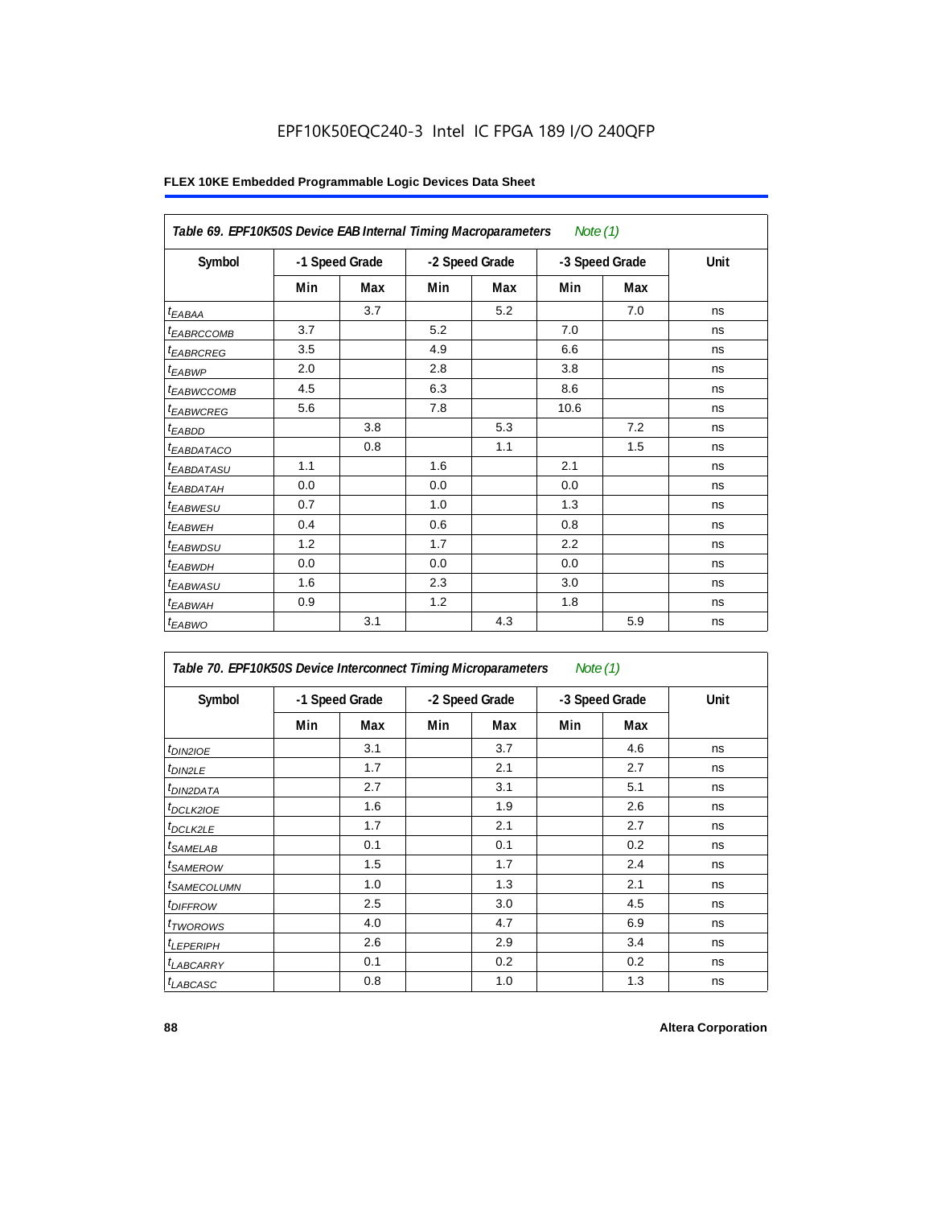EPF10K50EQC240-3 Intel IC FPGA 189 I/O 240QFP

**FLEX 10KE Embedded Programmable Logic Devices Data Sheet**

| *Table 69. EPF10K50S Device EAB Internal Timing Macroparameters Note (1)* | | | | | | | |
|---|---|---|---|---|---|---|---|
| Symbol | -1 Speed Grade | | -2 Speed Grade | | -3 Speed Grade | | Unit |
| | Min | Max | Min | Max | Min | Max | |
| $t_{EABAA}$ | | 3.7 | | 5.2 | | 7.0 | ns |
| $t_{EABRCCOMB}$ | 3.7 | | 5.2 | | 7.0 | | ns |
| $t_{EABRCREG}$ | 3.5 | | 4.9 | | 6.6 | | ns |
| $t_{EABWP}$ | 2.0 | | 2.8 | | 3.8 | | ns |
| $t_{EABWCCOMB}$ | 4.5 | | 6.3 | | 8.6 | | ns |
| $t_{EABWCREG}$ | 5.6 | | 7.8 | | 10.6 | | ns |
| $t_{EABDD}$ | | 3.8 | | 5.3 | | 7.2 | ns |
| $t_{EABDATACO}$ | | 0.8 | | 1.1 | | 1.5 | ns |
| $t_{EABDATASU}$ | 1.1 | | 1.6 | | 2.1 | | ns |
| $t_{EABDATAH}$ | 0.0 | | 0.0 | | 0.0 | | ns |
| $t_{EABWESU}$ | 0.7 | | 1.0 | | 1.3 | | ns |
| $t_{EABWEH}$ | 0.4 | | 0.6 | | 0.8 | | ns |
| $t_{EABWDSU}$ | 1.2 | | 1.7 | | 2.2 | | ns |
| $t_{EABWDH}$ | 0.0 | | 0.0 | | 0.0 | | ns |
| $t_{EABWASU}$ | 1.6 | | 2.3 | | 3.0 | | ns |
| $t_{EABWAH}$ | 0.9 | | 1.2 | | 1.8 | | ns |
| $t_{EABWO}$ | | 3.1 | | 4.3 | | 5.9 | ns |

| *Table 70. EPF10K50S Device Interconnect Timing Microparameters Note (1)* | | | | | | | |
|---|---|---|---|---|---|---|---|
| Symbol | -1 Speed Grade | | -2 Speed Grade | | -3 Speed Grade | | Unit |
| | Min | Max | Min | Max | Min | Max | |
| $t_{DIN2IOE}$ | | 3.1 | | 3.7 | | 4.6 | ns |
| $t_{DIN2LE}$ | | 1.7 | | 2.1 | | 2.7 | ns |
| $t_{DIN2DATA}$ | | 2.7 | | 3.1 | | 5.1 | ns |
| $t_{DCLK2IOE}$ | | 1.6 | | 1.9 | | 2.6 | ns |
| $t_{DCLK2LE}$ | | 1.7 | | 2.1 | | 2.7 | ns |
| $t_{SAMELAB}$ | | 0.1 | | 0.1 | | 0.2 | ns |
| $t_{SAMEROW}$ | | 1.5 | | 1.7 | | 2.4 | ns |
| $t_{SAMECOLUMN}$ | | 1.0 | | 1.3 | | 2.1 | ns |
| $t_{DIFFROW}$ | | 2.5 | | 3.0 | | 4.5 | ns |
| $t_{TWOROWS}$ | | 4.0 | | 4.7 | | 6.9 | ns |
| $t_{LEPERIPH}$ | | 2.6 | | 2.9 | | 3.4 | ns |
| $t_{LABCARRY}$ | | 0.1 | | 0.2 | | 0.2 | ns |
| $t_{LABCASC}$ | | 0.8 | | 1.0 | | 1.3 | ns |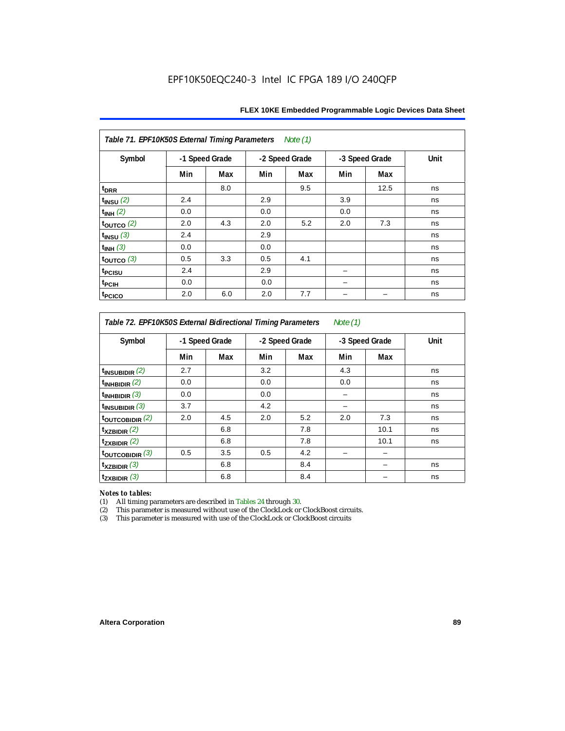EPF10K50EQC240-3 Intel IC FPGA 189 I/O 240QFP

| *Table 71. EPF10K50S External Timing Parameters Note (1)* | | | | | | | |
|---|---|---|---|---|---|---|---|
| Symbol | -1 Speed Grade | | -2 Speed Grade | | -3 Speed Grade | | Unit |
| | Min | Max | Min | Max | Min | Max | |
| $t_{DRR}$ | | 8.0 | | 9.5 | | 12.5 | ns |
| $t_{INSU}$ (2) | 2.4 | | 2.9 | | 3.9 | | ns |
| $t_{INH}$ (2) | 0.0 | | 0.0 | | 0.0 | | ns |
| $t_{OUTCO}$ (2) | 2.0 | 4.3 | 2.0 | 5.2 | 2.0 | 7.3 | ns |
| $t_{INSU}$ (3) | 2.4 | | 2.9 | | | | ns |
| $t_{INH}$ (3) | 0.0 | | 0.0 | | | | ns |
| $t_{OUTCO}$ (3) | 0.5 | 3.3 | 0.5 | 4.1 | | | ns |
| $t_{PCISU}$ | 2.4 | | 2.9 | | – | | ns |
| $t_{PCIH}$ | 0.0 | | 0.0 | | – | | ns |
| $t_{PCICO}$ | 2.0 | 6.0 | 2.0 | 7.7 | – | – | ns |

| *Table 72. EPF10K50S External Bidirectional Timing Parameters Note (1)* | | | | | | | |
|---|---|---|---|---|---|---|---|
| Symbol | -1 Speed Grade | | -2 Speed Grade | | -3 Speed Grade | | Unit |
| | Min | Max | Min | Max | Min | Max | |
| $t_{INSUBIDIR}$ (2) | 2.7 | | 3.2 | | 4.3 | | ns |
| $t_{INHBIDIR}$ (2) | 0.0 | | 0.0 | | 0.0 | | ns |
| $t_{INHBIDIR}$ (3) | 0.0 | | 0.0 | | – | | ns |
| $t_{INSUBIDIR}$ (3) | 3.7 | | 4.2 | | – | | ns |
| $t_{OUTCOBIDIR}$ (2) | 2.0 | 4.5 | 2.0 | 5.2 | 2.0 | 7.3 | ns |
| $t_{XZBIDIR}$ (2) | | 6.8 | | 7.8 | | 10.1 | ns |
| $t_{ZXBIDIR}$ (2) | | 6.8 | | 7.8 | | 10.1 | ns |
| $t_{OUTCOBIDIR}$ (3) | 0.5 | 3.5 | 0.5 | 4.2 | – | – | |
| $t_{XZBIDIR}$ (3) | | 6.8 | | 8.4 | | – | ns |
| $t_{ZXBIDIR}$ (3) | | 6.8 | | 8.4 | | – | ns |

*Notes to tables:*

(1) All timing parameters are described in Tables 24 through 30.
(2) This parameter is measured without use of the ClockLock or ClockBoost circuits.
(3) This parameter is measured with use of the ClockLock or ClockBoost circuits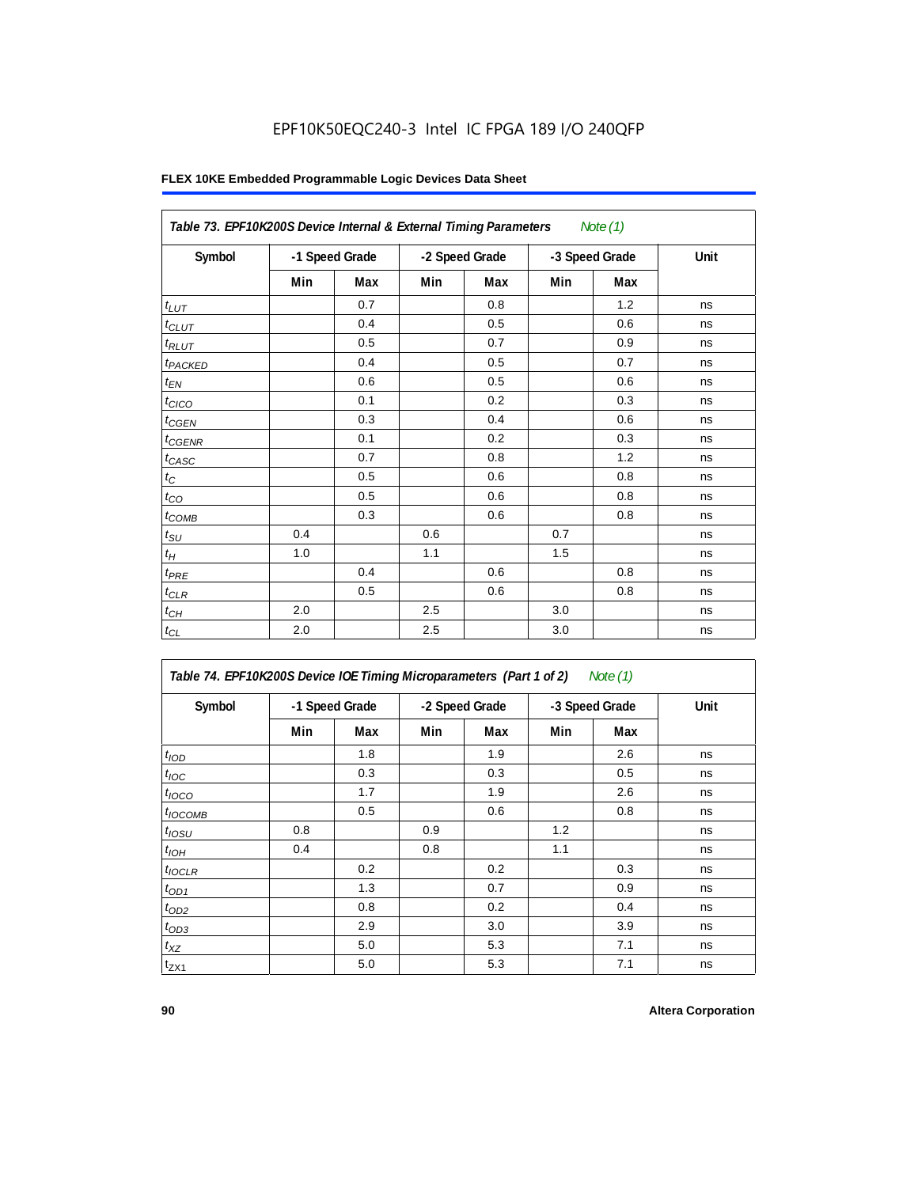EPF10K50EQC240-3 Intel IC FPGA 189 I/O 240QFP

**FLEX 10KE Embedded Programmable Logic Devices Data Sheet**

*Table 73. EPF10K200S Device Internal & External Timing Parameters* *Note (1)*

| Symbol | -1 Speed Grade | | -2 Speed Grade | | -3 Speed Grade | | Unit |
|---|---|---|---|---|---|---|---|
| | Min | Max | Min | Max | Min | Max | |
| $t_{LUT}$ | | 0.7 | | 0.8 | | 1.2 | ns |
| $t_{CLUT}$ | | 0.4 | | 0.5 | | 0.6 | ns |
| $t_{RLUT}$ | | 0.5 | | 0.7 | | 0.9 | ns |
| $t_{PACKED}$ | | 0.4 | | 0.5 | | 0.7 | ns |
| $t_{EN}$ | | 0.6 | | 0.5 | | 0.6 | ns |
| $t_{CICO}$ | | 0.1 | | 0.2 | | 0.3 | ns |
| $t_{CGEN}$ | | 0.3 | | 0.4 | | 0.6 | ns |
| $t_{CGENR}$ | | 0.1 | | 0.2 | | 0.3 | ns |
| $t_{CASC}$ | | 0.7 | | 0.8 | | 1.2 | ns |
| $t_C$ | | 0.5 | | 0.6 | | 0.8 | ns |
| $t_{CO}$ | | 0.5 | | 0.6 | | 0.8 | ns |
| $t_{COMB}$ | | 0.3 | | 0.6 | | 0.8 | ns |
| $t_{SU}$ | 0.4 | | 0.6 | | 0.7 | | ns |
| $t_H$ | 1.0 | | 1.1 | | 1.5 | | ns |
| $t_{PRE}$ | | 0.4 | | 0.6 | | 0.8 | ns |
| $t_{CLR}$ | | 0.5 | | 0.6 | | 0.8 | ns |
| $t_{CH}$ | 2.0 | | 2.5 | | 3.0 | | ns |
| $t_{CL}$ | 2.0 | | 2.5 | | 3.0 | | ns |

*Table 74. EPF10K200S Device IOE Timing Microparameters (Part 1 of 2)* *Note (1)*

| Symbol | -1 Speed Grade | | -2 Speed Grade | | -3 Speed Grade | | Unit |
|---|---|---|---|---|---|---|---|
| | Min | Max | Min | Max | Min | Max | |
| $t_{IOD}$ | | 1.8 | | 1.9 | | 2.6 | ns |
| $t_{IOC}$ | | 0.3 | | 0.3 | | 0.5 | ns |
| $t_{IOCO}$ | | 1.7 | | 1.9 | | 2.6 | ns |
| $t_{IOCOMB}$ | | 0.5 | | 0.6 | | 0.8 | ns |
| $t_{IOSU}$ | 0.8 | | 0.9 | | 1.2 | | ns |
| $t_{IOH}$ | 0.4 | | 0.8 | | 1.1 | | ns |
| $t_{IOCLR}$ | | 0.2 | | 0.2 | | 0.3 | ns |
| $t_{OD1}$ | | 1.3 | | 0.7 | | 0.9 | ns |
| $t_{OD2}$ | | 0.8 | | 0.2 | | 0.4 | ns |
| $t_{OD3}$ | | 2.9 | | 3.0 | | 3.9 | ns |
| $t_{XZ}$ | | 5.0 | | 5.3 | | 7.1 | ns |
| $t_{ZX1}$ | | 5.0 | | 5.3 | | 7.1 | ns |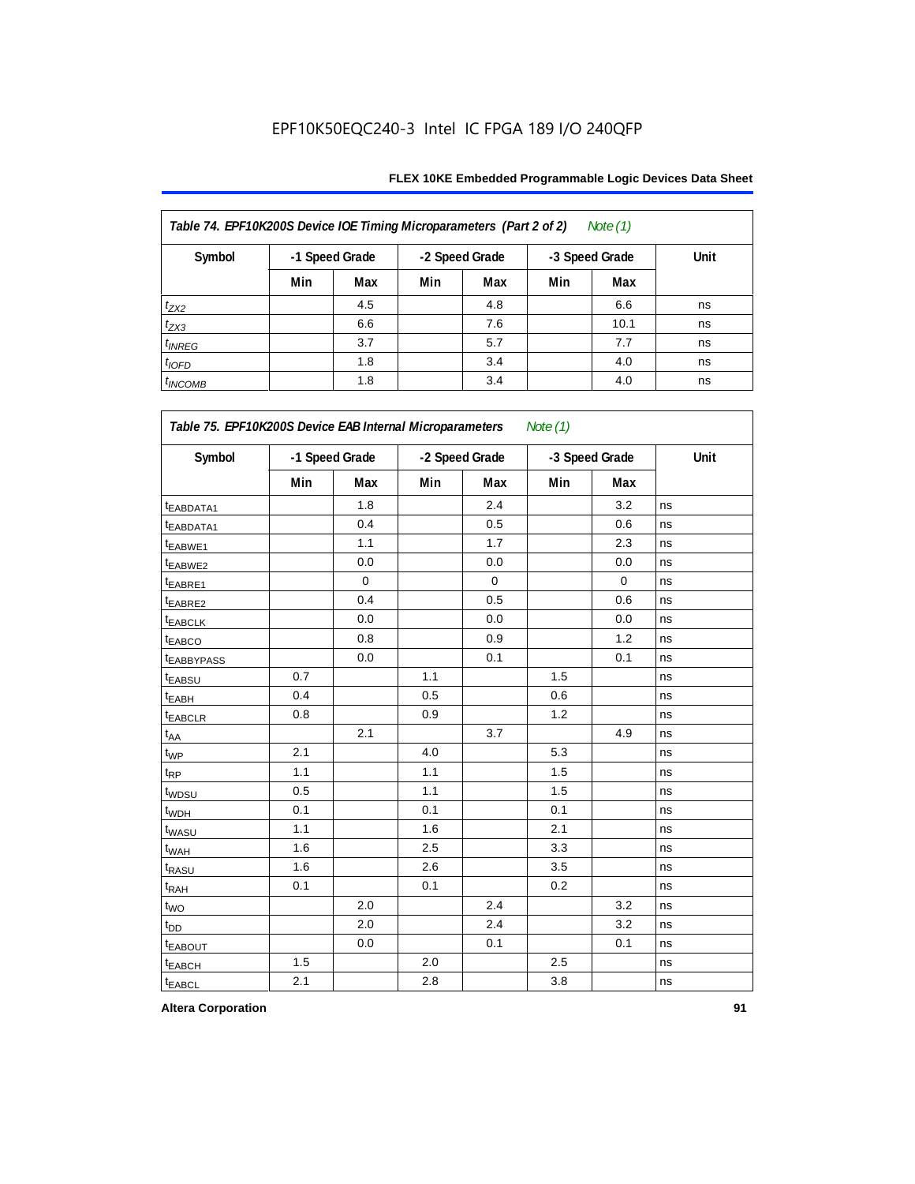EPF10K50EQC240-3 Intel IC FPGA 189 I/O 240QFP

| Table 74. EPF10K200S Device IOE Timing Microparameters (Part 2 of 2) Note (1) | | | | | | | |
|---|---|---|---|---|---|---|---|
| Symbol | -1 Speed Grade | | -2 Speed Grade | | -3 Speed Grade | | Unit |
| | Min | Max | Min | Max | Min | Max | |
| $t_{ZX2}$ | | 4.5 | | 4.8 | | 6.6 | ns |
| $t_{ZX3}$ | | 6.6 | | 7.6 | | 10.1 | ns |
| $t_{INREG}$ | | 3.7 | | 5.7 | | 7.7 | ns |
| $t_{IOFD}$ | | 1.8 | | 3.4 | | 4.0 | ns |
| $t_{INCOMB}$ | | 1.8 | | 3.4 | | 4.0 | ns |

| Table 75. EPF10K200S Device EAB Internal Microparameters Note (1) | | | | | | | |
|---|---|---|---|---|---|---|---|
| Symbol | -1 Speed Grade | | -2 Speed Grade | | -3 Speed Grade | | Unit |
| | Min | Max | Min | Max | Min | Max | |
| $t_{EABDATA1}$ | | 1.8 | | 2.4 | | 3.2 | ns |
| $t_{EABDATA1}$ | | 0.4 | | 0.5 | | 0.6 | ns |
| $t_{EABWE1}$ | | 1.1 | | 1.7 | | 2.3 | ns |
| $t_{EABWE2}$ | | 0.0 | | 0.0 | | 0.0 | ns |
| $t_{EABRE1}$ | | 0 | | 0 | | 0 | ns |
| $t_{EABRE2}$ | | 0.4 | | 0.5 | | 0.6 | ns |
| $t_{EABCLK}$ | | 0.0 | | 0.0 | | 0.0 | ns |
| $t_{EABCO}$ | | 0.8 | | 0.9 | | 1.2 | ns |
| $t_{EABBYPASS}$ | | 0.0 | | 0.1 | | 0.1 | ns |
| $t_{EABSU}$ | 0.7 | | 1.1 | | 1.5 | | ns |
| $t_{EABH}$ | 0.4 | | 0.5 | | 0.6 | | ns |
| $t_{EABCLR}$ | 0.8 | | 0.9 | | 1.2 | | ns |
| $t_{AA}$ | | 2.1 | | 3.7 | | 4.9 | ns |
| $t_{WP}$ | 2.1 | | 4.0 | | 5.3 | | ns |
| $t_{RP}$ | 1.1 | | 1.1 | | 1.5 | | ns |
| $t_{WDSU}$ | 0.5 | | 1.1 | | 1.5 | | ns |
| $t_{WDH}$ | 0.1 | | 0.1 | | 0.1 | | ns |
| $t_{WASU}$ | 1.1 | | 1.6 | | 2.1 | | ns |
| $t_{WAH}$ | 1.6 | | 2.5 | | 3.3 | | ns |
| $t_{RASU}$ | 1.6 | | 2.6 | | 3.5 | | ns |
| $t_{RAH}$ | 0.1 | | 0.1 | | 0.2 | | ns |
| $t_{WO}$ | | 2.0 | | 2.4 | | 3.2 | ns |
| $t_{DD}$ | | 2.0 | | 2.4 | | 3.2 | ns |
| $t_{EABOUT}$ | | 0.0 | | 0.1 | | 0.1 | ns |
| $t_{EABCH}$ | 1.5 | | 2.0 | | 2.5 | | ns |
| $t_{EABCL}$ | 2.1 | | 2.8 | | 3.8 | | ns |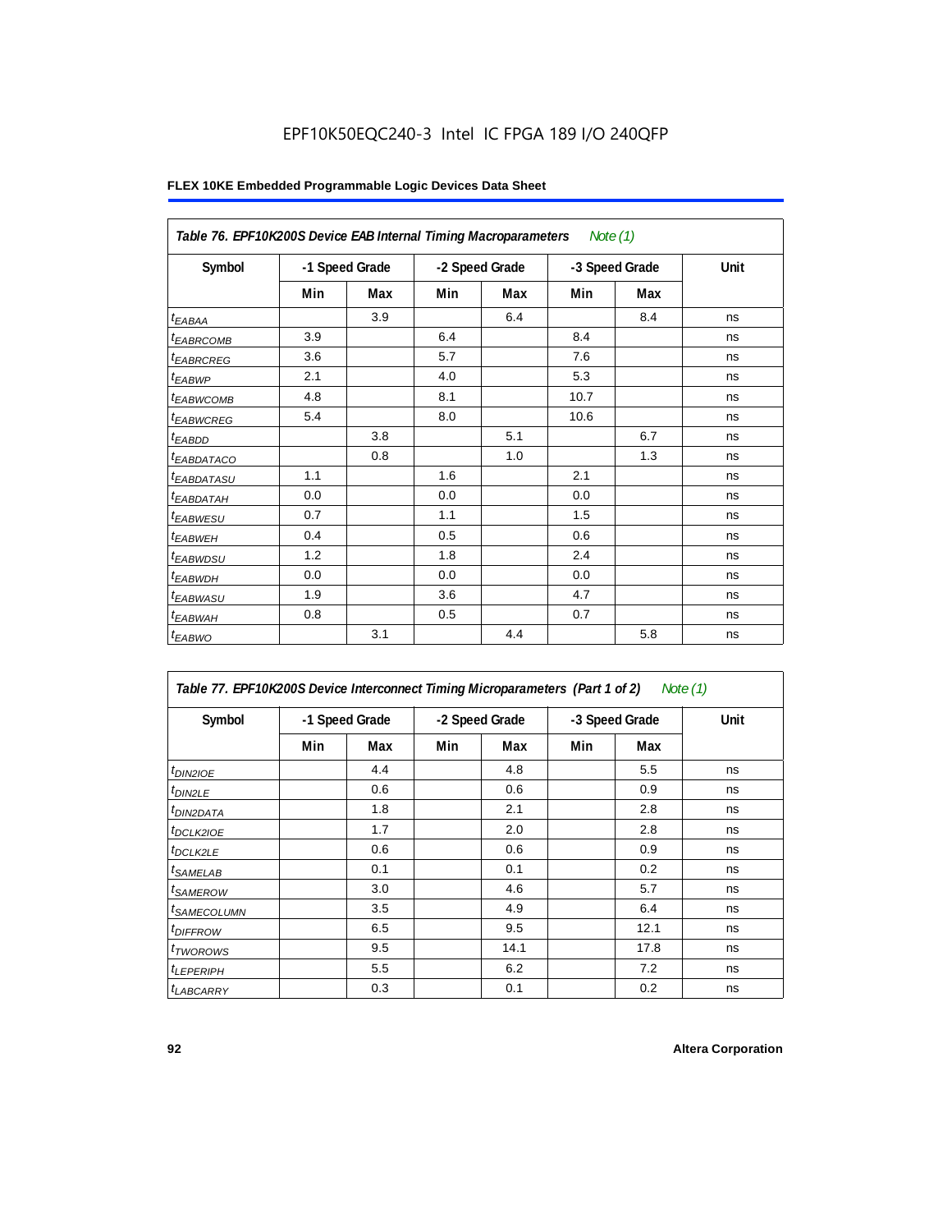# EPF10K50EQC240-3 Intel IC FPGA 189 I/O 240QFP

**FLEX 10KE Embedded Programmable Logic Devices Data Sheet**

*Table 76. EPF10K200S Device EAB Internal Timing Macroparameters* *Note (1)*

| Symbol | -1 Speed Grade | | -2 Speed Grade | | -3 Speed Grade | | Unit |
|---|---|---|---|---|---|---|---|
| | Min | Max | Min | Max | Min | Max | |
| $t_{EABAA}$ | | 3.9 | | 6.4 | | 8.4 | ns |
| $t_{EABRCOMB}$ | 3.9 | | 6.4 | | 8.4 | | ns |
| $t_{EABRCREG}$ | 3.6 | | 5.7 | | 7.6 | | ns |
| $t_{EABWP}$ | 2.1 | | 4.0 | | 5.3 | | ns |
| $t_{EABWCOMB}$ | 4.8 | | 8.1 | | 10.7 | | ns |
| $t_{EABWCREG}$ | 5.4 | | 8.0 | | 10.6 | | ns |
| $t_{EABDD}$ | | 3.8 | | 5.1 | | 6.7 | ns |
| $t_{EABDATACO}$ | | 0.8 | | 1.0 | | 1.3 | ns |
| $t_{EABDATASU}$ | 1.1 | | 1.6 | | 2.1 | | ns |
| $t_{EABDATAH}$ | 0.0 | | 0.0 | | 0.0 | | ns |
| $t_{EABWESU}$ | 0.7 | | 1.1 | | 1.5 | | ns |
| $t_{EABWEH}$ | 0.4 | | 0.5 | | 0.6 | | ns |
| $t_{EABWDSU}$ | 1.2 | | 1.8 | | 2.4 | | ns |
| $t_{EABWDH}$ | 0.0 | | 0.0 | | 0.0 | | ns |
| $t_{EABWASU}$ | 1.9 | | 3.6 | | 4.7 | | ns |
| $t_{EABWAH}$ | 0.8 | | 0.5 | | 0.7 | | ns |
| $t_{EABWO}$ | | 3.1 | | 4.4 | | 5.8 | ns |

*Table 77. EPF10K200S Device Interconnect Timing Microparameters (Part 1 of 2)* *Note (1)*

| Symbol | -1 Speed Grade | | -2 Speed Grade | | -3 Speed Grade | | Unit |
|---|---|---|---|---|---|---|---|
| | Min | Max | Min | Max | Min | Max | |
| $t_{DIN2IOE}$ | | 4.4 | | 4.8 | | 5.5 | ns |
| $t_{DIN2LE}$ | | 0.6 | | 0.6 | | 0.9 | ns |
| $t_{DIN2DATA}$ | | 1.8 | | 2.1 | | 2.8 | ns |
| $t_{DCLK2IOE}$ | | 1.7 | | 2.0 | | 2.8 | ns |
| $t_{DCLK2LE}$ | | 0.6 | | 0.6 | | 0.9 | ns |
| $t_{SAMELAB}$ | | 0.1 | | 0.1 | | 0.2 | ns |
| $t_{SAMEROW}$ | | 3.0 | | 4.6 | | 5.7 | ns |
| $t_{SAMECOLUMN}$ | | 3.5 | | 4.9 | | 6.4 | ns |
| $t_{DIFFROW}$ | | 6.5 | | 9.5 | | 12.1 | ns |
| $t_{TWOROWS}$ | | 9.5 | | 14.1 | | 17.8 | ns |
| $t_{LEPERIPH}$ | | 5.5 | | 6.2 | | 7.2 | ns |
| $t_{LABCARRY}$ | | 0.3 | | 0.1 | | 0.2 | ns |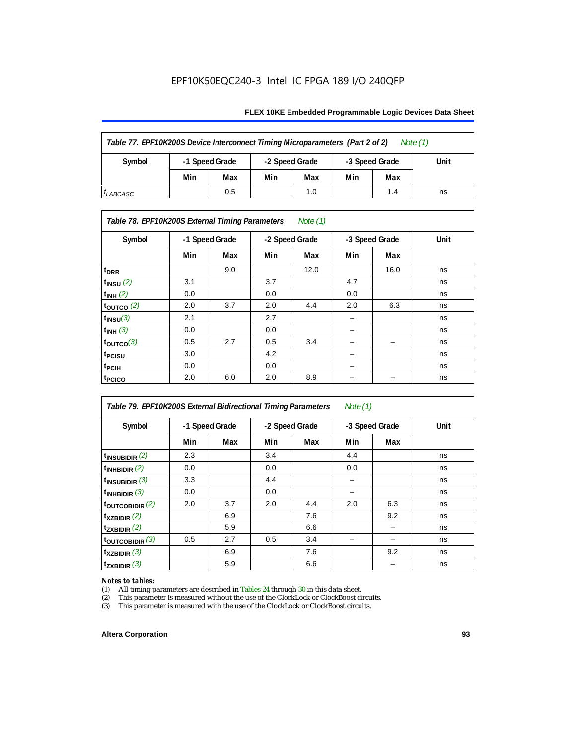EPF10K50EQC240-3 Intel IC FPGA 189 I/O 240QFP

| *Table 77. EPF10K200S Device Interconnect Timing Microparameters (Part 2 of 2) Note (1)* | | | | | | | |
|---|---|---|---|---|---|---|---|
| Symbol | -1 Speed Grade | | -2 Speed Grade | | -3 Speed Grade | | Unit |
| | Min | Max | Min | Max | Min | Max | |
| $t_{LABCASC}$ | | 0.5 | | 1.0 | | 1.4 | ns |

| *Table 78. EPF10K200S External Timing Parameters Note (1)* | | | | | | | |
|---|---|---|---|---|---|---|---|
| Symbol | -1 Speed Grade | | -2 Speed Grade | | -3 Speed Grade | | Unit |
| | Min | Max | Min | Max | Min | Max | |
| $t_{DRR}$ | | 9.0 | | 12.0 | | 16.0 | ns |
| $t_{INSU}$ (2) | 3.1 | | 3.7 | | 4.7 | | ns |
| $t_{INH}$ (2) | 0.0 | | 0.0 | | 0.0 | | ns |
| $t_{OUTCO}$ (2) | 2.0 | 3.7 | 2.0 | 4.4 | 2.0 | 6.3 | ns |
| $t_{INSU}$ (3) | 2.1 | | 2.7 | | – | | ns |
| $t_{INH}$ (3) | 0.0 | | 0.0 | | – | | ns |
| $t_{OUTCO}$ (3) | 0.5 | 2.7 | 0.5 | 3.4 | – | – | ns |
| $t_{PCISU}$ | 3.0 | | 4.2 | | – | | ns |
| $t_{PCIH}$ | 0.0 | | 0.0 | | – | | ns |
| $t_{PCICO}$ | 2.0 | 6.0 | 2.0 | 8.9 | – | – | ns |

| *Table 79. EPF10K200S External Bidirectional Timing Parameters Note (1)* | | | | | | | |
|---|---|---|---|---|---|---|---|
| Symbol | -1 Speed Grade | | -2 Speed Grade | | -3 Speed Grade | | Unit |
| | Min | Max | Min | Max | Min | Max | |
| $t_{INSUBIDIR}$ (2) | 2.3 | | 3.4 | | 4.4 | | ns |
| $t_{INHBIDIR}$ (2) | 0.0 | | 0.0 | | 0.0 | | ns |
| $t_{INSUBIDIR}$ (3) | 3.3 | | 4.4 | | – | | ns |
| $t_{INHBIDIR}$ (3) | 0.0 | | 0.0 | | – | | ns |
| $t_{OUTCOBIDIR}$ (2) | 2.0 | 3.7 | 2.0 | 4.4 | 2.0 | 6.3 | ns |
| $t_{XZBIDIR}$ (2) | | 6.9 | | 7.6 | | 9.2 | ns |
| $t_{ZXBIDIR}$ (2) | | 5.9 | | 6.6 | | – | ns |
| $t_{OUTCOBIDIR}$ (3) | 0.5 | 2.7 | 0.5 | 3.4 | – | – | ns |
| $t_{XZBIDIR}$ (3) | | 6.9 | | 7.6 | | 9.2 | ns |
| $t_{ZXBIDIR}$ (3) | | 5.9 | | 6.6 | | – | ns |

*Notes to tables:*

(1) All timing parameters are described in Tables 24 through 30 in this data sheet.
(2) This parameter is measured without the use of the ClockLock or ClockBoost circuits.
(3) This parameter is measured with the use of the ClockLock or ClockBoost circuits.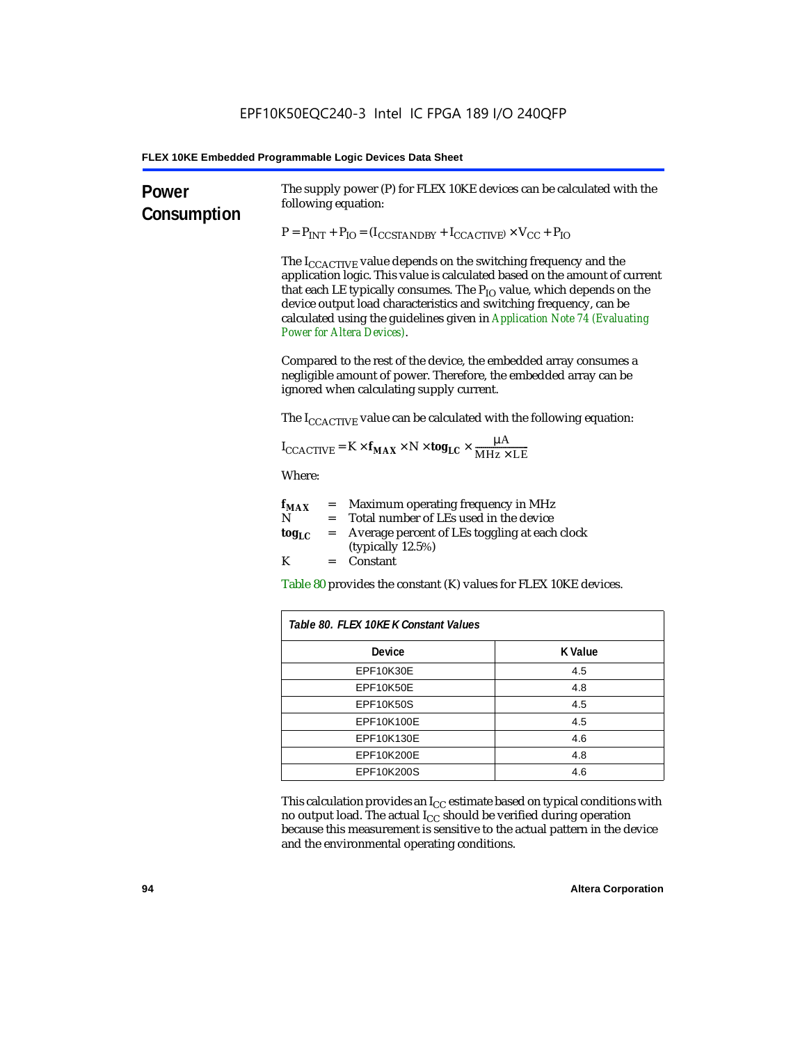## Power Consumption

The supply power (P) for FLEX 10KE devices can be calculated with the following equation:

$$P = P_{INT} + P_{IO} = (I_{CCSTANDBY} + I_{CCACTIVE}) \times V_{CC} + P_{IO}$$

The $I_{CCACTIVE}$ value depends on the switching frequency and the application logic. This value is calculated based on the amount of current that each LE typically consumes. The $P_{IO}$ value, which depends on the device output load characteristics and switching frequency, can be calculated using the guidelines given in *Application Note 74 (Evaluating Power for Altera Devices)*.

Compared to the rest of the device, the embedded array consumes a negligible amount of power. Therefore, the embedded array can be ignored when calculating supply current.

The $I_{CCACTIVE}$ value can be calculated with the following equation:

$$I_{CCACTIVE} = K \times \mathbf{f_{MAX}} \times N \times \mathbf{tog_{LC}} \times \frac{\mu A}{MHz \times LE}$$

Where:

- $\mathbf{f_{MAX}}$ = Maximum operating frequency in MHz
- $N$ = Total number of LEs used in the device
- $\mathbf{tog_{LC}}$ = Average percent of LEs toggling at each clock (typically 12.5%)
- $K$ = Constant

Table 80 provides the constant (K) values for FLEX 10KE devices.

*Table 80. FLEX 10KE K Constant Values*

| Device | K Value |
|---|---|
| EPF10K30E | 4.5 |
| EPF10K50E | 4.8 |
| EPF10K50S | 4.5 |
| EPF10K100E | 4.5 |
| EPF10K130E | 4.6 |
| EPF10K200E | 4.8 |
| EPF10K200S | 4.6 |

This calculation provides an $I_{CC}$ estimate based on typical conditions with no output load. The actual $I_{CC}$ should be verified during operation because this measurement is sensitive to the actual pattern in the device and the environmental operating conditions.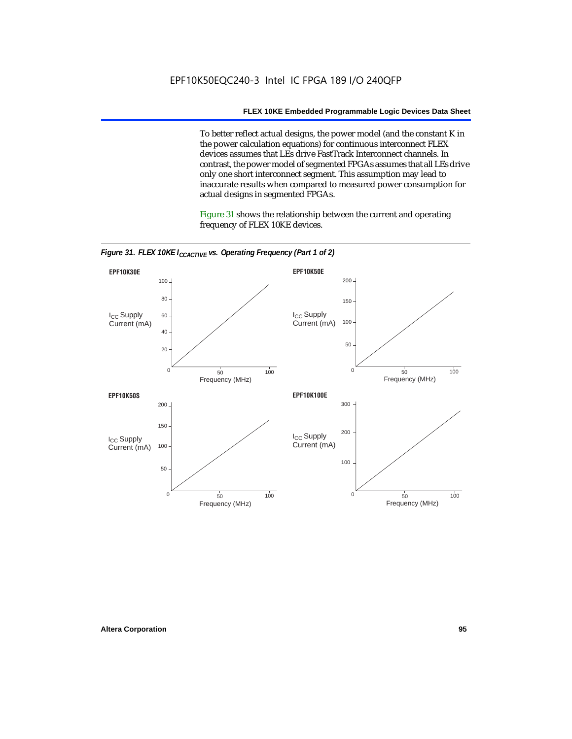To better reflect actual designs, the power model (and the constant K in the power calculation equations) for continuous interconnect FLEX devices assumes that LEs drive FastTrack Interconnect channels. In contrast, the power model of segmented FPGAs assumes that all LEs drive only one short interconnect segment. This assumption may lead to inaccurate results when compared to measured power consumption for actual designs in segmented FPGAs.

Figure 31 shows the relationship between the current and operating frequency of FLEX 10KE devices.

*Figure 31. FLEX 10KE $I_{CCACTIVE}$ vs. Operating Frequency (Part 1 of 2)*

**EPF10K30E**

$I_{CC}$ Supply Current (mA)

Frequency (MHz)

**EPF10K50E**

$I_{CC}$ Supply Current (mA)

Frequency (MHz)

**EPF10K50S**

$I_{CC}$ Supply Current (mA)

Frequency (MHz)

**EPF10K100E**

$I_{CC}$ Supply Current (mA)

Frequency (MHz)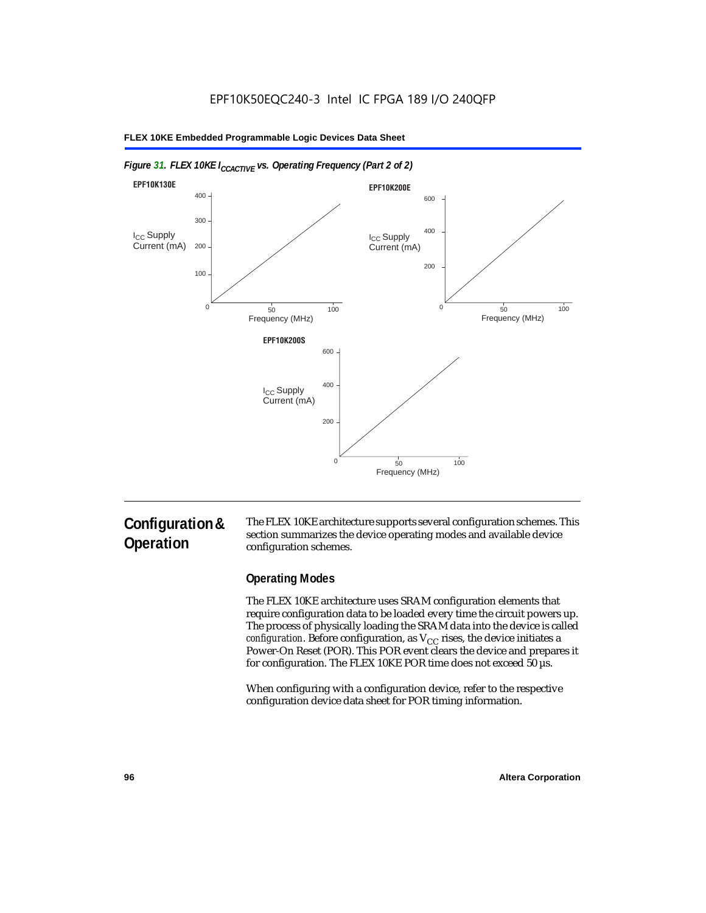*Figure 31. FLEX 10KE $I_{CCACTIVE}$ vs. Operating Frequency (Part 2 of 2)*

**EPF10K130E**

$I_{CC}$ Supply Current (mA)

Frequency (MHz)

**EPF10K200E**

$I_{CC}$ Supply Current (mA)

Frequency (MHz)

**EPF10K200S**

$I_{CC}$ Supply Current (mA)

Frequency (MHz)

## Configuration & Operation

The FLEX 10KE architecture supports several configuration schemes. This section summarizes the device operating modes and available device configuration schemes.

### Operating Modes

The FLEX 10KE architecture uses SRAM configuration elements that require configuration data to be loaded every time the circuit powers up. The process of physically loading the SRAM data into the device is called *configuration*. Before configuration, as $V_{CC}$ rises, the device initiates a Power-On Reset (POR). This POR event clears the device and prepares it for configuration. The FLEX 10KE POR time does not exceed 50 µs.

When configuring with a configuration device, refer to the respective configuration device data sheet for POR timing information.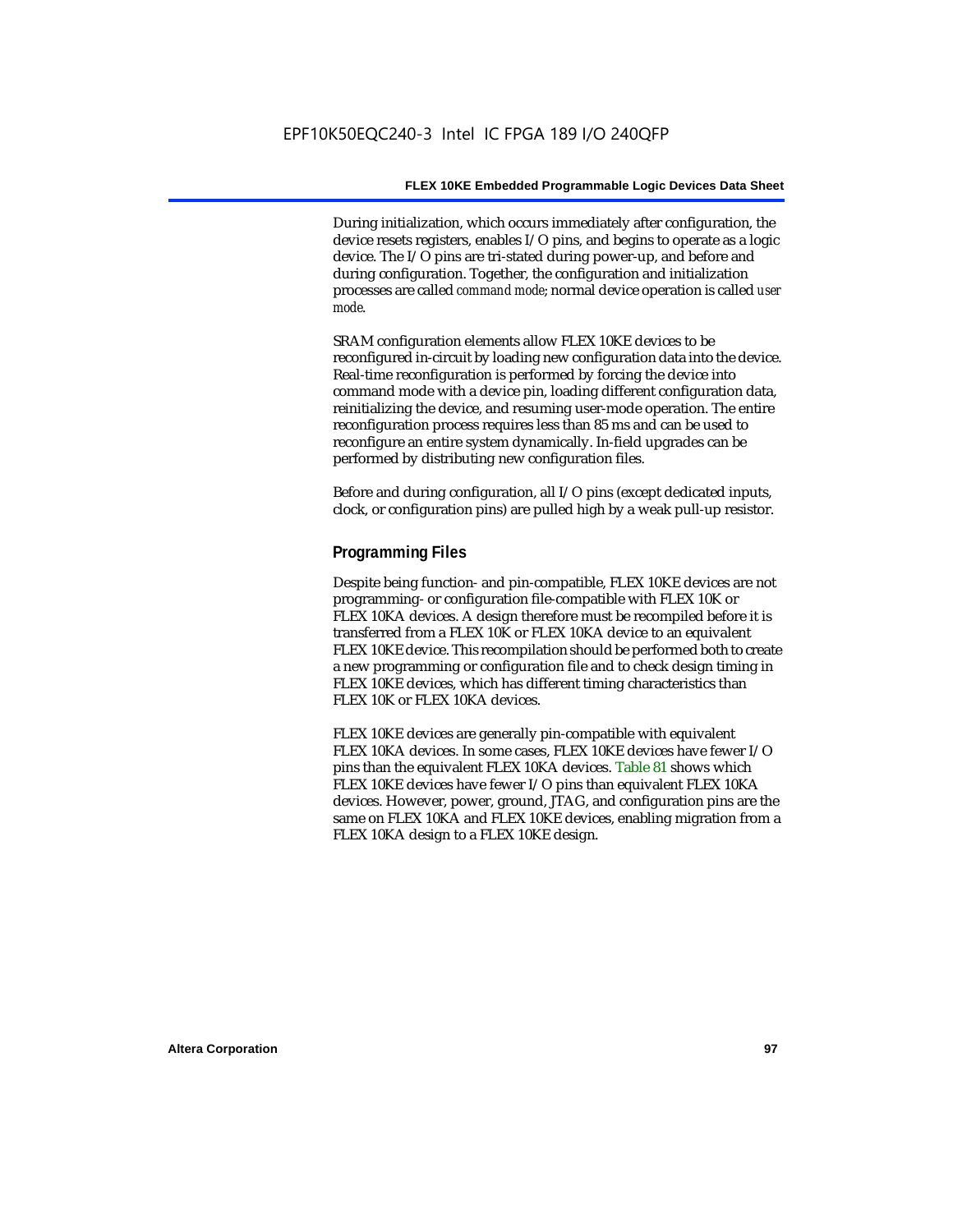During initialization, which occurs immediately after configuration, the device resets registers, enables I/O pins, and begins to operate as a logic device. The I/O pins are tri-stated during power-up, and before and during configuration. Together, the configuration and initialization processes are called *command mode*; normal device operation is called *user mode*.

SRAM configuration elements allow FLEX 10KE devices to be reconfigured in-circuit by loading new configuration data into the device. Real-time reconfiguration is performed by forcing the device into command mode with a device pin, loading different configuration data, reinitializing the device, and resuming user-mode operation. The entire reconfiguration process requires less than 85 ms and can be used to reconfigure an entire system dynamically. In-field upgrades can be performed by distributing new configuration files.

Before and during configuration, all I/O pins (except dedicated inputs, clock, or configuration pins) are pulled high by a weak pull-up resistor.

## Programming Files

Despite being function- and pin-compatible, FLEX 10KE devices are not programming- or configuration file-compatible with FLEX 10K or FLEX 10KA devices. A design therefore must be recompiled before it is transferred from a FLEX 10K or FLEX 10KA device to an equivalent FLEX 10KE device. This recompilation should be performed both to create a new programming or configuration file and to check design timing in FLEX 10KE devices, which has different timing characteristics than FLEX 10K or FLEX 10KA devices.

FLEX 10KE devices are generally pin-compatible with equivalent FLEX 10KA devices. In some cases, FLEX 10KE devices have fewer I/O pins than the equivalent FLEX 10KA devices. Table 81 shows which FLEX 10KE devices have fewer I/O pins than equivalent FLEX 10KA devices. However, power, ground, JTAG, and configuration pins are the same on FLEX 10KA and FLEX 10KE devices, enabling migration from a FLEX 10KA design to a FLEX 10KE design.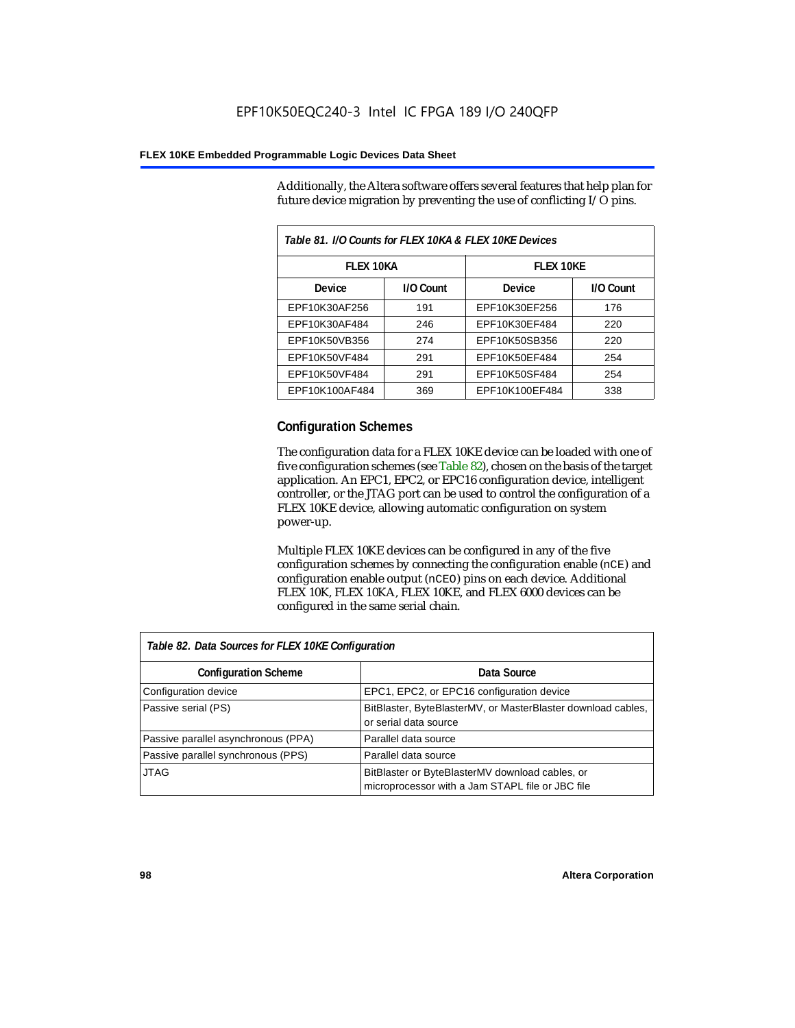Additionally, the Altera software offers several features that help plan for future device migration by preventing the use of conflicting I/O pins.

*Table 81. I/O Counts for FLEX 10KA & FLEX 10KE Devices*

| FLEX 10KA | | FLEX 10KE | |
|---|---|---|---|
| **Device** | **I/O Count** | **Device** | **I/O Count** |
| EPF10K30AF256 | 191 | EPF10K30EF256 | 176 |
| EPF10K30AF484 | 246 | EPF10K30EF484 | 220 |
| EPF10K50VB356 | 274 | EPF10K50SB356 | 220 |
| EPF10K50VF484 | 291 | EPF10K50EF484 | 254 |
| EPF10K50VF484 | 291 | EPF10K50SF484 | 254 |
| EPF10K100AF484 | 369 | EPF10K100EF484 | 338 |

## Configuration Schemes

The configuration data for a FLEX 10KE device can be loaded with one of five configuration schemes (see Table 82), chosen on the basis of the target application. An EPC1, EPC2, or EPC16 configuration device, intelligent controller, or the JTAG port can be used to control the configuration of a FLEX 10KE device, allowing automatic configuration on system power-up.

Multiple FLEX 10KE devices can be configured in any of the five configuration schemes by connecting the configuration enable (`nCE`) and configuration enable output (`nCEO`) pins on each device. Additional FLEX 10K, FLEX 10KA, FLEX 10KE, and FLEX 6000 devices can be configured in the same serial chain.

*Table 82. Data Sources for FLEX 10KE Configuration*

| Configuration Scheme | Data Source |
|---|---|
| Configuration device | EPC1, EPC2, or EPC16 configuration device |
| Passive serial (PS) | BitBlaster, ByteBlasterMV, or MasterBlaster download cables, or serial data source |
| Passive parallel asynchronous (PPA) | Parallel data source |
| Passive parallel synchronous (PPS) | Parallel data source |
| JTAG | BitBlaster or ByteBlasterMV download cables, or microprocessor with a Jam STAPL file or JBC file |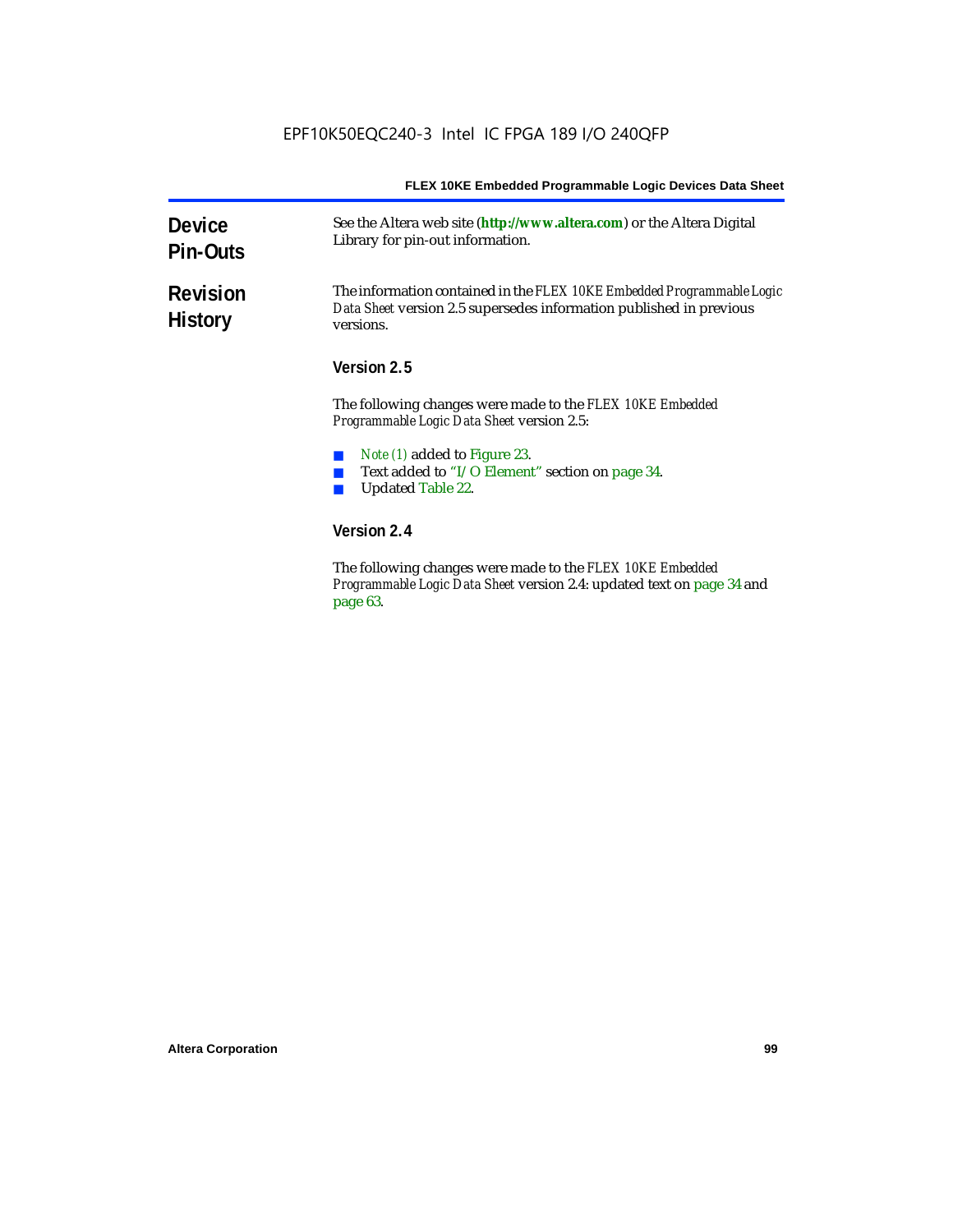## Device Pin-Outs

See the Altera web site (**http://www.altera.com**) or the Altera Digital Library for pin-out information.

## Revision History

The information contained in the *FLEX 10KE Embedded Programmable Logic Data Sheet* version 2.5 supersedes information published in previous versions.

### Version 2.5

The following changes were made to the *FLEX 10KE Embedded Programmable Logic Data Sheet* version 2.5:

- *Note (1)* added to Figure 23.
- Text added to "I/O Element" section on page 34.
- Updated Table 22.

### Version 2.4

The following changes were made to the *FLEX 10KE Embedded Programmable Logic Data Sheet* version 2.4: updated text on page 34 and page 63.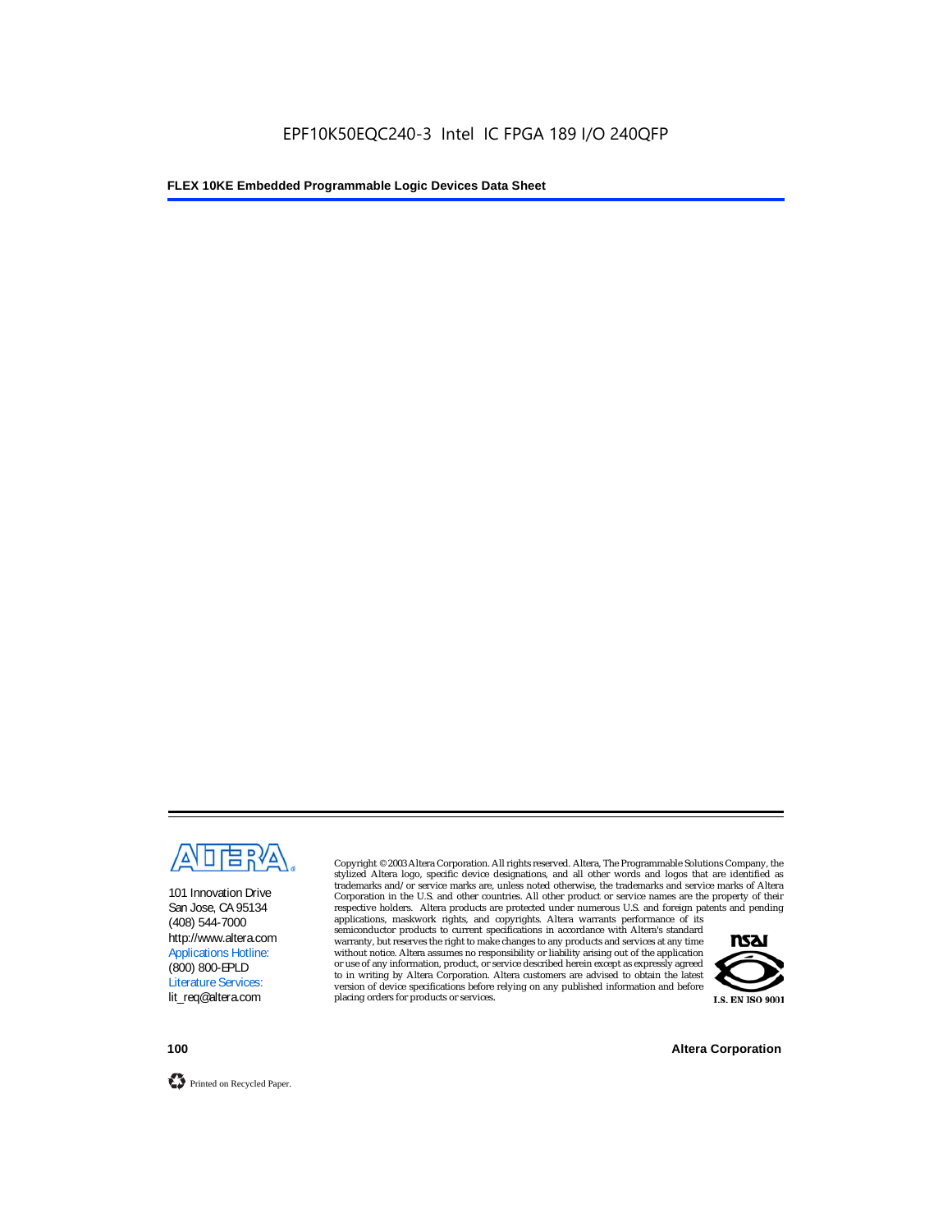101 Innovation Drive
San Jose, CA 95134
(408) 544-7000
http://www.altera.com
Applications Hotline:
(800) 800-EPLD
Literature Services:
lit_req@altera.com

Copyright © 2003 Altera Corporation. All rights reserved. Altera, The Programmable Solutions Company, the stylized Altera logo, specific device designations, and all other words and logos that are identified as trademarks and/or service marks are, unless noted otherwise, the trademarks and service marks of Altera Corporation in the U.S. and other countries. All other product or service names are the property of their respective holders. Altera products are protected under numerous U.S. and foreign patents and pending applications, maskwork rights, and copyrights. Altera warrants performance of its semiconductor products to current specifications in accordance with Altera's standard warranty, but reserves the right to make changes to any products and services at any time without notice. Altera assumes no responsibility or liability arising out of the application or use of any information, product, or service described herein except as expressly agreed to in writing by Altera Corporation. Altera customers are advised to obtain the latest version of device specifications before relying on any published information and before placing orders for products or services.

I.S. EN ISO 9001

Printed on Recycled Paper.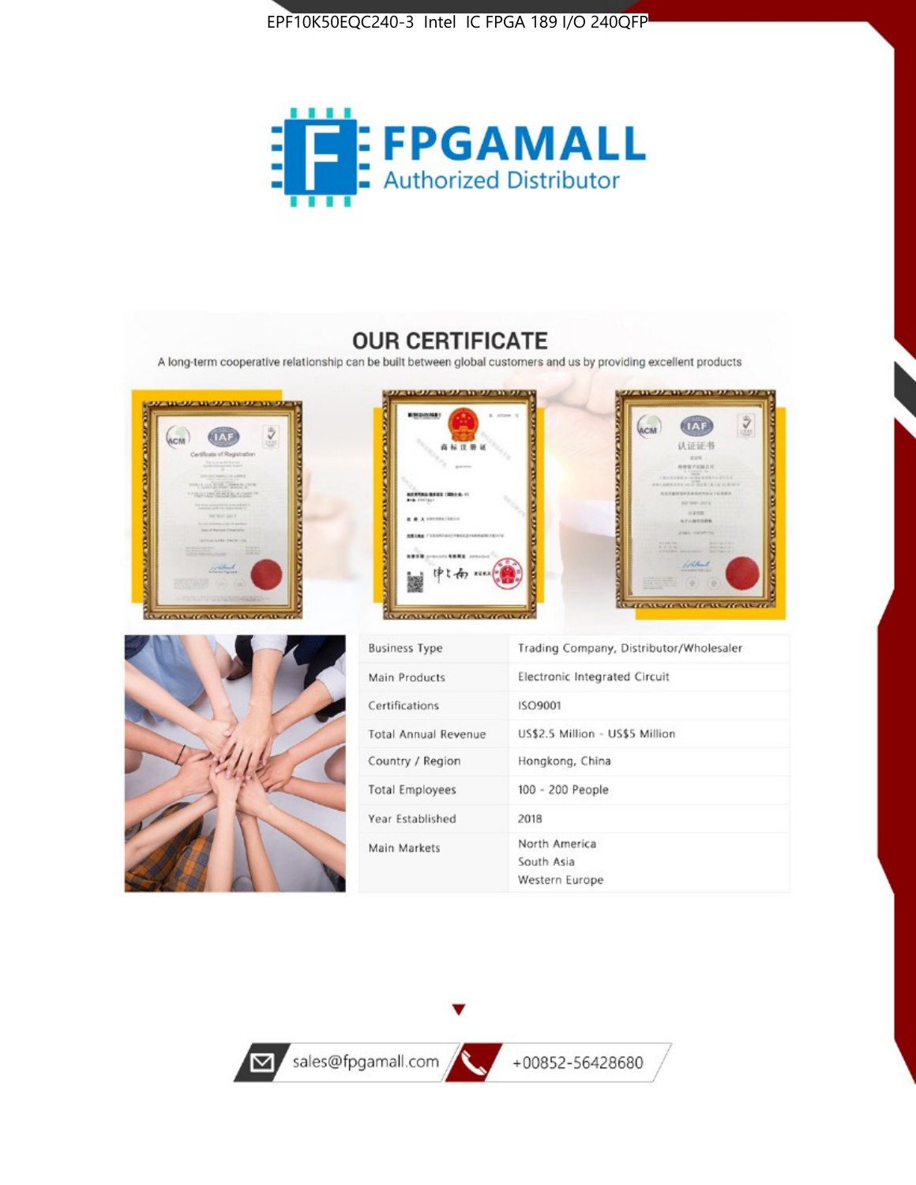FPGAMALL

Authorized Distributor

## OUR CERTIFICATE

A long-term cooperative relationship can be built between global customers and us by providing excellent products

| | |
|---|---|
| Business Type | Trading Company, Distributor/Wholesaler |
| Main Products | Electronic Integrated Circuit |
| Certifications | ISO9001 |
| Total Annual Revenue | US$2.5 Million - US$5 Million |
| Country / Region | Hongkong, China |
| Total Employees | 100 - 200 People |
| Year Established | 2018 |
| Main Markets | North America<br>South Asia<br>Western Europe |

sales@fpgamall.com

+00852-56428680